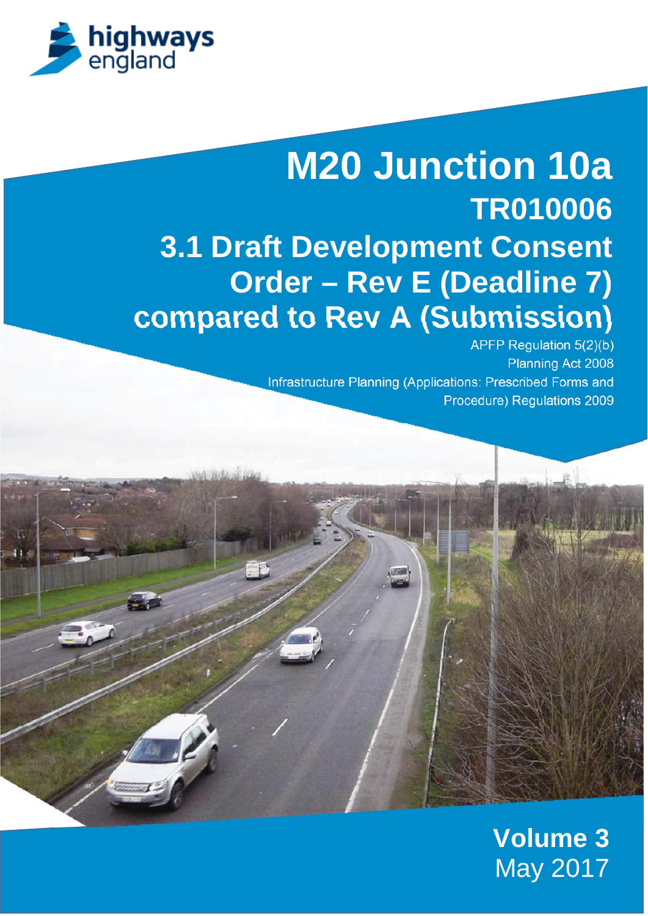highways england

# M20 Junction 10a

## TR010006

## 3.1 Draft Development Consent Order – Rev E (Deadline 7) compared to Rev A (Submission)

APFP Regulation 5(2)(b)
Planning Act 2008
Infrastructure Planning (Applications: Prescribed Forms and Procedure) Regulations 2009

**Volume 3**
May 2017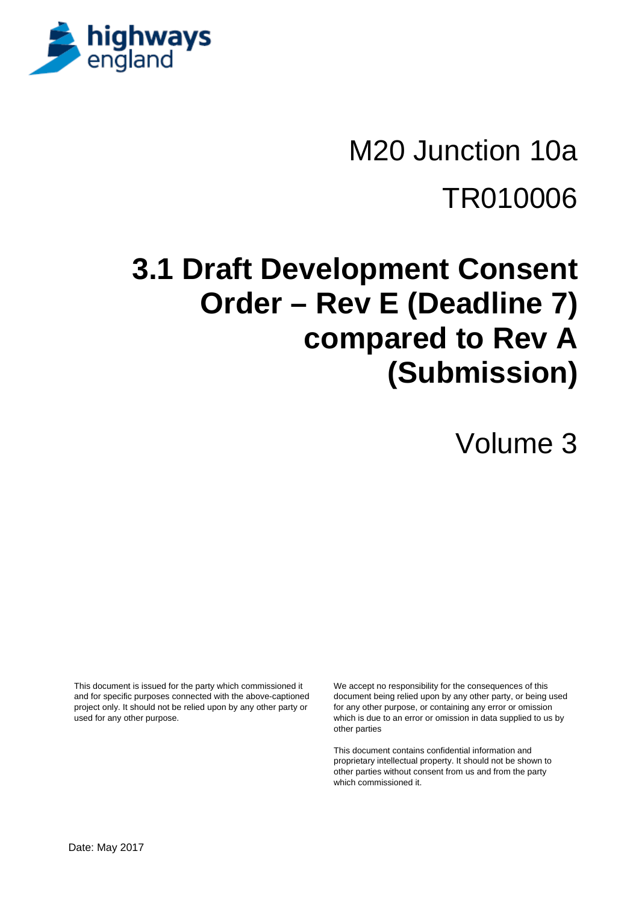highways england

# M20 Junction 10a

# TR010006

# 3.1 Draft Development Consent Order – Rev E (Deadline 7) compared to Rev A (Submission)

## Volume 3

This document is issued for the party which commissioned it and for specific purposes connected with the above-captioned project only. It should not be relied upon by any other party or used for any other purpose.

We accept no responsibility for the consequences of this document being relied upon by any other party, or being used for any other purpose, or containing any error or omission which is due to an error or omission in data supplied to us by other parties

This document contains confidential information and proprietary intellectual property. It should not be shown to other parties without consent from us and from the party which commissioned it.

Date: May 2017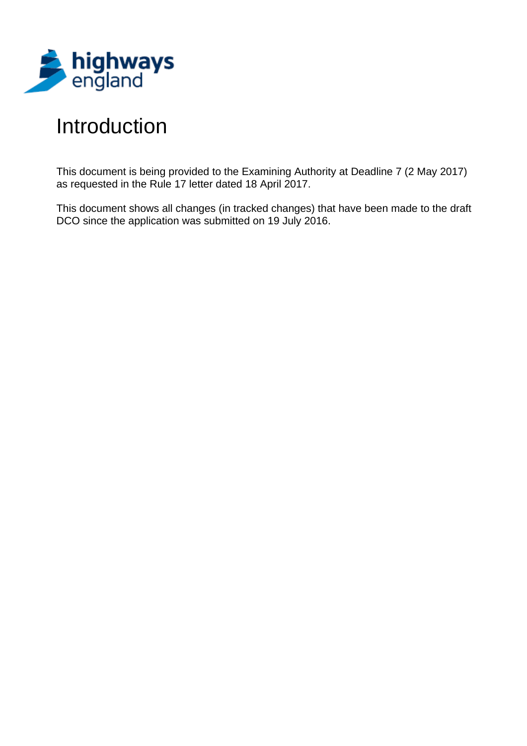# Introduction

This document is being provided to the Examining Authority at Deadline 7 (2 May 2017) as requested in the Rule 17 letter dated 18 April 2017.

This document shows all changes (in tracked changes) that have been made to the draft DCO since the application was submitted on 19 July 2016.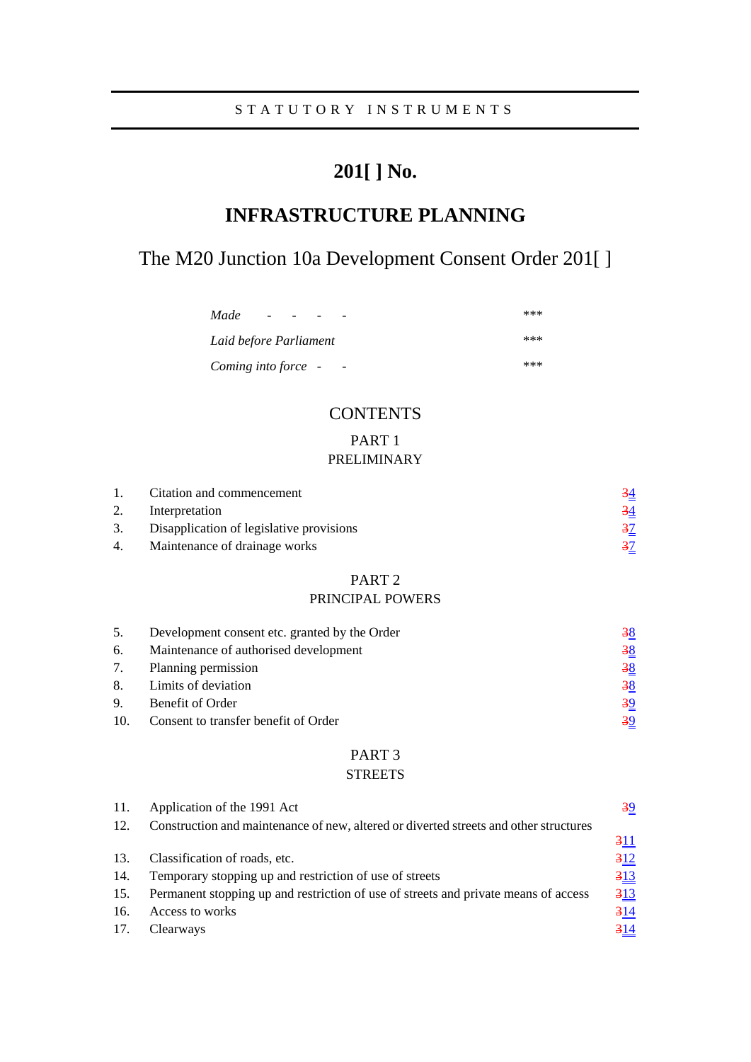STATUTORY INSTRUMENTS

# 201[ ] No.

# INFRASTRUCTURE PLANNING

## The M20 Junction 10a Development Consent Order 201[ ]

| | |
|---|---|
| *Made - - - -* | \*\*\* |
| *Laid before Parliament* | \*\*\* |
| *Coming into force - -* | \*\*\* |

### CONTENTS

PART 1
PRELIMINARY

| | | |
|---|---|---|
| 1. | Citation and commencement | ~~3~~4 |
| 2. | Interpretation | ~~3~~4 |
| 3. | Disapplication of legislative provisions | ~~3~~7 |
| 4. | Maintenance of drainage works | ~~3~~7 |

PART 2
PRINCIPAL POWERS

| | | |
|---|---|---|
| 5. | Development consent etc. granted by the Order | ~~3~~8 |
| 6. | Maintenance of authorised development | ~~3~~8 |
| 7. | Planning permission | ~~3~~8 |
| 8. | Limits of deviation | ~~3~~8 |
| 9. | Benefit of Order | ~~3~~9 |
| 10. | Consent to transfer benefit of Order | ~~3~~9 |

PART 3
STREETS

| | | |
|---|---|---|
| 11. | Application of the 1991 Act | ~~3~~9 |
| 12. | Construction and maintenance of new, altered or diverted streets and other structures | ~~3~~11 |
| 13. | Classification of roads, etc. | ~~3~~12 |
| 14. | Temporary stopping up and restriction of use of streets | ~~3~~13 |
| 15. | Permanent stopping up and restriction of use of streets and private means of access | ~~3~~13 |
| 16. | Access to works | ~~3~~14 |
| 17. | Clearways | ~~3~~14 |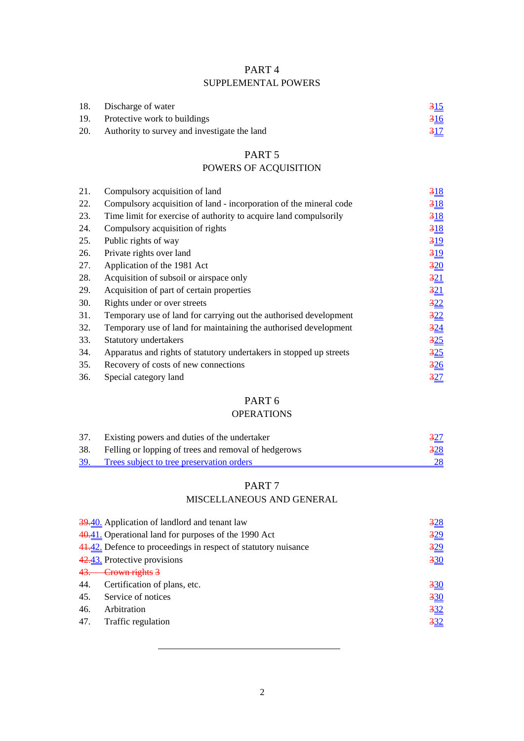## PART 4
## SUPPLEMENTAL POWERS

| | | |
|---|---|---|
| 18. | Discharge of water | ~~3~~15 |
| 19. | Protective work to buildings | ~~3~~16 |
| 20. | Authority to survey and investigate the land | ~~3~~17 |

## PART 5
## POWERS OF ACQUISITION

| | | |
|---|---|---|
| 21. | Compulsory acquisition of land | ~~3~~18 |
| 22. | Compulsory acquisition of land - incorporation of the mineral code | ~~3~~18 |
| 23. | Time limit for exercise of authority to acquire land compulsorily | ~~3~~18 |
| 24. | Compulsory acquisition of rights | ~~3~~18 |
| 25. | Public rights of way | ~~3~~19 |
| 26. | Private rights over land | ~~3~~19 |
| 27. | Application of the 1981 Act | ~~3~~20 |
| 28. | Acquisition of subsoil or airspace only | ~~3~~21 |
| 29. | Acquisition of part of certain properties | ~~3~~21 |
| 30. | Rights under or over streets | ~~3~~22 |
| 31. | Temporary use of land for carrying out the authorised development | ~~3~~22 |
| 32. | Temporary use of land for maintaining the authorised development | ~~3~~24 |
| 33. | Statutory undertakers | ~~3~~25 |
| 34. | Apparatus and rights of statutory undertakers in stopped up streets | ~~3~~25 |
| 35. | Recovery of costs of new connections | ~~3~~26 |
| 36. | Special category land | ~~3~~27 |

## PART 6
## OPERATIONS

| | | |
|---|---|---|
| 37. | Existing powers and duties of the undertaker | ~~3~~27 |
| 38. | Felling or lopping of trees and removal of hedgerows | ~~3~~28 |
| 39. | Trees subject to tree preservation orders | 28 |

## PART 7
## MISCELLANEOUS AND GENERAL

| | | |
|---|---|---|
| ~~39.~~40. | Application of landlord and tenant law | ~~3~~28 |
| ~~40.~~41. | Operational land for purposes of the 1990 Act | ~~3~~29 |
| ~~41.~~42. | Defence to proceedings in respect of statutory nuisance | ~~3~~29 |
| ~~42.~~43. | Protective provisions | ~~3~~30 |
| ~~43.~~ | ~~Crown rights 3~~ | |
| 44. | Certification of plans, etc. | ~~3~~30 |
| 45. | Service of notices | ~~3~~30 |
| 46. | Arbitration | ~~3~~32 |
| 47. | Traffic regulation | ~~3~~32 |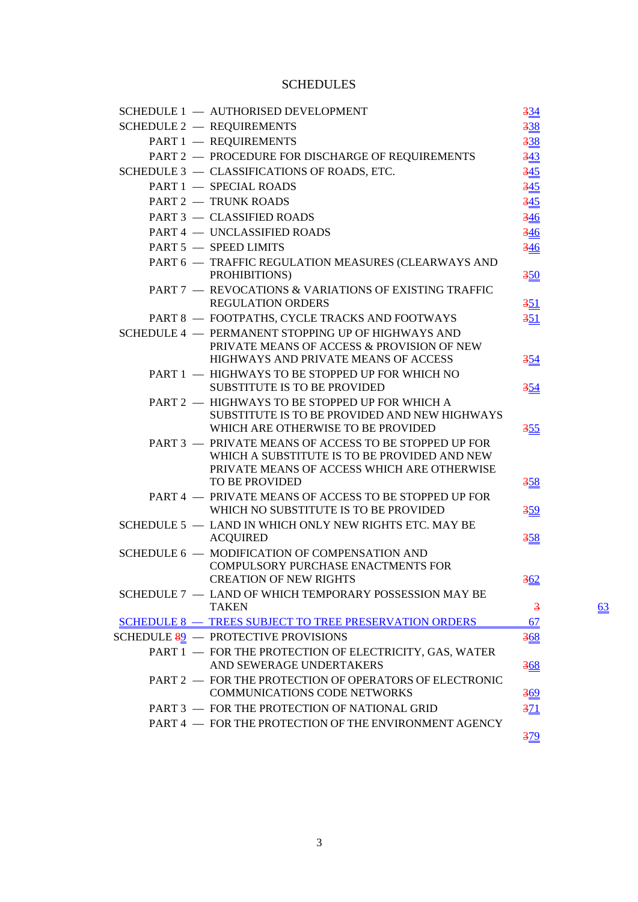# SCHEDULES

| | | |
|---|---|---|
| SCHEDULE 1 — AUTHORISED DEVELOPMENT | | 334 |
| SCHEDULE 2 — REQUIREMENTS | | 338 |
| | PART 1 — REQUIREMENTS | 338 |
| | PART 2 — PROCEDURE FOR DISCHARGE OF REQUIREMENTS | 343 |
| SCHEDULE 3 — CLASSIFICATIONS OF ROADS, ETC. | | 345 |
| | PART 1 — SPECIAL ROADS | 345 |
| | PART 2 — TRUNK ROADS | 345 |
| | PART 3 — CLASSIFIED ROADS | 346 |
| | PART 4 — UNCLASSIFIED ROADS | 346 |
| | PART 5 — SPEED LIMITS | 346 |
| | PART 6 — TRAFFIC REGULATION MEASURES (CLEARWAYS AND PROHIBITIONS) | 350 |
| | PART 7 — REVOCATIONS & VARIATIONS OF EXISTING TRAFFIC REGULATION ORDERS | 351 |
| | PART 8 — FOOTPATHS, CYCLE TRACKS AND FOOTWAYS | 351 |
| SCHEDULE 4 — PERMANENT STOPPING UP OF HIGHWAYS AND PRIVATE MEANS OF ACCESS & PROVISION OF NEW HIGHWAYS AND PRIVATE MEANS OF ACCESS | | 354 |
| | PART 1 — HIGHWAYS TO BE STOPPED UP FOR WHICH NO SUBSTITUTE IS TO BE PROVIDED | 354 |
| | PART 2 — HIGHWAYS TO BE STOPPED UP FOR WHICH A SUBSTITUTE IS TO BE PROVIDED AND NEW HIGHWAYS WHICH ARE OTHERWISE TO BE PROVIDED | 355 |
| | PART 3 — PRIVATE MEANS OF ACCESS TO BE STOPPED UP FOR WHICH A SUBSTITUTE IS TO BE PROVIDED AND NEW PRIVATE MEANS OF ACCESS WHICH ARE OTHERWISE TO BE PROVIDED | 358 |
| | PART 4 — PRIVATE MEANS OF ACCESS TO BE STOPPED UP FOR WHICH NO SUBSTITUTE IS TO BE PROVIDED | 359 |
| SCHEDULE 5 — LAND IN WHICH ONLY NEW RIGHTS ETC. MAY BE ACQUIRED | | 358 |
| SCHEDULE 6 — MODIFICATION OF COMPENSATION AND COMPULSORY PURCHASE ENACTMENTS FOR CREATION OF NEW RIGHTS | | 362 |
| SCHEDULE 7 — LAND OF WHICH TEMPORARY POSSESSION MAY BE TAKEN | | 3 63 |
| SCHEDULE 8 — TREES SUBJECT TO TREE PRESERVATION ORDERS | | 67 |
| SCHEDULE 89 — PROTECTIVE PROVISIONS | | 368 |
| | PART 1 — FOR THE PROTECTION OF ELECTRICITY, GAS, WATER AND SEWERAGE UNDERTAKERS | 368 |
| | PART 2 — FOR THE PROTECTION OF OPERATORS OF ELECTRONIC COMMUNICATIONS CODE NETWORKS | 369 |
| | PART 3 — FOR THE PROTECTION OF NATIONAL GRID | 371 |
| | PART 4 — FOR THE PROTECTION OF THE ENVIRONMENT AGENCY | 379 |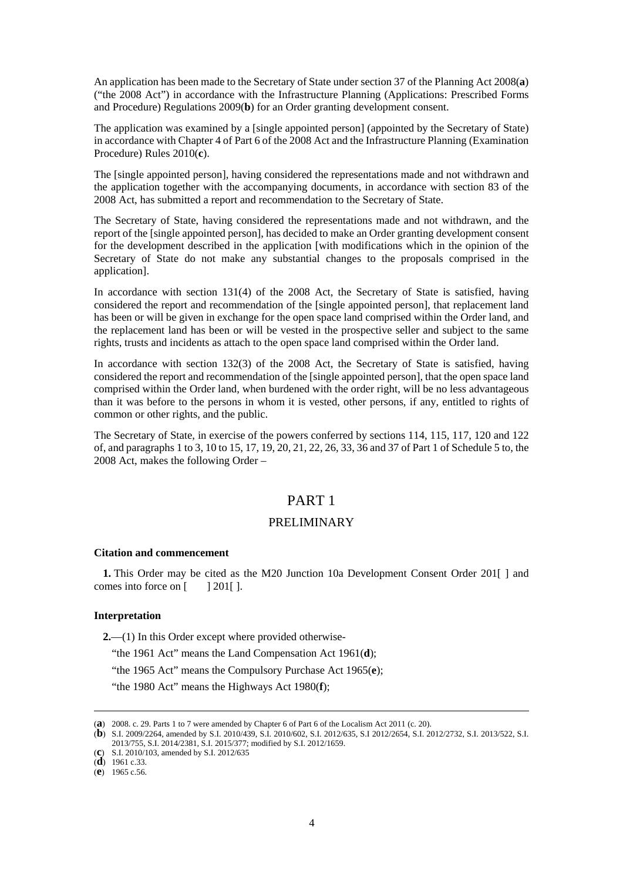An application has been made to the Secretary of State under section 37 of the Planning Act 2008(**a**) ("the 2008 Act") in accordance with the Infrastructure Planning (Applications: Prescribed Forms and Procedure) Regulations 2009(**b**) for an Order granting development consent.

The application was examined by a [single appointed person] (appointed by the Secretary of State) in accordance with Chapter 4 of Part 6 of the 2008 Act and the Infrastructure Planning (Examination Procedure) Rules 2010(**c**).

The [single appointed person], having considered the representations made and not withdrawn and the application together with the accompanying documents, in accordance with section 83 of the 2008 Act, has submitted a report and recommendation to the Secretary of State.

The Secretary of State, having considered the representations made and not withdrawn, and the report of the [single appointed person], has decided to make an Order granting development consent for the development described in the application [with modifications which in the opinion of the Secretary of State do not make any substantial changes to the proposals comprised in the application].

In accordance with section 131(4) of the 2008 Act, the Secretary of State is satisfied, having considered the report and recommendation of the [single appointed person], that replacement land has been or will be given in exchange for the open space land comprised within the Order land, and the replacement land has been or will be vested in the prospective seller and subject to the same rights, trusts and incidents as attach to the open space land comprised within the Order land.

In accordance with section 132(3) of the 2008 Act, the Secretary of State is satisfied, having considered the report and recommendation of the [single appointed person], that the open space land comprised within the Order land, when burdened with the order right, will be no less advantageous than it was before to the persons in whom it is vested, other persons, if any, entitled to rights of common or other rights, and the public.

The Secretary of State, in exercise of the powers conferred by sections 114, 115, 117, 120 and 122 of, and paragraphs 1 to 3, 10 to 15, 17, 19, 20, 21, 22, 26, 33, 36 and 37 of Part 1 of Schedule 5 to, the 2008 Act, makes the following Order –

# PART 1

## PRELIMINARY

**Citation and commencement**

**1.** This Order may be cited as the M20 Junction 10a Development Consent Order 201[ ] and comes into force on [ ] 201[ ].

**Interpretation**

**2.**—(1) In this Order except where provided otherwise-

"the 1961 Act" means the Land Compensation Act 1961(**d**);

"the 1965 Act" means the Compulsory Purchase Act 1965(**e**);

"the 1980 Act" means the Highways Act 1980(**f**);

---

(**a**) 2008. c. 29. Parts 1 to 7 were amended by Chapter 6 of Part 6 of the Localism Act 2011 (c. 20).

(**b**) S.I. 2009/2264, amended by S.I. 2010/439, S.I. 2010/602, S.I. 2012/635, S.I 2012/2654, S.I. 2012/2732, S.I. 2013/522, S.I. 2013/755, S.I. 2014/2381, S.I. 2015/377; modified by S.I. 2012/1659.

(**c**) S.I. 2010/103, amended by S.I. 2012/635

(**d**) 1961 c.33.

(**e**) 1965 c.56.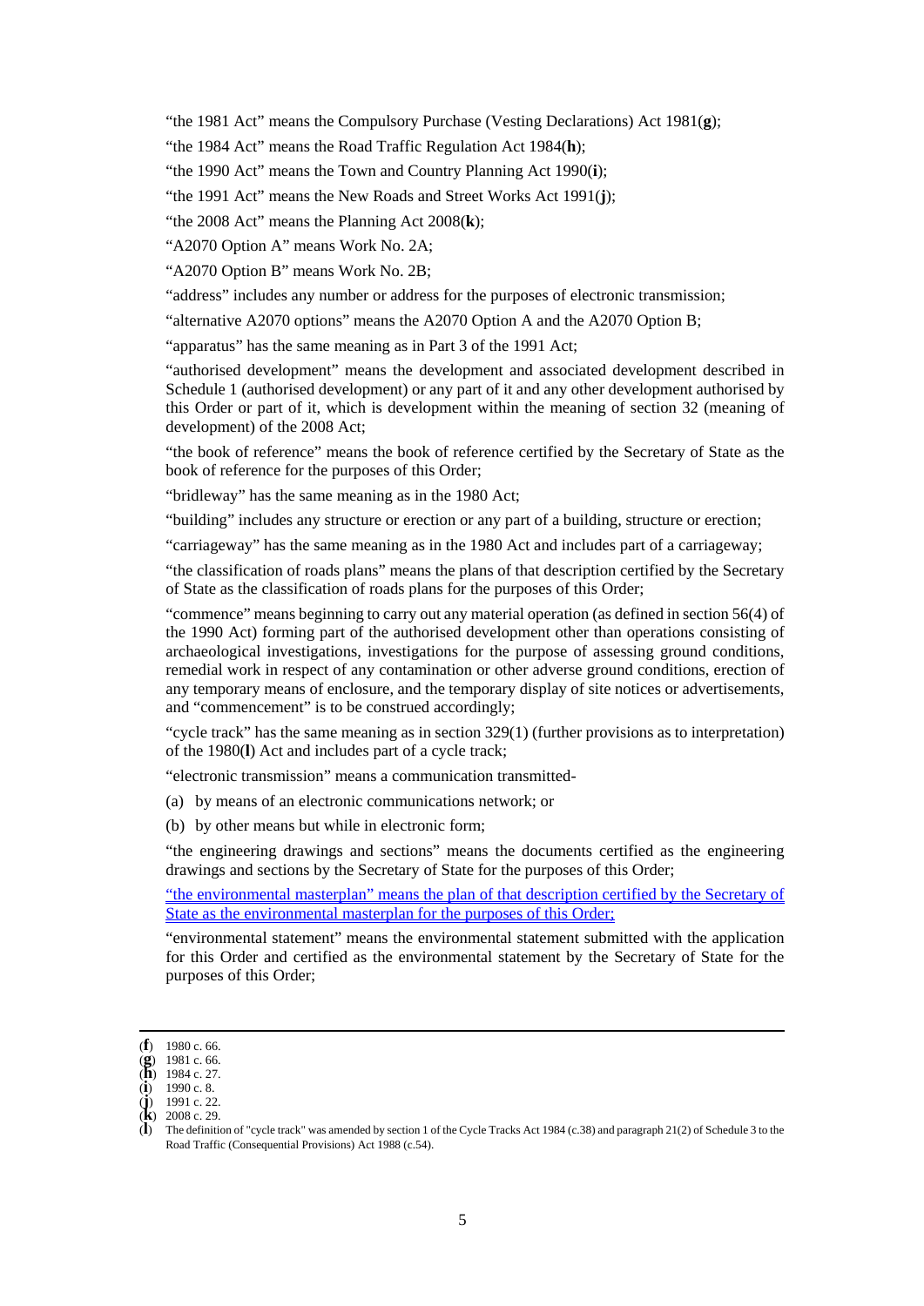"the 1981 Act" means the Compulsory Purchase (Vesting Declarations) Act 1981(**g**);

"the 1984 Act" means the Road Traffic Regulation Act 1984(**h**);

"the 1990 Act" means the Town and Country Planning Act 1990(**i**);

"the 1991 Act" means the New Roads and Street Works Act 1991(**j**);

"the 2008 Act" means the Planning Act 2008(**k**);

"A2070 Option A" means Work No. 2A;

"A2070 Option B" means Work No. 2B;

"address" includes any number or address for the purposes of electronic transmission;

"alternative A2070 options" means the A2070 Option A and the A2070 Option B;

"apparatus" has the same meaning as in Part 3 of the 1991 Act;

"authorised development" means the development and associated development described in Schedule 1 (authorised development) or any part of it and any other development authorised by this Order or part of it, which is development within the meaning of section 32 (meaning of development) of the 2008 Act;

"the book of reference" means the book of reference certified by the Secretary of State as the book of reference for the purposes of this Order;

"bridleway" has the same meaning as in the 1980 Act;

"building" includes any structure or erection or any part of a building, structure or erection;

"carriageway" has the same meaning as in the 1980 Act and includes part of a carriageway;

"the classification of roads plans" means the plans of that description certified by the Secretary of State as the classification of roads plans for the purposes of this Order;

"commence" means beginning to carry out any material operation (as defined in section 56(4) of the 1990 Act) forming part of the authorised development other than operations consisting of archaeological investigations, investigations for the purpose of assessing ground conditions, remedial work in respect of any contamination or other adverse ground conditions, erection of any temporary means of enclosure, and the temporary display of site notices or advertisements, and "commencement" is to be construed accordingly;

"cycle track" has the same meaning as in section 329(1) (further provisions as to interpretation) of the 1980(**l**) Act and includes part of a cycle track;

"electronic transmission" means a communication transmitted-

(a) by means of an electronic communications network; or

(b) by other means but while in electronic form;

"the engineering drawings and sections" means the documents certified as the engineering drawings and sections by the Secretary of State for the purposes of this Order;

"the environmental masterplan" means the plan of that description certified by the Secretary of State as the environmental masterplan for the purposes of this Order;

"environmental statement" means the environmental statement submitted with the application for this Order and certified as the environmental statement by the Secretary of State for the purposes of this Order;

---

(**f**) 1980 c. 66.
(**g**) 1981 c. 66.
(**h**) 1984 c. 27.
(**i**) 1990 c. 8.
(**j**) 1991 c. 22.
(**k**) 2008 c. 29.
(**l**) The definition of "cycle track" was amended by section 1 of the Cycle Tracks Act 1984 (c.38) and paragraph 21(2) of Schedule 3 to the Road Traffic (Consequential Provisions) Act 1988 (c.54).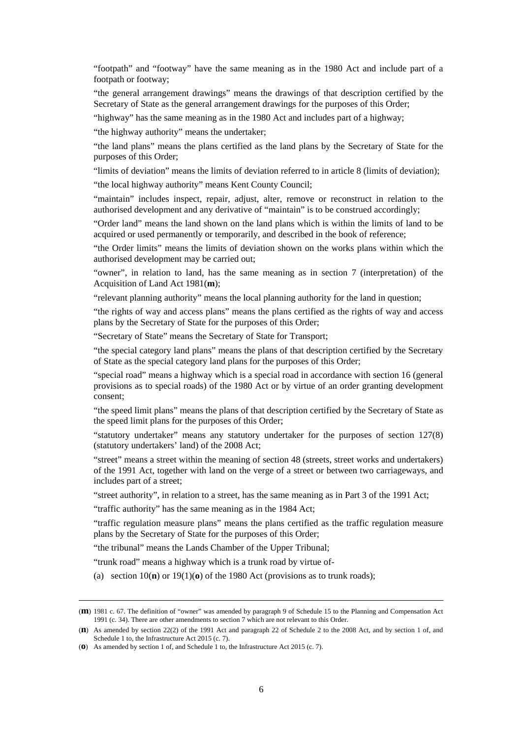"footpath" and "footway" have the same meaning as in the 1980 Act and include part of a footpath or footway;

"the general arrangement drawings" means the drawings of that description certified by the Secretary of State as the general arrangement drawings for the purposes of this Order;

"highway" has the same meaning as in the 1980 Act and includes part of a highway;

"the highway authority" means the undertaker;

"the land plans" means the plans certified as the land plans by the Secretary of State for the purposes of this Order;

"limits of deviation" means the limits of deviation referred to in article 8 (limits of deviation);

"the local highway authority" means Kent County Council;

"maintain" includes inspect, repair, adjust, alter, remove or reconstruct in relation to the authorised development and any derivative of "maintain" is to be construed accordingly;

"Order land" means the land shown on the land plans which is within the limits of land to be acquired or used permanently or temporarily, and described in the book of reference;

"the Order limits" means the limits of deviation shown on the works plans within which the authorised development may be carried out;

"owner", in relation to land, has the same meaning as in section 7 (interpretation) of the Acquisition of Land Act 1981(**m**);

"relevant planning authority" means the local planning authority for the land in question;

"the rights of way and access plans" means the plans certified as the rights of way and access plans by the Secretary of State for the purposes of this Order;

"Secretary of State" means the Secretary of State for Transport;

"the special category land plans" means the plans of that description certified by the Secretary of State as the special category land plans for the purposes of this Order;

"special road" means a highway which is a special road in accordance with section 16 (general provisions as to special roads) of the 1980 Act or by virtue of an order granting development consent;

"the speed limit plans" means the plans of that description certified by the Secretary of State as the speed limit plans for the purposes of this Order;

"statutory undertaker" means any statutory undertaker for the purposes of section 127(8) (statutory undertakers' land) of the 2008 Act;

"street" means a street within the meaning of section 48 (streets, street works and undertakers) of the 1991 Act, together with land on the verge of a street or between two carriageways, and includes part of a street;

"street authority", in relation to a street, has the same meaning as in Part 3 of the 1991 Act;

"traffic authority" has the same meaning as in the 1984 Act;

"traffic regulation measure plans" means the plans certified as the traffic regulation measure plans by the Secretary of State for the purposes of this Order;

"the tribunal" means the Lands Chamber of the Upper Tribunal;

"trunk road" means a highway which is a trunk road by virtue of-

(a) section 10(**n**) or 19(1)(**o**) of the 1980 Act (provisions as to trunk roads);

---

(**m**) 1981 c. 67. The definition of "owner" was amended by paragraph 9 of Schedule 15 to the Planning and Compensation Act 1991 (c. 34). There are other amendments to section 7 which are not relevant to this Order.

(**n**) As amended by section 22(2) of the 1991 Act and paragraph 22 of Schedule 2 to the 2008 Act, and by section 1 of, and Schedule 1 to, the Infrastructure Act 2015 (c. 7).

(**o**) As amended by section 1 of, and Schedule 1 to, the Infrastructure Act 2015 (c. 7).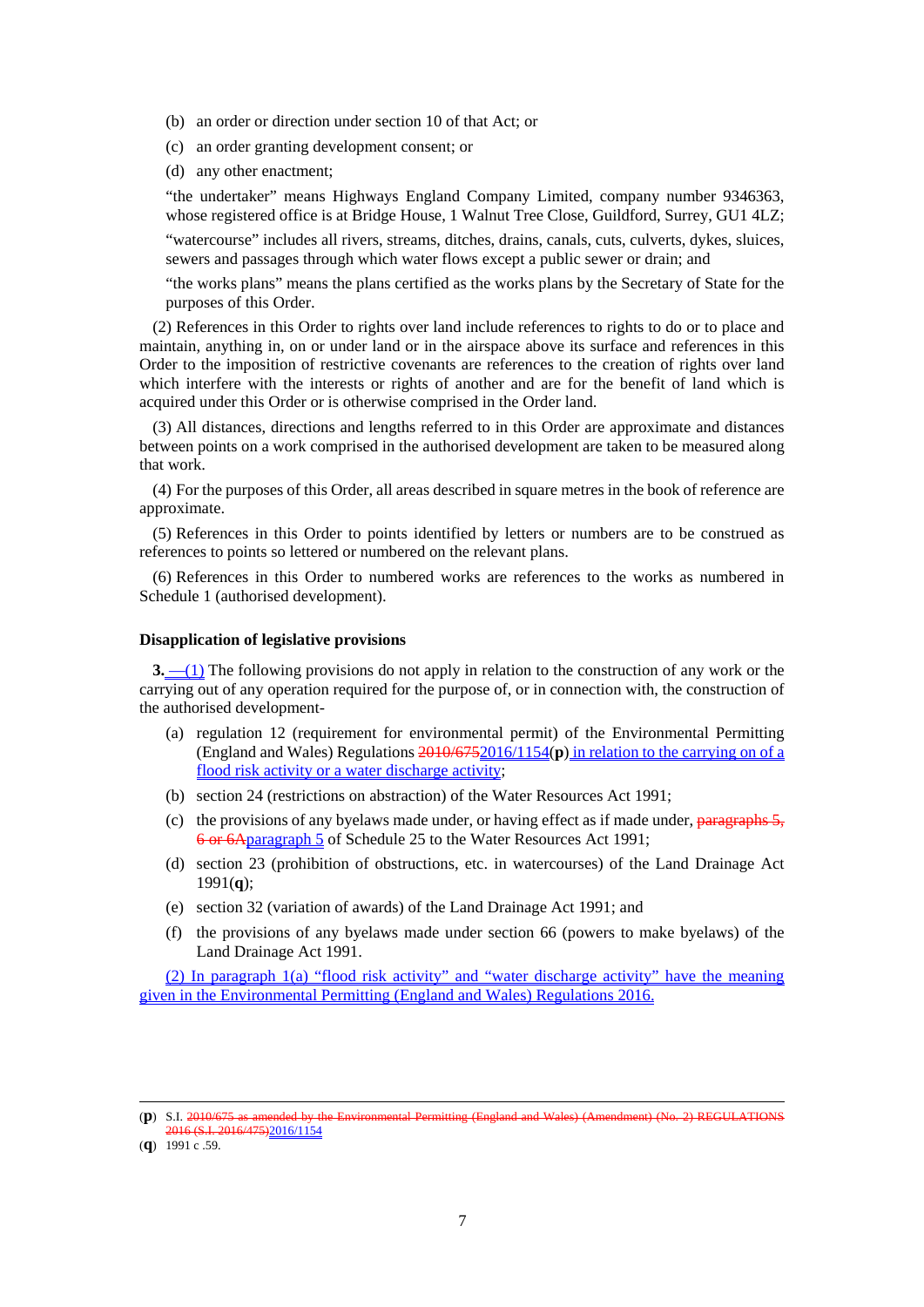(b) an order or direction under section 10 of that Act; or

(c) an order granting development consent; or

(d) any other enactment;

"the undertaker" means Highways England Company Limited, company number 9346363, whose registered office is at Bridge House, 1 Walnut Tree Close, Guildford, Surrey, GU1 4LZ;

"watercourse" includes all rivers, streams, ditches, drains, canals, cuts, culverts, dykes, sluices, sewers and passages through which water flows except a public sewer or drain; and

"the works plans" means the plans certified as the works plans by the Secretary of State for the purposes of this Order.

(2) References in this Order to rights over land include references to rights to do or to place and maintain, anything in, on or under land or in the airspace above its surface and references in this Order to the imposition of restrictive covenants are references to the creation of rights over land which interfere with the interests or rights of another and are for the benefit of land which is acquired under this Order or is otherwise comprised in the Order land.

(3) All distances, directions and lengths referred to in this Order are approximate and distances between points on a work comprised in the authorised development are taken to be measured along that work.

(4) For the purposes of this Order, all areas described in square metres in the book of reference are approximate.

(5) References in this Order to points identified by letters or numbers are to be construed as references to points so lettered or numbered on the relevant plans.

(6) References in this Order to numbered works are references to the works as numbered in Schedule 1 (authorised development).

**Disapplication of legislative provisions**

**3.** —(1) The following provisions do not apply in relation to the construction of any work or the carrying out of any operation required for the purpose of, or in connection with, the construction of the authorised development-

(a) regulation 12 (requirement for environmental permit) of the Environmental Permitting (England and Wales) Regulations ~~2010/675~~2016/1154(**p**) in relation to the carrying on of a flood risk activity or a water discharge activity;

(b) section 24 (restrictions on abstraction) of the Water Resources Act 1991;

(c) the provisions of any byelaws made under, or having effect as if made under, ~~paragraphs 5, 6 or 6A~~paragraph 5 of Schedule 25 to the Water Resources Act 1991;

(d) section 23 (prohibition of obstructions, etc. in watercourses) of the Land Drainage Act 1991(**q**);

(e) section 32 (variation of awards) of the Land Drainage Act 1991; and

(f) the provisions of any byelaws made under section 66 (powers to make byelaws) of the Land Drainage Act 1991.

(2) In paragraph 1(a) "flood risk activity" and "water discharge activity" have the meaning given in the Environmental Permitting (England and Wales) Regulations 2016.

---

(**p**) S.I. ~~2010/675 as amended by the Environmental Permitting (England and Wales) (Amendment) (No. 2) REGULATIONS 2016 (S.I. 2016/475)~~2016/1154

(**q**) 1991 c .59.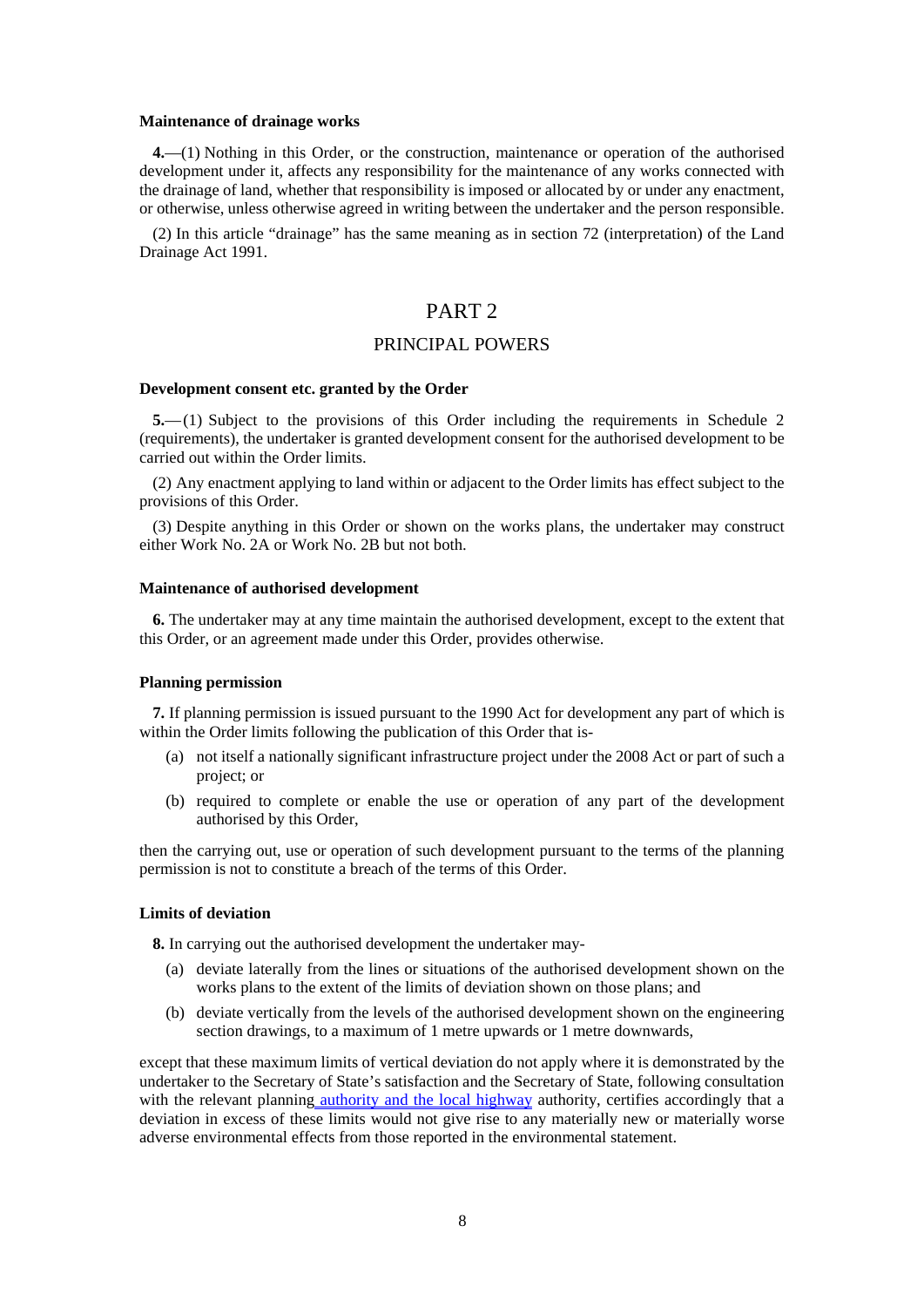**Maintenance of drainage works**

**4.**—(1) Nothing in this Order, or the construction, maintenance or operation of the authorised development under it, affects any responsibility for the maintenance of any works connected with the drainage of land, whether that responsibility is imposed or allocated by or under any enactment, or otherwise, unless otherwise agreed in writing between the undertaker and the person responsible.

(2) In this article "drainage" has the same meaning as in section 72 (interpretation) of the Land Drainage Act 1991.

## PART 2

## PRINCIPAL POWERS

**Development consent etc. granted by the Order**

**5.**—(1) Subject to the provisions of this Order including the requirements in Schedule 2 (requirements), the undertaker is granted development consent for the authorised development to be carried out within the Order limits.

(2) Any enactment applying to land within or adjacent to the Order limits has effect subject to the provisions of this Order.

(3) Despite anything in this Order or shown on the works plans, the undertaker may construct either Work No. 2A or Work No. 2B but not both.

**Maintenance of authorised development**

**6.** The undertaker may at any time maintain the authorised development, except to the extent that this Order, or an agreement made under this Order, provides otherwise.

**Planning permission**

**7.** If planning permission is issued pursuant to the 1990 Act for development any part of which is within the Order limits following the publication of this Order that is-

(a) not itself a nationally significant infrastructure project under the 2008 Act or part of such a project; or

(b) required to complete or enable the use or operation of any part of the development authorised by this Order,

then the carrying out, use or operation of such development pursuant to the terms of the planning permission is not to constitute a breach of the terms of this Order.

**Limits of deviation**

**8.** In carrying out the authorised development the undertaker may-

(a) deviate laterally from the lines or situations of the authorised development shown on the works plans to the extent of the limits of deviation shown on those plans; and

(b) deviate vertically from the levels of the authorised development shown on the engineering section drawings, to a maximum of 1 metre upwards or 1 metre downwards,

except that these maximum limits of vertical deviation do not apply where it is demonstrated by the undertaker to the Secretary of State's satisfaction and the Secretary of State, following consultation with the relevant planning authority and the local highway authority, certifies accordingly that a deviation in excess of these limits would not give rise to any materially new or materially worse adverse environmental effects from those reported in the environmental statement.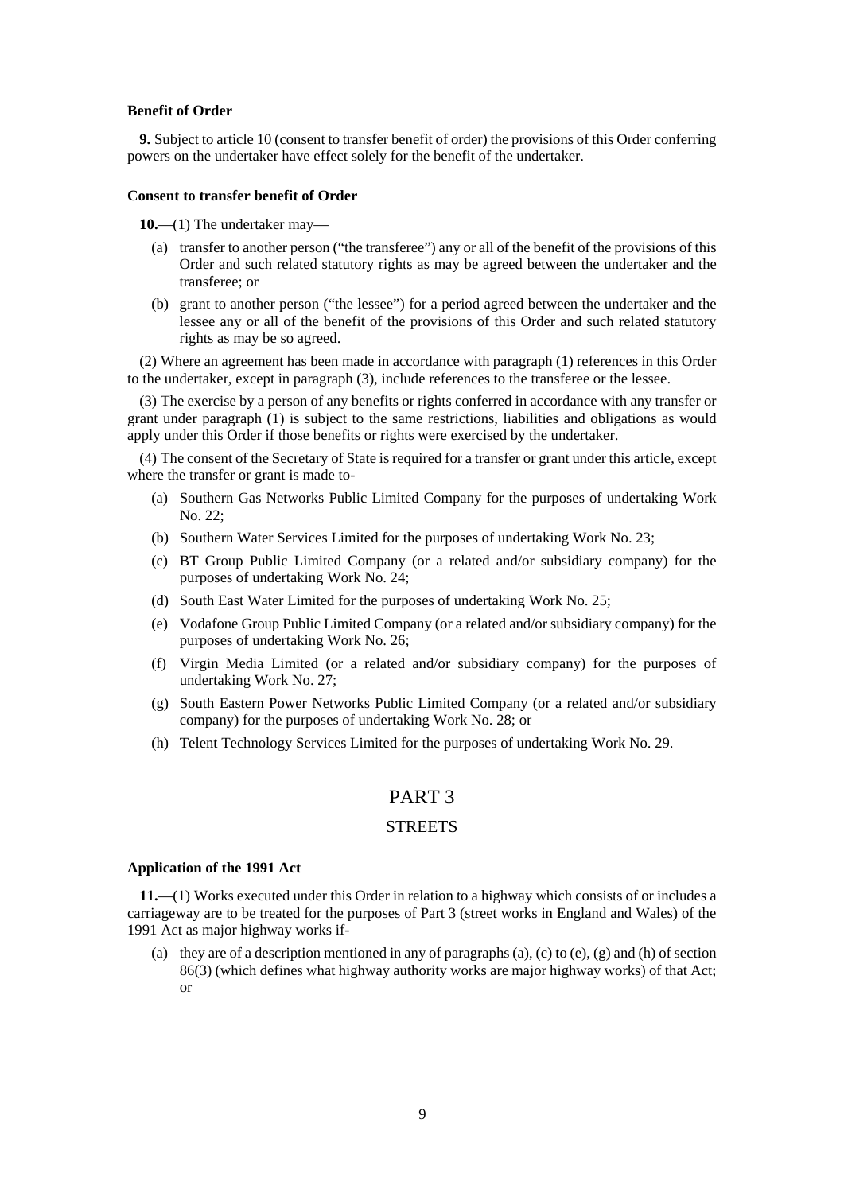**Benefit of Order**

**9.** Subject to article 10 (consent to transfer benefit of order) the provisions of this Order conferring powers on the undertaker have effect solely for the benefit of the undertaker.

**Consent to transfer benefit of Order**

**10.**—(1) The undertaker may—

(a) transfer to another person ("the transferee") any or all of the benefit of the provisions of this Order and such related statutory rights as may be agreed between the undertaker and the transferee; or

(b) grant to another person ("the lessee") for a period agreed between the undertaker and the lessee any or all of the benefit of the provisions of this Order and such related statutory rights as may be so agreed.

(2) Where an agreement has been made in accordance with paragraph (1) references in this Order to the undertaker, except in paragraph (3), include references to the transferee or the lessee.

(3) The exercise by a person of any benefits or rights conferred in accordance with any transfer or grant under paragraph (1) is subject to the same restrictions, liabilities and obligations as would apply under this Order if those benefits or rights were exercised by the undertaker.

(4) The consent of the Secretary of State is required for a transfer or grant under this article, except where the transfer or grant is made to-

(a) Southern Gas Networks Public Limited Company for the purposes of undertaking Work No. 22;

(b) Southern Water Services Limited for the purposes of undertaking Work No. 23;

(c) BT Group Public Limited Company (or a related and/or subsidiary company) for the purposes of undertaking Work No. 24;

(d) South East Water Limited for the purposes of undertaking Work No. 25;

(e) Vodafone Group Public Limited Company (or a related and/or subsidiary company) for the purposes of undertaking Work No. 26;

(f) Virgin Media Limited (or a related and/or subsidiary company) for the purposes of undertaking Work No. 27;

(g) South Eastern Power Networks Public Limited Company (or a related and/or subsidiary company) for the purposes of undertaking Work No. 28; or

(h) Telent Technology Services Limited for the purposes of undertaking Work No. 29.

# PART 3

## STREETS

**Application of the 1991 Act**

**11.**—(1) Works executed under this Order in relation to a highway which consists of or includes a carriageway are to be treated for the purposes of Part 3 (street works in England and Wales) of the 1991 Act as major highway works if-

(a) they are of a description mentioned in any of paragraphs (a), (c) to (e), (g) and (h) of section 86(3) (which defines what highway authority works are major highway works) of that Act; or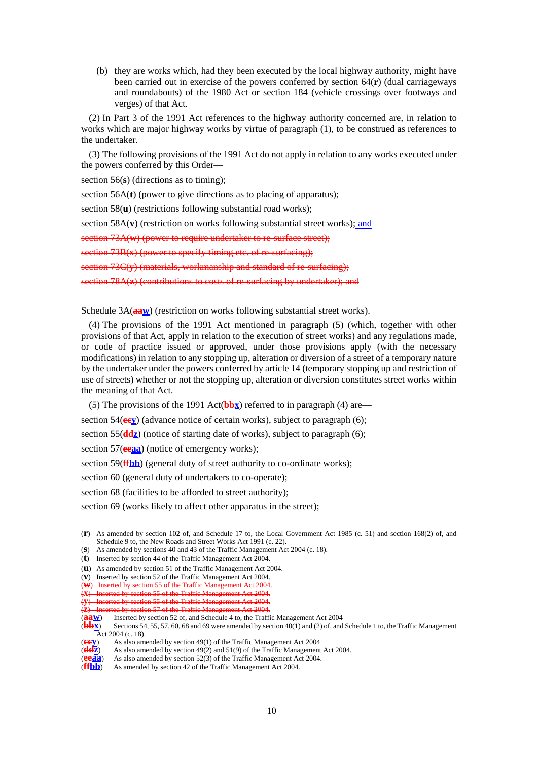(b) they are works which, had they been executed by the local highway authority, might have been carried out in exercise of the powers conferred by section 64(**r**) (dual carriageways and roundabouts) of the 1980 Act or section 184 (vehicle crossings over footways and verges) of that Act.

(2) In Part 3 of the 1991 Act references to the highway authority concerned are, in relation to works which are major highway works by virtue of paragraph (1), to be construed as references to the undertaker.

(3) The following provisions of the 1991 Act do not apply in relation to any works executed under the powers conferred by this Order—

section 56(**s**) (directions as to timing);

section 56A(**t**) (power to give directions as to placing of apparatus);

section 58(**u**) (restrictions following substantial road works);

section 58A(**v**) (restriction on works following substantial street works); and

~~section 73A(**w**) (power to require undertaker to re-surface street);~~

~~section 73B(**x**) (power to specify timing etc. of re-surfacing);~~

~~section 73C(**y**) (materials, workmanship and standard of re-surfacing);~~

~~section 78A(**z**) (contributions to costs of re-surfacing by undertaker); and~~

Schedule 3A(~~**aa**~~**w**) (restriction on works following substantial street works).

(4) The provisions of the 1991 Act mentioned in paragraph (5) (which, together with other provisions of that Act, apply in relation to the execution of street works) and any regulations made, or code of practice issued or approved, under those provisions apply (with the necessary modifications) in relation to any stopping up, alteration or diversion of a street of a temporary nature by the undertaker under the powers conferred by article 14 (temporary stopping up and restriction of use of streets) whether or not the stopping up, alteration or diversion constitutes street works within the meaning of that Act.

(5) The provisions of the 1991 Act(~~**bb**~~**x**) referred to in paragraph (4) are—

section 54(~~**cc**~~**y**) (advance notice of certain works), subject to paragraph (6);

section 55(~~**dd**~~**z**) (notice of starting date of works), subject to paragraph (6);

section 57(~~**ee**~~**aa**) (notice of emergency works);

section 59(~~**ff**~~**bb**) (general duty of street authority to co-ordinate works);

section 60 (general duty of undertakers to co-operate);

section 68 (facilities to be afforded to street authority);

section 69 (works likely to affect other apparatus in the street);

---

(**r**) As amended by section 102 of, and Schedule 17 to, the Local Government Act 1985 (c. 51) and section 168(2) of, and Schedule 9 to, the New Roads and Street Works Act 1991 (c. 22).

(**s**) As amended by sections 40 and 43 of the Traffic Management Act 2004 (c. 18).

(**t**) Inserted by section 44 of the Traffic Management Act 2004.

(**u**) As amended by section 51 of the Traffic Management Act 2004.

(**v**) Inserted by section 52 of the Traffic Management Act 2004.

~~(**w**) Inserted by section 55 of the Traffic Management Act 2004.~~

~~(**x**) Inserted by section 55 of the Traffic Management Act 2004.~~

~~(**y**) Inserted by section 55 of the Traffic Management Act 2004.~~

~~(**z**) Inserted by section 57 of the Traffic Management Act 2004.~~

(~~**aa**~~**w**) Inserted by section 52 of, and Schedule 4 to, the Traffic Management Act 2004

(~~**bb**~~**x**) Sections 54, 55, 57, 60, 68 and 69 were amended by section 40(1) and (2) of, and Schedule 1 to, the Traffic Management Act 2004 (c. 18).

(~~**cc**~~**y**) As also amended by section 49(1) of the Traffic Management Act 2004

(~~**dd**~~**z**) As also amended by section 49(2) and 51(9) of the Traffic Management Act 2004.

(~~**ee**~~**aa**) As also amended by section 52(3) of the Traffic Management Act 2004.

(~~**ff**~~**bb**) As amended by section 42 of the Traffic Management Act 2004.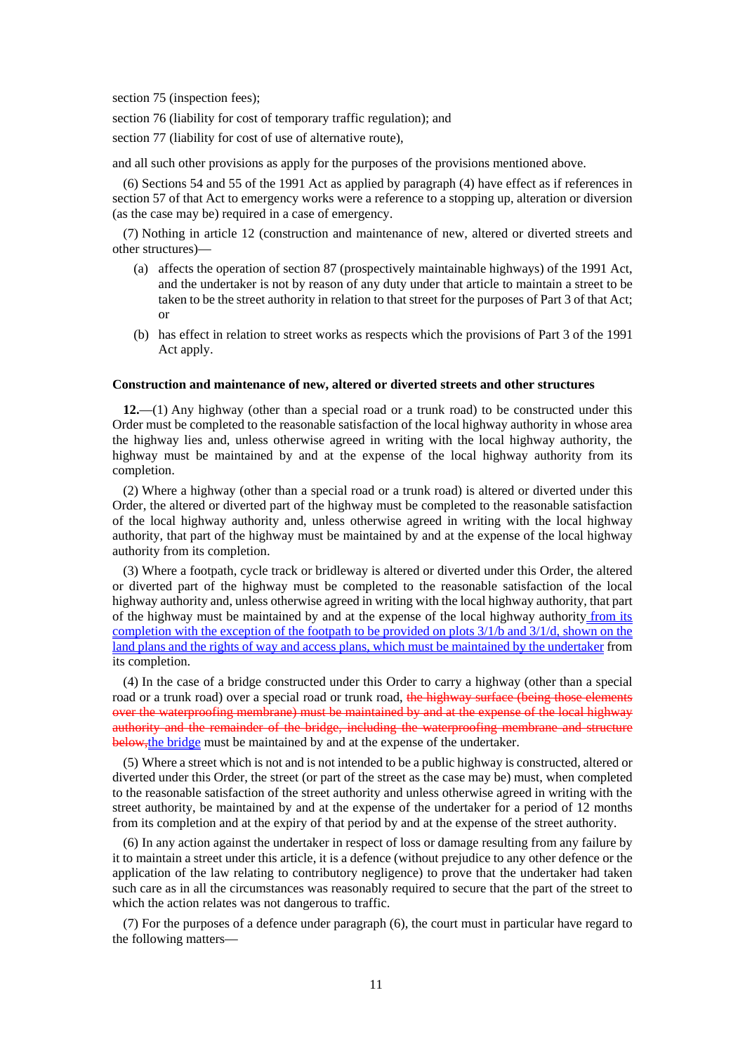section 75 (inspection fees);

section 76 (liability for cost of temporary traffic regulation); and

section 77 (liability for cost of use of alternative route),

and all such other provisions as apply for the purposes of the provisions mentioned above.

(6) Sections 54 and 55 of the 1991 Act as applied by paragraph (4) have effect as if references in section 57 of that Act to emergency works were a reference to a stopping up, alteration or diversion (as the case may be) required in a case of emergency.

(7) Nothing in article 12 (construction and maintenance of new, altered or diverted streets and other structures)—

(a) affects the operation of section 87 (prospectively maintainable highways) of the 1991 Act, and the undertaker is not by reason of any duty under that article to maintain a street to be taken to be the street authority in relation to that street for the purposes of Part 3 of that Act; or

(b) has effect in relation to street works as respects which the provisions of Part 3 of the 1991 Act apply.

**Construction and maintenance of new, altered or diverted streets and other structures**

**12.**—(1) Any highway (other than a special road or a trunk road) to be constructed under this Order must be completed to the reasonable satisfaction of the local highway authority in whose area the highway lies and, unless otherwise agreed in writing with the local highway authority, the highway must be maintained by and at the expense of the local highway authority from its completion.

(2) Where a highway (other than a special road or a trunk road) is altered or diverted under this Order, the altered or diverted part of the highway must be completed to the reasonable satisfaction of the local highway authority and, unless otherwise agreed in writing with the local highway authority, that part of the highway must be maintained by and at the expense of the local highway authority from its completion.

(3) Where a footpath, cycle track or bridleway is altered or diverted under this Order, the altered or diverted part of the highway must be completed to the reasonable satisfaction of the local highway authority and, unless otherwise agreed in writing with the local highway authority, that part of the highway must be maintained by and at the expense of the local highway authority<u> from its completion with the exception of the footpath to be provided on plots 3/1/b and 3/1/d, shown on the land plans and the rights of way and access plans, which must be maintained by the undertaker</u> from its completion.

(4) In the case of a bridge constructed under this Order to carry a highway (other than a special road or a trunk road) over a special road or trunk road, ~~the highway surface (being those elements over the waterproofing membrane) must be maintained by and at the expense of the local highway authority and the remainder of the bridge, including the waterproofing membrane and structure below,~~<u>the bridge</u> must be maintained by and at the expense of the undertaker.

(5) Where a street which is not and is not intended to be a public highway is constructed, altered or diverted under this Order, the street (or part of the street as the case may be) must, when completed to the reasonable satisfaction of the street authority and unless otherwise agreed in writing with the street authority, be maintained by and at the expense of the undertaker for a period of 12 months from its completion and at the expiry of that period by and at the expense of the street authority.

(6) In any action against the undertaker in respect of loss or damage resulting from any failure by it to maintain a street under this article, it is a defence (without prejudice to any other defence or the application of the law relating to contributory negligence) to prove that the undertaker had taken such care as in all the circumstances was reasonably required to secure that the part of the street to which the action relates was not dangerous to traffic.

(7) For the purposes of a defence under paragraph (6), the court must in particular have regard to the following matters—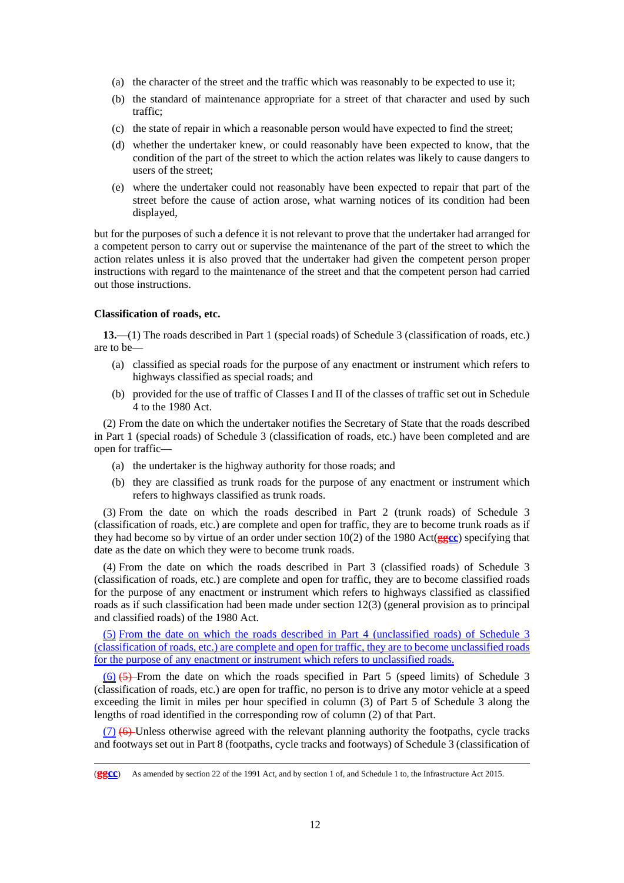(a) the character of the street and the traffic which was reasonably to be expected to use it;

(b) the standard of maintenance appropriate for a street of that character and used by such traffic;

(c) the state of repair in which a reasonable person would have expected to find the street;

(d) whether the undertaker knew, or could reasonably have been expected to know, that the condition of the part of the street to which the action relates was likely to cause dangers to users of the street;

(e) where the undertaker could not reasonably have been expected to repair that part of the street before the cause of action arose, what warning notices of its condition had been displayed,

but for the purposes of such a defence it is not relevant to prove that the undertaker had arranged for a competent person to carry out or supervise the maintenance of the part of the street to which the action relates unless it is also proved that the undertaker had given the competent person proper instructions with regard to the maintenance of the street and that the competent person had carried out those instructions.

**Classification of roads, etc.**

**13.**—(1) The roads described in Part 1 (special roads) of Schedule 3 (classification of roads, etc.) are to be—

(a) classified as special roads for the purpose of any enactment or instrument which refers to highways classified as special roads; and

(b) provided for the use of traffic of Classes I and II of the classes of traffic set out in Schedule 4 to the 1980 Act.

(2) From the date on which the undertaker notifies the Secretary of State that the roads described in Part 1 (special roads) of Schedule 3 (classification of roads, etc.) have been completed and are open for traffic—

(a) the undertaker is the highway authority for those roads; and

(b) they are classified as trunk roads for the purpose of any enactment or instrument which refers to highways classified as trunk roads.

(3) From the date on which the roads described in Part 2 (trunk roads) of Schedule 3 (classification of roads, etc.) are complete and open for traffic, they are to become trunk roads as if they had become so by virtue of an order under section 10(2) of the 1980 Act(~~gg~~cc) specifying that date as the date on which they were to become trunk roads.

(4) From the date on which the roads described in Part 3 (classified roads) of Schedule 3 (classification of roads, etc.) are complete and open for traffic, they are to become classified roads for the purpose of any enactment or instrument which refers to highways classified as classified roads as if such classification had been made under section 12(3) (general provision as to principal and classified roads) of the 1980 Act.

(5) From the date on which the roads described in Part 4 (unclassified roads) of Schedule 3 (classification of roads, etc.) are complete and open for traffic, they are to become unclassified roads for the purpose of any enactment or instrument which refers to unclassified roads.

(6) ~~(5)~~ From the date on which the roads specified in Part 5 (speed limits) of Schedule 3 (classification of roads, etc.) are open for traffic, no person is to drive any motor vehicle at a speed exceeding the limit in miles per hour specified in column (3) of Part 5 of Schedule 3 along the lengths of road identified in the corresponding row of column (2) of that Part.

(7) ~~(6)~~ Unless otherwise agreed with the relevant planning authority the footpaths, cycle tracks and footways set out in Part 8 (footpaths, cycle tracks and footways) of Schedule 3 (classification of

(~~gg~~cc) As amended by section 22 of the 1991 Act, and by section 1 of, and Schedule 1 to, the Infrastructure Act 2015.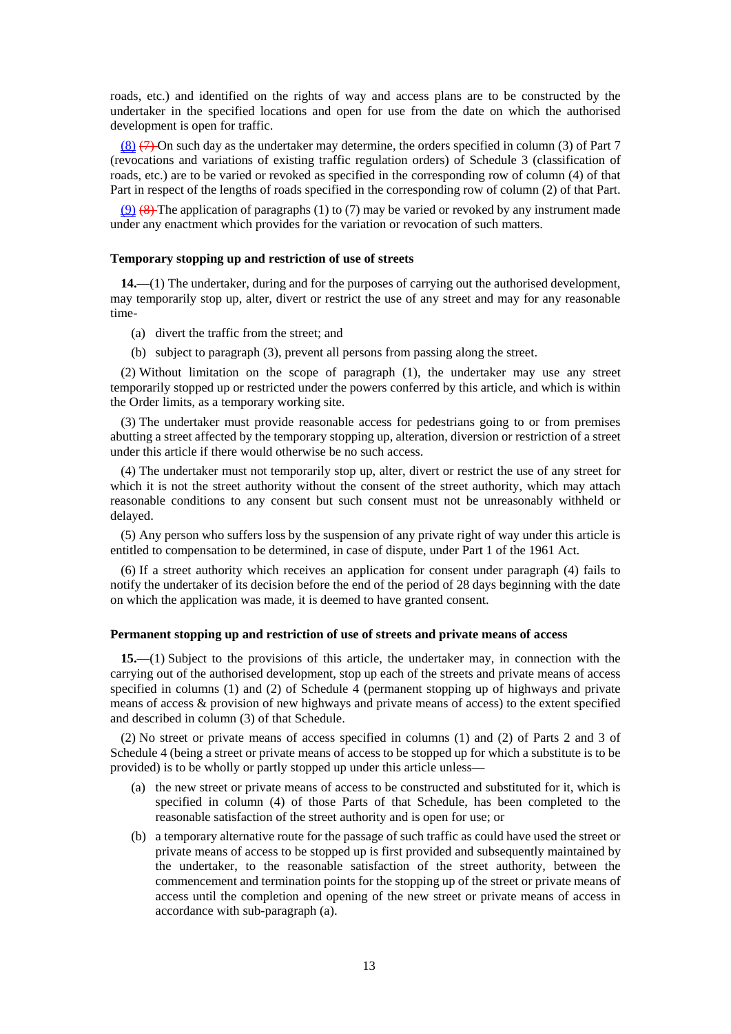roads, etc.) and identified on the rights of way and access plans are to be constructed by the undertaker in the specified locations and open for use from the date on which the authorised development is open for traffic.

(8) ~~(7)~~ On such day as the undertaker may determine, the orders specified in column (3) of Part 7 (revocations and variations of existing traffic regulation orders) of Schedule 3 (classification of roads, etc.) are to be varied or revoked as specified in the corresponding row of column (4) of that Part in respect of the lengths of roads specified in the corresponding row of column (2) of that Part.

(9) ~~(8)~~ The application of paragraphs (1) to (7) may be varied or revoked by any instrument made under any enactment which provides for the variation or revocation of such matters.

**Temporary stopping up and restriction of use of streets**

**14.**—(1) The undertaker, during and for the purposes of carrying out the authorised development, may temporarily stop up, alter, divert or restrict the use of any street and may for any reasonable time-

(a) divert the traffic from the street; and

(b) subject to paragraph (3), prevent all persons from passing along the street.

(2) Without limitation on the scope of paragraph (1), the undertaker may use any street temporarily stopped up or restricted under the powers conferred by this article, and which is within the Order limits, as a temporary working site.

(3) The undertaker must provide reasonable access for pedestrians going to or from premises abutting a street affected by the temporary stopping up, alteration, diversion or restriction of a street under this article if there would otherwise be no such access.

(4) The undertaker must not temporarily stop up, alter, divert or restrict the use of any street for which it is not the street authority without the consent of the street authority, which may attach reasonable conditions to any consent but such consent must not be unreasonably withheld or delayed.

(5) Any person who suffers loss by the suspension of any private right of way under this article is entitled to compensation to be determined, in case of dispute, under Part 1 of the 1961 Act.

(6) If a street authority which receives an application for consent under paragraph (4) fails to notify the undertaker of its decision before the end of the period of 28 days beginning with the date on which the application was made, it is deemed to have granted consent.

**Permanent stopping up and restriction of use of streets and private means of access**

**15.**—(1) Subject to the provisions of this article, the undertaker may, in connection with the carrying out of the authorised development, stop up each of the streets and private means of access specified in columns (1) and (2) of Schedule 4 (permanent stopping up of highways and private means of access & provision of new highways and private means of access) to the extent specified and described in column (3) of that Schedule.

(2) No street or private means of access specified in columns (1) and (2) of Parts 2 and 3 of Schedule 4 (being a street or private means of access to be stopped up for which a substitute is to be provided) is to be wholly or partly stopped up under this article unless—

(a) the new street or private means of access to be constructed and substituted for it, which is specified in column (4) of those Parts of that Schedule, has been completed to the reasonable satisfaction of the street authority and is open for use; or

(b) a temporary alternative route for the passage of such traffic as could have used the street or private means of access to be stopped up is first provided and subsequently maintained by the undertaker, to the reasonable satisfaction of the street authority, between the commencement and termination points for the stopping up of the street or private means of access until the completion and opening of the new street or private means of access in accordance with sub-paragraph (a).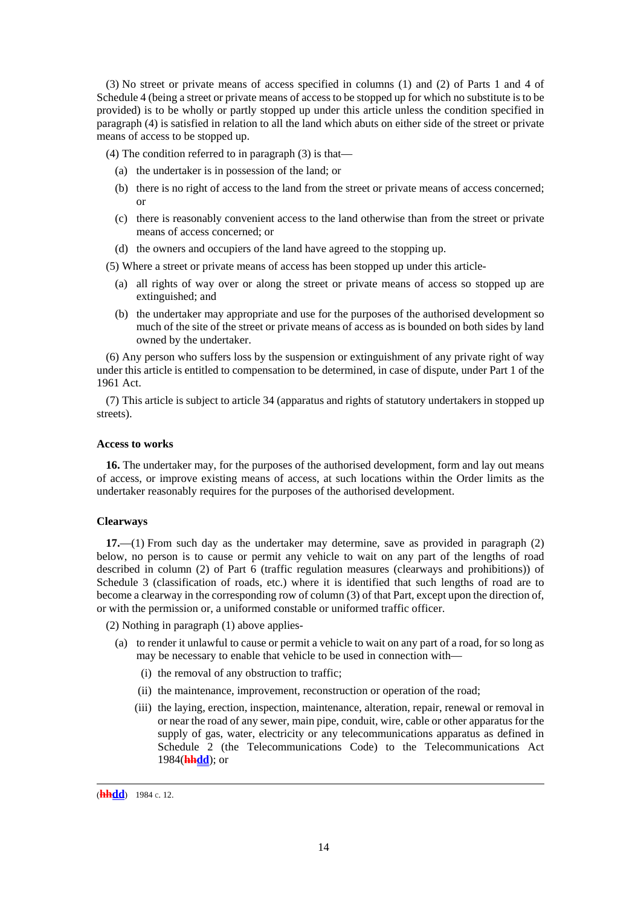(3) No street or private means of access specified in columns (1) and (2) of Parts 1 and 4 of Schedule 4 (being a street or private means of access to be stopped up for which no substitute is to be provided) is to be wholly or partly stopped up under this article unless the condition specified in paragraph (4) is satisfied in relation to all the land which abuts on either side of the street or private means of access to be stopped up.

(4) The condition referred to in paragraph (3) is that—

(a) the undertaker is in possession of the land; or

(b) there is no right of access to the land from the street or private means of access concerned; or

(c) there is reasonably convenient access to the land otherwise than from the street or private means of access concerned; or

(d) the owners and occupiers of the land have agreed to the stopping up.

(5) Where a street or private means of access has been stopped up under this article-

(a) all rights of way over or along the street or private means of access so stopped up are extinguished; and

(b) the undertaker may appropriate and use for the purposes of the authorised development so much of the site of the street or private means of access as is bounded on both sides by land owned by the undertaker.

(6) Any person who suffers loss by the suspension or extinguishment of any private right of way under this article is entitled to compensation to be determined, in case of dispute, under Part 1 of the 1961 Act.

(7) This article is subject to article 34 (apparatus and rights of statutory undertakers in stopped up streets).

**Access to works**

**16.** The undertaker may, for the purposes of the authorised development, form and lay out means of access, or improve existing means of access, at such locations within the Order limits as the undertaker reasonably requires for the purposes of the authorised development.

**Clearways**

**17.**—(1) From such day as the undertaker may determine, save as provided in paragraph (2) below, no person is to cause or permit any vehicle to wait on any part of the lengths of road described in column (2) of Part 6 (traffic regulation measures (clearways and prohibitions)) of Schedule 3 (classification of roads, etc.) where it is identified that such lengths of road are to become a clearway in the corresponding row of column (3) of that Part, except upon the direction of, or with the permission or, a uniformed constable or uniformed traffic officer.

(2) Nothing in paragraph (1) above applies-

(a) to render it unlawful to cause or permit a vehicle to wait on any part of a road, for so long as may be necessary to enable that vehicle to be used in connection with—

(i) the removal of any obstruction to traffic;

(ii) the maintenance, improvement, reconstruction or operation of the road;

(iii) the laying, erection, inspection, maintenance, alteration, repair, renewal or removal in or near the road of any sewer, main pipe, conduit, wire, cable or other apparatus for the supply of gas, water, electricity or any telecommunications apparatus as defined in Schedule 2 (the Telecommunications Code) to the Telecommunications Act 1984(~~hh~~**dd**); or

(~~hh~~**dd**) 1984 c. 12.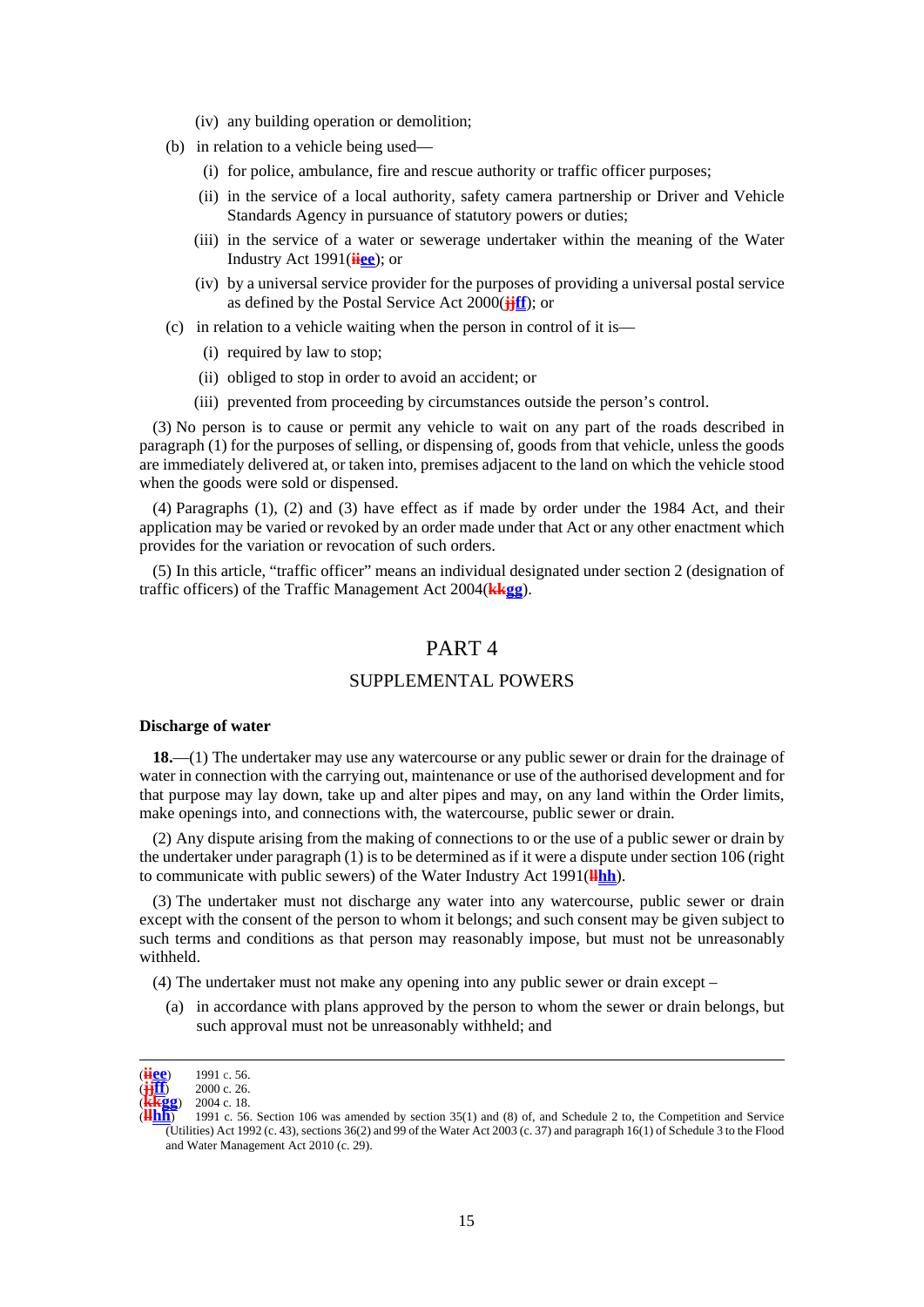(iv) any building operation or demolition;

(b) in relation to a vehicle being used—

(i) for police, ambulance, fire and rescue authority or traffic officer purposes;

(ii) in the service of a local authority, safety camera partnership or Driver and Vehicle Standards Agency in pursuance of statutory powers or duties;

(iii) in the service of a water or sewerage undertaker within the meaning of the Water Industry Act 1991(~~ii~~ee); or

(iv) by a universal service provider for the purposes of providing a universal postal service as defined by the Postal Service Act 2000(~~jj~~ff); or

(c) in relation to a vehicle waiting when the person in control of it is—

(i) required by law to stop;

(ii) obliged to stop in order to avoid an accident; or

(iii) prevented from proceeding by circumstances outside the person's control.

(3) No person is to cause or permit any vehicle to wait on any part of the roads described in paragraph (1) for the purposes of selling, or dispensing of, goods from that vehicle, unless the goods are immediately delivered at, or taken into, premises adjacent to the land on which the vehicle stood when the goods were sold or dispensed.

(4) Paragraphs (1), (2) and (3) have effect as if made by order under the 1984 Act, and their application may be varied or revoked by an order made under that Act or any other enactment which provides for the variation or revocation of such orders.

(5) In this article, "traffic officer" means an individual designated under section 2 (designation of traffic officers) of the Traffic Management Act 2004(~~kk~~gg).

## PART 4

## SUPPLEMENTAL POWERS

**Discharge of water**

**18.**—(1) The undertaker may use any watercourse or any public sewer or drain for the drainage of water in connection with the carrying out, maintenance or use of the authorised development and for that purpose may lay down, take up and alter pipes and may, on any land within the Order limits, make openings into, and connections with, the watercourse, public sewer or drain.

(2) Any dispute arising from the making of connections to or the use of a public sewer or drain by the undertaker under paragraph (1) is to be determined as if it were a dispute under section 106 (right to communicate with public sewers) of the Water Industry Act 1991(~~ll~~hh).

(3) The undertaker must not discharge any water into any watercourse, public sewer or drain except with the consent of the person to whom it belongs; and such consent may be given subject to such terms and conditions as that person may reasonably impose, but must not be unreasonably withheld.

(4) The undertaker must not make any opening into any public sewer or drain except –

(a) in accordance with plans approved by the person to whom the sewer or drain belongs, but such approval must not be unreasonably withheld; and

---

(~~ii~~ee) 1991 c. 56.

(~~jj~~ff) 2000 c. 26.

(~~kk~~gg) 2004 c. 18.

(~~ll~~hh) 1991 c. 56. Section 106 was amended by section 35(1) and (8) of, and Schedule 2 to, the Competition and Service (Utilities) Act 1992 (c. 43), sections 36(2) and 99 of the Water Act 2003 (c. 37) and paragraph 16(1) of Schedule 3 to the Flood and Water Management Act 2010 (c. 29).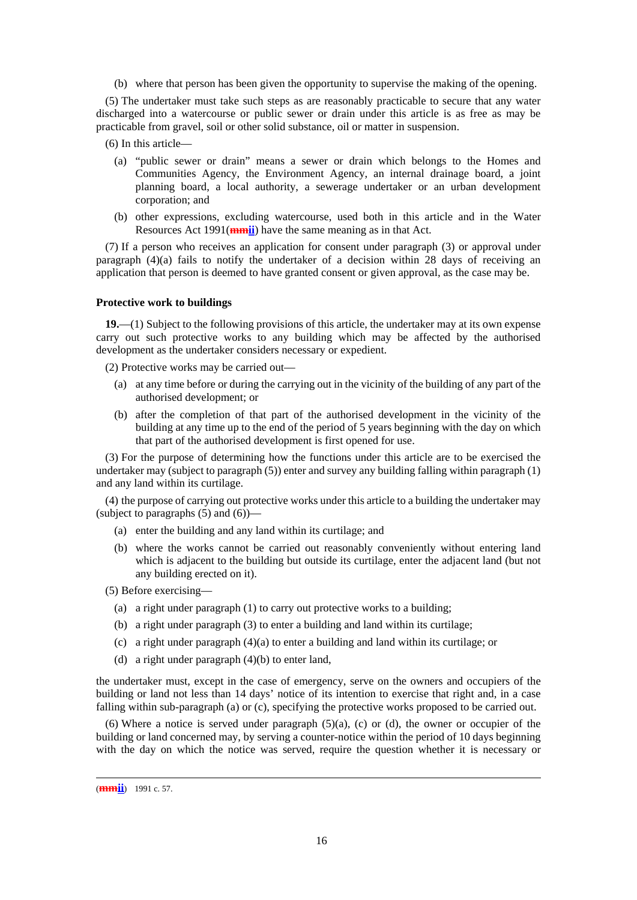(b) where that person has been given the opportunity to supervise the making of the opening.

(5) The undertaker must take such steps as are reasonably practicable to secure that any water discharged into a watercourse or public sewer or drain under this article is as free as may be practicable from gravel, soil or other solid substance, oil or matter in suspension.

(6) In this article—

(a) "public sewer or drain" means a sewer or drain which belongs to the Homes and Communities Agency, the Environment Agency, an internal drainage board, a joint planning board, a local authority, a sewerage undertaker or an urban development corporation; and

(b) other expressions, excluding watercourse, used both in this article and in the Water Resources Act 1991([mm]ii) have the same meaning as in that Act.

(7) If a person who receives an application for consent under paragraph (3) or approval under paragraph (4)(a) fails to notify the undertaker of a decision within 28 days of receiving an application that person is deemed to have granted consent or given approval, as the case may be.

**Protective work to buildings**

**19.**—(1) Subject to the following provisions of this article, the undertaker may at its own expense carry out such protective works to any building which may be affected by the authorised development as the undertaker considers necessary or expedient.

(2) Protective works may be carried out—

(a) at any time before or during the carrying out in the vicinity of the building of any part of the authorised development; or

(b) after the completion of that part of the authorised development in the vicinity of the building at any time up to the end of the period of 5 years beginning with the day on which that part of the authorised development is first opened for use.

(3) For the purpose of determining how the functions under this article are to be exercised the undertaker may (subject to paragraph (5)) enter and survey any building falling within paragraph (1) and any land within its curtilage.

(4) the purpose of carrying out protective works under this article to a building the undertaker may (subject to paragraphs (5) and (6))—

(a) enter the building and any land within its curtilage; and

(b) where the works cannot be carried out reasonably conveniently without entering land which is adjacent to the building but outside its curtilage, enter the adjacent land (but not any building erected on it).

(5) Before exercising—

(a) a right under paragraph (1) to carry out protective works to a building;

(b) a right under paragraph (3) to enter a building and land within its curtilage;

(c) a right under paragraph (4)(a) to enter a building and land within its curtilage; or

(d) a right under paragraph (4)(b) to enter land,

the undertaker must, except in the case of emergency, serve on the owners and occupiers of the building or land not less than 14 days' notice of its intention to exercise that right and, in a case falling within sub-paragraph (a) or (c), specifying the protective works proposed to be carried out.

(6) Where a notice is served under paragraph (5)(a), (c) or (d), the owner or occupier of the building or land concerned may, by serving a counter-notice within the period of 10 days beginning with the day on which the notice was served, require the question whether it is necessary or

---

([mm]ii) 1991 c. 57.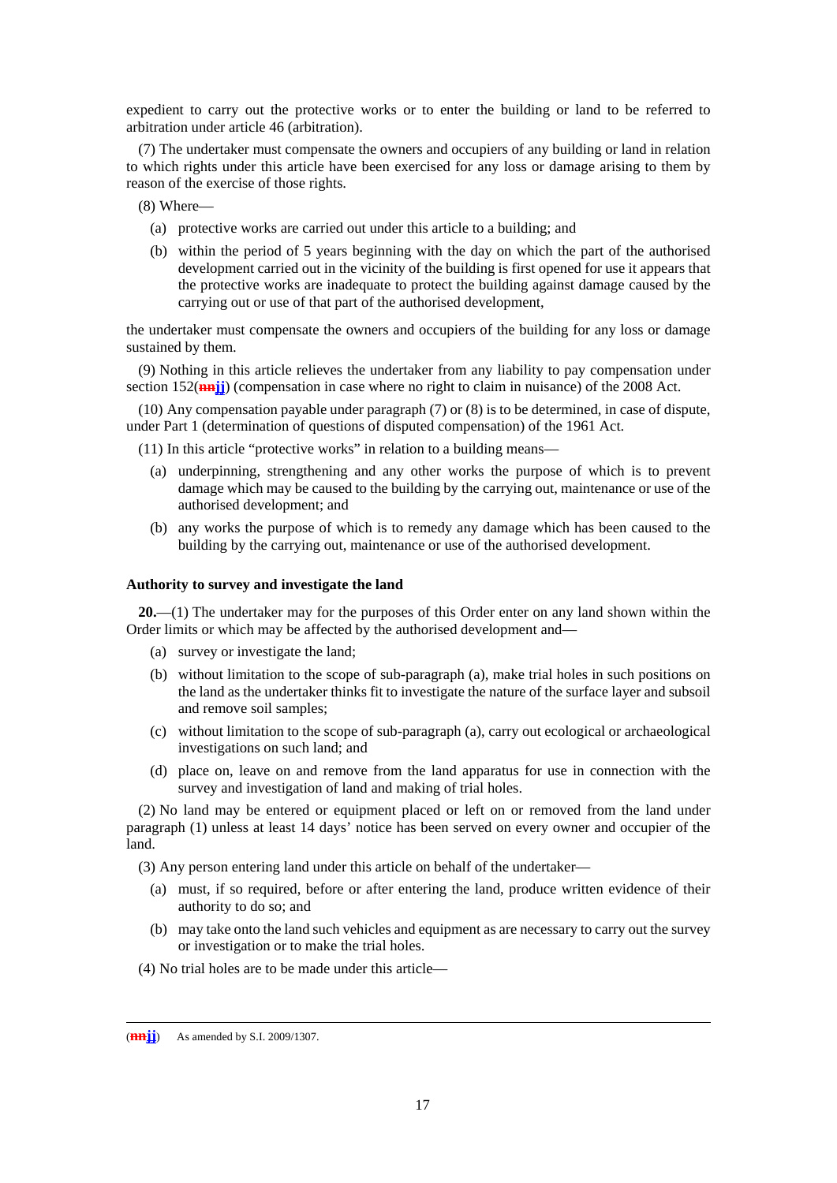expedient to carry out the protective works or to enter the building or land to be referred to arbitration under article 46 (arbitration).

(7) The undertaker must compensate the owners and occupiers of any building or land in relation to which rights under this article have been exercised for any loss or damage arising to them by reason of the exercise of those rights.

(8) Where—

(a) protective works are carried out under this article to a building; and

(b) within the period of 5 years beginning with the day on which the part of the authorised development carried out in the vicinity of the building is first opened for use it appears that the protective works are inadequate to protect the building against damage caused by the carrying out or use of that part of the authorised development,

the undertaker must compensate the owners and occupiers of the building for any loss or damage sustained by them.

(9) Nothing in this article relieves the undertaker from any liability to pay compensation under section 152(~~nn~~**jj**) (compensation in case where no right to claim in nuisance) of the 2008 Act.

(10) Any compensation payable under paragraph (7) or (8) is to be determined, in case of dispute, under Part 1 (determination of questions of disputed compensation) of the 1961 Act.

(11) In this article "protective works" in relation to a building means—

(a) underpinning, strengthening and any other works the purpose of which is to prevent damage which may be caused to the building by the carrying out, maintenance or use of the authorised development; and

(b) any works the purpose of which is to remedy any damage which has been caused to the building by the carrying out, maintenance or use of the authorised development.

**Authority to survey and investigate the land**

**20.**—(1) The undertaker may for the purposes of this Order enter on any land shown within the Order limits or which may be affected by the authorised development and—

(a) survey or investigate the land;

(b) without limitation to the scope of sub-paragraph (a), make trial holes in such positions on the land as the undertaker thinks fit to investigate the nature of the surface layer and subsoil and remove soil samples;

(c) without limitation to the scope of sub-paragraph (a), carry out ecological or archaeological investigations on such land; and

(d) place on, leave on and remove from the land apparatus for use in connection with the survey and investigation of land and making of trial holes.

(2) No land may be entered or equipment placed or left on or removed from the land under paragraph (1) unless at least 14 days' notice has been served on every owner and occupier of the land.

(3) Any person entering land under this article on behalf of the undertaker—

(a) must, if so required, before or after entering the land, produce written evidence of their authority to do so; and

(b) may take onto the land such vehicles and equipment as are necessary to carry out the survey or investigation or to make the trial holes.

(4) No trial holes are to be made under this article—

---

(~~nn~~**jj**) As amended by S.I. 2009/1307.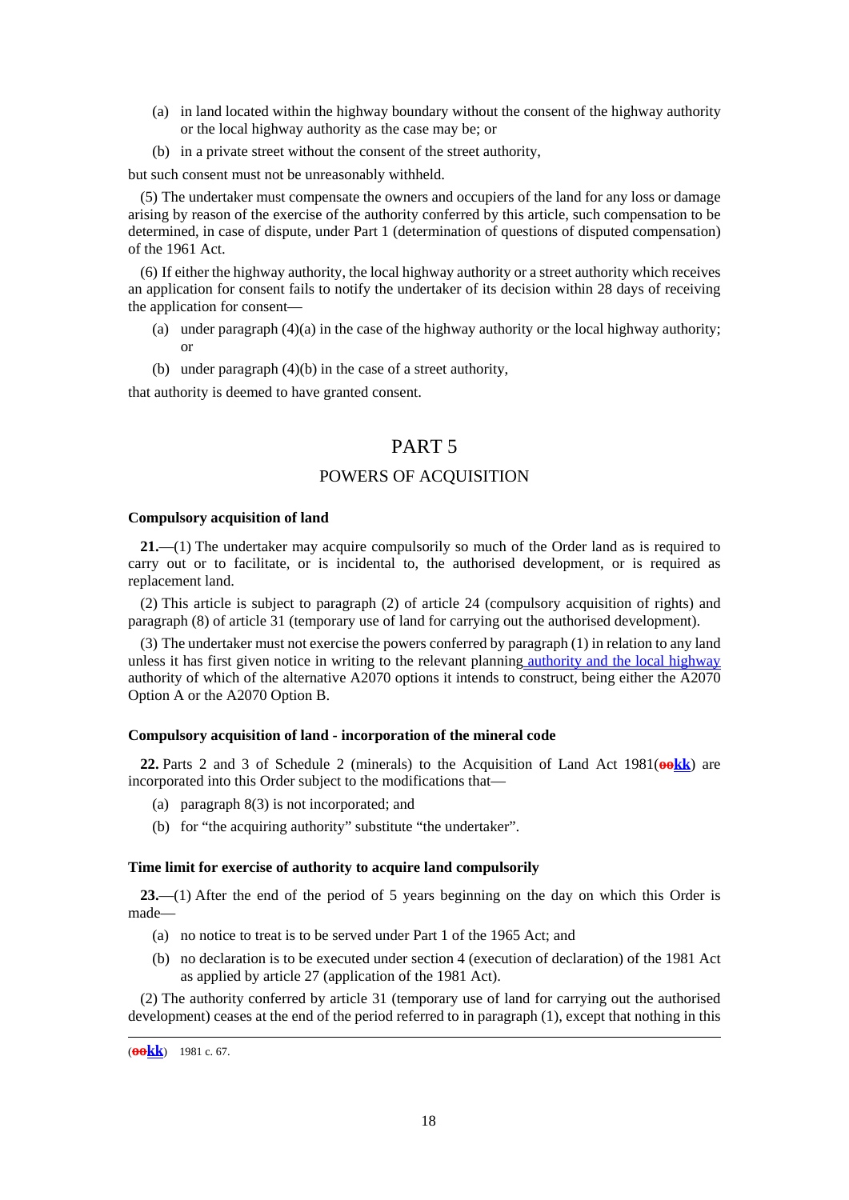(a) in land located within the highway boundary without the consent of the highway authority or the local highway authority as the case may be; or

(b) in a private street without the consent of the street authority,

but such consent must not be unreasonably withheld.

(5) The undertaker must compensate the owners and occupiers of the land for any loss or damage arising by reason of the exercise of the authority conferred by this article, such compensation to be determined, in case of dispute, under Part 1 (determination of questions of disputed compensation) of the 1961 Act.

(6) If either the highway authority, the local highway authority or a street authority which receives an application for consent fails to notify the undertaker of its decision within 28 days of receiving the application for consent—

(a) under paragraph (4)(a) in the case of the highway authority or the local highway authority; or

(b) under paragraph (4)(b) in the case of a street authority,

that authority is deemed to have granted consent.

# PART 5

## POWERS OF ACQUISITION

**Compulsory acquisition of land**

**21.**—(1) The undertaker may acquire compulsorily so much of the Order land as is required to carry out or to facilitate, or is incidental to, the authorised development, or is required as replacement land.

(2) This article is subject to paragraph (2) of article 24 (compulsory acquisition of rights) and paragraph (8) of article 31 (temporary use of land for carrying out the authorised development).

(3) The undertaker must not exercise the powers conferred by paragraph (1) in relation to any land unless it has first given notice in writing to the relevant planning authority and the local highway authority of which of the alternative A2070 options it intends to construct, being either the A2070 Option A or the A2070 Option B.

**Compulsory acquisition of land - incorporation of the mineral code**

**22.** Parts 2 and 3 of Schedule 2 (minerals) to the Acquisition of Land Act 1981(~~oo~~**kk**) are incorporated into this Order subject to the modifications that—

(a) paragraph 8(3) is not incorporated; and

(b) for "the acquiring authority" substitute "the undertaker".

**Time limit for exercise of authority to acquire land compulsorily**

**23.**—(1) After the end of the period of 5 years beginning on the day on which this Order is made—

(a) no notice to treat is to be served under Part 1 of the 1965 Act; and

(b) no declaration is to be executed under section 4 (execution of declaration) of the 1981 Act as applied by article 27 (application of the 1981 Act).

(2) The authority conferred by article 31 (temporary use of land for carrying out the authorised development) ceases at the end of the period referred to in paragraph (1), except that nothing in this

(~~oo~~**kk**) 1981 c. 67.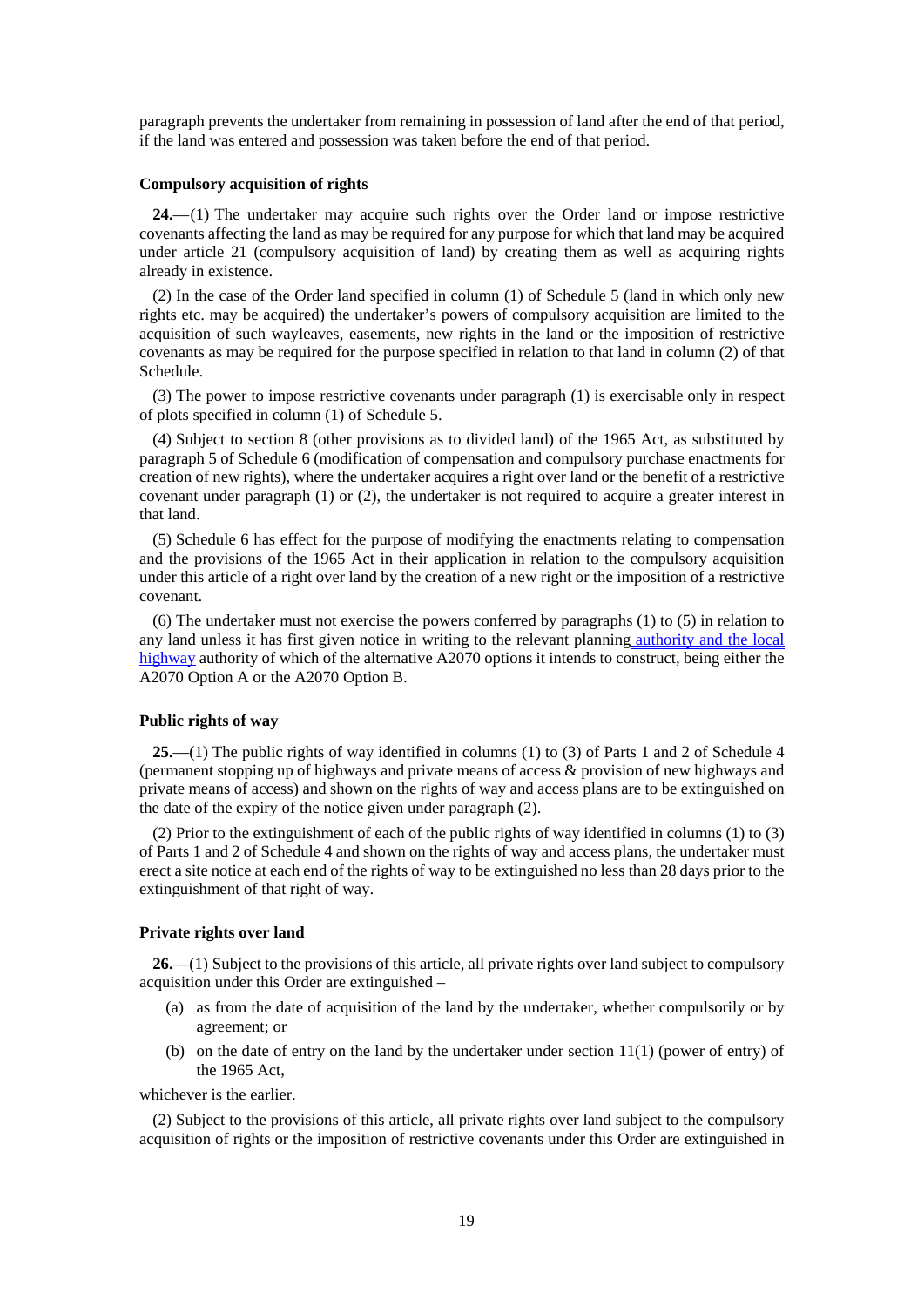paragraph prevents the undertaker from remaining in possession of land after the end of that period, if the land was entered and possession was taken before the end of that period.

**Compulsory acquisition of rights**

**24.**—(1) The undertaker may acquire such rights over the Order land or impose restrictive covenants affecting the land as may be required for any purpose for which that land may be acquired under article 21 (compulsory acquisition of land) by creating them as well as acquiring rights already in existence.

(2) In the case of the Order land specified in column (1) of Schedule 5 (land in which only new rights etc. may be acquired) the undertaker's powers of compulsory acquisition are limited to the acquisition of such wayleaves, easements, new rights in the land or the imposition of restrictive covenants as may be required for the purpose specified in relation to that land in column (2) of that Schedule.

(3) The power to impose restrictive covenants under paragraph (1) is exercisable only in respect of plots specified in column (1) of Schedule 5.

(4) Subject to section 8 (other provisions as to divided land) of the 1965 Act, as substituted by paragraph 5 of Schedule 6 (modification of compensation and compulsory purchase enactments for creation of new rights), where the undertaker acquires a right over land or the benefit of a restrictive covenant under paragraph (1) or (2), the undertaker is not required to acquire a greater interest in that land.

(5) Schedule 6 has effect for the purpose of modifying the enactments relating to compensation and the provisions of the 1965 Act in their application in relation to the compulsory acquisition under this article of a right over land by the creation of a new right or the imposition of a restrictive covenant.

(6) The undertaker must not exercise the powers conferred by paragraphs (1) to (5) in relation to any land unless it has first given notice in writing to the relevant planning authority and the local highway authority of which of the alternative A2070 options it intends to construct, being either the A2070 Option A or the A2070 Option B.

**Public rights of way**

**25.**—(1) The public rights of way identified in columns (1) to (3) of Parts 1 and 2 of Schedule 4 (permanent stopping up of highways and private means of access & provision of new highways and private means of access) and shown on the rights of way and access plans are to be extinguished on the date of the expiry of the notice given under paragraph (2).

(2) Prior to the extinguishment of each of the public rights of way identified in columns (1) to (3) of Parts 1 and 2 of Schedule 4 and shown on the rights of way and access plans, the undertaker must erect a site notice at each end of the rights of way to be extinguished no less than 28 days prior to the extinguishment of that right of way.

**Private rights over land**

**26.**—(1) Subject to the provisions of this article, all private rights over land subject to compulsory acquisition under this Order are extinguished –

(a) as from the date of acquisition of the land by the undertaker, whether compulsorily or by agreement; or

(b) on the date of entry on the land by the undertaker under section 11(1) (power of entry) of the 1965 Act,

whichever is the earlier.

(2) Subject to the provisions of this article, all private rights over land subject to the compulsory acquisition of rights or the imposition of restrictive covenants under this Order are extinguished in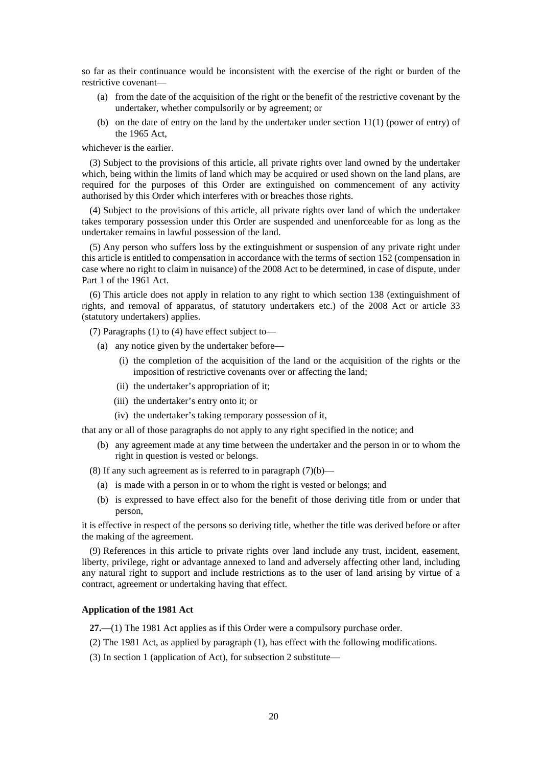so far as their continuance would be inconsistent with the exercise of the right or burden of the restrictive covenant—

(a) from the date of the acquisition of the right or the benefit of the restrictive covenant by the undertaker, whether compulsorily or by agreement; or

(b) on the date of entry on the land by the undertaker under section 11(1) (power of entry) of the 1965 Act,

whichever is the earlier.

(3) Subject to the provisions of this article, all private rights over land owned by the undertaker which, being within the limits of land which may be acquired or used shown on the land plans, are required for the purposes of this Order are extinguished on commencement of any activity authorised by this Order which interferes with or breaches those rights.

(4) Subject to the provisions of this article, all private rights over land of which the undertaker takes temporary possession under this Order are suspended and unenforceable for as long as the undertaker remains in lawful possession of the land.

(5) Any person who suffers loss by the extinguishment or suspension of any private right under this article is entitled to compensation in accordance with the terms of section 152 (compensation in case where no right to claim in nuisance) of the 2008 Act to be determined, in case of dispute, under Part 1 of the 1961 Act.

(6) This article does not apply in relation to any right to which section 138 (extinguishment of rights, and removal of apparatus, of statutory undertakers etc.) of the 2008 Act or article 33 (statutory undertakers) applies.

(7) Paragraphs (1) to (4) have effect subject to—

(a) any notice given by the undertaker before—

(i) the completion of the acquisition of the land or the acquisition of the rights or the imposition of restrictive covenants over or affecting the land;

(ii) the undertaker's appropriation of it;

(iii) the undertaker's entry onto it; or

(iv) the undertaker's taking temporary possession of it,

that any or all of those paragraphs do not apply to any right specified in the notice; and

(b) any agreement made at any time between the undertaker and the person in or to whom the right in question is vested or belongs.

(8) If any such agreement as is referred to in paragraph (7)(b)—

(a) is made with a person in or to whom the right is vested or belongs; and

(b) is expressed to have effect also for the benefit of those deriving title from or under that person,

it is effective in respect of the persons so deriving title, whether the title was derived before or after the making of the agreement.

(9) References in this article to private rights over land include any trust, incident, easement, liberty, privilege, right or advantage annexed to land and adversely affecting other land, including any natural right to support and include restrictions as to the user of land arising by virtue of a contract, agreement or undertaking having that effect.

**Application of the 1981 Act**

**27.**—(1) The 1981 Act applies as if this Order were a compulsory purchase order.

(2) The 1981 Act, as applied by paragraph (1), has effect with the following modifications.

(3) In section 1 (application of Act), for subsection 2 substitute—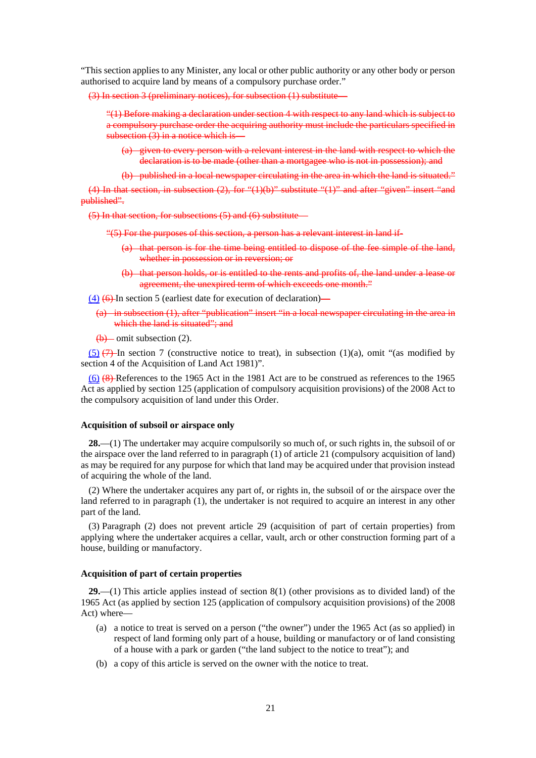"This section applies to any Minister, any local or other public authority or any other body or person authorised to acquire land by means of a compulsory purchase order."

~~(3) In section 3 (preliminary notices), for subsection (1) substitute—~~

~~"(1) Before making a declaration under section 4 with respect to any land which is subject to a compulsory purchase order the acquiring authority must include the particulars specified in subsection (3) in a notice which is—~~

~~(a) given to every person with a relevant interest in the land with respect to which the declaration is to be made (other than a mortgagee who is not in possession); and~~

~~(b) published in a local newspaper circulating in the area in which the land is situated."~~

~~(4) In that section, in subsection (2), for "(1)(b)" substitute "(1)" and after "given" insert "and published".~~

~~(5) In that section, for subsections (5) and (6) substitute—~~

~~"(5) For the purposes of this section, a person has a relevant interest in land if-~~

~~(a) that person is for the time being entitled to dispose of the fee simple of the land, whether in possession or in reversion; or~~

~~(b) that person holds, or is entitled to the rents and profits of, the land under a lease or agreement, the unexpired term of which exceeds one month."~~

(4) ~~(6)~~ In section 5 (earliest date for execution of declaration)~~—~~

~~(a) in subsection (1), after "publication" insert "in a local newspaper circulating in the area in which the land is situated"; and~~

~~(b)~~ omit subsection (2).

(5) ~~(7)~~ In section 7 (constructive notice to treat), in subsection (1)(a), omit "(as modified by section 4 of the Acquisition of Land Act 1981)".

(6) ~~(8)~~ References to the 1965 Act in the 1981 Act are to be construed as references to the 1965 Act as applied by section 125 (application of compulsory acquisition provisions) of the 2008 Act to the compulsory acquisition of land under this Order.

**Acquisition of subsoil or airspace only**

**28.**—(1) The undertaker may acquire compulsorily so much of, or such rights in, the subsoil of or the airspace over the land referred to in paragraph (1) of article 21 (compulsory acquisition of land) as may be required for any purpose for which that land may be acquired under that provision instead of acquiring the whole of the land.

(2) Where the undertaker acquires any part of, or rights in, the subsoil of or the airspace over the land referred to in paragraph (1), the undertaker is not required to acquire an interest in any other part of the land.

(3) Paragraph (2) does not prevent article 29 (acquisition of part of certain properties) from applying where the undertaker acquires a cellar, vault, arch or other construction forming part of a house, building or manufactory.

**Acquisition of part of certain properties**

**29.**—(1) This article applies instead of section 8(1) (other provisions as to divided land) of the 1965 Act (as applied by section 125 (application of compulsory acquisition provisions) of the 2008 Act) where—

(a) a notice to treat is served on a person ("the owner") under the 1965 Act (as so applied) in respect of land forming only part of a house, building or manufactory or of land consisting of a house with a park or garden ("the land subject to the notice to treat"); and

(b) a copy of this article is served on the owner with the notice to treat.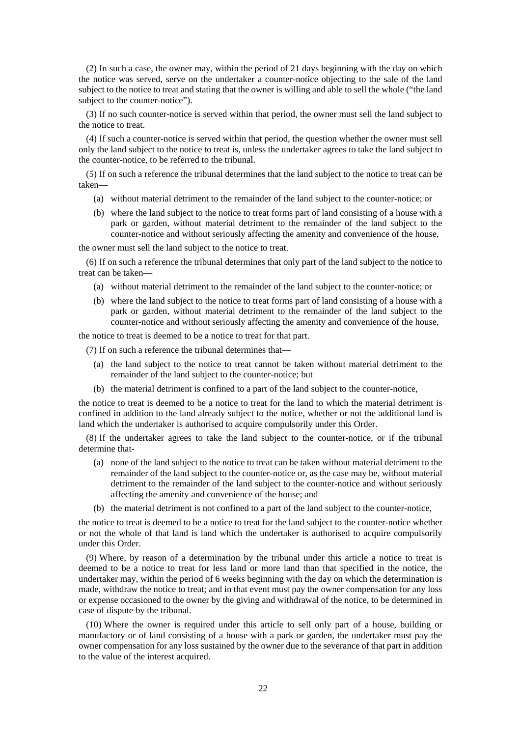(2) In such a case, the owner may, within the period of 21 days beginning with the day on which the notice was served, serve on the undertaker a counter-notice objecting to the sale of the land subject to the notice to treat and stating that the owner is willing and able to sell the whole ("the land subject to the counter-notice").

(3) If no such counter-notice is served within that period, the owner must sell the land subject to the notice to treat.

(4) If such a counter-notice is served within that period, the question whether the owner must sell only the land subject to the notice to treat is, unless the undertaker agrees to take the land subject to the counter-notice, to be referred to the tribunal.

(5) If on such a reference the tribunal determines that the land subject to the notice to treat can be taken—

(a) without material detriment to the remainder of the land subject to the counter-notice; or

(b) where the land subject to the notice to treat forms part of land consisting of a house with a park or garden, without material detriment to the remainder of the land subject to the counter-notice and without seriously affecting the amenity and convenience of the house,

the owner must sell the land subject to the notice to treat.

(6) If on such a reference the tribunal determines that only part of the land subject to the notice to treat can be taken—

(a) without material detriment to the remainder of the land subject to the counter-notice; or

(b) where the land subject to the notice to treat forms part of land consisting of a house with a park or garden, without material detriment to the remainder of the land subject to the counter-notice and without seriously affecting the amenity and convenience of the house,

the notice to treat is deemed to be a notice to treat for that part.

(7) If on such a reference the tribunal determines that—

(a) the land subject to the notice to treat cannot be taken without material detriment to the remainder of the land subject to the counter-notice; but

(b) the material detriment is confined to a part of the land subject to the counter-notice,

the notice to treat is deemed to be a notice to treat for the land to which the material detriment is confined in addition to the land already subject to the notice, whether or not the additional land is land which the undertaker is authorised to acquire compulsorily under this Order.

(8) If the undertaker agrees to take the land subject to the counter-notice, or if the tribunal determine that-

(a) none of the land subject to the notice to treat can be taken without material detriment to the remainder of the land subject to the counter-notice or, as the case may be, without material detriment to the remainder of the land subject to the counter-notice and without seriously affecting the amenity and convenience of the house; and

(b) the material detriment is not confined to a part of the land subject to the counter-notice,

the notice to treat is deemed to be a notice to treat for the land subject to the counter-notice whether or not the whole of that land is land which the undertaker is authorised to acquire compulsorily under this Order.

(9) Where, by reason of a determination by the tribunal under this article a notice to treat is deemed to be a notice to treat for less land or more land than that specified in the notice, the undertaker may, within the period of 6 weeks beginning with the day on which the determination is made, withdraw the notice to treat; and in that event must pay the owner compensation for any loss or expense occasioned to the owner by the giving and withdrawal of the notice, to be determined in case of dispute by the tribunal.

(10) Where the owner is required under this article to sell only part of a house, building or manufactory or of land consisting of a house with a park or garden, the undertaker must pay the owner compensation for any loss sustained by the owner due to the severance of that part in addition to the value of the interest acquired.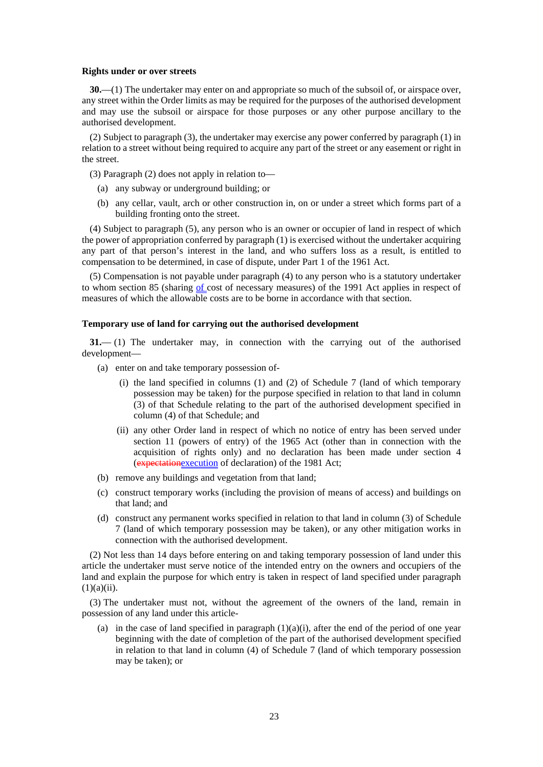**Rights under or over streets**

**30.**—(1) The undertaker may enter on and appropriate so much of the subsoil of, or airspace over, any street within the Order limits as may be required for the purposes of the authorised development and may use the subsoil or airspace for those purposes or any other purpose ancillary to the authorised development.

(2) Subject to paragraph (3), the undertaker may exercise any power conferred by paragraph (1) in relation to a street without being required to acquire any part of the street or any easement or right in the street.

(3) Paragraph (2) does not apply in relation to—

(a) any subway or underground building; or

(b) any cellar, vault, arch or other construction in, on or under a street which forms part of a building fronting onto the street.

(4) Subject to paragraph (5), any person who is an owner or occupier of land in respect of which the power of appropriation conferred by paragraph (1) is exercised without the undertaker acquiring any part of that person's interest in the land, and who suffers loss as a result, is entitled to compensation to be determined, in case of dispute, under Part 1 of the 1961 Act.

(5) Compensation is not payable under paragraph (4) to any person who is a statutory undertaker to whom section 85 (sharing of cost of necessary measures) of the 1991 Act applies in respect of measures of which the allowable costs are to be borne in accordance with that section.

**Temporary use of land for carrying out the authorised development**

**31.**— (1) The undertaker may, in connection with the carrying out of the authorised development—

(a) enter on and take temporary possession of-

(i) the land specified in columns (1) and (2) of Schedule 7 (land of which temporary possession may be taken) for the purpose specified in relation to that land in column (3) of that Schedule relating to the part of the authorised development specified in column (4) of that Schedule; and

(ii) any other Order land in respect of which no notice of entry has been served under section 11 (powers of entry) of the 1965 Act (other than in connection with the acquisition of rights only) and no declaration has been made under section 4 (~~expectation~~execution of declaration) of the 1981 Act;

(b) remove any buildings and vegetation from that land;

(c) construct temporary works (including the provision of means of access) and buildings on that land; and

(d) construct any permanent works specified in relation to that land in column (3) of Schedule 7 (land of which temporary possession may be taken), or any other mitigation works in connection with the authorised development.

(2) Not less than 14 days before entering on and taking temporary possession of land under this article the undertaker must serve notice of the intended entry on the owners and occupiers of the land and explain the purpose for which entry is taken in respect of land specified under paragraph (1)(a)(ii).

(3) The undertaker must not, without the agreement of the owners of the land, remain in possession of any land under this article-

(a) in the case of land specified in paragraph (1)(a)(i), after the end of the period of one year beginning with the date of completion of the part of the authorised development specified in relation to that land in column (4) of Schedule 7 (land of which temporary possession may be taken); or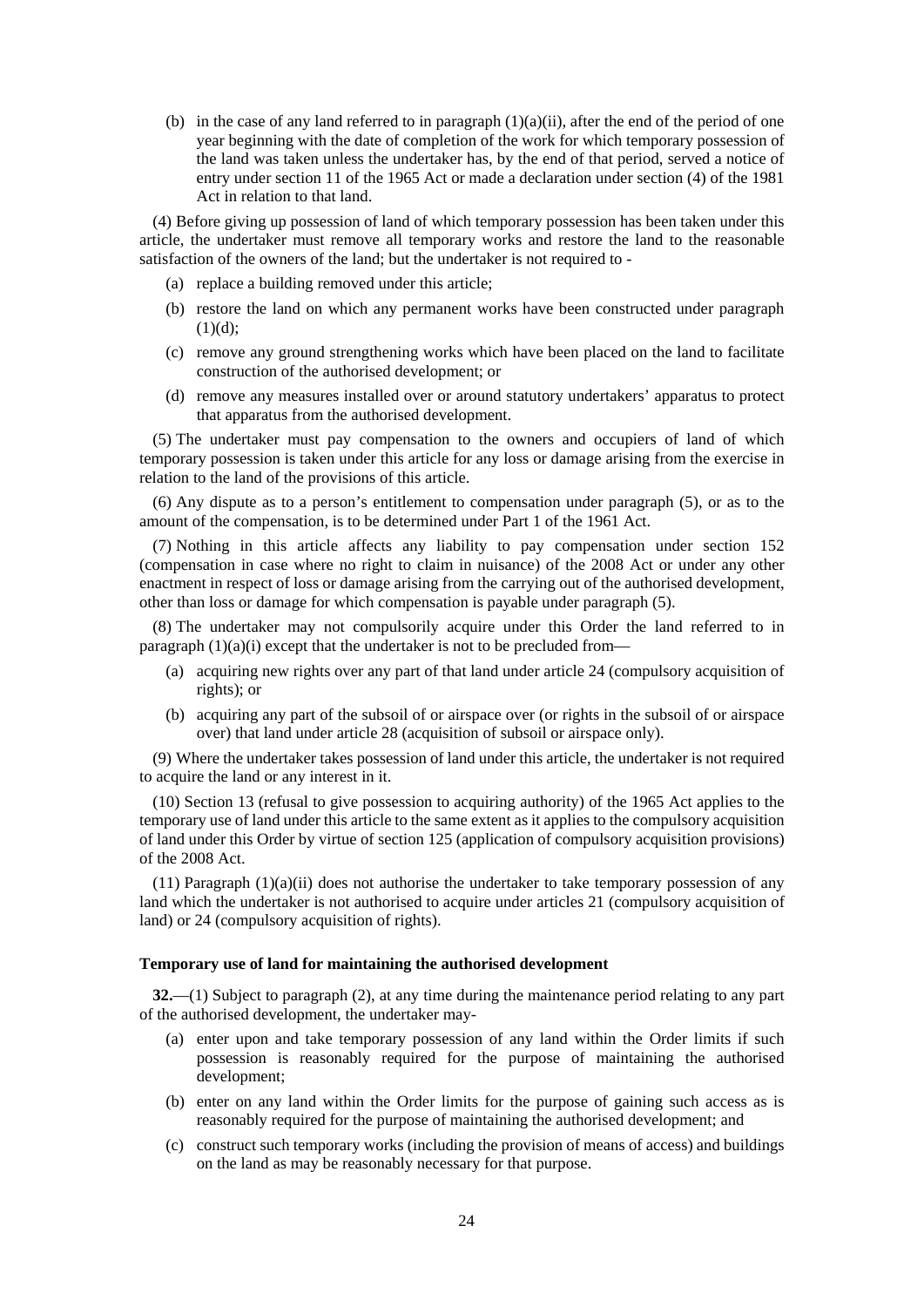(b) in the case of any land referred to in paragraph (1)(a)(ii), after the end of the period of one year beginning with the date of completion of the work for which temporary possession of the land was taken unless the undertaker has, by the end of that period, served a notice of entry under section 11 of the 1965 Act or made a declaration under section (4) of the 1981 Act in relation to that land.

(4) Before giving up possession of land of which temporary possession has been taken under this article, the undertaker must remove all temporary works and restore the land to the reasonable satisfaction of the owners of the land; but the undertaker is not required to -

(a) replace a building removed under this article;

(b) restore the land on which any permanent works have been constructed under paragraph (1)(d);

(c) remove any ground strengthening works which have been placed on the land to facilitate construction of the authorised development; or

(d) remove any measures installed over or around statutory undertakers' apparatus to protect that apparatus from the authorised development.

(5) The undertaker must pay compensation to the owners and occupiers of land of which temporary possession is taken under this article for any loss or damage arising from the exercise in relation to the land of the provisions of this article.

(6) Any dispute as to a person's entitlement to compensation under paragraph (5), or as to the amount of the compensation, is to be determined under Part 1 of the 1961 Act.

(7) Nothing in this article affects any liability to pay compensation under section 152 (compensation in case where no right to claim in nuisance) of the 2008 Act or under any other enactment in respect of loss or damage arising from the carrying out of the authorised development, other than loss or damage for which compensation is payable under paragraph (5).

(8) The undertaker may not compulsorily acquire under this Order the land referred to in paragraph (1)(a)(i) except that the undertaker is not to be precluded from—

(a) acquiring new rights over any part of that land under article 24 (compulsory acquisition of rights); or

(b) acquiring any part of the subsoil of or airspace over (or rights in the subsoil of or airspace over) that land under article 28 (acquisition of subsoil or airspace only).

(9) Where the undertaker takes possession of land under this article, the undertaker is not required to acquire the land or any interest in it.

(10) Section 13 (refusal to give possession to acquiring authority) of the 1965 Act applies to the temporary use of land under this article to the same extent as it applies to the compulsory acquisition of land under this Order by virtue of section 125 (application of compulsory acquisition provisions) of the 2008 Act.

(11) Paragraph (1)(a)(ii) does not authorise the undertaker to take temporary possession of any land which the undertaker is not authorised to acquire under articles 21 (compulsory acquisition of land) or 24 (compulsory acquisition of rights).

**Temporary use of land for maintaining the authorised development**

**32.**—(1) Subject to paragraph (2), at any time during the maintenance period relating to any part of the authorised development, the undertaker may-

(a) enter upon and take temporary possession of any land within the Order limits if such possession is reasonably required for the purpose of maintaining the authorised development;

(b) enter on any land within the Order limits for the purpose of gaining such access as is reasonably required for the purpose of maintaining the authorised development; and

(c) construct such temporary works (including the provision of means of access) and buildings on the land as may be reasonably necessary for that purpose.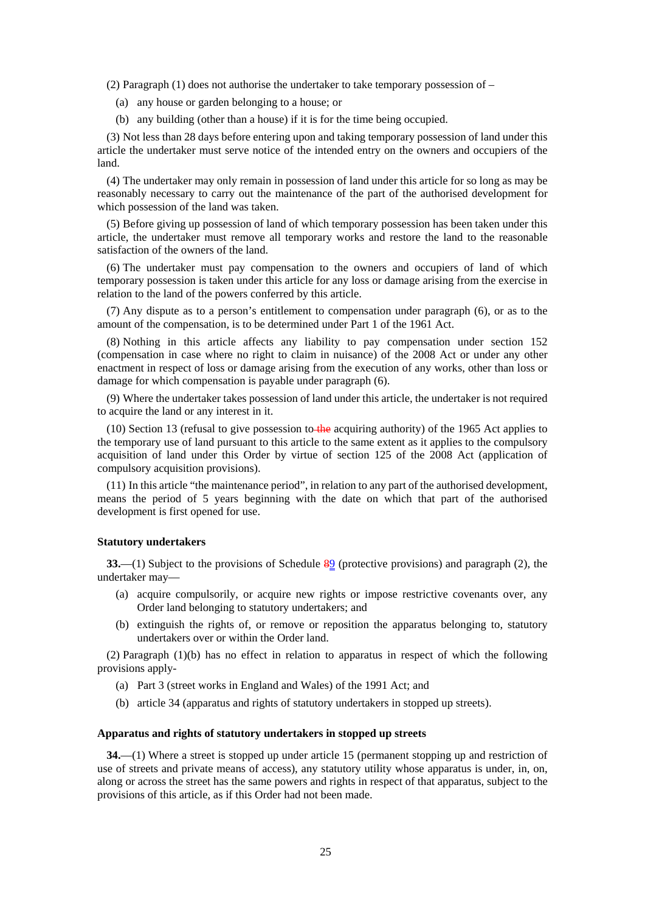(2) Paragraph (1) does not authorise the undertaker to take temporary possession of –

(a) any house or garden belonging to a house; or

(b) any building (other than a house) if it is for the time being occupied.

(3) Not less than 28 days before entering upon and taking temporary possession of land under this article the undertaker must serve notice of the intended entry on the owners and occupiers of the land.

(4) The undertaker may only remain in possession of land under this article for so long as may be reasonably necessary to carry out the maintenance of the part of the authorised development for which possession of the land was taken.

(5) Before giving up possession of land of which temporary possession has been taken under this article, the undertaker must remove all temporary works and restore the land to the reasonable satisfaction of the owners of the land.

(6) The undertaker must pay compensation to the owners and occupiers of land of which temporary possession is taken under this article for any loss or damage arising from the exercise in relation to the land of the powers conferred by this article.

(7) Any dispute as to a person's entitlement to compensation under paragraph (6), or as to the amount of the compensation, is to be determined under Part 1 of the 1961 Act.

(8) Nothing in this article affects any liability to pay compensation under section 152 (compensation in case where no right to claim in nuisance) of the 2008 Act or under any other enactment in respect of loss or damage arising from the execution of any works, other than loss or damage for which compensation is payable under paragraph (6).

(9) Where the undertaker takes possession of land under this article, the undertaker is not required to acquire the land or any interest in it.

(10) Section 13 (refusal to give possession to ~~the~~ acquiring authority) of the 1965 Act applies to the temporary use of land pursuant to this article to the same extent as it applies to the compulsory acquisition of land under this Order by virtue of section 125 of the 2008 Act (application of compulsory acquisition provisions).

(11) In this article "the maintenance period", in relation to any part of the authorised development, means the period of 5 years beginning with the date on which that part of the authorised development is first opened for use.

**Statutory undertakers**

**33.**—(1) Subject to the provisions of Schedule ~~8~~9 (protective provisions) and paragraph (2), the undertaker may—

(a) acquire compulsorily, or acquire new rights or impose restrictive covenants over, any Order land belonging to statutory undertakers; and

(b) extinguish the rights of, or remove or reposition the apparatus belonging to, statutory undertakers over or within the Order land.

(2) Paragraph (1)(b) has no effect in relation to apparatus in respect of which the following provisions apply-

(a) Part 3 (street works in England and Wales) of the 1991 Act; and

(b) article 34 (apparatus and rights of statutory undertakers in stopped up streets).

**Apparatus and rights of statutory undertakers in stopped up streets**

**34.**—(1) Where a street is stopped up under article 15 (permanent stopping up and restriction of use of streets and private means of access), any statutory utility whose apparatus is under, in, on, along or across the street has the same powers and rights in respect of that apparatus, subject to the provisions of this article, as if this Order had not been made.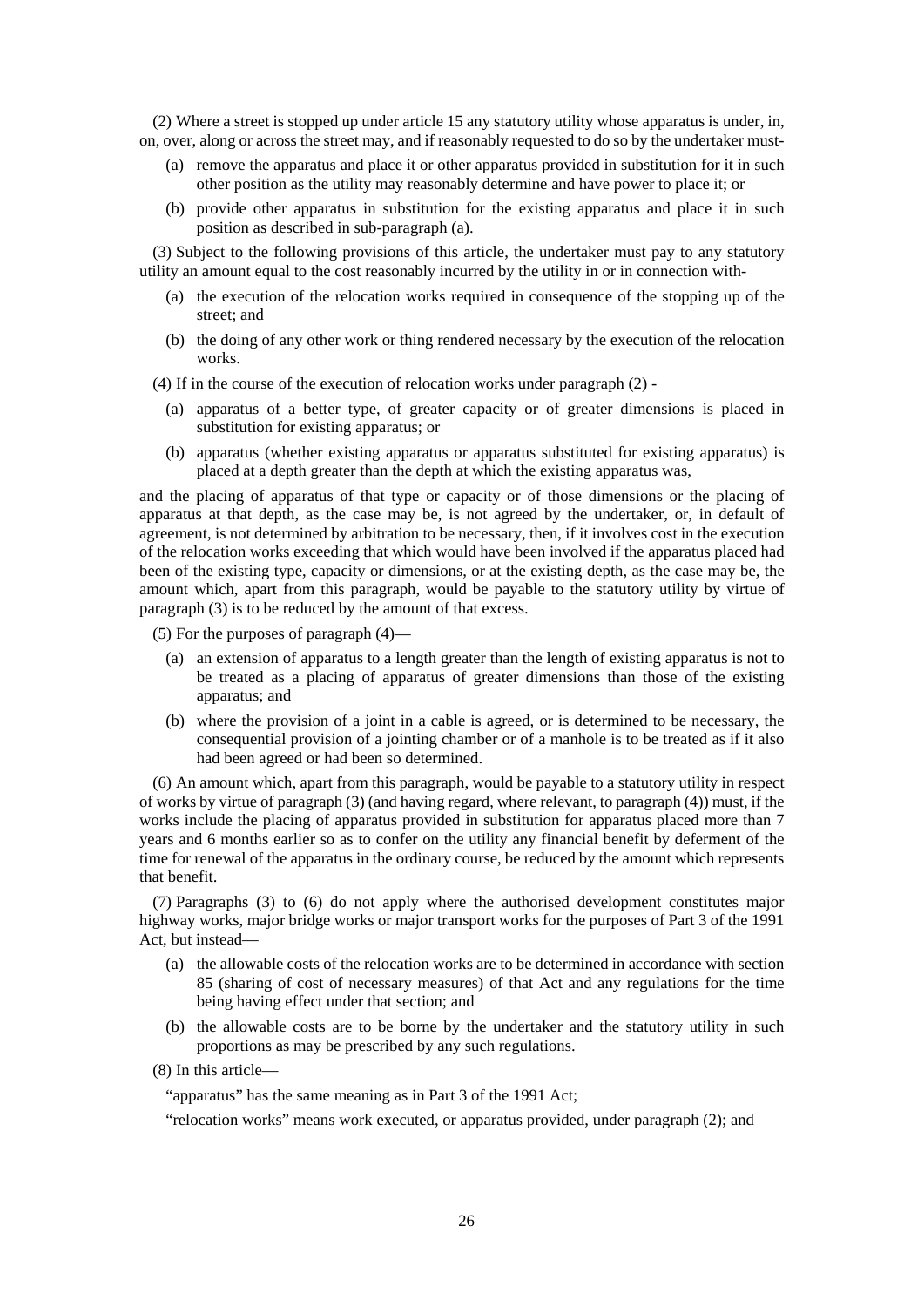(2) Where a street is stopped up under article 15 any statutory utility whose apparatus is under, in, on, over, along or across the street may, and if reasonably requested to do so by the undertaker must-

(a) remove the apparatus and place it or other apparatus provided in substitution for it in such other position as the utility may reasonably determine and have power to place it; or

(b) provide other apparatus in substitution for the existing apparatus and place it in such position as described in sub-paragraph (a).

(3) Subject to the following provisions of this article, the undertaker must pay to any statutory utility an amount equal to the cost reasonably incurred by the utility in or in connection with-

(a) the execution of the relocation works required in consequence of the stopping up of the street; and

(b) the doing of any other work or thing rendered necessary by the execution of the relocation works.

(4) If in the course of the execution of relocation works under paragraph (2) -

(a) apparatus of a better type, of greater capacity or of greater dimensions is placed in substitution for existing apparatus; or

(b) apparatus (whether existing apparatus or apparatus substituted for existing apparatus) is placed at a depth greater than the depth at which the existing apparatus was,

and the placing of apparatus of that type or capacity or of those dimensions or the placing of apparatus at that depth, as the case may be, is not agreed by the undertaker, or, in default of agreement, is not determined by arbitration to be necessary, then, if it involves cost in the execution of the relocation works exceeding that which would have been involved if the apparatus placed had been of the existing type, capacity or dimensions, or at the existing depth, as the case may be, the amount which, apart from this paragraph, would be payable to the statutory utility by virtue of paragraph (3) is to be reduced by the amount of that excess.

(5) For the purposes of paragraph (4)—

(a) an extension of apparatus to a length greater than the length of existing apparatus is not to be treated as a placing of apparatus of greater dimensions than those of the existing apparatus; and

(b) where the provision of a joint in a cable is agreed, or is determined to be necessary, the consequential provision of a jointing chamber or of a manhole is to be treated as if it also had been agreed or had been so determined.

(6) An amount which, apart from this paragraph, would be payable to a statutory utility in respect of works by virtue of paragraph (3) (and having regard, where relevant, to paragraph (4)) must, if the works include the placing of apparatus provided in substitution for apparatus placed more than 7 years and 6 months earlier so as to confer on the utility any financial benefit by deferment of the time for renewal of the apparatus in the ordinary course, be reduced by the amount which represents that benefit.

(7) Paragraphs (3) to (6) do not apply where the authorised development constitutes major highway works, major bridge works or major transport works for the purposes of Part 3 of the 1991 Act, but instead—

(a) the allowable costs of the relocation works are to be determined in accordance with section 85 (sharing of cost of necessary measures) of that Act and any regulations for the time being having effect under that section; and

(b) the allowable costs are to be borne by the undertaker and the statutory utility in such proportions as may be prescribed by any such regulations.

(8) In this article—

"apparatus" has the same meaning as in Part 3 of the 1991 Act;

"relocation works" means work executed, or apparatus provided, under paragraph (2); and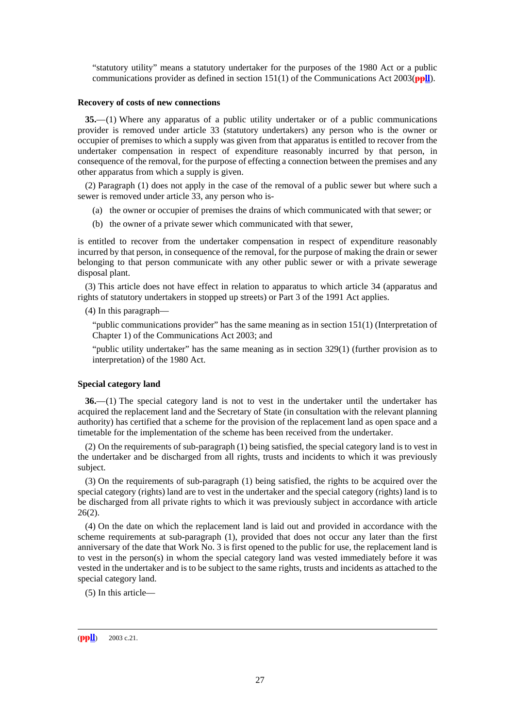"statutory utility" means a statutory undertaker for the purposes of the 1980 Act or a public communications provider as defined in section 151(1) of the Communications Act 2003(ppll).

**Recovery of costs of new connections**

**35.**—(1) Where any apparatus of a public utility undertaker or of a public communications provider is removed under article 33 (statutory undertakers) any person who is the owner or occupier of premises to which a supply was given from that apparatus is entitled to recover from the undertaker compensation in respect of expenditure reasonably incurred by that person, in consequence of the removal, for the purpose of effecting a connection between the premises and any other apparatus from which a supply is given.

(2) Paragraph (1) does not apply in the case of the removal of a public sewer but where such a sewer is removed under article 33, any person who is-

(a) the owner or occupier of premises the drains of which communicated with that sewer; or

(b) the owner of a private sewer which communicated with that sewer,

is entitled to recover from the undertaker compensation in respect of expenditure reasonably incurred by that person, in consequence of the removal, for the purpose of making the drain or sewer belonging to that person communicate with any other public sewer or with a private sewerage disposal plant.

(3) This article does not have effect in relation to apparatus to which article 34 (apparatus and rights of statutory undertakers in stopped up streets) or Part 3 of the 1991 Act applies.

(4) In this paragraph—

"public communications provider" has the same meaning as in section 151(1) (Interpretation of Chapter 1) of the Communications Act 2003; and

"public utility undertaker" has the same meaning as in section 329(1) (further provision as to interpretation) of the 1980 Act.

**Special category land**

**36.**—(1) The special category land is not to vest in the undertaker until the undertaker has acquired the replacement land and the Secretary of State (in consultation with the relevant planning authority) has certified that a scheme for the provision of the replacement land as open space and a timetable for the implementation of the scheme has been received from the undertaker.

(2) On the requirements of sub-paragraph (1) being satisfied, the special category land is to vest in the undertaker and be discharged from all rights, trusts and incidents to which it was previously subject.

(3) On the requirements of sub-paragraph (1) being satisfied, the rights to be acquired over the special category (rights) land are to vest in the undertaker and the special category (rights) land is to be discharged from all private rights to which it was previously subject in accordance with article 26(2).

(4) On the date on which the replacement land is laid out and provided in accordance with the scheme requirements at sub-paragraph (1), provided that does not occur any later than the first anniversary of the date that Work No. 3 is first opened to the public for use, the replacement land is to vest in the person(s) in whom the special category land was vested immediately before it was vested in the undertaker and is to be subject to the same rights, trusts and incidents as attached to the special category land.

(5) In this article—

(ppll) 2003 c.21.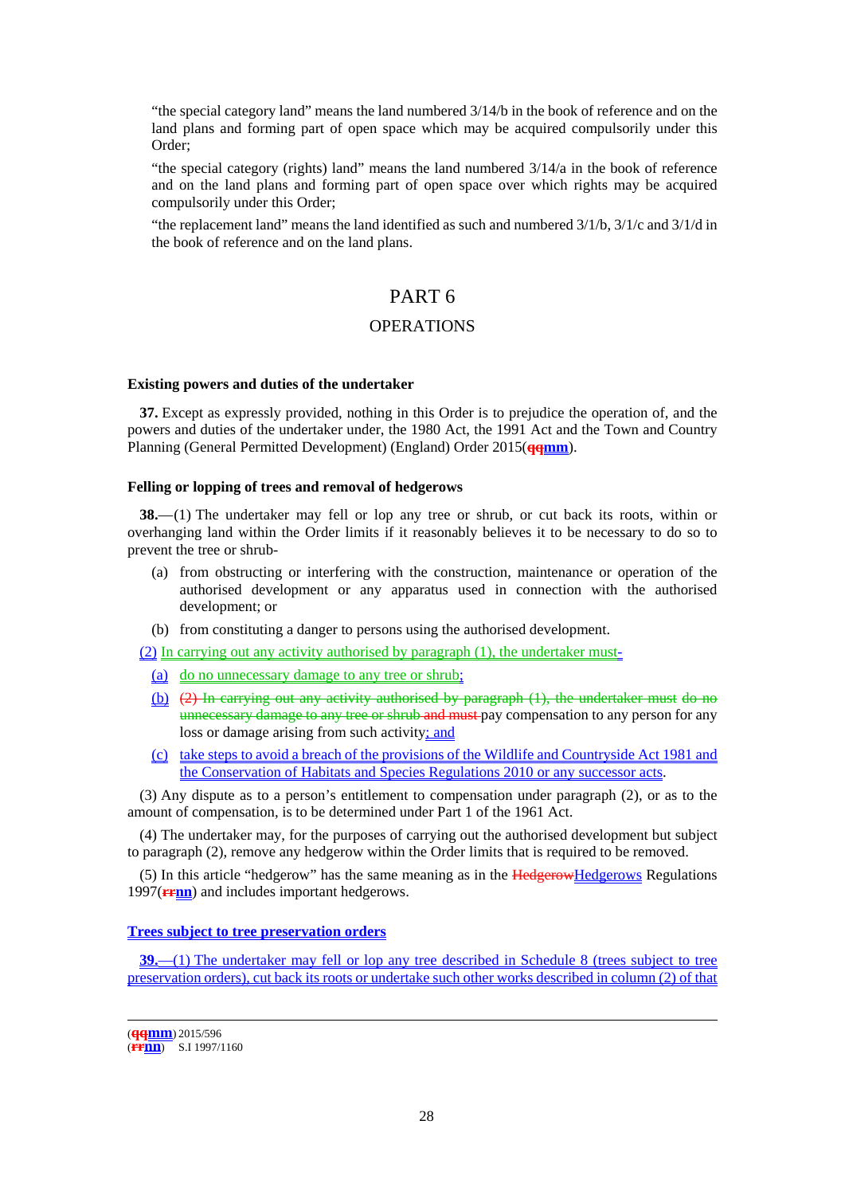"the special category land" means the land numbered 3/14/b in the book of reference and on the land plans and forming part of open space which may be acquired compulsorily under this Order;

"the special category (rights) land" means the land numbered 3/14/a in the book of reference and on the land plans and forming part of open space over which rights may be acquired compulsorily under this Order;

"the replacement land" means the land identified as such and numbered 3/1/b, 3/1/c and 3/1/d in the book of reference and on the land plans.

# PART 6

## OPERATIONS

### Existing powers and duties of the undertaker

**37.** Except as expressly provided, nothing in this Order is to prejudice the operation of, and the powers and duties of the undertaker under, the 1980 Act, the 1991 Act and the Town and Country Planning (General Permitted Development) (England) Order 2015(qqmm).

### Felling or lopping of trees and removal of hedgerows

**38.**—(1) The undertaker may fell or lop any tree or shrub, or cut back its roots, within or overhanging land within the Order limits if it reasonably believes it to be necessary to do so to prevent the tree or shrub-

(a) from obstructing or interfering with the construction, maintenance or operation of the authorised development or any apparatus used in connection with the authorised development; or

(b) from constituting a danger to persons using the authorised development.

(2) In carrying out any activity authorised by paragraph (1), the undertaker must-

(a) do no unnecessary damage to any tree or shrub;

(b) (2) In carrying out any activity authorised by paragraph (1), the undertaker must do no unnecessary damage to any tree or shrub and must pay compensation to any person for any loss or damage arising from such activity; and

(c) take steps to avoid a breach of the provisions of the Wildlife and Countryside Act 1981 and the Conservation of Habitats and Species Regulations 2010 or any successor acts.

(3) Any dispute as to a person's entitlement to compensation under paragraph (2), or as to the amount of compensation, is to be determined under Part 1 of the 1961 Act.

(4) The undertaker may, for the purposes of carrying out the authorised development but subject to paragraph (2), remove any hedgerow within the Order limits that is required to be removed.

(5) In this article "hedgerow" has the same meaning as in the HedgerowHedgerows Regulations 1997(rrnn) and includes important hedgerows.

### Trees subject to tree preservation orders

**39.**—(1) The undertaker may fell or lop any tree described in Schedule 8 (trees subject to tree preservation orders), cut back its roots or undertake such other works described in column (2) of that

---

(qqmm) 2015/596

(rrnn) S.I 1997/1160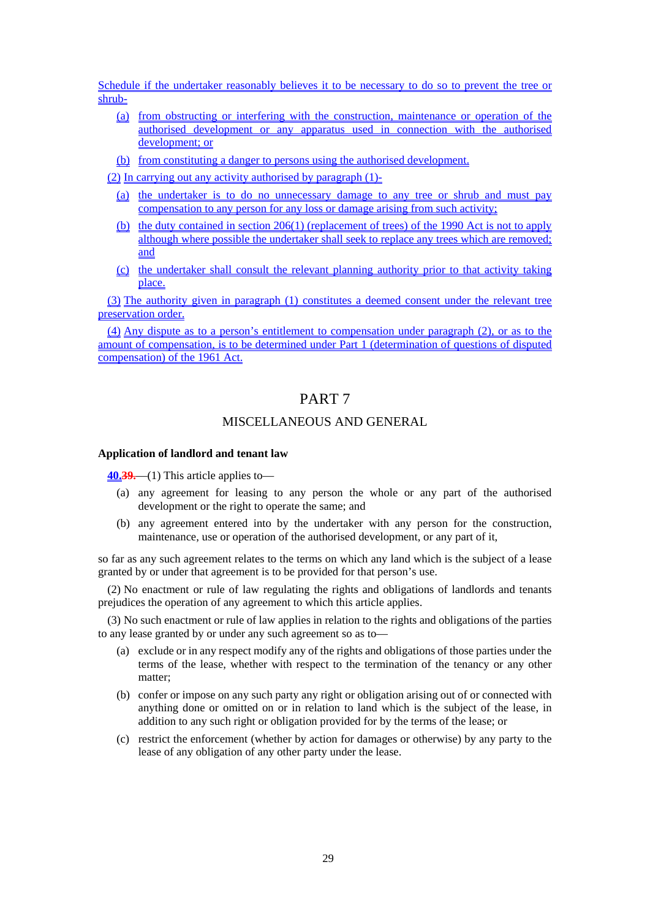Schedule if the undertaker reasonably believes it to be necessary to do so to prevent the tree or shrub-

(a) from obstructing or interfering with the construction, maintenance or operation of the authorised development or any apparatus used in connection with the authorised development; or

(b) from constituting a danger to persons using the authorised development.

(2) In carrying out any activity authorised by paragraph (1)-

(a) the undertaker is to do no unnecessary damage to any tree or shrub and must pay compensation to any person for any loss or damage arising from such activity;

(b) the duty contained in section 206(1) (replacement of trees) of the 1990 Act is not to apply although where possible the undertaker shall seek to replace any trees which are removed; and

(c) the undertaker shall consult the relevant planning authority prior to that activity taking place.

(3) The authority given in paragraph (1) constitutes a deemed consent under the relevant tree preservation order.

(4) Any dispute as to a person's entitlement to compensation under paragraph (2), or as to the amount of compensation, is to be determined under Part 1 (determination of questions of disputed compensation) of the 1961 Act.

# PART 7

## MISCELLANEOUS AND GENERAL

### Application of landlord and tenant law

**40.~~39.~~**—(1) This article applies to—

(a) any agreement for leasing to any person the whole or any part of the authorised development or the right to operate the same; and

(b) any agreement entered into by the undertaker with any person for the construction, maintenance, use or operation of the authorised development, or any part of it,

so far as any such agreement relates to the terms on which any land which is the subject of a lease granted by or under that agreement is to be provided for that person's use.

(2) No enactment or rule of law regulating the rights and obligations of landlords and tenants prejudices the operation of any agreement to which this article applies.

(3) No such enactment or rule of law applies in relation to the rights and obligations of the parties to any lease granted by or under any such agreement so as to—

(a) exclude or in any respect modify any of the rights and obligations of those parties under the terms of the lease, whether with respect to the termination of the tenancy or any other matter;

(b) confer or impose on any such party any right or obligation arising out of or connected with anything done or omitted on or in relation to land which is the subject of the lease, in addition to any such right or obligation provided for by the terms of the lease; or

(c) restrict the enforcement (whether by action for damages or otherwise) by any party to the lease of any obligation of any other party under the lease.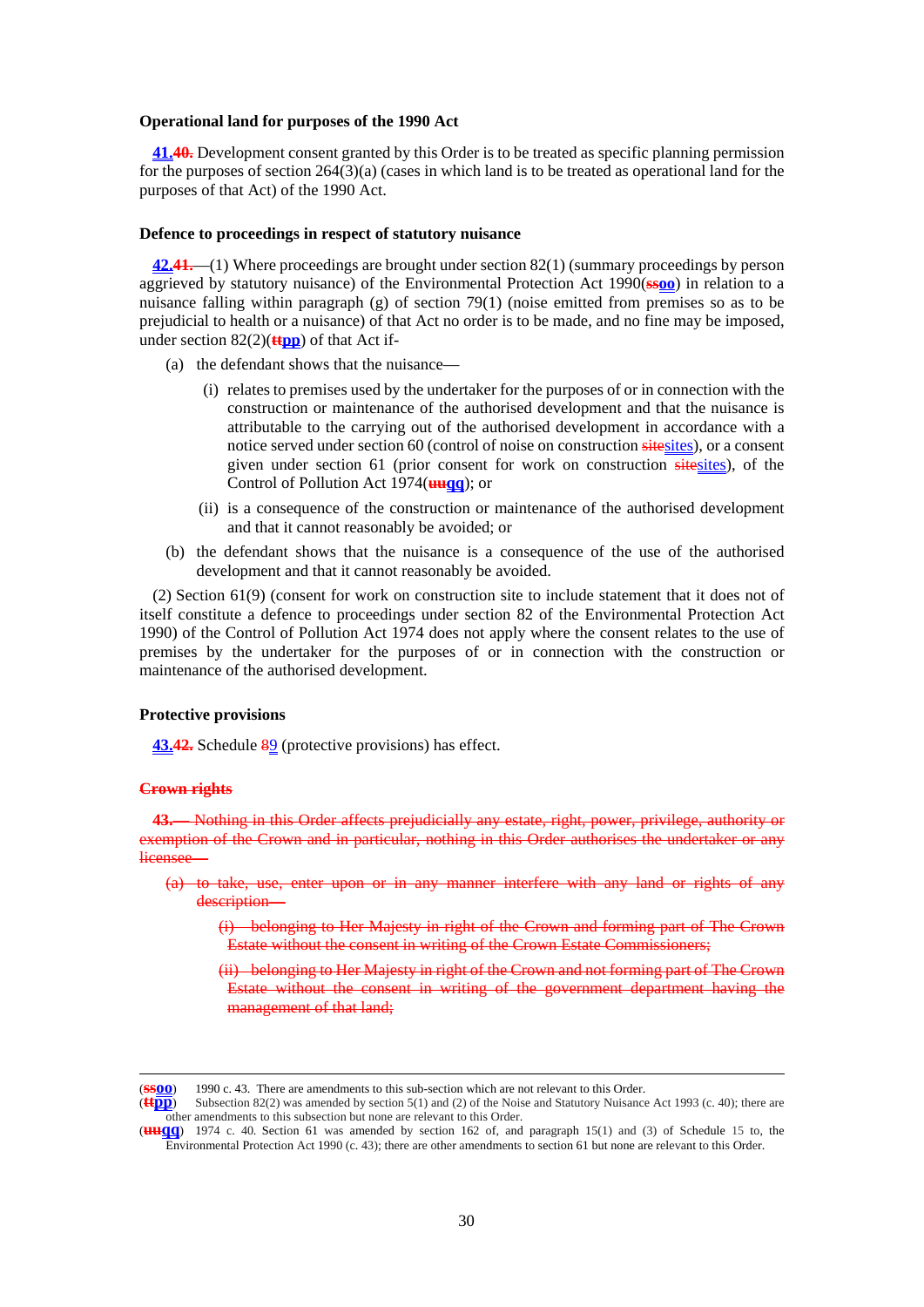**Operational land for purposes of the 1990 Act**

41.~~40.~~ Development consent granted by this Order is to be treated as specific planning permission for the purposes of section 264(3)(a) (cases in which land is to be treated as operational land for the purposes of that Act) of the 1990 Act.

**Defence to proceedings in respect of statutory nuisance**

42.~~41.~~—(1) Where proceedings are brought under section 82(1) (summary proceedings by person aggrieved by statutory nuisance) of the Environmental Protection Act 1990(~~ss~~oo) in relation to a nuisance falling within paragraph (g) of section 79(1) (noise emitted from premises so as to be prejudicial to health or a nuisance) of that Act no order is to be made, and no fine may be imposed, under section 82(2)(~~tt~~pp) of that Act if-

(a) the defendant shows that the nuisance—

(i) relates to premises used by the undertaker for the purposes of or in connection with the construction or maintenance of the authorised development and that the nuisance is attributable to the carrying out of the authorised development in accordance with a notice served under section 60 (control of noise on construction ~~site~~sites), or a consent given under section 61 (prior consent for work on construction ~~site~~sites), of the Control of Pollution Act 1974(~~uu~~qq); or

(ii) is a consequence of the construction or maintenance of the authorised development and that it cannot reasonably be avoided; or

(b) the defendant shows that the nuisance is a consequence of the use of the authorised development and that it cannot reasonably be avoided.

(2) Section 61(9) (consent for work on construction site to include statement that it does not of itself constitute a defence to proceedings under section 82 of the Environmental Protection Act 1990) of the Control of Pollution Act 1974 does not apply where the consent relates to the use of premises by the undertaker for the purposes of or in connection with the construction or maintenance of the authorised development.

**Protective provisions**

43.~~42.~~ Schedule ~~8~~9 (protective provisions) has effect.

~~**Crown rights**~~

~~43.— Nothing in this Order affects prejudicially any estate, right, power, privilege, authority or exemption of the Crown and in particular, nothing in this Order authorises the undertaker or any licensee—~~

~~(a) to take, use, enter upon or in any manner interfere with any land or rights of any description—~~

~~(i) belonging to Her Majesty in right of the Crown and forming part of The Crown Estate without the consent in writing of the Crown Estate Commissioners;~~

~~(ii) belonging to Her Majesty in right of the Crown and not forming part of The Crown Estate without the consent in writing of the government department having the management of that land;~~

---

(~~ss~~oo) 1990 c. 43. There are amendments to this sub-section which are not relevant to this Order.

(~~tt~~pp) Subsection 82(2) was amended by section 5(1) and (2) of the Noise and Statutory Nuisance Act 1993 (c. 40); there are other amendments to this subsection but none are relevant to this Order.

(~~uu~~qq) 1974 c. 40. Section 61 was amended by section 162 of, and paragraph 15(1) and (3) of Schedule 15 to, the Environmental Protection Act 1990 (c. 43); there are other amendments to section 61 but none are relevant to this Order.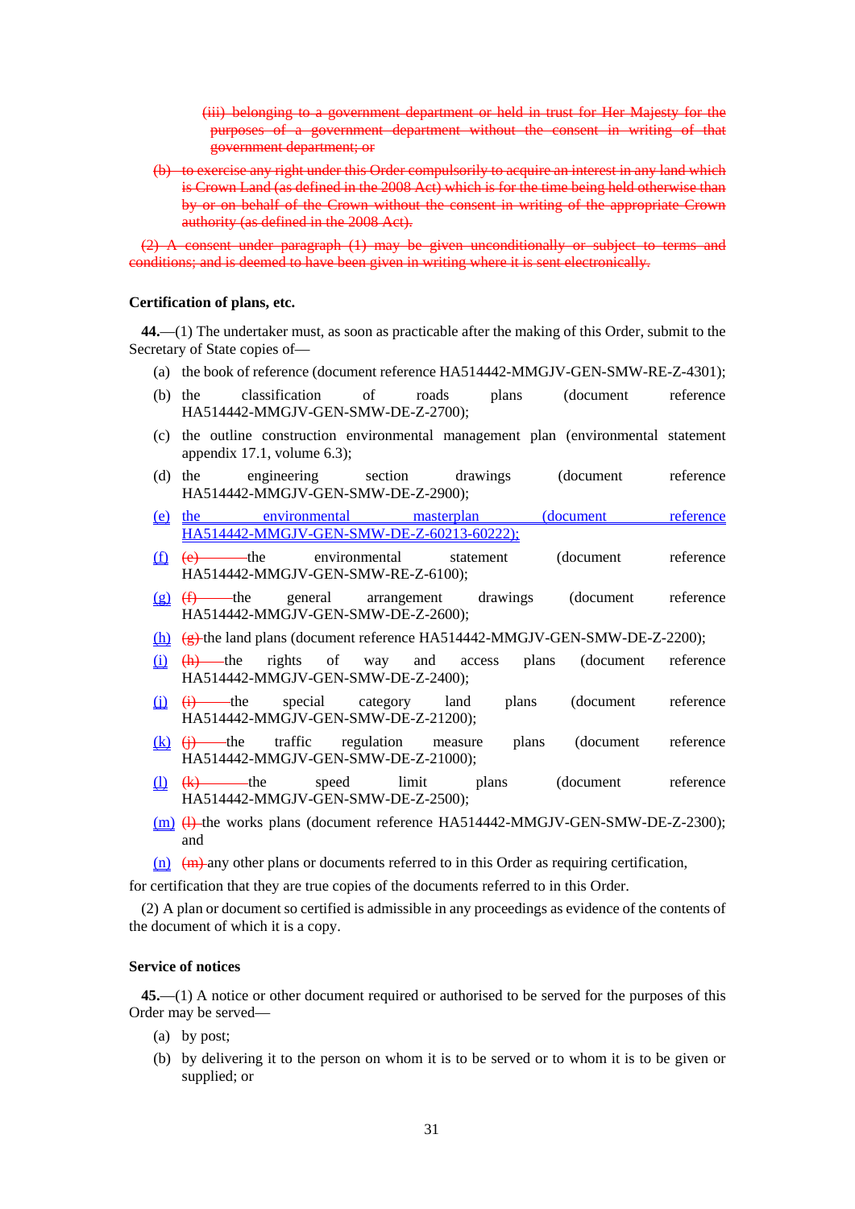~~(iii) belonging to a government department or held in trust for Her Majesty for the purposes of a government department without the consent in writing of that government department; or~~

~~(b) to exercise any right under this Order compulsorily to acquire an interest in any land which is Crown Land (as defined in the 2008 Act) which is for the time being held otherwise than by or on behalf of the Crown without the consent in writing of the appropriate Crown authority (as defined in the 2008 Act).~~

~~(2) A consent under paragraph (1) may be given unconditionally or subject to terms and conditions; and is deemed to have been given in writing where it is sent electronically.~~

**Certification of plans, etc.**

**44.**—(1) The undertaker must, as soon as practicable after the making of this Order, submit to the Secretary of State copies of—

(a) the book of reference (document reference HA514442-MMGJV-GEN-SMW-RE-Z-4301);

(b) the classification of roads plans (document reference HA514442-MMGJV-GEN-SMW-DE-Z-2700);

(c) the outline construction environmental management plan (environmental statement appendix 17.1, volume 6.3);

(d) the engineering section drawings (document reference HA514442-MMGJV-GEN-SMW-DE-Z-2900);

<u>(e) the environmental masterplan (document reference HA514442-MMGJV-GEN-SMW-DE-Z-60213-60222);</u>

<u>(f)</u> ~~(e)~~ the environmental statement (document reference HA514442-MMGJV-GEN-SMW-RE-Z-6100);

<u>(g)</u> ~~(f)~~ the general arrangement drawings (document reference HA514442-MMGJV-GEN-SMW-DE-Z-2600);

<u>(h)</u> ~~(g)~~ the land plans (document reference HA514442-MMGJV-GEN-SMW-DE-Z-2200);

<u>(i)</u> ~~(h)~~ the rights of way and access plans (document reference HA514442-MMGJV-GEN-SMW-DE-Z-2400);

<u>(j)</u> ~~(i)~~ the special category land plans (document reference HA514442-MMGJV-GEN-SMW-DE-Z-21200);

<u>(k)</u> ~~(j)~~ the traffic regulation measure plans (document reference HA514442-MMGJV-GEN-SMW-DE-Z-21000);

<u>(l)</u> ~~(k)~~ the speed limit plans (document reference HA514442-MMGJV-GEN-SMW-DE-Z-2500);

<u>(m)</u> ~~(l)~~ the works plans (document reference HA514442-MMGJV-GEN-SMW-DE-Z-2300); and

<u>(n)</u> ~~(m)~~ any other plans or documents referred to in this Order as requiring certification,

for certification that they are true copies of the documents referred to in this Order.

(2) A plan or document so certified is admissible in any proceedings as evidence of the contents of the document of which it is a copy.

**Service of notices**

**45.**—(1) A notice or other document required or authorised to be served for the purposes of this Order may be served—

(a) by post;

(b) by delivering it to the person on whom it is to be served or to whom it is to be given or supplied; or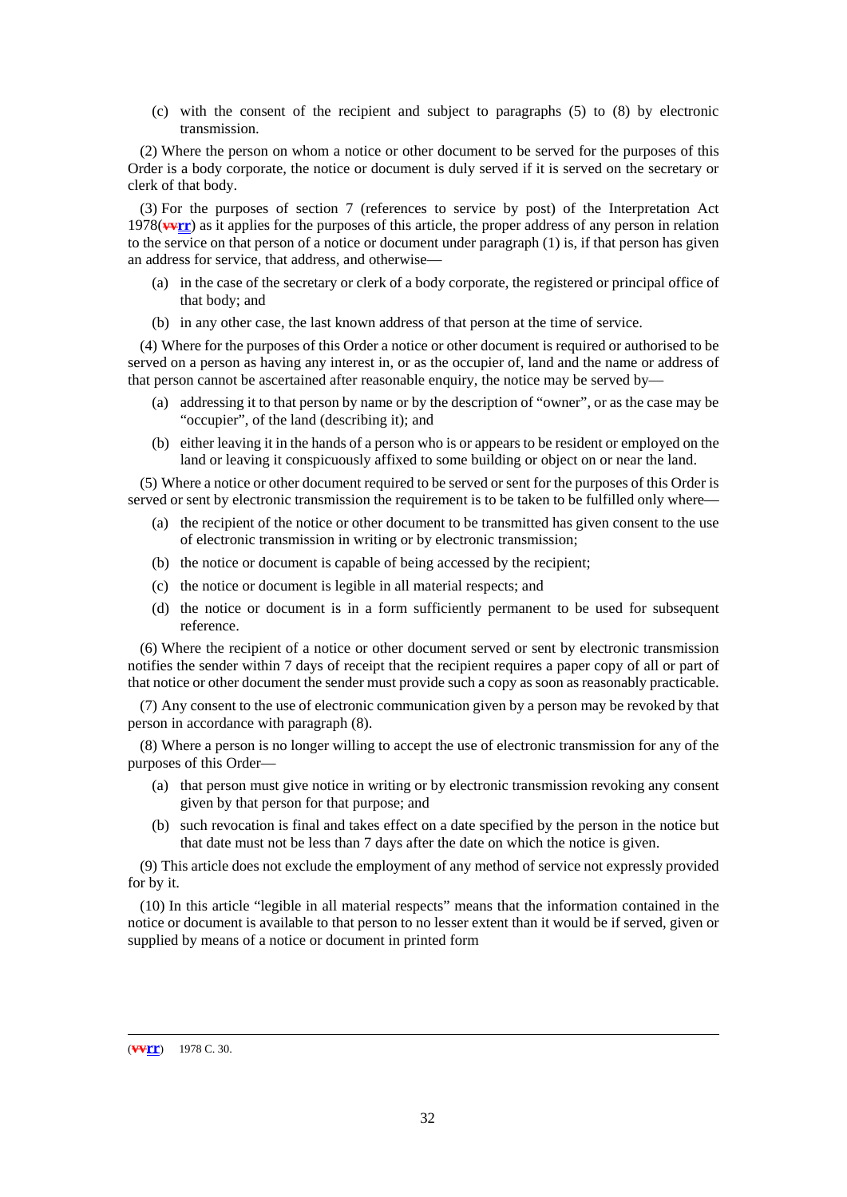(c) with the consent of the recipient and subject to paragraphs (5) to (8) by electronic transmission.

(2) Where the person on whom a notice or other document to be served for the purposes of this Order is a body corporate, the notice or document is duly served if it is served on the secretary or clerk of that body.

(3) For the purposes of section 7 (references to service by post) of the Interpretation Act 1978(~~vv~~**rr**) as it applies for the purposes of this article, the proper address of any person in relation to the service on that person of a notice or document under paragraph (1) is, if that person has given an address for service, that address, and otherwise—

(a) in the case of the secretary or clerk of a body corporate, the registered or principal office of that body; and

(b) in any other case, the last known address of that person at the time of service.

(4) Where for the purposes of this Order a notice or other document is required or authorised to be served on a person as having any interest in, or as the occupier of, land and the name or address of that person cannot be ascertained after reasonable enquiry, the notice may be served by—

(a) addressing it to that person by name or by the description of "owner", or as the case may be "occupier", of the land (describing it); and

(b) either leaving it in the hands of a person who is or appears to be resident or employed on the land or leaving it conspicuously affixed to some building or object on or near the land.

(5) Where a notice or other document required to be served or sent for the purposes of this Order is served or sent by electronic transmission the requirement is to be taken to be fulfilled only where—

(a) the recipient of the notice or other document to be transmitted has given consent to the use of electronic transmission in writing or by electronic transmission;

(b) the notice or document is capable of being accessed by the recipient;

(c) the notice or document is legible in all material respects; and

(d) the notice or document is in a form sufficiently permanent to be used for subsequent reference.

(6) Where the recipient of a notice or other document served or sent by electronic transmission notifies the sender within 7 days of receipt that the recipient requires a paper copy of all or part of that notice or other document the sender must provide such a copy as soon as reasonably practicable.

(7) Any consent to the use of electronic communication given by a person may be revoked by that person in accordance with paragraph (8).

(8) Where a person is no longer willing to accept the use of electronic transmission for any of the purposes of this Order—

(a) that person must give notice in writing or by electronic transmission revoking any consent given by that person for that purpose; and

(b) such revocation is final and takes effect on a date specified by the person in the notice but that date must not be less than 7 days after the date on which the notice is given.

(9) This article does not exclude the employment of any method of service not expressly provided for by it.

(10) In this article "legible in all material respects" means that the information contained in the notice or document is available to that person to no lesser extent than it would be if served, given or supplied by means of a notice or document in printed form

---

(~~vv~~**rr**) 1978 C. 30.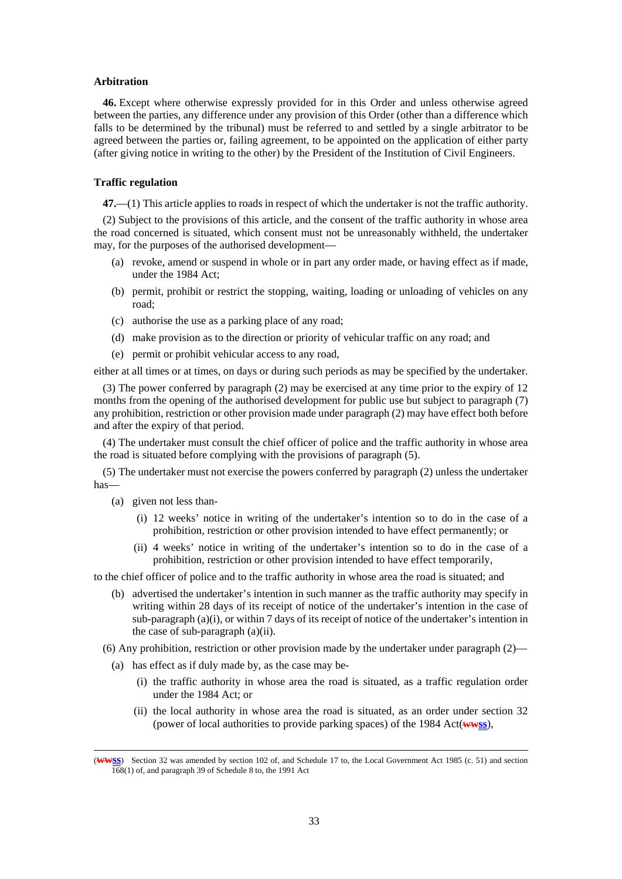**Arbitration**

**46.** Except where otherwise expressly provided for in this Order and unless otherwise agreed between the parties, any difference under any provision of this Order (other than a difference which falls to be determined by the tribunal) must be referred to and settled by a single arbitrator to be agreed between the parties or, failing agreement, to be appointed on the application of either party (after giving notice in writing to the other) by the President of the Institution of Civil Engineers.

**Traffic regulation**

**47.**—(1) This article applies to roads in respect of which the undertaker is not the traffic authority.

(2) Subject to the provisions of this article, and the consent of the traffic authority in whose area the road concerned is situated, which consent must not be unreasonably withheld, the undertaker may, for the purposes of the authorised development—

- (a) revoke, amend or suspend in whole or in part any order made, or having effect as if made, under the 1984 Act;
- (b) permit, prohibit or restrict the stopping, waiting, loading or unloading of vehicles on any road;
- (c) authorise the use as a parking place of any road;
- (d) make provision as to the direction or priority of vehicular traffic on any road; and
- (e) permit or prohibit vehicular access to any road,

either at all times or at times, on days or during such periods as may be specified by the undertaker.

(3) The power conferred by paragraph (2) may be exercised at any time prior to the expiry of 12 months from the opening of the authorised development for public use but subject to paragraph (7) any prohibition, restriction or other provision made under paragraph (2) may have effect both before and after the expiry of that period.

(4) The undertaker must consult the chief officer of police and the traffic authority in whose area the road is situated before complying with the provisions of paragraph (5).

(5) The undertaker must not exercise the powers conferred by paragraph (2) unless the undertaker has—

- (a) given not less than-
  - (i) 12 weeks' notice in writing of the undertaker's intention so to do in the case of a prohibition, restriction or other provision intended to have effect permanently; or
  - (ii) 4 weeks' notice in writing of the undertaker's intention so to do in the case of a prohibition, restriction or other provision intended to have effect temporarily,

to the chief officer of police and to the traffic authority in whose area the road is situated; and

- (b) advertised the undertaker's intention in such manner as the traffic authority may specify in writing within 28 days of its receipt of notice of the undertaker's intention in the case of sub-paragraph (a)(i), or within 7 days of its receipt of notice of the undertaker's intention in the case of sub-paragraph (a)(ii).

(6) Any prohibition, restriction or other provision made by the undertaker under paragraph (2)—

- (a) has effect as if duly made by, as the case may be-
  - (i) the traffic authority in whose area the road is situated, as a traffic regulation order under the 1984 Act; or
  - (ii) the local authority in whose area the road is situated, as an order under section 32 (power of local authorities to provide parking spaces) of the 1984 Act(~~ww~~ss),

---

(~~ww~~ss) Section 32 was amended by section 102 of, and Schedule 17 to, the Local Government Act 1985 (c. 51) and section 168(1) of, and paragraph 39 of Schedule 8 to, the 1991 Act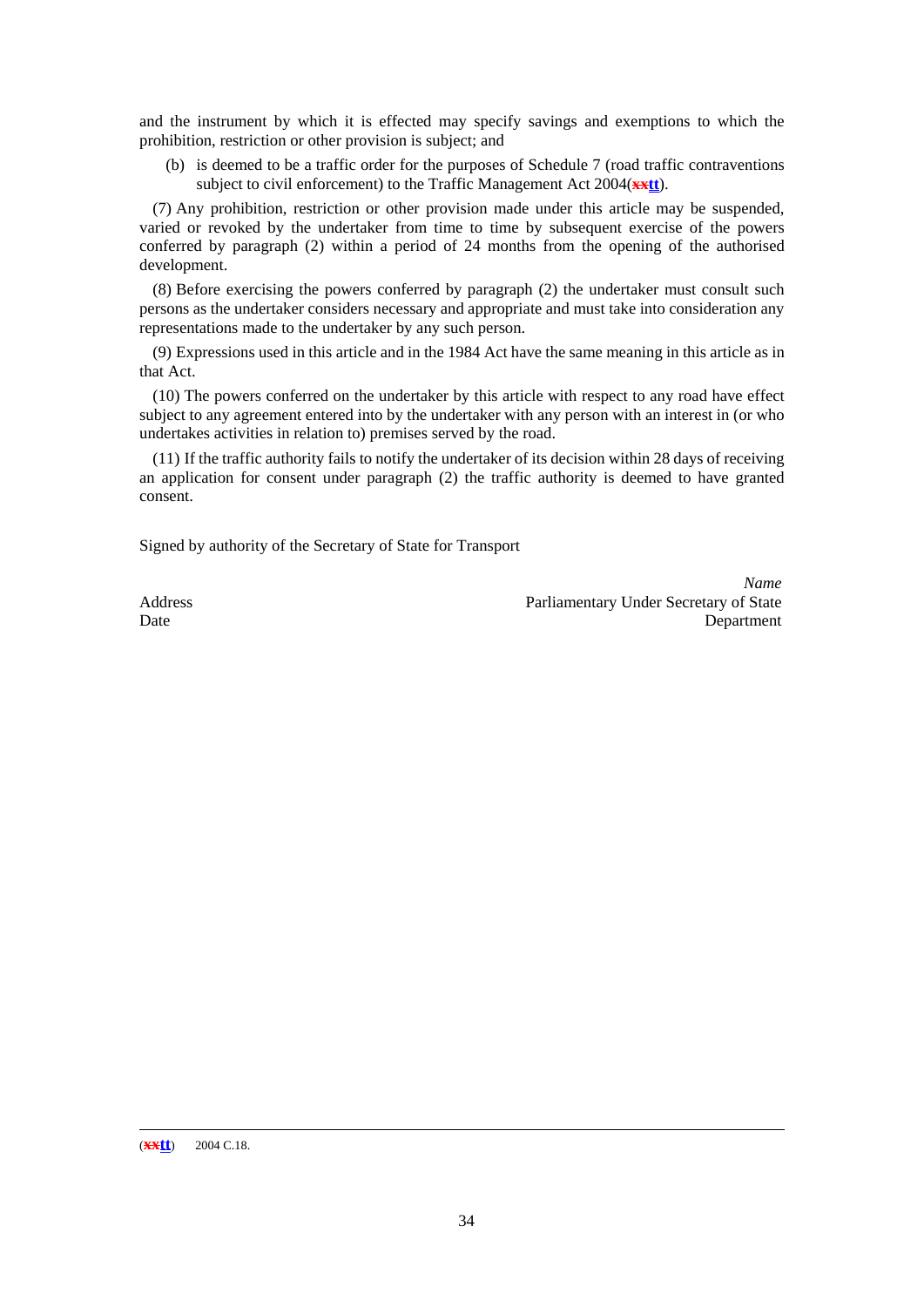and the instrument by which it is effected may specify savings and exemptions to which the prohibition, restriction or other provision is subject; and

(b) is deemed to be a traffic order for the purposes of Schedule 7 (road traffic contraventions subject to civil enforcement) to the Traffic Management Act 2004(~~xx~~**tt**).

(7) Any prohibition, restriction or other provision made under this article may be suspended, varied or revoked by the undertaker from time to time by subsequent exercise of the powers conferred by paragraph (2) within a period of 24 months from the opening of the authorised development.

(8) Before exercising the powers conferred by paragraph (2) the undertaker must consult such persons as the undertaker considers necessary and appropriate and must take into consideration any representations made to the undertaker by any such person.

(9) Expressions used in this article and in the 1984 Act have the same meaning in this article as in that Act.

(10) The powers conferred on the undertaker by this article with respect to any road have effect subject to any agreement entered into by the undertaker with any person with an interest in (or who undertakes activities in relation to) premises served by the road.

(11) If the traffic authority fails to notify the undertaker of its decision within 28 days of receiving an application for consent under paragraph (2) the traffic authority is deemed to have granted consent.

Signed by authority of the Secretary of State for Transport

*Name*
Parliamentary Under Secretary of State
Department

Address
Date

---

(~~xx~~**tt**) 2004 C.18.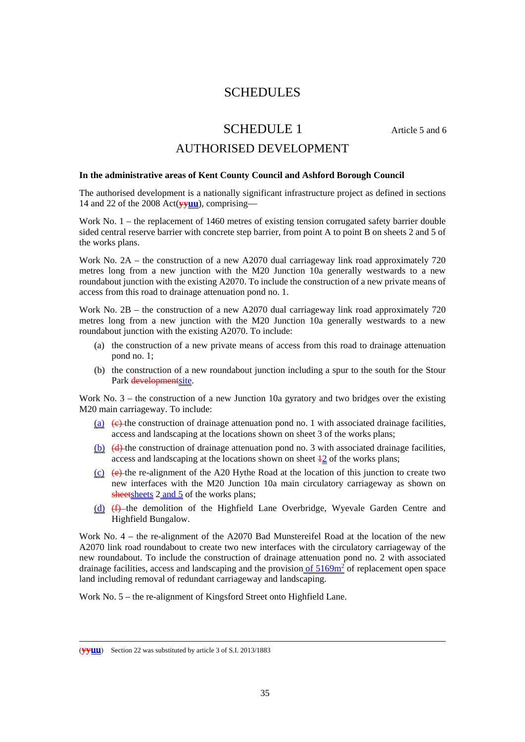# SCHEDULES

## SCHEDULE 1

Article 5 and 6

## AUTHORISED DEVELOPMENT

**In the administrative areas of Kent County Council and Ashford Borough Council**

The authorised development is a nationally significant infrastructure project as defined in sections 14 and 22 of the 2008 Act(~~yy~~uu), comprising—

Work No. 1 – the replacement of 1460 metres of existing tension corrugated safety barrier double sided central reserve barrier with concrete step barrier, from point A to point B on sheets 2 and 5 of the works plans.

Work No. 2A – the construction of a new A2070 dual carriageway link road approximately 720 metres long from a new junction with the M20 Junction 10a generally westwards to a new roundabout junction with the existing A2070. To include the construction of a new private means of access from this road to drainage attenuation pond no. 1.

Work No. 2B – the construction of a new A2070 dual carriageway link road approximately 720 metres long from a new junction with the M20 Junction 10a generally westwards to a new roundabout junction with the existing A2070. To include:

(a) the construction of a new private means of access from this road to drainage attenuation pond no. 1;

(b) the construction of a new roundabout junction including a spur to the south for the Stour Park ~~development~~site.

Work No. 3 – the construction of a new Junction 10a gyratory and two bridges over the existing M20 main carriageway. To include:

(a) ~~(c)~~ the construction of drainage attenuation pond no. 1 with associated drainage facilities, access and landscaping at the locations shown on sheet 3 of the works plans;

(b) ~~(d)~~ the construction of drainage attenuation pond no. 3 with associated drainage facilities, access and landscaping at the locations shown on sheet ~~1~~2 of the works plans;

(c) ~~(e)~~ the re-alignment of the A20 Hythe Road at the location of this junction to create two new interfaces with the M20 Junction 10a main circulatory carriageway as shown on ~~sheet~~sheets 2 and 5 of the works plans;

(d) ~~(f)~~ the demolition of the Highfield Lane Overbridge, Wyevale Garden Centre and Highfield Bungalow.

Work No. 4 – the re-alignment of the A2070 Bad Munstereifel Road at the location of the new A2070 link road roundabout to create two new interfaces with the circulatory carriageway of the new roundabout. To include the construction of drainage attenuation pond no. 2 with associated drainage facilities, access and landscaping and the provision of $5169m^2$ of replacement open space land including removal of redundant carriageway and landscaping.

Work No. 5 – the re-alignment of Kingsford Street onto Highfield Lane.

---

(~~yy~~uu) Section 22 was substituted by article 3 of S.I. 2013/1883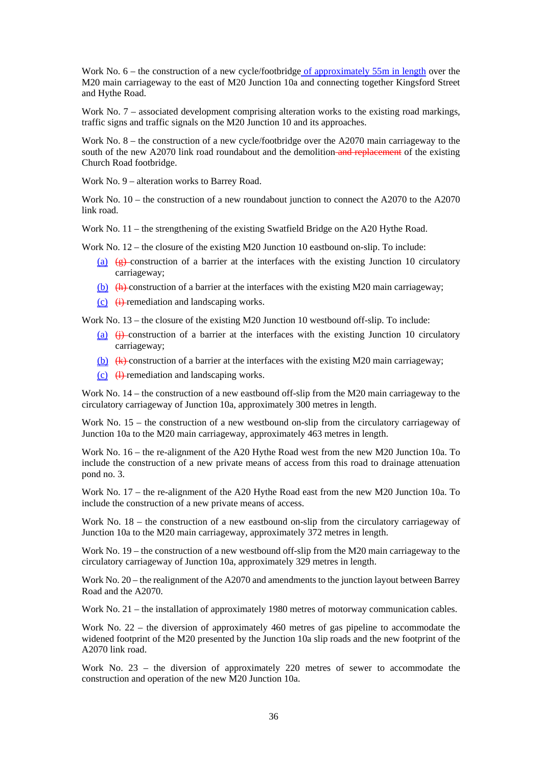Work No. 6 – the construction of a new cycle/footbridge of approximately 55m in length over the M20 main carriageway to the east of M20 Junction 10a and connecting together Kingsford Street and Hythe Road.

Work No. 7 – associated development comprising alteration works to the existing road markings, traffic signs and traffic signals on the M20 Junction 10 and its approaches.

Work No. 8 – the construction of a new cycle/footbridge over the A2070 main carriageway to the south of the new A2070 link road roundabout and the demolition ~~and replacement~~ of the existing Church Road footbridge.

Work No. 9 – alteration works to Barrey Road.

Work No. 10 – the construction of a new roundabout junction to connect the A2070 to the A2070 link road.

Work No. 11 – the strengthening of the existing Swatfield Bridge on the A20 Hythe Road.

Work No. 12 – the closure of the existing M20 Junction 10 eastbound on-slip. To include:

- (a) ~~(g)~~ construction of a barrier at the interfaces with the existing Junction 10 circulatory carriageway;
- (b) ~~(h)~~ construction of a barrier at the interfaces with the existing M20 main carriageway;
- (c) ~~(i)~~ remediation and landscaping works.

Work No. 13 – the closure of the existing M20 Junction 10 westbound off-slip. To include:

- (a) ~~(j)~~ construction of a barrier at the interfaces with the existing Junction 10 circulatory carriageway;
- (b) ~~(k)~~ construction of a barrier at the interfaces with the existing M20 main carriageway;
- (c) ~~(l)~~ remediation and landscaping works.

Work No. 14 – the construction of a new eastbound off-slip from the M20 main carriageway to the circulatory carriageway of Junction 10a, approximately 300 metres in length.

Work No. 15 – the construction of a new westbound on-slip from the circulatory carriageway of Junction 10a to the M20 main carriageway, approximately 463 metres in length.

Work No. 16 – the re-alignment of the A20 Hythe Road west from the new M20 Junction 10a. To include the construction of a new private means of access from this road to drainage attenuation pond no. 3.

Work No. 17 – the re-alignment of the A20 Hythe Road east from the new M20 Junction 10a. To include the construction of a new private means of access.

Work No. 18 – the construction of a new eastbound on-slip from the circulatory carriageway of Junction 10a to the M20 main carriageway, approximately 372 metres in length.

Work No. 19 – the construction of a new westbound off-slip from the M20 main carriageway to the circulatory carriageway of Junction 10a, approximately 329 metres in length.

Work No. 20 – the realignment of the A2070 and amendments to the junction layout between Barrey Road and the A2070.

Work No. 21 – the installation of approximately 1980 metres of motorway communication cables.

Work No. 22 – the diversion of approximately 460 metres of gas pipeline to accommodate the widened footprint of the M20 presented by the Junction 10a slip roads and the new footprint of the A2070 link road.

Work No. 23 – the diversion of approximately 220 metres of sewer to accommodate the construction and operation of the new M20 Junction 10a.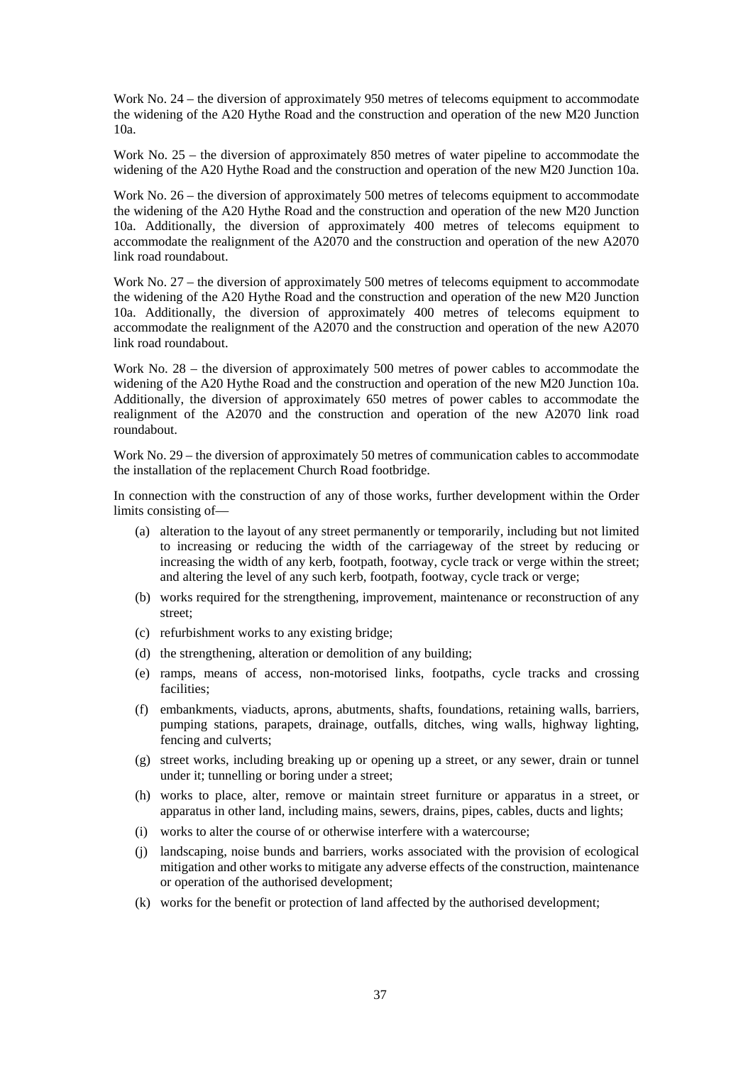Work No. 24 – the diversion of approximately 950 metres of telecoms equipment to accommodate the widening of the A20 Hythe Road and the construction and operation of the new M20 Junction 10a.

Work No. 25 – the diversion of approximately 850 metres of water pipeline to accommodate the widening of the A20 Hythe Road and the construction and operation of the new M20 Junction 10a.

Work No. 26 – the diversion of approximately 500 metres of telecoms equipment to accommodate the widening of the A20 Hythe Road and the construction and operation of the new M20 Junction 10a. Additionally, the diversion of approximately 400 metres of telecoms equipment to accommodate the realignment of the A2070 and the construction and operation of the new A2070 link road roundabout.

Work No. 27 – the diversion of approximately 500 metres of telecoms equipment to accommodate the widening of the A20 Hythe Road and the construction and operation of the new M20 Junction 10a. Additionally, the diversion of approximately 400 metres of telecoms equipment to accommodate the realignment of the A2070 and the construction and operation of the new A2070 link road roundabout.

Work No. 28 – the diversion of approximately 500 metres of power cables to accommodate the widening of the A20 Hythe Road and the construction and operation of the new M20 Junction 10a. Additionally, the diversion of approximately 650 metres of power cables to accommodate the realignment of the A2070 and the construction and operation of the new A2070 link road roundabout.

Work No. 29 – the diversion of approximately 50 metres of communication cables to accommodate the installation of the replacement Church Road footbridge.

In connection with the construction of any of those works, further development within the Order limits consisting of—

- (a) alteration to the layout of any street permanently or temporarily, including but not limited to increasing or reducing the width of the carriageway of the street by reducing or increasing the width of any kerb, footpath, footway, cycle track or verge within the street; and altering the level of any such kerb, footpath, footway, cycle track or verge;
- (b) works required for the strengthening, improvement, maintenance or reconstruction of any street;
- (c) refurbishment works to any existing bridge;
- (d) the strengthening, alteration or demolition of any building;
- (e) ramps, means of access, non-motorised links, footpaths, cycle tracks and crossing facilities;
- (f) embankments, viaducts, aprons, abutments, shafts, foundations, retaining walls, barriers, pumping stations, parapets, drainage, outfalls, ditches, wing walls, highway lighting, fencing and culverts;
- (g) street works, including breaking up or opening up a street, or any sewer, drain or tunnel under it; tunnelling or boring under a street;
- (h) works to place, alter, remove or maintain street furniture or apparatus in a street, or apparatus in other land, including mains, sewers, drains, pipes, cables, ducts and lights;
- (i) works to alter the course of or otherwise interfere with a watercourse;
- (j) landscaping, noise bunds and barriers, works associated with the provision of ecological mitigation and other works to mitigate any adverse effects of the construction, maintenance or operation of the authorised development;
- (k) works for the benefit or protection of land affected by the authorised development;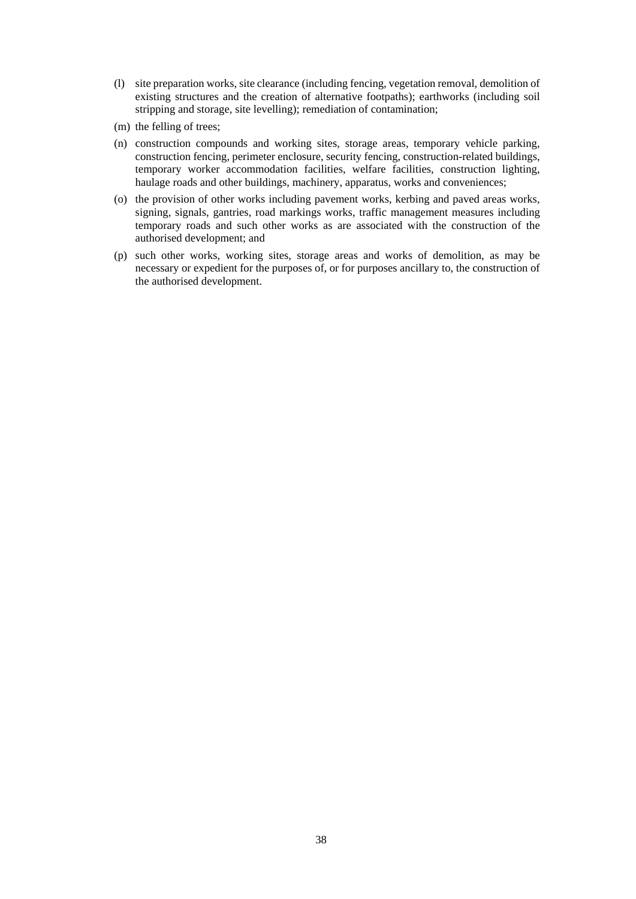(l) site preparation works, site clearance (including fencing, vegetation removal, demolition of existing structures and the creation of alternative footpaths); earthworks (including soil stripping and storage, site levelling); remediation of contamination;

(m) the felling of trees;

(n) construction compounds and working sites, storage areas, temporary vehicle parking, construction fencing, perimeter enclosure, security fencing, construction-related buildings, temporary worker accommodation facilities, welfare facilities, construction lighting, haulage roads and other buildings, machinery, apparatus, works and conveniences;

(o) the provision of other works including pavement works, kerbing and paved areas works, signing, signals, gantries, road markings works, traffic management measures including temporary roads and such other works as are associated with the construction of the authorised development; and

(p) such other works, working sites, storage areas and works of demolition, as may be necessary or expedient for the purposes of, or for purposes ancillary to, the construction of the authorised development.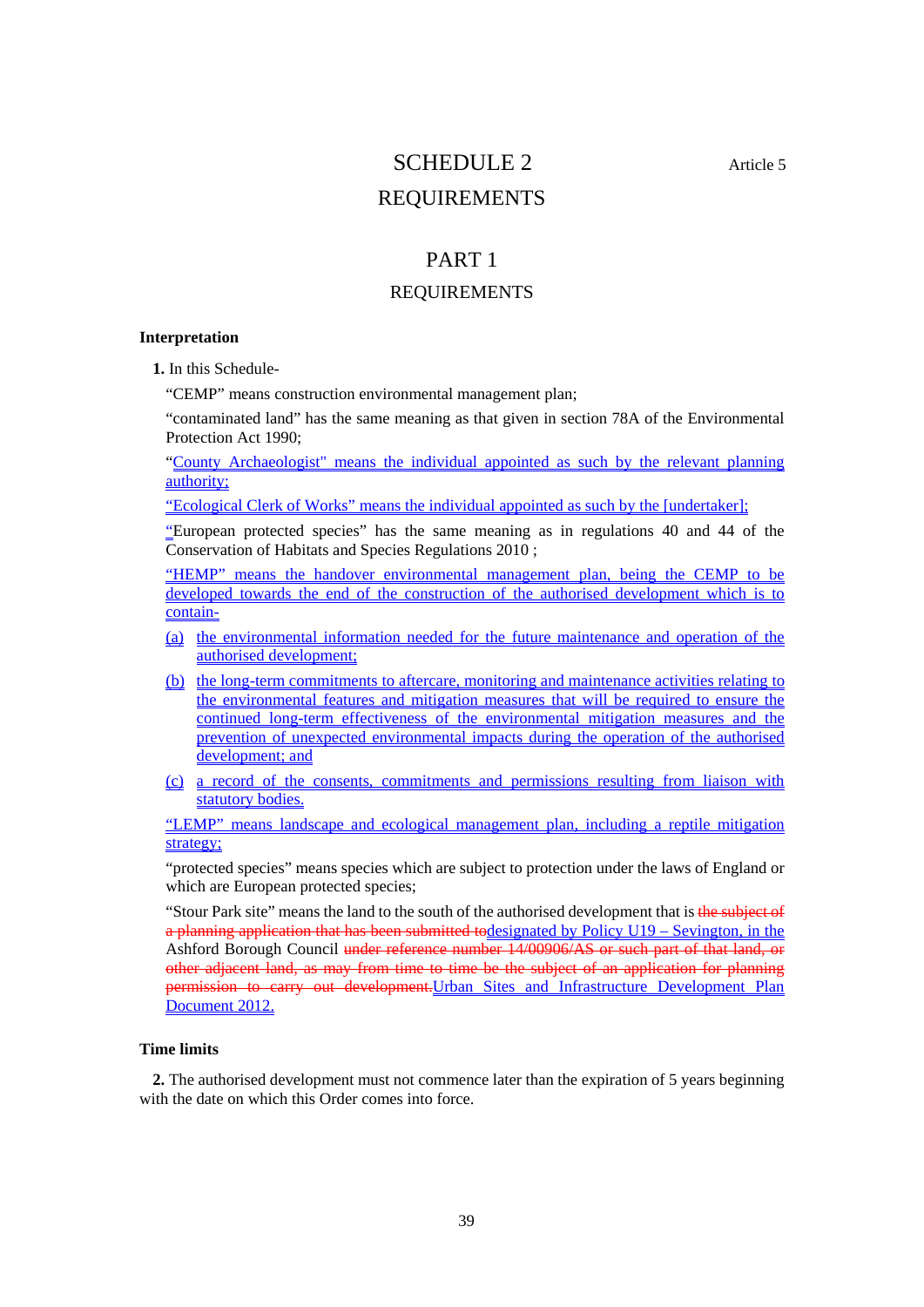# SCHEDULE 2

Article 5

# REQUIREMENTS

## PART 1

## REQUIREMENTS

### Interpretation

**1.** In this Schedule-

"CEMP" means construction environmental management plan;

"contaminated land" has the same meaning as that given in section 78A of the Environmental Protection Act 1990;

"County Archaeologist" means the individual appointed as such by the relevant planning authority;

"Ecological Clerk of Works" means the individual appointed as such by the [undertaker];

"European protected species" has the same meaning as in regulations 40 and 44 of the Conservation of Habitats and Species Regulations 2010 ;

"HEMP" means the handover environmental management plan, being the CEMP to be developed towards the end of the construction of the authorised development which is to contain-

(a) the environmental information needed for the future maintenance and operation of the authorised development;

(b) the long-term commitments to aftercare, monitoring and maintenance activities relating to the environmental features and mitigation measures that will be required to ensure the continued long-term effectiveness of the environmental mitigation measures and the prevention of unexpected environmental impacts during the operation of the authorised development; and

(c) a record of the consents, commitments and permissions resulting from liaison with statutory bodies.

"LEMP" means landscape and ecological management plan, including a reptile mitigation strategy;

"protected species" means species which are subject to protection under the laws of England or which are European protected species;

"Stour Park site" means the land to the south of the authorised development that is ~~the subject of a planning application that has been submitted to~~designated by Policy U19 – Sevington, in the Ashford Borough Council ~~under reference number 14/00906/AS or such part of that land, or other adjacent land, as may from time to time be the subject of an application for planning permission to carry out development.~~Urban Sites and Infrastructure Development Plan Document 2012.

### Time limits

**2.** The authorised development must not commence later than the expiration of 5 years beginning with the date on which this Order comes into force.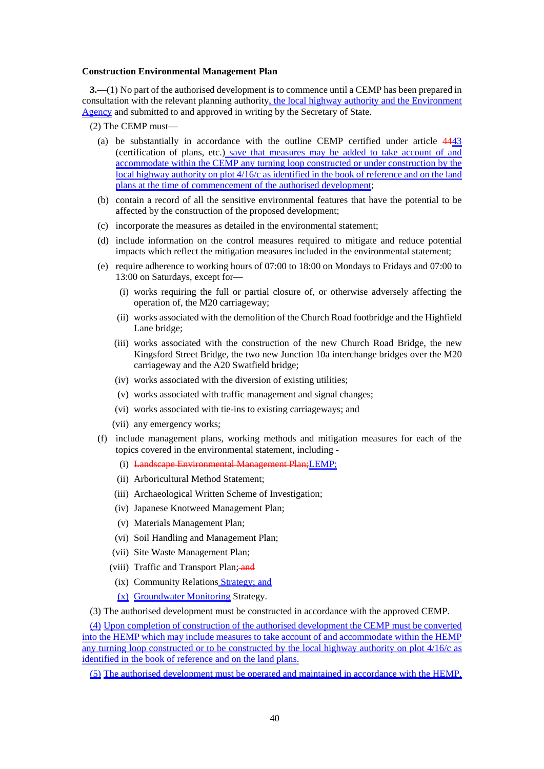**Construction Environmental Management Plan**

**3.**—(1) No part of the authorised development is to commence until a CEMP has been prepared in consultation with the relevant planning authority, the local highway authority and the Environment Agency and submitted to and approved in writing by the Secretary of State.

(2) The CEMP must—

(a) be substantially in accordance with the outline CEMP certified under article ~~44~~43 (certification of plans, etc.) save that measures may be added to take account of and accommodate within the CEMP any turning loop constructed or under construction by the local highway authority on plot 4/16/c as identified in the book of reference and on the land plans at the time of commencement of the authorised development;

(b) contain a record of all the sensitive environmental features that have the potential to be affected by the construction of the proposed development;

(c) incorporate the measures as detailed in the environmental statement;

(d) include information on the control measures required to mitigate and reduce potential impacts which reflect the mitigation measures included in the environmental statement;

(e) require adherence to working hours of 07:00 to 18:00 on Mondays to Fridays and 07:00 to 13:00 on Saturdays, except for—

(i) works requiring the full or partial closure of, or otherwise adversely affecting the operation of, the M20 carriageway;

(ii) works associated with the demolition of the Church Road footbridge and the Highfield Lane bridge;

(iii) works associated with the construction of the new Church Road Bridge, the new Kingsford Street Bridge, the two new Junction 10a interchange bridges over the M20 carriageway and the A20 Swatfield bridge;

(iv) works associated with the diversion of existing utilities;

(v) works associated with traffic management and signal changes;

(vi) works associated with tie-ins to existing carriageways; and

(vii) any emergency works;

(f) include management plans, working methods and mitigation measures for each of the topics covered in the environmental statement, including -

(i) ~~Landscape Environmental Management Plan;~~LEMP;

(ii) Arboricultural Method Statement;

(iii) Archaeological Written Scheme of Investigation;

(iv) Japanese Knotweed Management Plan;

(v) Materials Management Plan;

(vi) Soil Handling and Management Plan;

(vii) Site Waste Management Plan;

(viii) Traffic and Transport Plan;~~ and~~

(ix) Community Relations Strategy; and

(x) Groundwater Monitoring Strategy.

(3) The authorised development must be constructed in accordance with the approved CEMP.

(4) Upon completion of construction of the authorised development the CEMP must be converted into the HEMP which may include measures to take account of and accommodate within the HEMP any turning loop constructed or to be constructed by the local highway authority on plot 4/16/c as identified in the book of reference and on the land plans.

(5) The authorised development must be operated and maintained in accordance with the HEMP.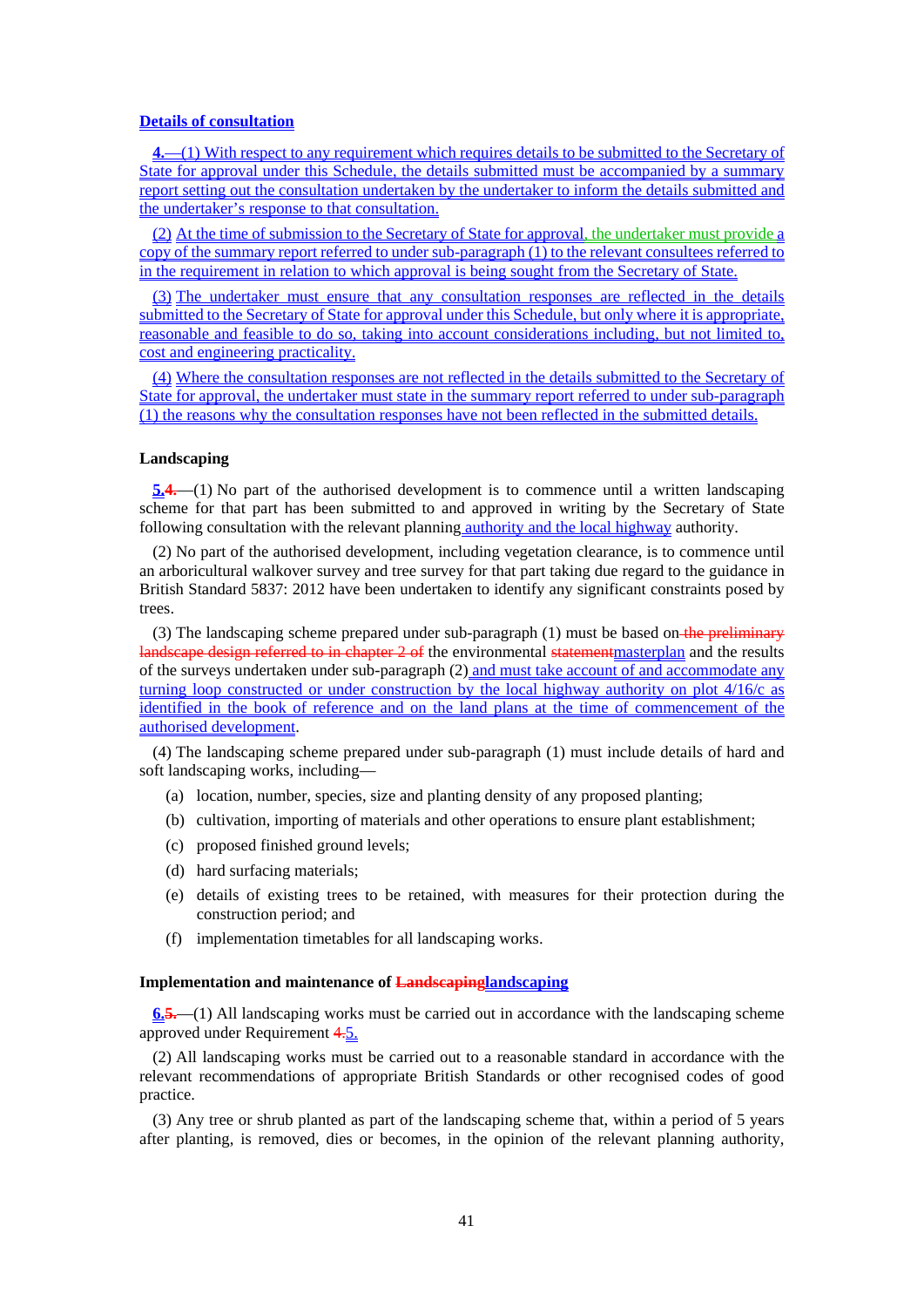**Details of consultation**

**4.**—(1) With respect to any requirement which requires details to be submitted to the Secretary of State for approval under this Schedule, the details submitted must be accompanied by a summary report setting out the consultation undertaken by the undertaker to inform the details submitted and the undertaker's response to that consultation.

(2) At the time of submission to the Secretary of State for approval, the undertaker must provide a copy of the summary report referred to under sub-paragraph (1) to the relevant consultees referred to in the requirement in relation to which approval is being sought from the Secretary of State.

(3) The undertaker must ensure that any consultation responses are reflected in the details submitted to the Secretary of State for approval under this Schedule, but only where it is appropriate, reasonable and feasible to do so, taking into account considerations including, but not limited to, cost and engineering practicality.

(4) Where the consultation responses are not reflected in the details submitted to the Secretary of State for approval, the undertaker must state in the summary report referred to under sub-paragraph (1) the reasons why the consultation responses have not been reflected in the submitted details.

**Landscaping**

**5.**~~**4.**~~—(1) No part of the authorised development is to commence until a written landscaping scheme for that part has been submitted to and approved in writing by the Secretary of State following consultation with the relevant planning authority and the local highway authority.

(2) No part of the authorised development, including vegetation clearance, is to commence until an arboricultural walkover survey and tree survey for that part taking due regard to the guidance in British Standard 5837: 2012 have been undertaken to identify any significant constraints posed by trees.

(3) The landscaping scheme prepared under sub-paragraph (1) must be based on ~~the preliminary landscape design referred to in chapter 2 of~~ the environmental ~~statement~~masterplan and the results of the surveys undertaken under sub-paragraph (2) and must take account of and accommodate any turning loop constructed or under construction by the local highway authority on plot 4/16/c as identified in the book of reference and on the land plans at the time of commencement of the authorised development.

(4) The landscaping scheme prepared under sub-paragraph (1) must include details of hard and soft landscaping works, including—

(a) location, number, species, size and planting density of any proposed planting;

(b) cultivation, importing of materials and other operations to ensure plant establishment;

(c) proposed finished ground levels;

(d) hard surfacing materials;

(e) details of existing trees to be retained, with measures for their protection during the construction period; and

(f) implementation timetables for all landscaping works.

**Implementation and maintenance of ~~Landscaping~~landscaping**

**6.**~~**5.**~~—(1) All landscaping works must be carried out in accordance with the landscaping scheme approved under Requirement ~~4.~~5.

(2) All landscaping works must be carried out to a reasonable standard in accordance with the relevant recommendations of appropriate British Standards or other recognised codes of good practice.

(3) Any tree or shrub planted as part of the landscaping scheme that, within a period of 5 years after planting, is removed, dies or becomes, in the opinion of the relevant planning authority,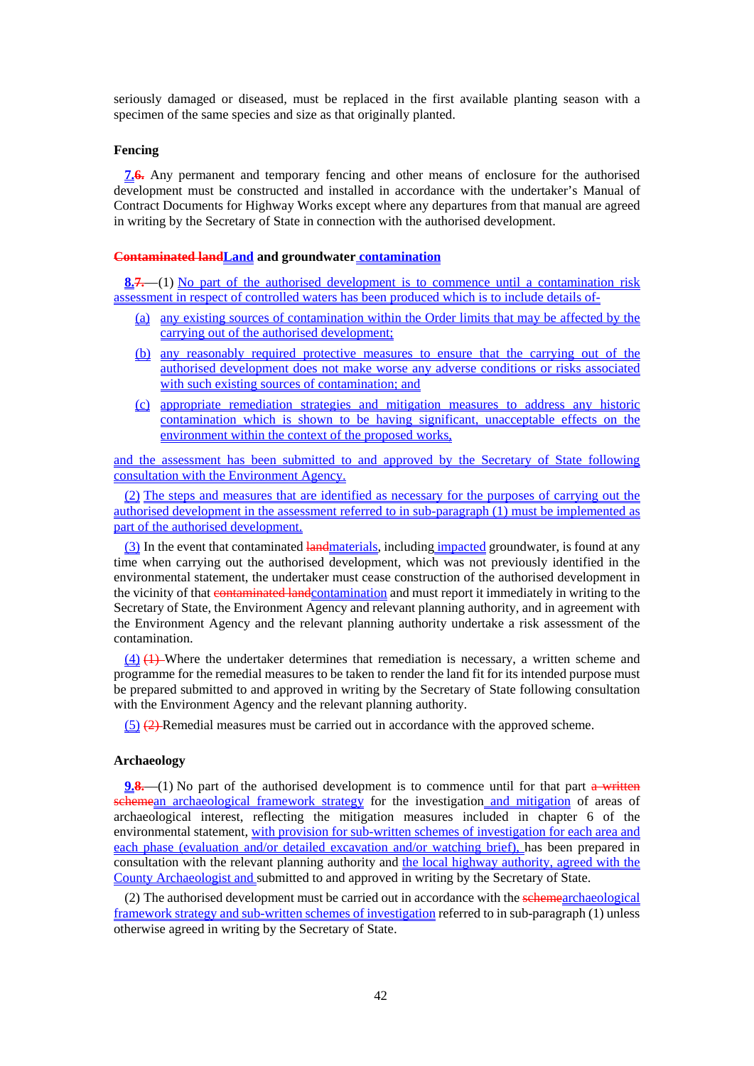seriously damaged or diseased, must be replaced in the first available planting season with a specimen of the same species and size as that originally planted.

**Fencing**

**7.6.** Any permanent and temporary fencing and other means of enclosure for the authorised development must be constructed and installed in accordance with the undertaker's Manual of Contract Documents for Highway Works except where any departures from that manual are agreed in writing by the Secretary of State in connection with the authorised development.

**Contaminated landLand and groundwater contamination**

**8.7.**—(1) No part of the authorised development is to commence until a contamination risk assessment in respect of controlled waters has been produced which is to include details of-

(a) any existing sources of contamination within the Order limits that may be affected by the carrying out of the authorised development;

(b) any reasonably required protective measures to ensure that the carrying out of the authorised development does not make worse any adverse conditions or risks associated with such existing sources of contamination; and

(c) appropriate remediation strategies and mitigation measures to address any historic contamination which is shown to be having significant, unacceptable effects on the environment within the context of the proposed works,

and the assessment has been submitted to and approved by the Secretary of State following consultation with the Environment Agency.

(2) The steps and measures that are identified as necessary for the purposes of carrying out the authorised development in the assessment referred to in sub-paragraph (1) must be implemented as part of the authorised development.

(3) In the event that contaminated landmaterials, including impacted groundwater, is found at any time when carrying out the authorised development, which was not previously identified in the environmental statement, the undertaker must cease construction of the authorised development in the vicinity of that contaminated landcontamination and must report it immediately in writing to the Secretary of State, the Environment Agency and relevant planning authority, and in agreement with the Environment Agency and the relevant planning authority undertake a risk assessment of the contamination.

(4) (1) Where the undertaker determines that remediation is necessary, a written scheme and programme for the remedial measures to be taken to render the land fit for its intended purpose must be prepared submitted to and approved in writing by the Secretary of State following consultation with the Environment Agency and the relevant planning authority.

(5) (2) Remedial measures must be carried out in accordance with the approved scheme.

**Archaeology**

**9.8.**—(1) No part of the authorised development is to commence until for that part a written schemean archaeological framework strategy for the investigation and mitigation of areas of archaeological interest, reflecting the mitigation measures included in chapter 6 of the environmental statement, with provision for sub-written schemes of investigation for each area and each phase (evaluation and/or detailed excavation and/or watching brief), has been prepared in consultation with the relevant planning authority and the local highway authority, agreed with the County Archaeologist and submitted to and approved in writing by the Secretary of State.

(2) The authorised development must be carried out in accordance with the schemearchaeological framework strategy and sub-written schemes of investigation referred to in sub-paragraph (1) unless otherwise agreed in writing by the Secretary of State.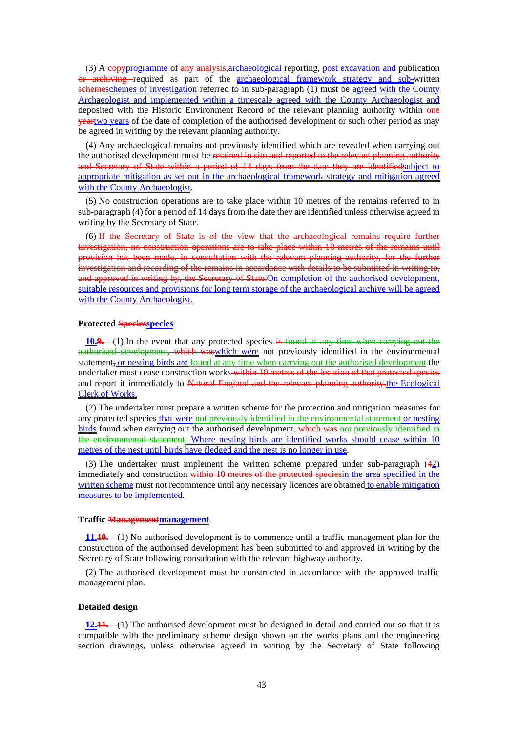(3) A ~~copy~~programme of ~~any analysis,~~archaeological reporting, post excavation and publication ~~or archiving~~ required as part of the archaeological framework strategy and sub-written ~~scheme~~schemes of investigation referred to in sub-paragraph (1) must be agreed with the County Archaeologist and implemented within a timescale agreed with the County Archaeologist and deposited with the Historic Environment Record of the relevant planning authority within ~~one year~~two years of the date of completion of the authorised development or such other period as may be agreed in writing by the relevant planning authority.

(4) Any archaeological remains not previously identified which are revealed when carrying out the authorised development must be ~~retained in situ and reported to the relevant planning authority and Secretary of State within a period of 14 days from the date they are identified~~subject to appropriate mitigation as set out in the archaeological framework strategy and mitigation agreed with the County Archaeologist.

(5) No construction operations are to take place within 10 metres of the remains referred to in sub-paragraph (4) for a period of 14 days from the date they are identified unless otherwise agreed in writing by the Secretary of State.

(6) ~~If the Secretary of State is of the view that the archaeological remains require further investigation, no construction operations are to take place within 10 metres of the remains until provision has been made, in consultation with the relevant planning authority, for the further investigation and recording of the remains in accordance with details to be submitted in writing to, and approved in writing by, the Secretary of State.~~On completion of the authorised development, suitable resources and provisions for long term storage of the archaeological archive will be agreed with the County Archaeologist.

**Protected ~~Species~~species**

**10.**~~9.~~—(1) In the event that any protected species ~~is found at any time when carrying out the authorised development, which was~~which were not previously identified in the environmental statement~~,~~ or nesting birds are found at any time when carrying out the authorised development the undertaker must cease construction works ~~within 10 metres of the location of that protected species~~ and report it immediately to ~~Natural England and the relevant planning authority.~~the Ecological Clerk of Works.

(2) The undertaker must prepare a written scheme for the protection and mitigation measures for any protected species that were not previously identified in the environmental statement or nesting birds found when carrying out the authorised development~~, which was not previously identified in the environmental statement~~. Where nesting birds are identified works should cease within 10 metres of the nest until birds have fledged and the nest is no longer in use.

(3) The undertaker must implement the written scheme prepared under sub-paragraph (~~4~~2) immediately and construction ~~within 10 metres of the protected species~~in the area specified in the written scheme must not recommence until any necessary licences are obtained to enable mitigation measures to be implemented.

**Traffic ~~Management~~management**

**11.**~~10.~~—(1) No authorised development is to commence until a traffic management plan for the construction of the authorised development has been submitted to and approved in writing by the Secretary of State following consultation with the relevant highway authority.

(2) The authorised development must be constructed in accordance with the approved traffic management plan.

**Detailed design**

**12.**~~11.~~—(1) The authorised development must be designed in detail and carried out so that it is compatible with the preliminary scheme design shown on the works plans and the engineering section drawings, unless otherwise agreed in writing by the Secretary of State following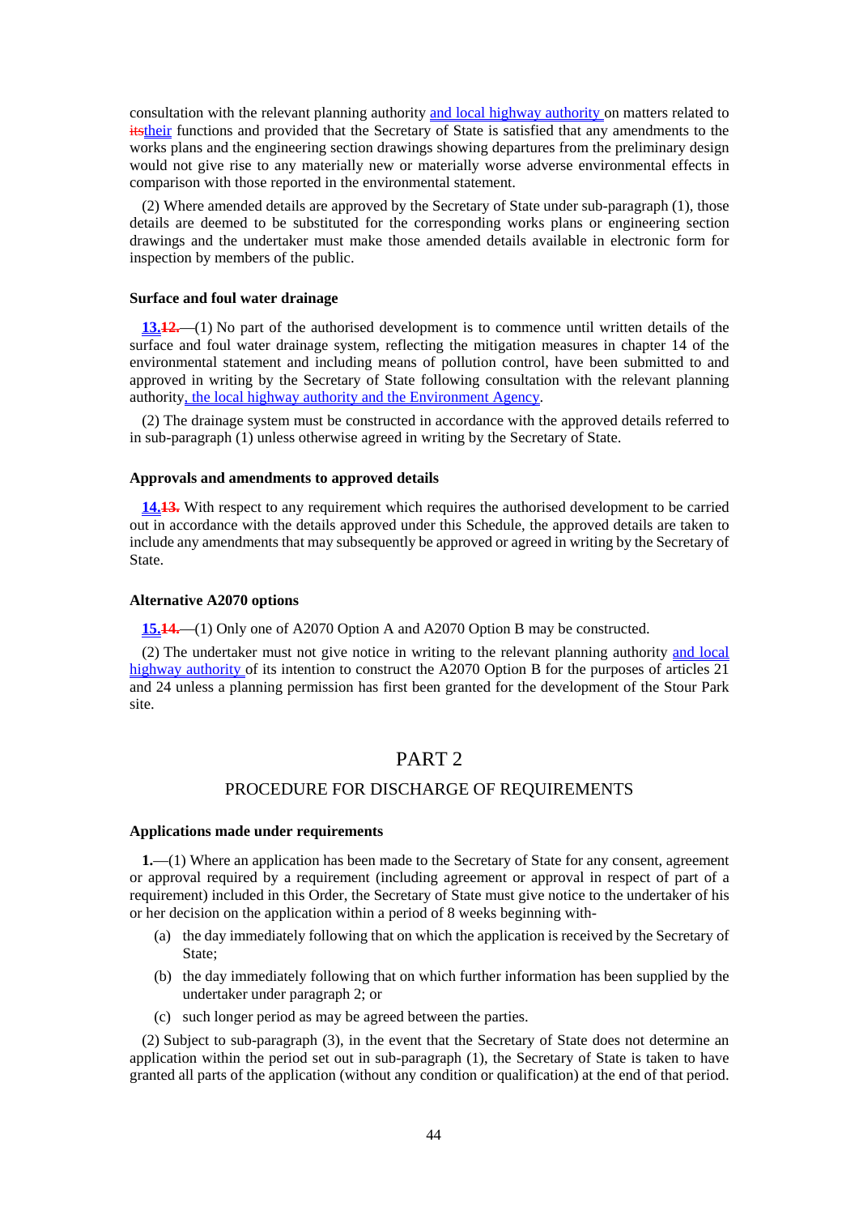consultation with the relevant planning authority and local highway authority on matters related to ~~its~~their functions and provided that the Secretary of State is satisfied that any amendments to the works plans and the engineering section drawings showing departures from the preliminary design would not give rise to any materially new or materially worse adverse environmental effects in comparison with those reported in the environmental statement.

(2) Where amended details are approved by the Secretary of State under sub-paragraph (1), those details are deemed to be substituted for the corresponding works plans or engineering section drawings and the undertaker must make those amended details available in electronic form for inspection by members of the public.

**Surface and foul water drainage**

**13.~~12.~~**—(1) No part of the authorised development is to commence until written details of the surface and foul water drainage system, reflecting the mitigation measures in chapter 14 of the environmental statement and including means of pollution control, have been submitted to and approved in writing by the Secretary of State following consultation with the relevant planning authority, the local highway authority and the Environment Agency.

(2) The drainage system must be constructed in accordance with the approved details referred to in sub-paragraph (1) unless otherwise agreed in writing by the Secretary of State.

**Approvals and amendments to approved details**

**14.~~13.~~** With respect to any requirement which requires the authorised development to be carried out in accordance with the details approved under this Schedule, the approved details are taken to include any amendments that may subsequently be approved or agreed in writing by the Secretary of State.

**Alternative A2070 options**

**15.~~14.~~**—(1) Only one of A2070 Option A and A2070 Option B may be constructed.

(2) The undertaker must not give notice in writing to the relevant planning authority and local highway authority of its intention to construct the A2070 Option B for the purposes of articles 21 and 24 unless a planning permission has first been granted for the development of the Stour Park site.

## PART 2

### PROCEDURE FOR DISCHARGE OF REQUIREMENTS

**Applications made under requirements**

**1.**—(1) Where an application has been made to the Secretary of State for any consent, agreement or approval required by a requirement (including agreement or approval in respect of part of a requirement) included in this Order, the Secretary of State must give notice to the undertaker of his or her decision on the application within a period of 8 weeks beginning with-

(a) the day immediately following that on which the application is received by the Secretary of State;

(b) the day immediately following that on which further information has been supplied by the undertaker under paragraph 2; or

(c) such longer period as may be agreed between the parties.

(2) Subject to sub-paragraph (3), in the event that the Secretary of State does not determine an application within the period set out in sub-paragraph (1), the Secretary of State is taken to have granted all parts of the application (without any condition or qualification) at the end of that period.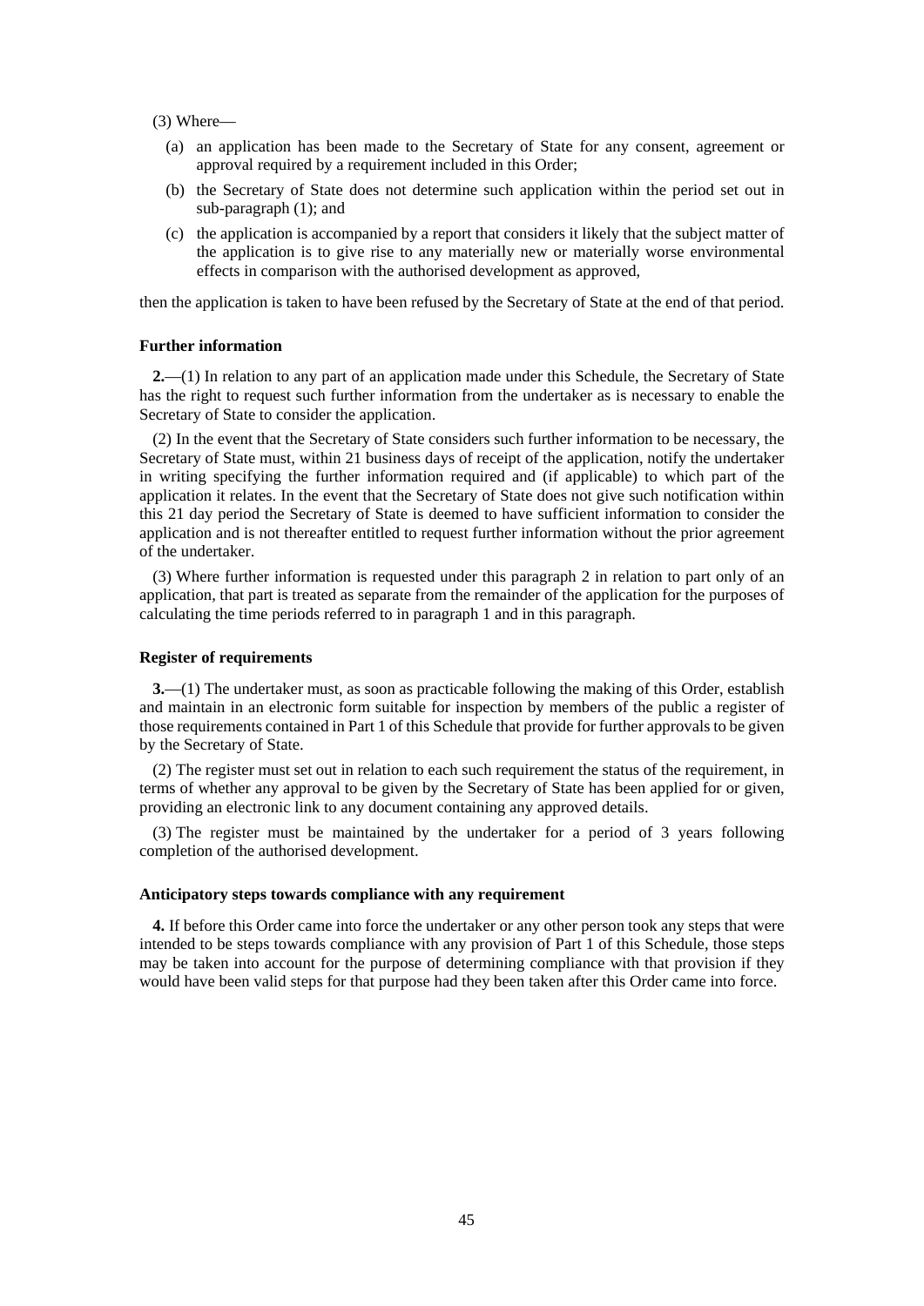(3) Where—

(a) an application has been made to the Secretary of State for any consent, agreement or approval required by a requirement included in this Order;

(b) the Secretary of State does not determine such application within the period set out in sub-paragraph (1); and

(c) the application is accompanied by a report that considers it likely that the subject matter of the application is to give rise to any materially new or materially worse environmental effects in comparison with the authorised development as approved,

then the application is taken to have been refused by the Secretary of State at the end of that period.

**Further information**

**2.**—(1) In relation to any part of an application made under this Schedule, the Secretary of State has the right to request such further information from the undertaker as is necessary to enable the Secretary of State to consider the application.

(2) In the event that the Secretary of State considers such further information to be necessary, the Secretary of State must, within 21 business days of receipt of the application, notify the undertaker in writing specifying the further information required and (if applicable) to which part of the application it relates. In the event that the Secretary of State does not give such notification within this 21 day period the Secretary of State is deemed to have sufficient information to consider the application and is not thereafter entitled to request further information without the prior agreement of the undertaker.

(3) Where further information is requested under this paragraph 2 in relation to part only of an application, that part is treated as separate from the remainder of the application for the purposes of calculating the time periods referred to in paragraph 1 and in this paragraph.

**Register of requirements**

**3.**—(1) The undertaker must, as soon as practicable following the making of this Order, establish and maintain in an electronic form suitable for inspection by members of the public a register of those requirements contained in Part 1 of this Schedule that provide for further approvals to be given by the Secretary of State.

(2) The register must set out in relation to each such requirement the status of the requirement, in terms of whether any approval to be given by the Secretary of State has been applied for or given, providing an electronic link to any document containing any approved details.

(3) The register must be maintained by the undertaker for a period of 3 years following completion of the authorised development.

**Anticipatory steps towards compliance with any requirement**

**4.** If before this Order came into force the undertaker or any other person took any steps that were intended to be steps towards compliance with any provision of Part 1 of this Schedule, those steps may be taken into account for the purpose of determining compliance with that provision if they would have been valid steps for that purpose had they been taken after this Order came into force.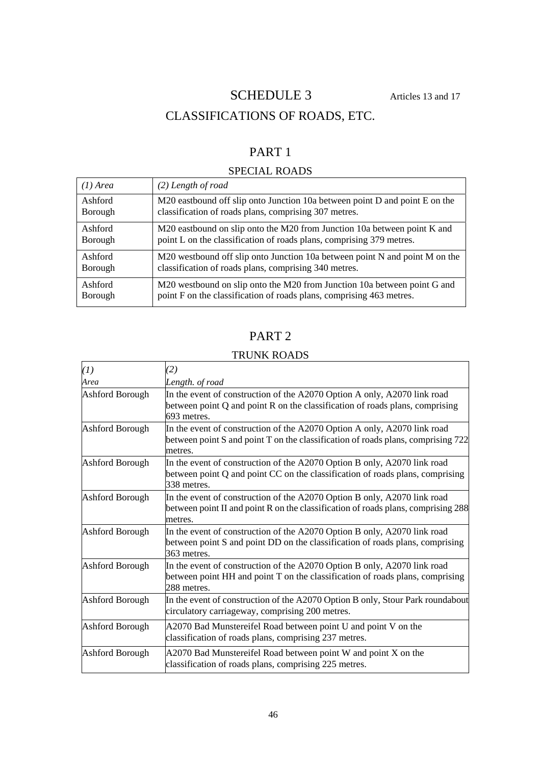# SCHEDULE 3

Articles 13 and 17

# CLASSIFICATIONS OF ROADS, ETC.

## PART 1

### SPECIAL ROADS

| *(1) Area* | *(2) Length of road* |
|---|---|
| Ashford Borough | M20 eastbound off slip onto Junction 10a between point D and point E on the classification of roads plans, comprising 307 metres. |
| Ashford Borough | M20 eastbound on slip onto the M20 from Junction 10a between point K and point L on the classification of roads plans, comprising 379 metres. |
| Ashford Borough | M20 westbound off slip onto Junction 10a between point N and point M on the classification of roads plans, comprising 340 metres. |
| Ashford Borough | M20 westbound on slip onto the M20 from Junction 10a between point G and point F on the classification of roads plans, comprising 463 metres. |

## PART 2

### TRUNK ROADS

| *(1)* *Area* | *(2)* *Length. of road* |
|---|---|
| Ashford Borough | In the event of construction of the A2070 Option A only, A2070 link road between point Q and point R on the classification of roads plans, comprising 693 metres. |
| Ashford Borough | In the event of construction of the A2070 Option A only, A2070 link road between point S and point T on the classification of roads plans, comprising 722 metres. |
| Ashford Borough | In the event of construction of the A2070 Option B only, A2070 link road between point Q and point CC on the classification of roads plans, comprising 338 metres. |
| Ashford Borough | In the event of construction of the A2070 Option B only, A2070 link road between point II and point R on the classification of roads plans, comprising 288 metres. |
| Ashford Borough | In the event of construction of the A2070 Option B only, A2070 link road between point S and point DD on the classification of roads plans, comprising 363 metres. |
| Ashford Borough | In the event of construction of the A2070 Option B only, A2070 link road between point HH and point T on the classification of roads plans, comprising 288 metres. |
| Ashford Borough | In the event of construction of the A2070 Option B only, Stour Park roundabout circulatory carriageway, comprising 200 metres. |
| Ashford Borough | A2070 Bad Munstereifel Road between point U and point V on the classification of roads plans, comprising 237 metres. |
| Ashford Borough | A2070 Bad Munstereifel Road between point W and point X on the classification of roads plans, comprising 225 metres. |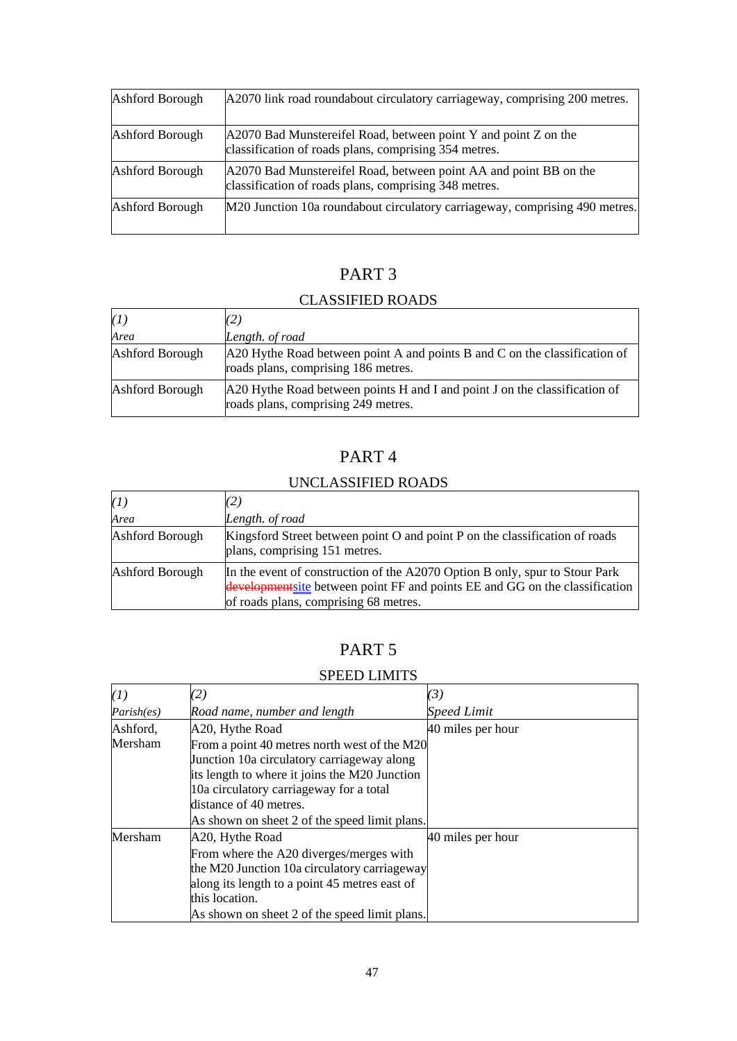| | |
|---|---|
| Ashford Borough | A2070 link road roundabout circulatory carriageway, comprising 200 metres. |
| Ashford Borough | A2070 Bad Munstereifel Road, between point Y and point Z on the classification of roads plans, comprising 354 metres. |
| Ashford Borough | A2070 Bad Munstereifel Road, between point AA and point BB on the classification of roads plans, comprising 348 metres. |
| Ashford Borough | M20 Junction 10a roundabout circulatory carriageway, comprising 490 metres. |

## PART 3

### CLASSIFIED ROADS

| *(1)* *Area* | *(2)* *Length. of road* |
|---|---|
| Ashford Borough | A20 Hythe Road between point A and points B and C on the classification of roads plans, comprising 186 metres. |
| Ashford Borough | A20 Hythe Road between points H and I and point J on the classification of roads plans, comprising 249 metres. |

## PART 4

### UNCLASSIFIED ROADS

| *(1)* *Area* | *(2)* *Length. of road* |
|---|---|
| Ashford Borough | Kingsford Street between point O and point P on the classification of roads plans, comprising 151 metres. |
| Ashford Borough | In the event of construction of the A2070 Option B only, spur to Stour Park ~~development~~site between point FF and points EE and GG on the classification of roads plans, comprising 68 metres. |

## PART 5

### SPEED LIMITS

| *(1)* *Parish(es)* | *(2)* *Road name, number and length* | *(3)* *Speed Limit* |
|---|---|---|
| Ashford, Mersham | A20, Hythe Road<br>From a point 40 metres north west of the M20 Junction 10a circulatory carriageway along its length to where it joins the M20 Junction 10a circulatory carriageway for a total distance of 40 metres.<br>As shown on sheet 2 of the speed limit plans. | 40 miles per hour |
| Mersham | A20, Hythe Road<br>From where the A20 diverges/merges with the M20 Junction 10a circulatory carriageway along its length to a point 45 metres east of this location.<br>As shown on sheet 2 of the speed limit plans. | 40 miles per hour |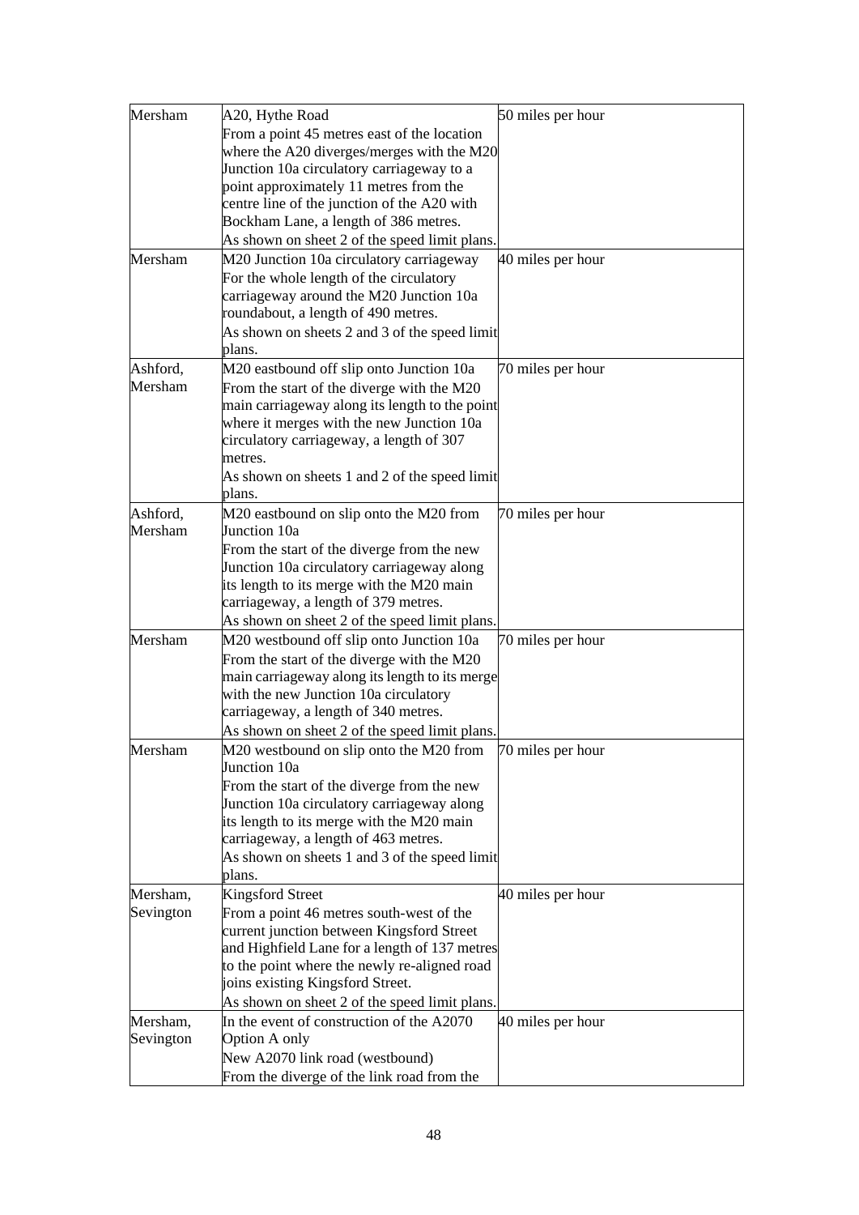| | | |
|---|---|---|
| Mersham | A20, Hythe Road<br>From a point 45 metres east of the location where the A20 diverges/merges with the M20 Junction 10a circulatory carriageway to a point approximately 11 metres from the centre line of the junction of the A20 with Bockham Lane, a length of 386 metres.<br>As shown on sheet 2 of the speed limit plans. | 50 miles per hour |
| Mersham | M20 Junction 10a circulatory carriageway<br>For the whole length of the circulatory carriageway around the M20 Junction 10a roundabout, a length of 490 metres.<br>As shown on sheets 2 and 3 of the speed limit plans. | 40 miles per hour |
| Ashford, Mersham | M20 eastbound off slip onto Junction 10a<br>From the start of the diverge with the M20 main carriageway along its length to the point where it merges with the new Junction 10a circulatory carriageway, a length of 307 metres.<br>As shown on sheets 1 and 2 of the speed limit plans. | 70 miles per hour |
| Ashford, Mersham | M20 eastbound on slip onto the M20 from Junction 10a<br>From the start of the diverge from the new Junction 10a circulatory carriageway along its length to its merge with the M20 main carriageway, a length of 379 metres.<br>As shown on sheet 2 of the speed limit plans. | 70 miles per hour |
| Mersham | M20 westbound off slip onto Junction 10a<br>From the start of the diverge with the M20 main carriageway along its length to its merge with the new Junction 10a circulatory carriageway, a length of 340 metres.<br>As shown on sheet 2 of the speed limit plans. | 70 miles per hour |
| Mersham | M20 westbound on slip onto the M20 from Junction 10a<br>From the start of the diverge from the new Junction 10a circulatory carriageway along its length to its merge with the M20 main carriageway, a length of 463 metres.<br>As shown on sheets 1 and 3 of the speed limit plans. | 70 miles per hour |
| Mersham, Sevington | Kingsford Street<br>From a point 46 metres south-west of the current junction between Kingsford Street and Highfield Lane for a length of 137 metres to the point where the newly re-aligned road joins existing Kingsford Street.<br>As shown on sheet 2 of the speed limit plans. | 40 miles per hour |
| Mersham, Sevington | In the event of construction of the A2070 Option A only<br>New A2070 link road (westbound)<br>From the diverge of the link road from the | 40 miles per hour |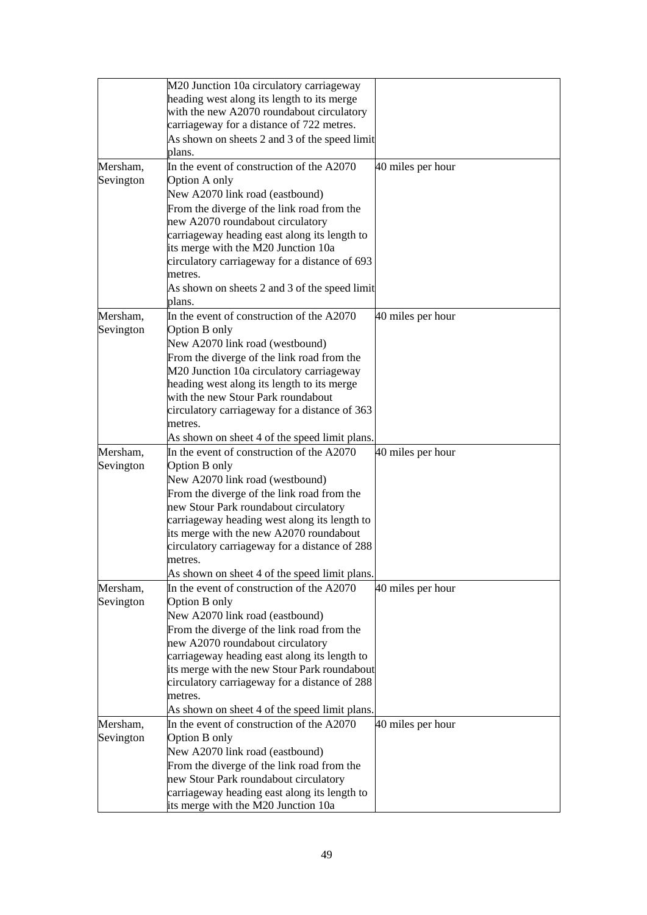| | | |
|---|---|---|
| | M20 Junction 10a circulatory carriageway heading west along its length to its merge with the new A2070 roundabout circulatory carriageway for a distance of 722 metres.<br>As shown on sheets 2 and 3 of the speed limit plans. | |
| Mersham, Sevington | In the event of construction of the A2070 Option A only<br>New A2070 link road (eastbound)<br>From the diverge of the link road from the new A2070 roundabout circulatory carriageway heading east along its length to its merge with the M20 Junction 10a circulatory carriageway for a distance of 693 metres.<br>As shown on sheets 2 and 3 of the speed limit plans. | 40 miles per hour |
| Mersham, Sevington | In the event of construction of the A2070 Option B only<br>New A2070 link road (westbound)<br>From the diverge of the link road from the M20 Junction 10a circulatory carriageway heading west along its length to its merge with the new Stour Park roundabout circulatory carriageway for a distance of 363 metres.<br>As shown on sheet 4 of the speed limit plans. | 40 miles per hour |
| Mersham, Sevington | In the event of construction of the A2070 Option B only<br>New A2070 link road (westbound)<br>From the diverge of the link road from the new Stour Park roundabout circulatory carriageway heading west along its length to its merge with the new A2070 roundabout circulatory carriageway for a distance of 288 metres.<br>As shown on sheet 4 of the speed limit plans. | 40 miles per hour |
| Mersham, Sevington | In the event of construction of the A2070 Option B only<br>New A2070 link road (eastbound)<br>From the diverge of the link road from the new A2070 roundabout circulatory carriageway heading east along its length to its merge with the new Stour Park roundabout circulatory carriageway for a distance of 288 metres.<br>As shown on sheet 4 of the speed limit plans. | 40 miles per hour |
| Mersham, Sevington | In the event of construction of the A2070 Option B only<br>New A2070 link road (eastbound)<br>From the diverge of the link road from the new Stour Park roundabout circulatory carriageway heading east along its length to its merge with the M20 Junction 10a | 40 miles per hour |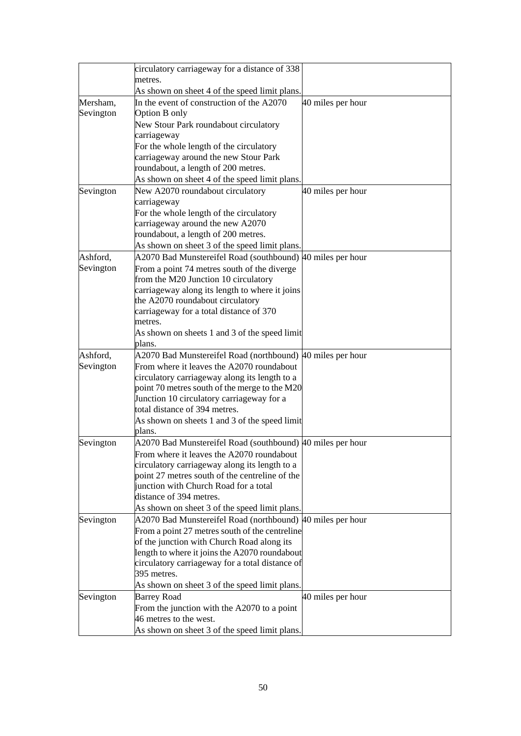| | | |
|---|---|---|
| | circulatory carriageway for a distance of 338 metres.<br>As shown on sheet 4 of the speed limit plans. | |
| Mersham, Sevington | In the event of construction of the A2070 Option B only<br>New Stour Park roundabout circulatory carriageway<br>For the whole length of the circulatory carriageway around the new Stour Park roundabout, a length of 200 metres.<br>As shown on sheet 4 of the speed limit plans. | 40 miles per hour |
| Sevington | New A2070 roundabout circulatory carriageway<br>For the whole length of the circulatory carriageway around the new A2070 roundabout, a length of 200 metres.<br>As shown on sheet 3 of the speed limit plans. | 40 miles per hour |
| Ashford, Sevington | A2070 Bad Munstereifel Road (southbound)<br>From a point 74 metres south of the diverge from the M20 Junction 10 circulatory carriageway along its length to where it joins the A2070 roundabout circulatory carriageway for a total distance of 370 metres.<br>As shown on sheets 1 and 3 of the speed limit plans. | 40 miles per hour |
| Ashford, Sevington | A2070 Bad Munstereifel Road (northbound)<br>From where it leaves the A2070 roundabout circulatory carriageway along its length to a point 70 metres south of the merge to the M20 Junction 10 circulatory carriageway for a total distance of 394 metres.<br>As shown on sheets 1 and 3 of the speed limit plans. | 40 miles per hour |
| Sevington | A2070 Bad Munstereifel Road (southbound)<br>From where it leaves the A2070 roundabout circulatory carriageway along its length to a point 27 metres south of the centreline of the junction with Church Road for a total distance of 394 metres.<br>As shown on sheet 3 of the speed limit plans. | 40 miles per hour |
| Sevington | A2070 Bad Munstereifel Road (northbound)<br>From a point 27 metres south of the centreline of the junction with Church Road along its length to where it joins the A2070 roundabout circulatory carriageway for a total distance of 395 metres.<br>As shown on sheet 3 of the speed limit plans. | 40 miles per hour |
| Sevington | Barrey Road<br>From the junction with the A2070 to a point 46 metres to the west.<br>As shown on sheet 3 of the speed limit plans. | 40 miles per hour |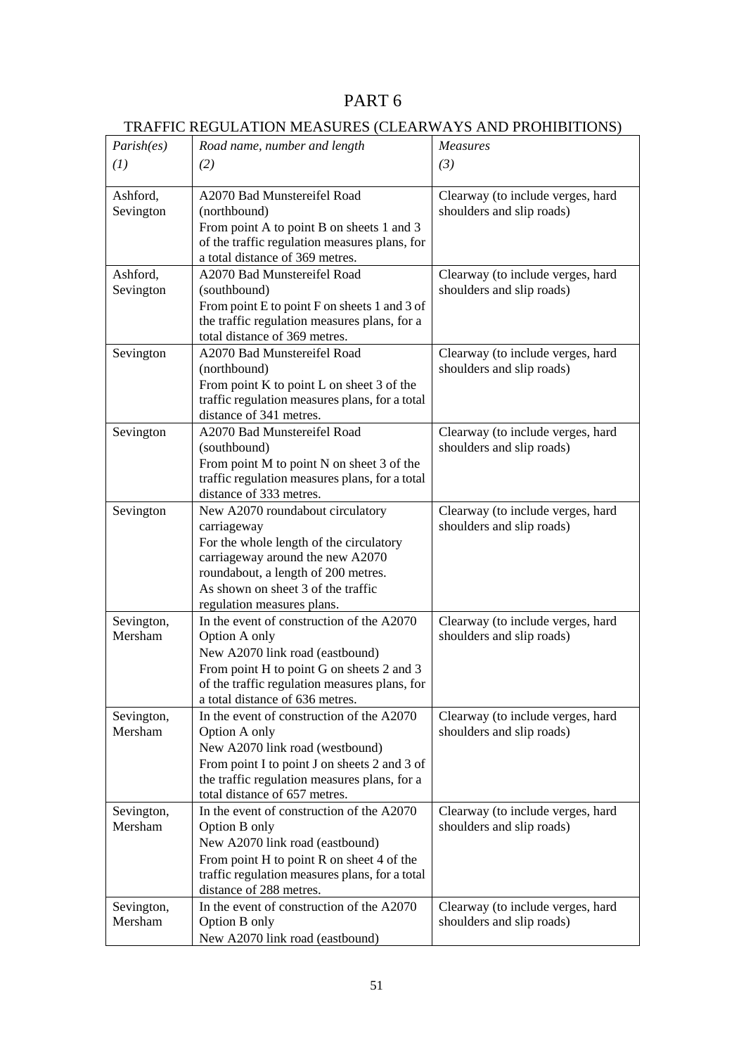# PART 6

## TRAFFIC REGULATION MEASURES (CLEARWAYS AND PROHIBITIONS)

| *Parish(es)* (1) | *Road name, number and length* (2) | *Measures* (3) |
|---|---|---|
| Ashford, Sevington | A2070 Bad Munstereifel Road (northbound) From point A to point B on sheets 1 and 3 of the traffic regulation measures plans, for a total distance of 369 metres. | Clearway (to include verges, hard shoulders and slip roads) |
| Ashford, Sevington | A2070 Bad Munstereifel Road (southbound) From point E to point F on sheets 1 and 3 of the traffic regulation measures plans, for a total distance of 369 metres. | Clearway (to include verges, hard shoulders and slip roads) |
| Sevington | A2070 Bad Munstereifel Road (northbound) From point K to point L on sheet 3 of the traffic regulation measures plans, for a total distance of 341 metres. | Clearway (to include verges, hard shoulders and slip roads) |
| Sevington | A2070 Bad Munstereifel Road (southbound) From point M to point N on sheet 3 of the traffic regulation measures plans, for a total distance of 333 metres. | Clearway (to include verges, hard shoulders and slip roads) |
| Sevington | New A2070 roundabout circulatory carriageway For the whole length of the circulatory carriageway around the new A2070 roundabout, a length of 200 metres. As shown on sheet 3 of the traffic regulation measures plans. | Clearway (to include verges, hard shoulders and slip roads) |
| Sevington, Mersham | In the event of construction of the A2070 Option A only New A2070 link road (eastbound) From point H to point G on sheets 2 and 3 of the traffic regulation measures plans, for a total distance of 636 metres. | Clearway (to include verges, hard shoulders and slip roads) |
| Sevington, Mersham | In the event of construction of the A2070 Option A only New A2070 link road (westbound) From point I to point J on sheets 2 and 3 of the traffic regulation measures plans, for a total distance of 657 metres. | Clearway (to include verges, hard shoulders and slip roads) |
| Sevington, Mersham | In the event of construction of the A2070 Option B only New A2070 link road (eastbound) From point H to point R on sheet 4 of the traffic regulation measures plans, for a total distance of 288 metres. | Clearway (to include verges, hard shoulders and slip roads) |
| Sevington, Mersham | In the event of construction of the A2070 Option B only New A2070 link road (eastbound) | Clearway (to include verges, hard shoulders and slip roads) |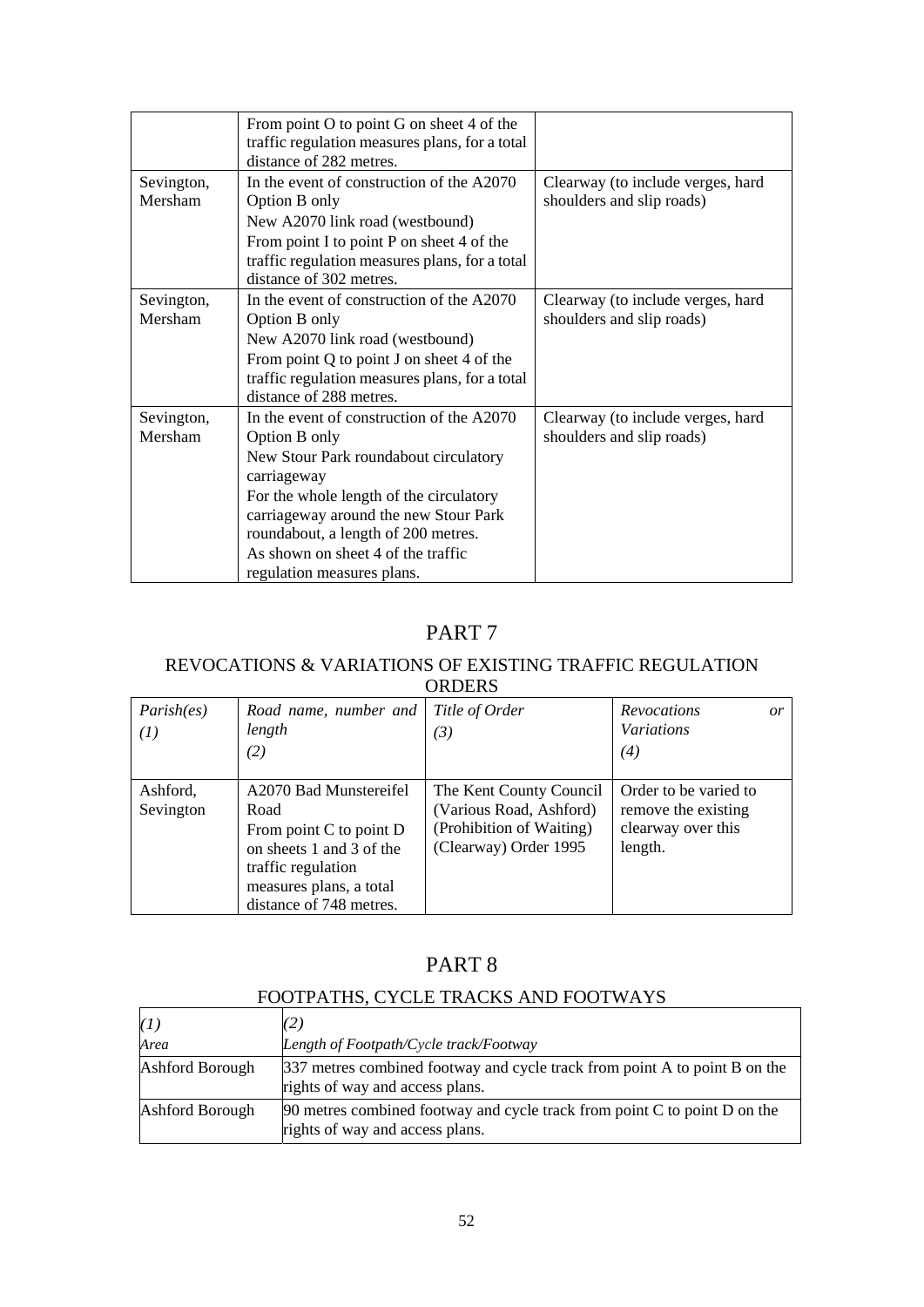| | | |
|---|---|---|
| | From point O to point G on sheet 4 of the traffic regulation measures plans, for a total distance of 282 metres. | |
| Sevington, Mersham | In the event of construction of the A2070 Option B only<br>New A2070 link road (westbound)<br>From point I to point P on sheet 4 of the traffic regulation measures plans, for a total distance of 302 metres. | Clearway (to include verges, hard shoulders and slip roads) |
| Sevington, Mersham | In the event of construction of the A2070 Option B only<br>New A2070 link road (westbound)<br>From point Q to point J on sheet 4 of the traffic regulation measures plans, for a total distance of 288 metres. | Clearway (to include verges, hard shoulders and slip roads) |
| Sevington, Mersham | In the event of construction of the A2070 Option B only<br>New Stour Park roundabout circulatory carriageway<br>For the whole length of the circulatory carriageway around the new Stour Park roundabout, a length of 200 metres.<br>As shown on sheet 4 of the traffic regulation measures plans. | Clearway (to include verges, hard shoulders and slip roads) |

# PART 7

## REVOCATIONS & VARIATIONS OF EXISTING TRAFFIC REGULATION ORDERS

| *Parish(es)*<br>*(1)* | *Road name, number and length*<br>*(2)* | *Title of Order*<br>*(3)* | *Revocations or Variations*<br>*(4)* |
|---|---|---|---|
| Ashford, Sevington | A2070 Bad Munstereifel Road<br>From point C to point D on sheets 1 and 3 of the traffic regulation measures plans, a total distance of 748 metres. | The Kent County Council (Various Road, Ashford) (Prohibition of Waiting) (Clearway) Order 1995 | Order to be varied to remove the existing clearway over this length. |

# PART 8

## FOOTPATHS, CYCLE TRACKS AND FOOTWAYS

| *(1)*<br>*Area* | *(2)*<br>*Length of Footpath/Cycle track/Footway* |
|---|---|
| Ashford Borough | 337 metres combined footway and cycle track from point A to point B on the rights of way and access plans. |
| Ashford Borough | 90 metres combined footway and cycle track from point C to point D on the rights of way and access plans. |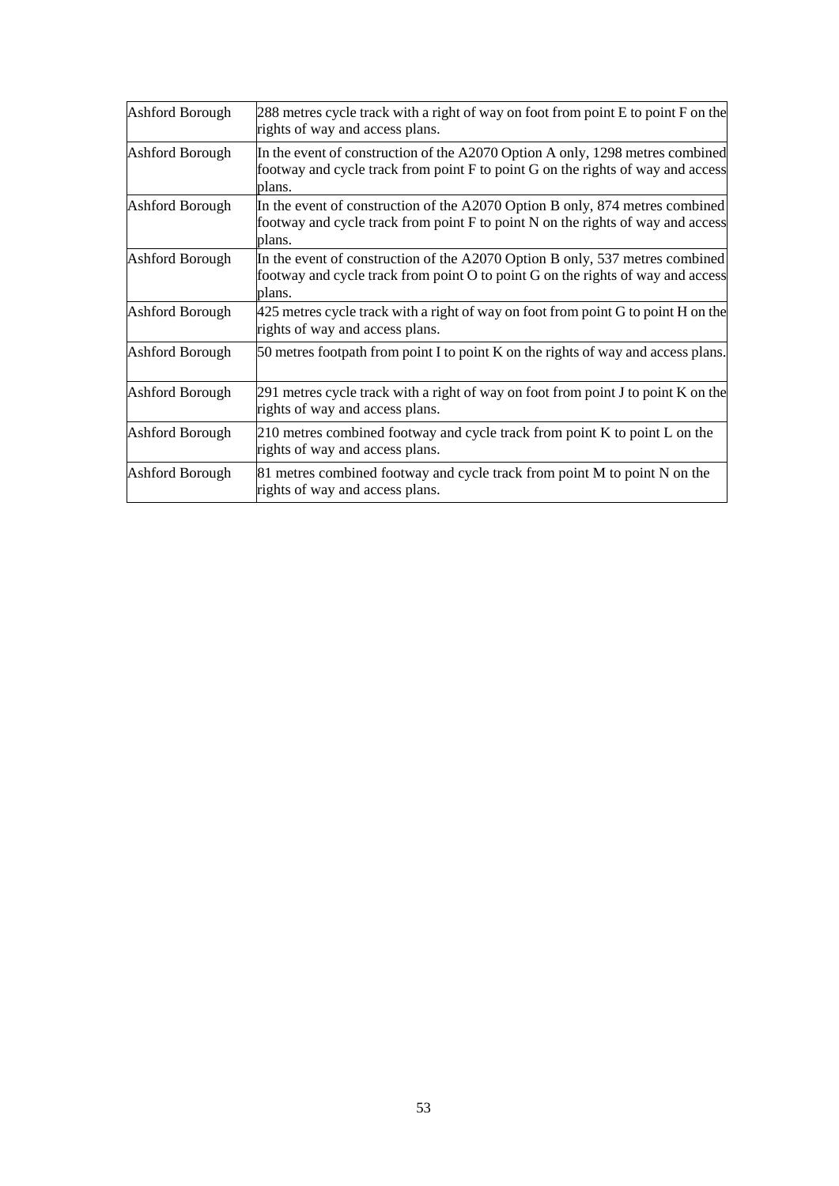| | |
|---|---|
| Ashford Borough | 288 metres cycle track with a right of way on foot from point E to point F on the rights of way and access plans. |
| Ashford Borough | In the event of construction of the A2070 Option A only, 1298 metres combined footway and cycle track from point F to point G on the rights of way and access plans. |
| Ashford Borough | In the event of construction of the A2070 Option B only, 874 metres combined footway and cycle track from point F to point N on the rights of way and access plans. |
| Ashford Borough | In the event of construction of the A2070 Option B only, 537 metres combined footway and cycle track from point O to point G on the rights of way and access plans. |
| Ashford Borough | 425 metres cycle track with a right of way on foot from point G to point H on the rights of way and access plans. |
| Ashford Borough | 50 metres footpath from point I to point K on the rights of way and access plans. |
| Ashford Borough | 291 metres cycle track with a right of way on foot from point J to point K on the rights of way and access plans. |
| Ashford Borough | 210 metres combined footway and cycle track from point K to point L on the rights of way and access plans. |
| Ashford Borough | 81 metres combined footway and cycle track from point M to point N on the rights of way and access plans. |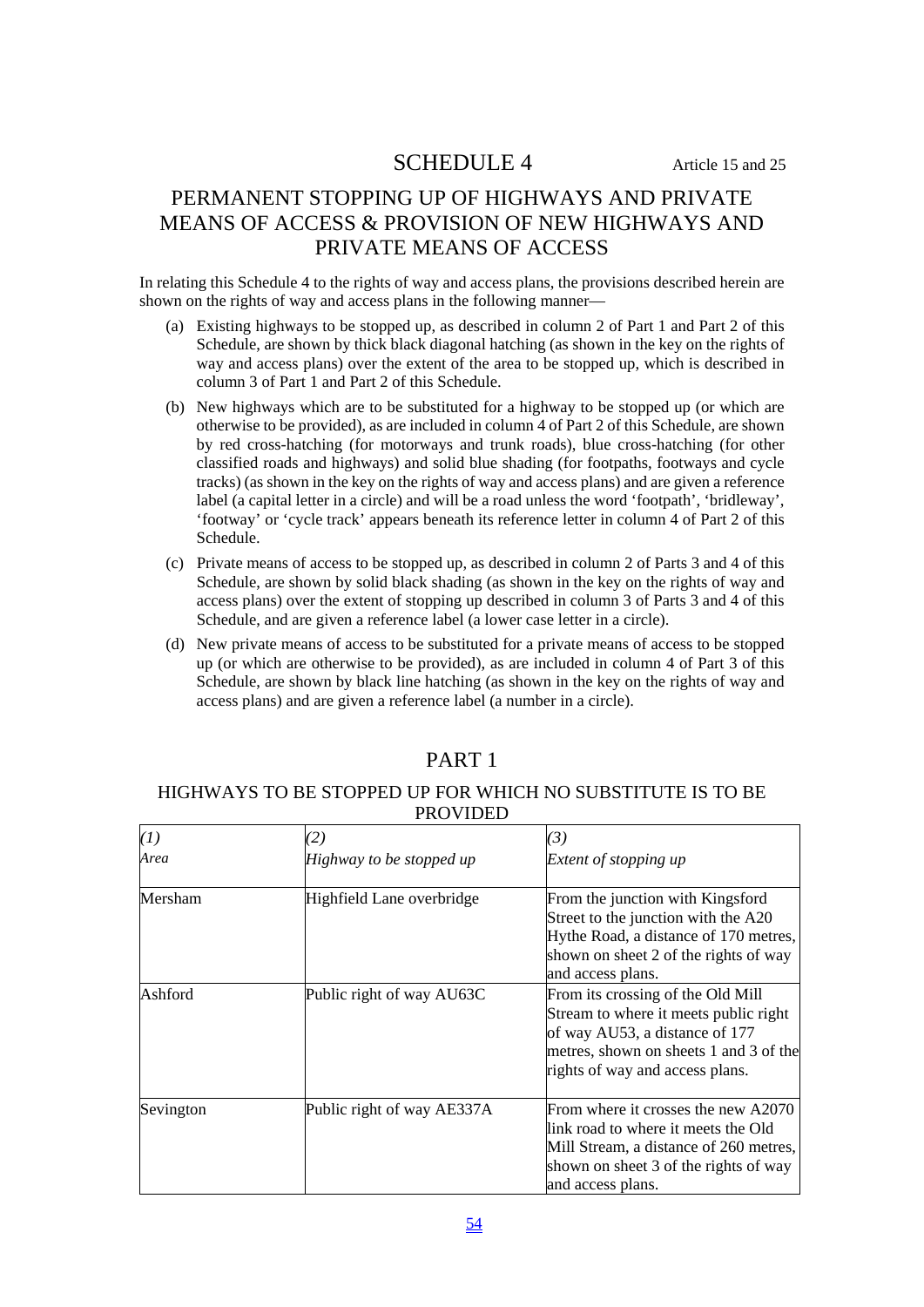# SCHEDULE 4

Article 15 and 25

## PERMANENT STOPPING UP OF HIGHWAYS AND PRIVATE MEANS OF ACCESS & PROVISION OF NEW HIGHWAYS AND PRIVATE MEANS OF ACCESS

In relating this Schedule 4 to the rights of way and access plans, the provisions described herein are shown on the rights of way and access plans in the following manner—

(a) Existing highways to be stopped up, as described in column 2 of Part 1 and Part 2 of this Schedule, are shown by thick black diagonal hatching (as shown in the key on the rights of way and access plans) over the extent of the area to be stopped up, which is described in column 3 of Part 1 and Part 2 of this Schedule.

(b) New highways which are to be substituted for a highway to be stopped up (or which are otherwise to be provided), as are included in column 4 of Part 2 of this Schedule, are shown by red cross-hatching (for motorways and trunk roads), blue cross-hatching (for other classified roads and highways) and solid blue shading (for footpaths, footways and cycle tracks) (as shown in the key on the rights of way and access plans) and are given a reference label (a capital letter in a circle) and will be a road unless the word 'footpath', 'bridleway', 'footway' or 'cycle track' appears beneath its reference letter in column 4 of Part 2 of this Schedule.

(c) Private means of access to be stopped up, as described in column 2 of Parts 3 and 4 of this Schedule, are shown by solid black shading (as shown in the key on the rights of way and access plans) over the extent of stopping up described in column 3 of Parts 3 and 4 of this Schedule, and are given a reference label (a lower case letter in a circle).

(d) New private means of access to be substituted for a private means of access to be stopped up (or which are otherwise to be provided), as are included in column 4 of Part 3 of this Schedule, are shown by black line hatching (as shown in the key on the rights of way and access plans) and are given a reference label (a number in a circle).

## PART 1

### HIGHWAYS TO BE STOPPED UP FOR WHICH NO SUBSTITUTE IS TO BE PROVIDED

| *(1)* *Area* | *(2)* *Highway to be stopped up* | *(3)* *Extent of stopping up* |
|---|---|---|
| Mersham | Highfield Lane overbridge | From the junction with Kingsford Street to the junction with the A20 Hythe Road, a distance of 170 metres, shown on sheet 2 of the rights of way and access plans. |
| Ashford | Public right of way AU63C | From its crossing of the Old Mill Stream to where it meets public right of way AU53, a distance of 177 metres, shown on sheets 1 and 3 of the rights of way and access plans. |
| Sevington | Public right of way AE337A | From where it crosses the new A2070 link road to where it meets the Old Mill Stream, a distance of 260 metres, shown on sheet 3 of the rights of way and access plans. |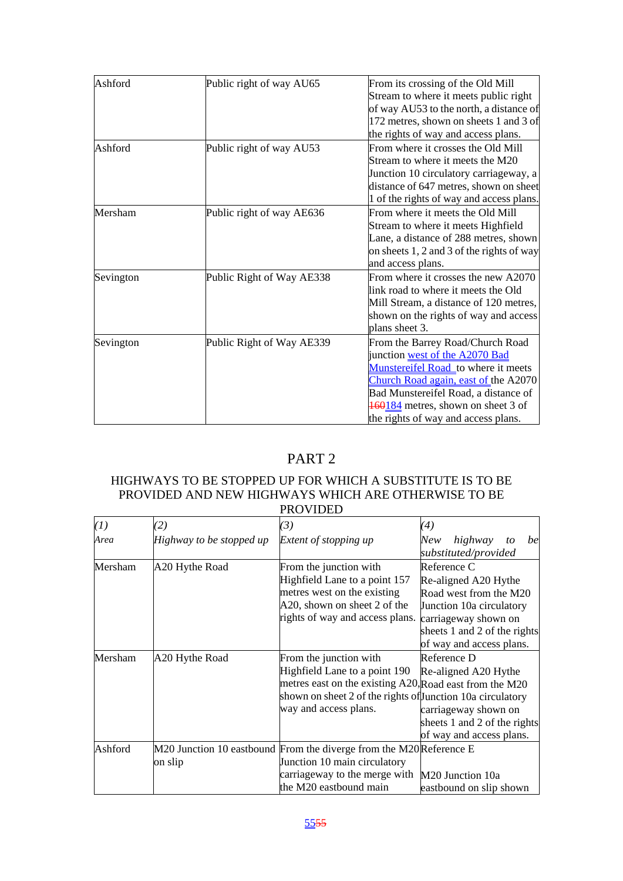| Ashford | Public right of way AU65 | From its crossing of the Old Mill Stream to where it meets public right of way AU53 to the north, a distance of 172 metres, shown on sheets 1 and 3 of the rights of way and access plans. |
|---|---|---|
| Ashford | Public right of way AU53 | From where it crosses the Old Mill Stream to where it meets the M20 Junction 10 circulatory carriageway, a distance of 647 metres, shown on sheet 1 of the rights of way and access plans. |
| Mersham | Public right of way AE636 | From where it meets the Old Mill Stream to where it meets Highfield Lane, a distance of 288 metres, shown on sheets 1, 2 and 3 of the rights of way and access plans. |
| Sevington | Public Right of Way AE338 | From where it crosses the new A2070 link road to where it meets the Old Mill Stream, a distance of 120 metres, shown on the rights of way and access plans sheet 3. |
| Sevington | Public Right of Way AE339 | From the Barrey Road/Church Road junction west of the A2070 Bad Munstereifel Road to where it meets Church Road again, east of the A2070 Bad Munstereifel Road, a distance of ~~160~~184 metres, shown on sheet 3 of the rights of way and access plans. |

## PART 2

### HIGHWAYS TO BE STOPPED UP FOR WHICH A SUBSTITUTE IS TO BE PROVIDED AND NEW HIGHWAYS WHICH ARE OTHERWISE TO BE PROVIDED

| *(1)* *Area* | *(2)* *Highway to be stopped up* | *(3)* *Extent of stopping up* | *(4)* *New highway to be substituted/provided* |
|---|---|---|---|
| Mersham | A20 Hythe Road | From the junction with Highfield Lane to a point 157 metres west on the existing A20, shown on sheet 2 of the rights of way and access plans. | Reference C Re-aligned A20 Hythe Road west from the M20 Junction 10a circulatory carriageway shown on sheets 1 and 2 of the rights of way and access plans. |
| Mersham | A20 Hythe Road | From the junction with Highfield Lane to a point 190 metres east on the existing A20, shown on sheet 2 of the rights of way and access plans. | Reference D Re-aligned A20 Hythe Road east from the M20 Junction 10a circulatory carriageway shown on sheets 1 and 2 of the rights of way and access plans. |
| Ashford | M20 Junction 10 eastbound on slip | From the diverge from the M20 Junction 10 main circulatory carriageway to the merge with the M20 eastbound main | Reference E<br><br>M20 Junction 10a eastbound on slip shown |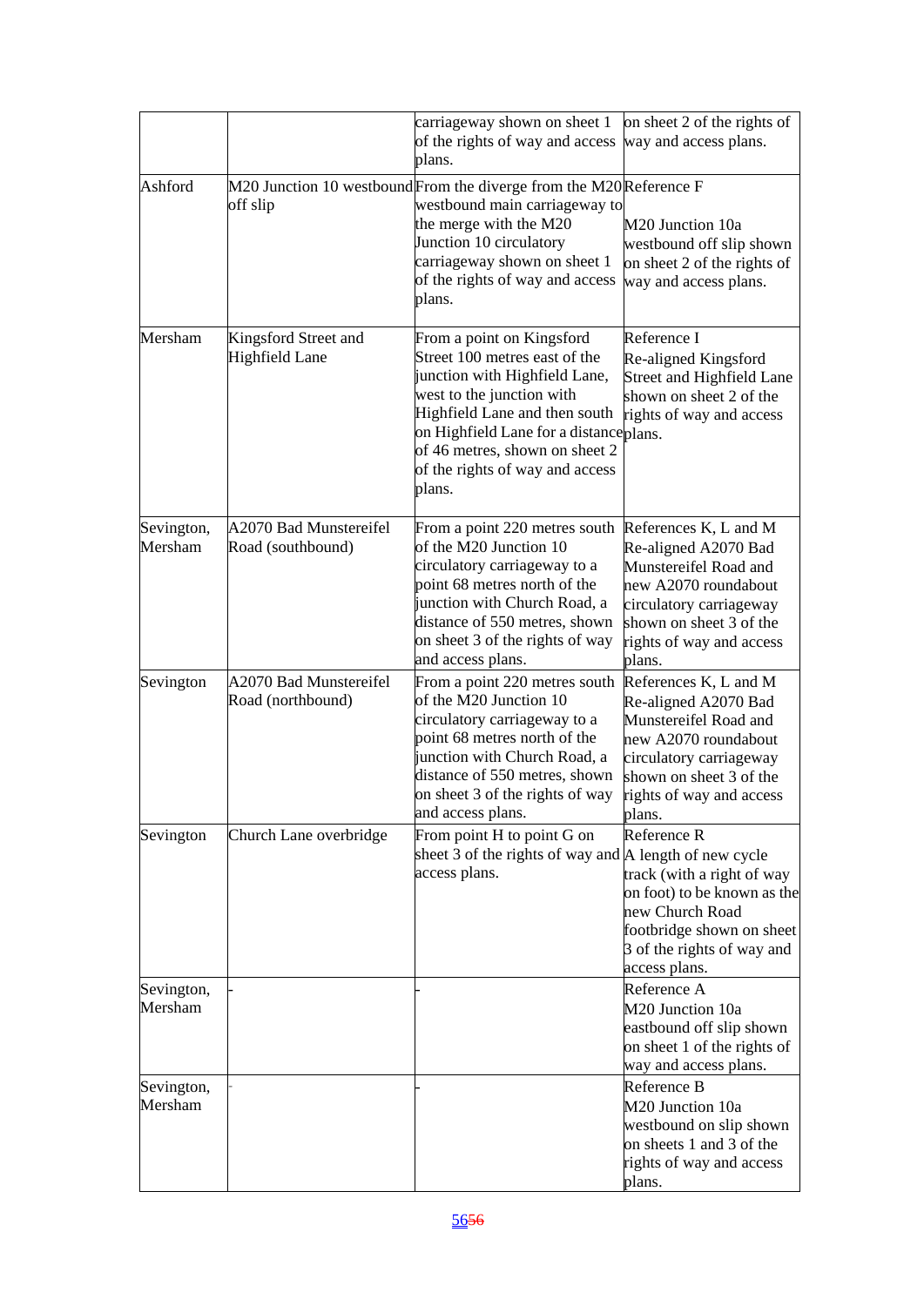| | | | |
|---|---|---|---|
| | | carriageway shown on sheet 1 of the rights of way and access plans. | on sheet 2 of the rights of way and access plans. |
| Ashford | M20 Junction 10 westbound off slip | From the diverge from the M20 westbound main carriageway to the merge with the M20 Junction 10 circulatory carriageway shown on sheet 1 of the rights of way and access plans. | Reference F<br><br>M20 Junction 10a westbound off slip shown on sheet 2 of the rights of way and access plans. |
| Mersham | Kingsford Street and Highfield Lane | From a point on Kingsford Street 100 metres east of the junction with Highfield Lane, west to the junction with Highfield Lane and then south on Highfield Lane for a distance of 46 metres, shown on sheet 2 of the rights of way and access plans. | Reference I<br>Re-aligned Kingsford Street and Highfield Lane shown on sheet 2 of the rights of way and access plans. |
| Sevington, Mersham | A2070 Bad Munstereifel Road (southbound) | From a point 220 metres south of the M20 Junction 10 circulatory carriageway to a point 68 metres north of the junction with Church Road, a distance of 550 metres, shown on sheet 3 of the rights of way and access plans. | References K, L and M<br>Re-aligned A2070 Bad Munstereifel Road and new A2070 roundabout circulatory carriageway shown on sheet 3 of the rights of way and access plans. |
| Sevington | A2070 Bad Munstereifel Road (northbound) | From a point 220 metres south of the M20 Junction 10 circulatory carriageway to a point 68 metres north of the junction with Church Road, a distance of 550 metres, shown on sheet 3 of the rights of way and access plans. | References K, L and M<br>Re-aligned A2070 Bad Munstereifel Road and new A2070 roundabout circulatory carriageway shown on sheet 3 of the rights of way and access plans. |
| Sevington | Church Lane overbridge | From point H to point G on sheet 3 of the rights of way and access plans. | Reference R<br>A length of new cycle track (with a right of way on foot) to be known as the new Church Road footbridge shown on sheet 3 of the rights of way and access plans. |
| Sevington, Mersham | - | - | Reference A<br>M20 Junction 10a eastbound off slip shown on sheet 1 of the rights of way and access plans. |
| Sevington, Mersham | - | - | Reference B<br>M20 Junction 10a westbound on slip shown on sheets 1 and 3 of the rights of way and access plans. |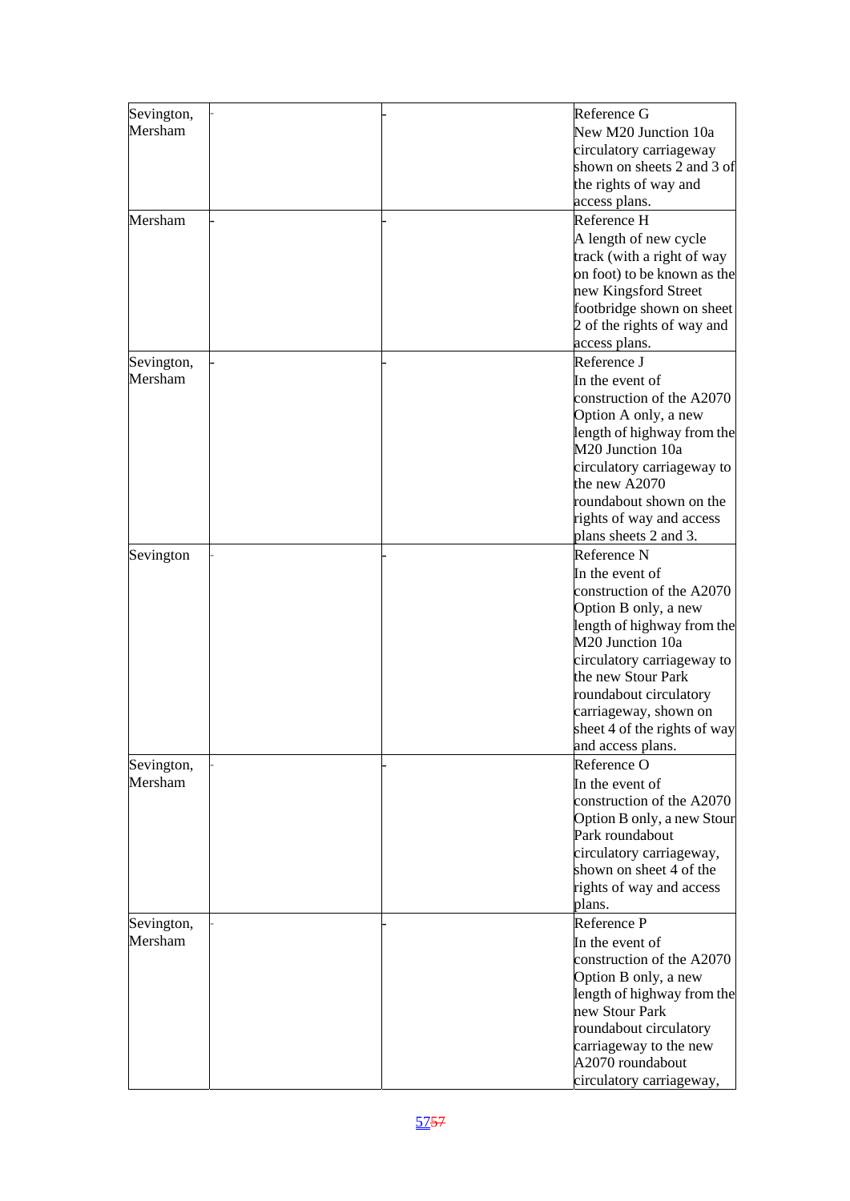| | | | |
|---|---|---|---|
| Sevington, Mersham | - | - | Reference G<br>New M20 Junction 10a circulatory carriageway shown on sheets 2 and 3 of the rights of way and access plans. |
| Mersham | - | - | Reference H<br>A length of new cycle track (with a right of way on foot) to be known as the new Kingsford Street footbridge shown on sheet 2 of the rights of way and access plans. |
| Sevington, Mersham | - | - | Reference J<br>In the event of construction of the A2070 Option A only, a new length of highway from the M20 Junction 10a circulatory carriageway to the new A2070 roundabout shown on the rights of way and access plans sheets 2 and 3. |
| Sevington | - | - | Reference N<br>In the event of construction of the A2070 Option B only, a new length of highway from the M20 Junction 10a circulatory carriageway to the new Stour Park roundabout circulatory carriageway, shown on sheet 4 of the rights of way and access plans. |
| Sevington, Mersham | - | - | Reference O<br>In the event of construction of the A2070 Option B only, a new Stour Park roundabout circulatory carriageway, shown on sheet 4 of the rights of way and access plans. |
| Sevington, Mersham | - | - | Reference P<br>In the event of construction of the A2070 Option B only, a new length of highway from the new Stour Park roundabout circulatory carriageway to the new A2070 roundabout circulatory carriageway, |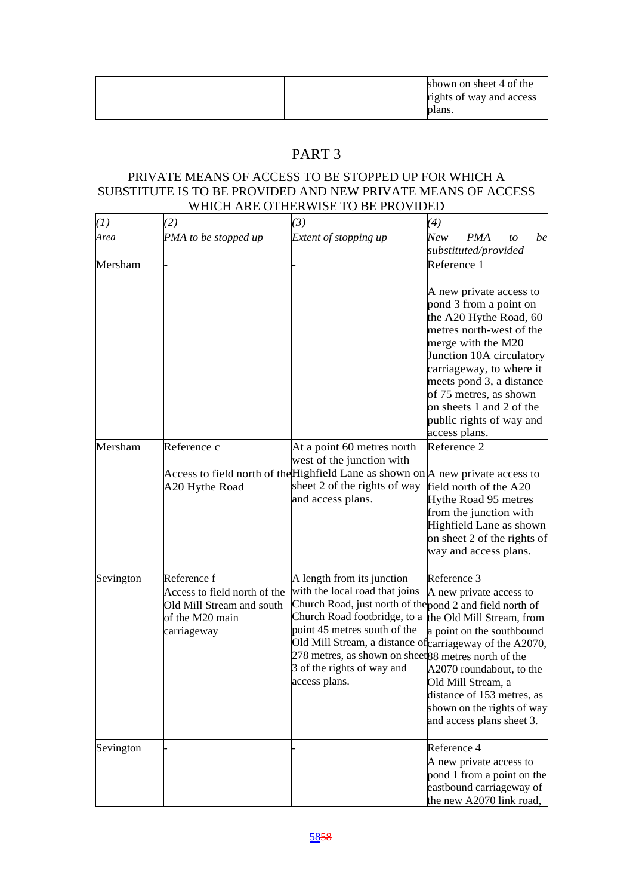| | | | shown on sheet 4 of the rights of way and access plans. |
|---|---|---|---|

## PART 3

### PRIVATE MEANS OF ACCESS TO BE STOPPED UP FOR WHICH A SUBSTITUTE IS TO BE PROVIDED AND NEW PRIVATE MEANS OF ACCESS WHICH ARE OTHERWISE TO BE PROVIDED

| *(1)* *Area* | *(2)* *PMA to be stopped up* | *(3)* *Extent of stopping up* | *(4)* *New PMA to be substituted/provided* |
|---|---|---|---|
| Mersham | - | - | Reference 1<br><br>A new private access to pond 3 from a point on the A20 Hythe Road, 60 metres north-west of the merge with the M20 Junction 10A circulatory carriageway, to where it meets pond 3, a distance of 75 metres, as shown on sheets 1 and 2 of the public rights of way and access plans. |
| Mersham | Reference c<br><br>Access to field north of the A20 Hythe Road | At a point 60 metres north west of the junction with Highfield Lane as shown on sheet 2 of the rights of way and access plans. | Reference 2<br><br>A new private access to field north of the A20 Hythe Road 95 metres from the junction with Highfield Lane as shown on sheet 2 of the rights of way and access plans. |
| Sevington | Reference f<br>Access to field north of the Old Mill Stream and south of the M20 main carriageway | A length from its junction with the local road that joins Church Road, just north of the Church Road footbridge, to a point 45 metres south of the Old Mill Stream, a distance of 278 metres, as shown on sheet 3 of the rights of way and access plans. | Reference 3<br>A new private access to pond 2 and field north of the Old Mill Stream, from a point on the southbound carriageway of the A2070, 88 metres north of the A2070 roundabout, to the Old Mill Stream, a distance of 153 metres, as shown on the rights of way and access plans sheet 3. |
| Sevington | - | - | Reference 4<br>A new private access to pond 1 from a point on the eastbound carriageway of the new A2070 link road, |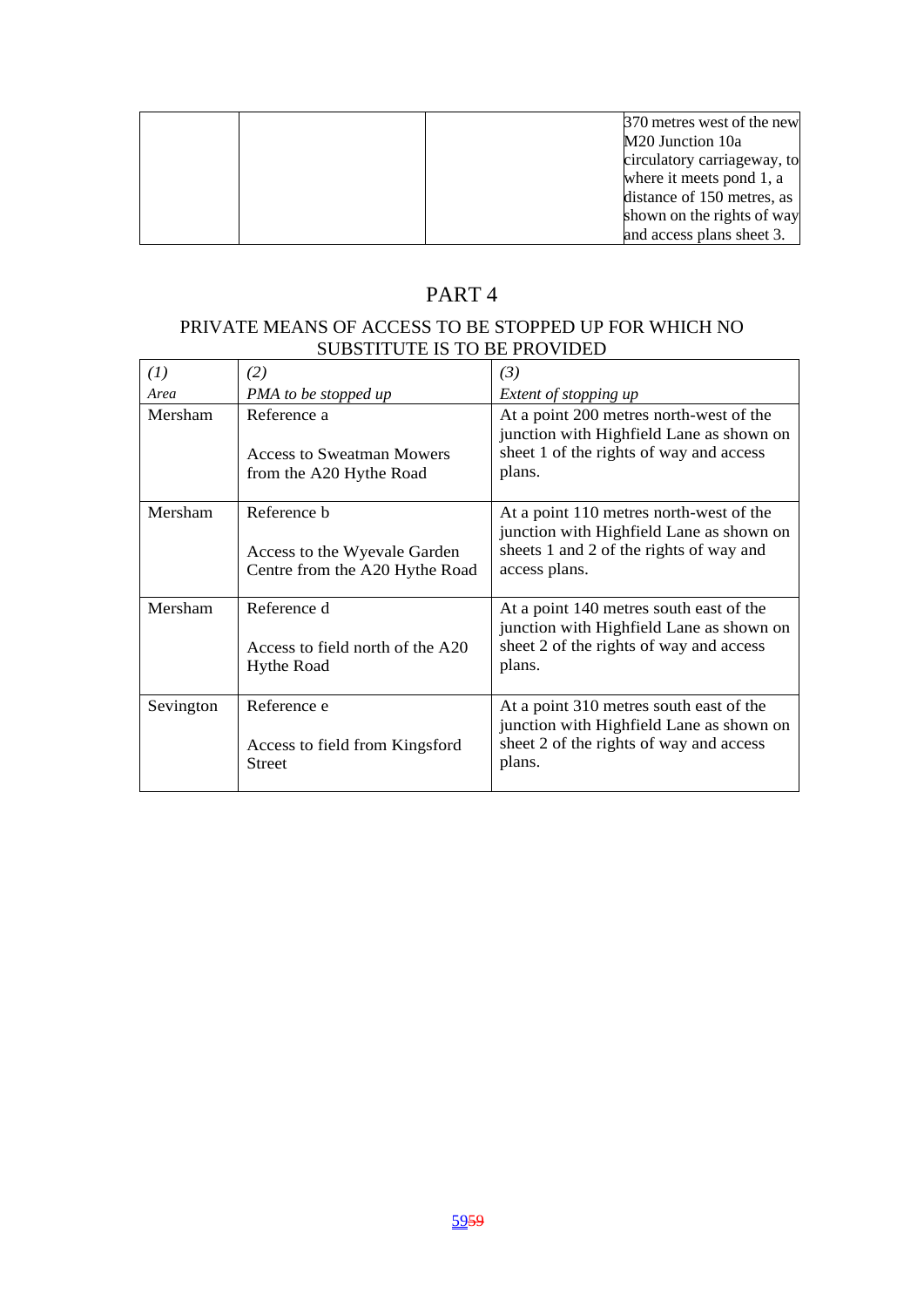|  |  |  | 370 metres west of the new M20 Junction 10a circulatory carriageway, to where it meets pond 1, a distance of 150 metres, as shown on the rights of way and access plans sheet 3. |
|---|---|---|---|

# PART 4

## PRIVATE MEANS OF ACCESS TO BE STOPPED UP FOR WHICH NO SUBSTITUTE IS TO BE PROVIDED

| *(1)* *Area* | *(2)* *PMA to be stopped up* | *(3)* *Extent of stopping up* |
|---|---|---|
| Mersham | Reference a<br><br>Access to Sweatman Mowers from the A20 Hythe Road | At a point 200 metres north-west of the junction with Highfield Lane as shown on sheet 1 of the rights of way and access plans. |
| Mersham | Reference b<br><br>Access to the Wyevale Garden Centre from the A20 Hythe Road | At a point 110 metres north-west of the junction with Highfield Lane as shown on sheets 1 and 2 of the rights of way and access plans. |
| Mersham | Reference d<br><br>Access to field north of the A20 Hythe Road | At a point 140 metres south east of the junction with Highfield Lane as shown on sheet 2 of the rights of way and access plans. |
| Sevington | Reference e<br><br>Access to field from Kingsford Street | At a point 310 metres south east of the junction with Highfield Lane as shown on sheet 2 of the rights of way and access plans. |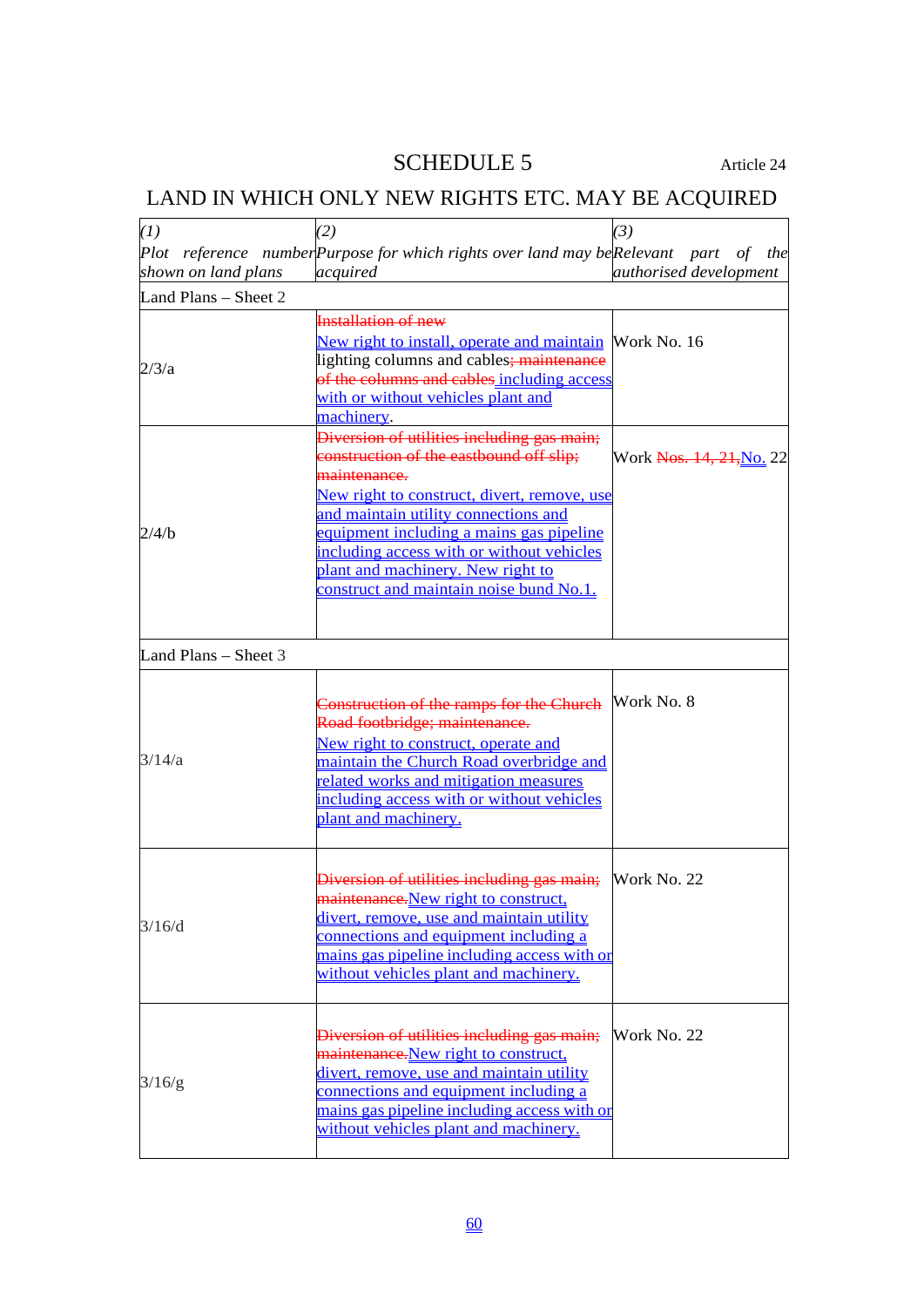# SCHEDULE 5

Article 24

## LAND IN WHICH ONLY NEW RIGHTS ETC. MAY BE ACQUIRED

| *(1)* *Plot reference number shown on land plans* | *(2)* *Purpose for which rights over land may be acquired* | *(3)* *Relevant part of the authorised development* |
|---|---|---|
| Land Plans – Sheet 2 | | |
| 2/3/a | ~~Installation of new~~ New right to install, operate and maintain lighting columns and cables~~; maintenance of the columns and cables~~ including access with or without vehicles plant and machinery. | Work No. 16 |
| 2/4/b | ~~Diversion of utilities including gas main; construction of the eastbound off slip; maintenance.~~ New right to construct, divert, remove, use and maintain utility connections and equipment including a mains gas pipeline including access with or without vehicles plant and machinery. New right to construct and maintain noise bund No.1. | Work ~~Nos. 14, 21,~~ No. 22 |
| Land Plans – Sheet 3 | | |
| 3/14/a | ~~Construction of the ramps for the Church Road footbridge; maintenance.~~ New right to construct, operate and maintain the Church Road overbridge and related works and mitigation measures including access with or without vehicles plant and machinery. | Work No. 8 |
| 3/16/d | ~~Diversion of utilities including gas main; maintenance.~~ New right to construct, divert, remove, use and maintain utility connections and equipment including a mains gas pipeline including access with or without vehicles plant and machinery. | Work No. 22 |
| 3/16/g | ~~Diversion of utilities including gas main; maintenance.~~ New right to construct, divert, remove, use and maintain utility connections and equipment including a mains gas pipeline including access with or without vehicles plant and machinery. | Work No. 22 |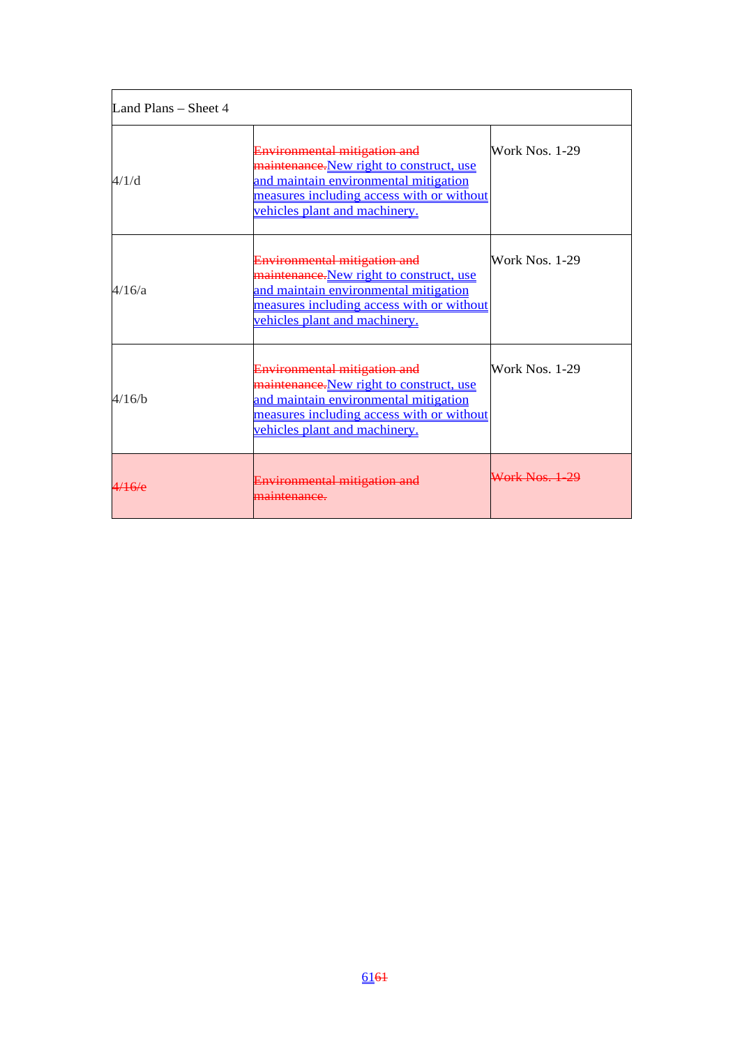| Land Plans – Sheet 4 | | |
| --- | --- | --- |
| 4/1/d | ~~Environmental mitigation and maintenance.~~New right to construct, use and maintain environmental mitigation measures including access with or without vehicles plant and machinery. | Work Nos. 1-29 |
| 4/16/a | ~~Environmental mitigation and maintenance.~~New right to construct, use and maintain environmental mitigation measures including access with or without vehicles plant and machinery. | Work Nos. 1-29 |
| 4/16/b | ~~Environmental mitigation and maintenance.~~New right to construct, use and maintain environmental mitigation measures including access with or without vehicles plant and machinery. | Work Nos. 1-29 |
| ~~4/16/e~~ | ~~Environmental mitigation and maintenance.~~ | ~~Work Nos. 1-29~~ |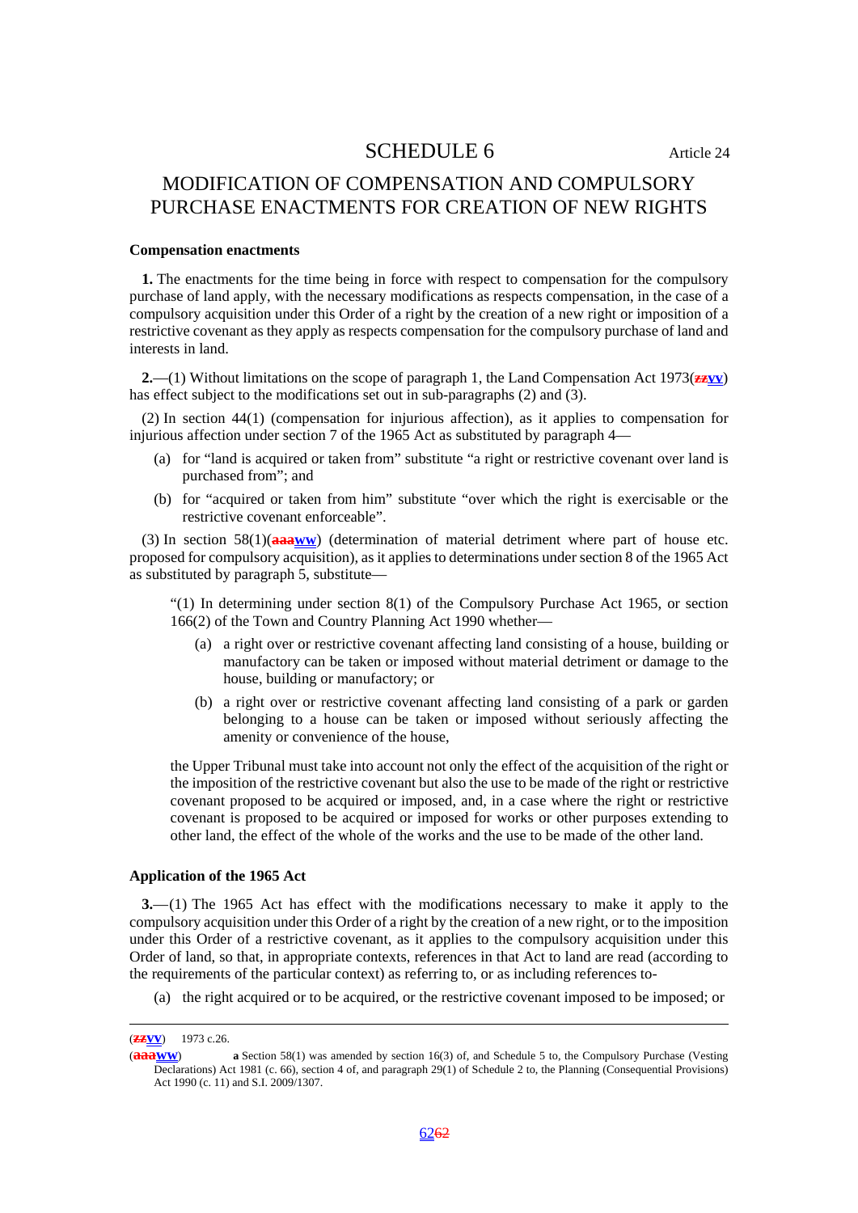# SCHEDULE 6

Article 24

## MODIFICATION OF COMPENSATION AND COMPULSORY PURCHASE ENACTMENTS FOR CREATION OF NEW RIGHTS

**Compensation enactments**

**1.** The enactments for the time being in force with respect to compensation for the compulsory purchase of land apply, with the necessary modifications as respects compensation, in the case of a compulsory acquisition under this Order of a right by the creation of a new right or imposition of a restrictive covenant as they apply as respects compensation for the compulsory purchase of land and interests in land.

**2.**—(1) Without limitations on the scope of paragraph 1, the Land Compensation Act 1973(~~zz~~yy) has effect subject to the modifications set out in sub-paragraphs (2) and (3).

(2) In section 44(1) (compensation for injurious affection), as it applies to compensation for injurious affection under section 7 of the 1965 Act as substituted by paragraph 4—

(a) for "land is acquired or taken from" substitute "a right or restrictive covenant over land is purchased from"; and

(b) for "acquired or taken from him" substitute "over which the right is exercisable or the restrictive covenant enforceable".

(3) In section 58(1)(~~aaa~~ww) (determination of material detriment where part of house etc. proposed for compulsory acquisition), as it applies to determinations under section 8 of the 1965 Act as substituted by paragraph 5, substitute—

"(1) In determining under section 8(1) of the Compulsory Purchase Act 1965, or section 166(2) of the Town and Country Planning Act 1990 whether—

(a) a right over or restrictive covenant affecting land consisting of a house, building or manufactory can be taken or imposed without material detriment or damage to the house, building or manufactory; or

(b) a right over or restrictive covenant affecting land consisting of a park or garden belonging to a house can be taken or imposed without seriously affecting the amenity or convenience of the house,

the Upper Tribunal must take into account not only the effect of the acquisition of the right or the imposition of the restrictive covenant but also the use to be made of the right or restrictive covenant proposed to be acquired or imposed, and, in a case where the right or restrictive covenant is proposed to be acquired or imposed for works or other purposes extending to other land, the effect of the whole of the works and the use to be made of the other land.

**Application of the 1965 Act**

**3.**—(1) The 1965 Act has effect with the modifications necessary to make it apply to the compulsory acquisition under this Order of a right by the creation of a new right, or to the imposition under this Order of a restrictive covenant, as it applies to the compulsory acquisition under this Order of land, so that, in appropriate contexts, references in that Act to land are read (according to the requirements of the particular context) as referring to, or as including references to-

(a) the right acquired or to be acquired, or the restrictive covenant imposed to be imposed; or

---

(~~zz~~yy) 1973 c.26.

(~~aaa~~ww) **a** Section 58(1) was amended by section 16(3) of, and Schedule 5 to, the Compulsory Purchase (Vesting Declarations) Act 1981 (c. 66), section 4 of, and paragraph 29(1) of Schedule 2 to, the Planning (Consequential Provisions) Act 1990 (c. 11) and S.I. 2009/1307.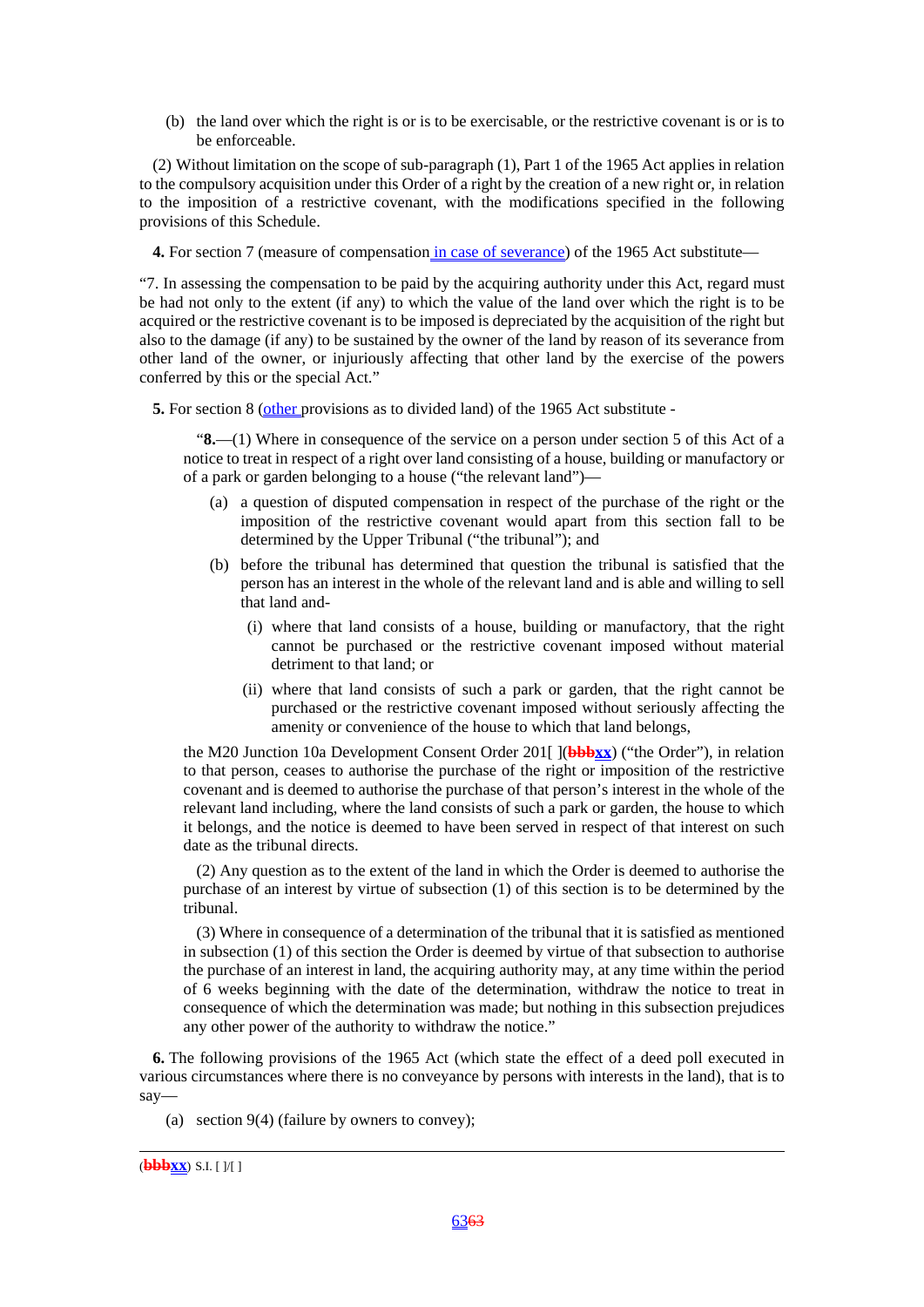(b) the land over which the right is or is to be exercisable, or the restrictive covenant is or is to be enforceable.

(2) Without limitation on the scope of sub-paragraph (1), Part 1 of the 1965 Act applies in relation to the compulsory acquisition under this Order of a right by the creation of a new right or, in relation to the imposition of a restrictive covenant, with the modifications specified in the following provisions of this Schedule.

**4.** For section 7 (measure of compensation in case of severance) of the 1965 Act substitute—

"7. In assessing the compensation to be paid by the acquiring authority under this Act, regard must be had not only to the extent (if any) to which the value of the land over which the right is to be acquired or the restrictive covenant is to be imposed is depreciated by the acquisition of the right but also to the damage (if any) to be sustained by the owner of the land by reason of its severance from other land of the owner, or injuriously affecting that other land by the exercise of the powers conferred by this or the special Act."

**5.** For section 8 (other provisions as to divided land) of the 1965 Act substitute -

> "**8.**—(1) Where in consequence of the service on a person under section 5 of this Act of a notice to treat in respect of a right over land consisting of a house, building or manufactory or of a park or garden belonging to a house ("the relevant land")—
>
> (a) a question of disputed compensation in respect of the purchase of the right or the imposition of the restrictive covenant would apart from this section fall to be determined by the Upper Tribunal ("the tribunal"); and
>
> (b) before the tribunal has determined that question the tribunal is satisfied that the person has an interest in the whole of the relevant land and is able and willing to sell that land and-
>
> (i) where that land consists of a house, building or manufactory, that the right cannot be purchased or the restrictive covenant imposed without material detriment to that land; or
>
> (ii) where that land consists of such a park or garden, that the right cannot be purchased or the restrictive covenant imposed without seriously affecting the amenity or convenience of the house to which that land belongs,
>
> the M20 Junction 10a Development Consent Order 201[ ](~~bbb~~xx) ("the Order"), in relation to that person, ceases to authorise the purchase of the right or imposition of the restrictive covenant and is deemed to authorise the purchase of that person's interest in the whole of the relevant land including, where the land consists of such a park or garden, the house to which it belongs, and the notice is deemed to have been served in respect of that interest on such date as the tribunal directs.
>
> (2) Any question as to the extent of the land in which the Order is deemed to authorise the purchase of an interest by virtue of subsection (1) of this section is to be determined by the tribunal.
>
> (3) Where in consequence of a determination of the tribunal that it is satisfied as mentioned in subsection (1) of this section the Order is deemed by virtue of that subsection to authorise the purchase of an interest in land, the acquiring authority may, at any time within the period of 6 weeks beginning with the date of the determination, withdraw the notice to treat in consequence of which the determination was made; but nothing in this subsection prejudices any other power of the authority to withdraw the notice."

**6.** The following provisions of the 1965 Act (which state the effect of a deed poll executed in various circumstances where there is no conveyance by persons with interests in the land), that is to say—

(a) section 9(4) (failure by owners to convey);

---

(~~bbb~~xx) S.I. [ ]/[ ]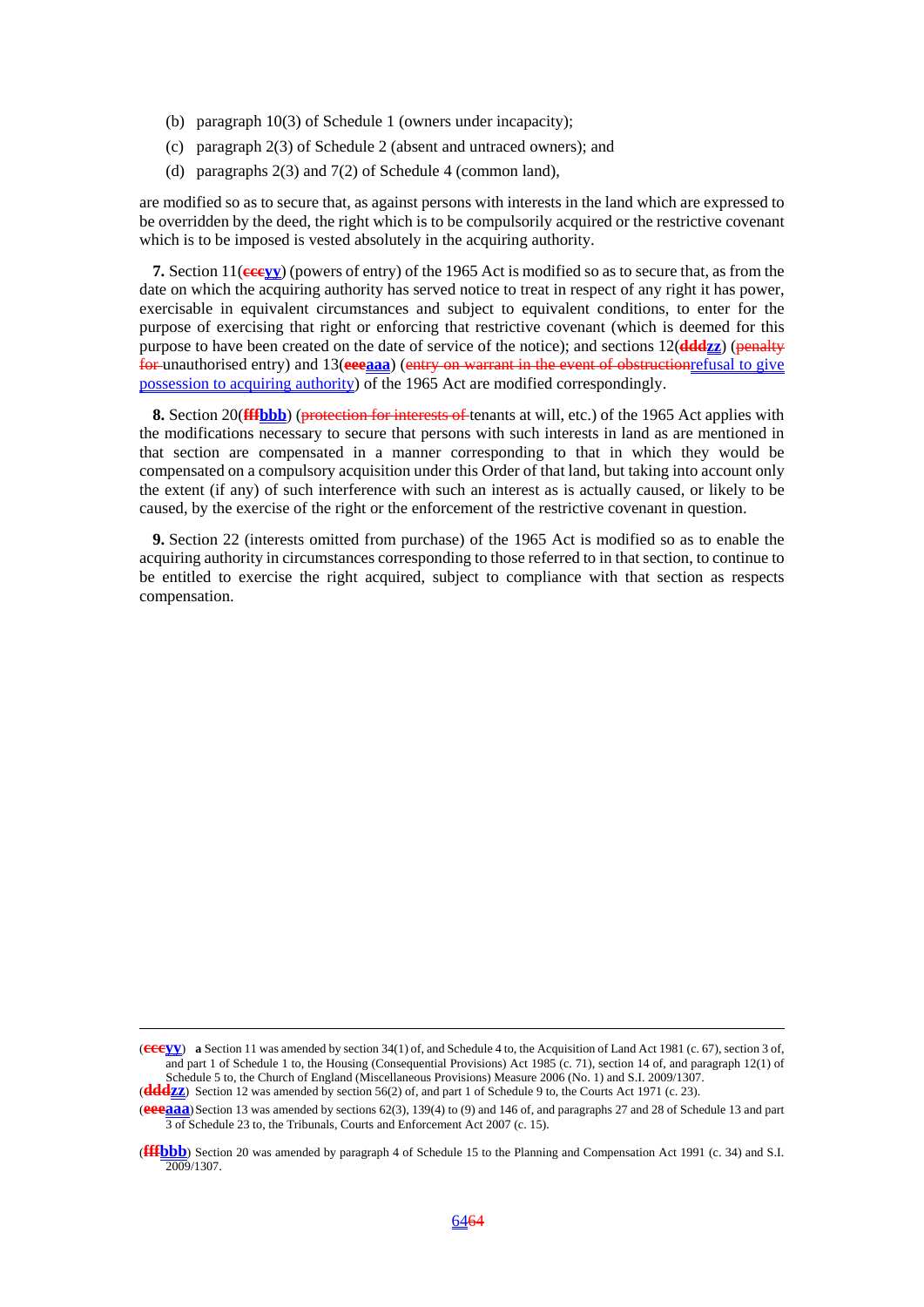(b) paragraph 10(3) of Schedule 1 (owners under incapacity);

(c) paragraph 2(3) of Schedule 2 (absent and untraced owners); and

(d) paragraphs 2(3) and 7(2) of Schedule 4 (common land),

are modified so as to secure that, as against persons with interests in the land which are expressed to be overridden by the deed, the right which is to be compulsorily acquired or the restrictive covenant which is to be imposed is vested absolutely in the acquiring authority.

**7.** Section 11(~~ccc~~yy) (powers of entry) of the 1965 Act is modified so as to secure that, as from the date on which the acquiring authority has served notice to treat in respect of any right it has power, exercisable in equivalent circumstances and subject to equivalent conditions, to enter for the purpose of exercising that right or enforcing that restrictive covenant (which is deemed for this purpose to have been created on the date of service of the notice); and sections 12(~~ddd~~zz) (~~penalty for~~ unauthorised entry) and 13(~~eee~~aaa) (~~entry on warrant in the event of obstruction~~refusal to give possession to acquiring authority) of the 1965 Act are modified correspondingly.

**8.** Section 20(~~fff~~bbb) (~~protection for interests of~~ tenants at will, etc.) of the 1965 Act applies with the modifications necessary to secure that persons with such interests in land as are mentioned in that section are compensated in a manner corresponding to that in which they would be compensated on a compulsory acquisition under this Order of that land, but taking into account only the extent (if any) of such interference with such an interest as is actually caused, or likely to be caused, by the exercise of the right or the enforcement of the restrictive covenant in question.

**9.** Section 22 (interests omitted from purchase) of the 1965 Act is modified so as to enable the acquiring authority in circumstances corresponding to those referred to in that section, to continue to be entitled to exercise the right acquired, subject to compliance with that section as respects compensation.

---

(~~ccc~~yy) **a** Section 11 was amended by section 34(1) of, and Schedule 4 to, the Acquisition of Land Act 1981 (c. 67), section 3 of, and part 1 of Schedule 1 to, the Housing (Consequential Provisions) Act 1985 (c. 71), section 14 of, and paragraph 12(1) of Schedule 5 to, the Church of England (Miscellaneous Provisions) Measure 2006 (No. 1) and S.I. 2009/1307.

(~~ddd~~zz) Section 12 was amended by section 56(2) of, and part 1 of Schedule 9 to, the Courts Act 1971 (c. 23).

(~~eee~~aaa) Section 13 was amended by sections 62(3), 139(4) to (9) and 146 of, and paragraphs 27 and 28 of Schedule 13 and part 3 of Schedule 23 to, the Tribunals, Courts and Enforcement Act 2007 (c. 15).

(~~fff~~bbb) Section 20 was amended by paragraph 4 of Schedule 15 to the Planning and Compensation Act 1991 (c. 34) and S.I. 2009/1307.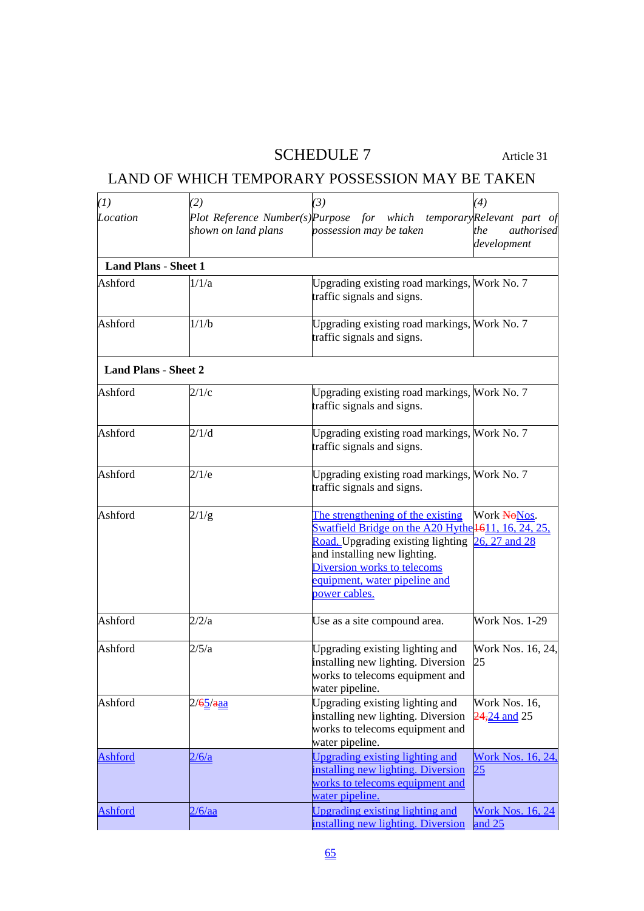# SCHEDULE 7

Article 31

## LAND OF WHICH TEMPORARY POSSESSION MAY BE TAKEN

| (1) *Location* | (2) *Plot Reference Number(s) shown on land plans* | (3) *Purpose for which temporary possession may be taken* | (4) *Relevant part of the authorised development* |
|---|---|---|---|
| **Land Plans - Sheet 1** | | | |
| Ashford | 1/1/a | Upgrading existing road markings, traffic signals and signs. | Work No. 7 |
| Ashford | 1/1/b | Upgrading existing road markings, traffic signals and signs. | Work No. 7 |
| **Land Plans - Sheet 2** | | | |
| Ashford | 2/1/c | Upgrading existing road markings, traffic signals and signs. | Work No. 7 |
| Ashford | 2/1/d | Upgrading existing road markings, traffic signals and signs. | Work No. 7 |
| Ashford | 2/1/e | Upgrading existing road markings, traffic signals and signs. | Work No. 7 |
| Ashford | 2/1/g | The strengthening of the existing Swatfield Bridge on the A20 Hythe Road. Upgrading existing lighting and installing new lighting. Diversion works to telecoms equipment, water pipeline and power cables. | Work ~~No~~Nos. ~~16~~11, 16, 24, 25, 26, 27 and 28 |
| Ashford | 2/2/a | Use as a site compound area. | Work Nos. 1-29 |
| Ashford | 2/5/a | Upgrading existing lighting and installing new lighting. Diversion works to telecoms equipment and water pipeline. | Work Nos. 16, 24, 25 |
| Ashford | 2/~~6~~5/~~a~~aa | Upgrading existing lighting and installing new lighting. Diversion works to telecoms equipment and water pipeline. | Work Nos. 16, ~~24,~~24 and 25 |
| Ashford | 2/6/a | Upgrading existing lighting and installing new lighting. Diversion works to telecoms equipment and water pipeline. | Work Nos. 16, 24, 25 |
| Ashford | 2/6/aa | Upgrading existing lighting and installing new lighting. Diversion | Work Nos. 16, 24 and 25 |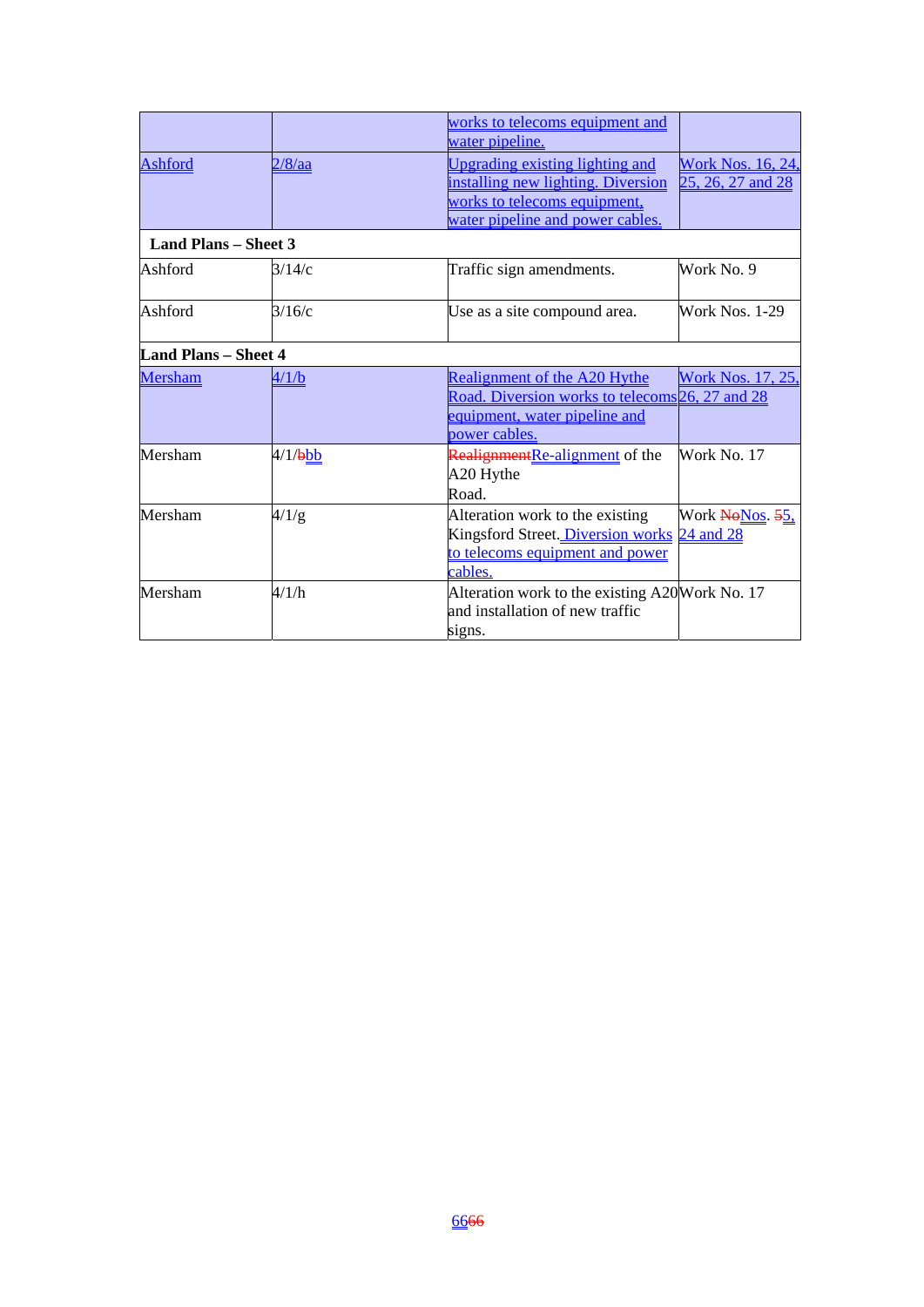| | | works to telecoms equipment and water pipeline. | |
|---|---|---|---|
| Ashford | 2/8/aa | Upgrading existing lighting and installing new lighting. Diversion works to telecoms equipment, water pipeline and power cables. | Work Nos. 16, 24, 25, 26, 27 and 28 |
| **Land Plans – Sheet 3** | | | |
| Ashford | 3/14/c | Traffic sign amendments. | Work No. 9 |
| Ashford | 3/16/c | Use as a site compound area. | Work Nos. 1-29 |
| **Land Plans – Sheet 4** | | | |
| Mersham | 4/1/b | Realignment of the A20 Hythe Road. Diversion works to telecoms equipment, water pipeline and power cables. | Work Nos. 17, 25, 26, 27 and 28 |
| Mersham | 4/1/~~b~~bb | ~~Realignment~~Re-alignment of the A20 Hythe Road. | Work No. 17 |
| Mersham | 4/1/g | Alteration work to the existing Kingsford Street. Diversion works to telecoms equipment and power cables. | Work ~~No~~Nos. ~~5~~5, 24 and 28 |
| Mersham | 4/1/h | Alteration work to the existing A20 and installation of new traffic signs. | Work No. 17 |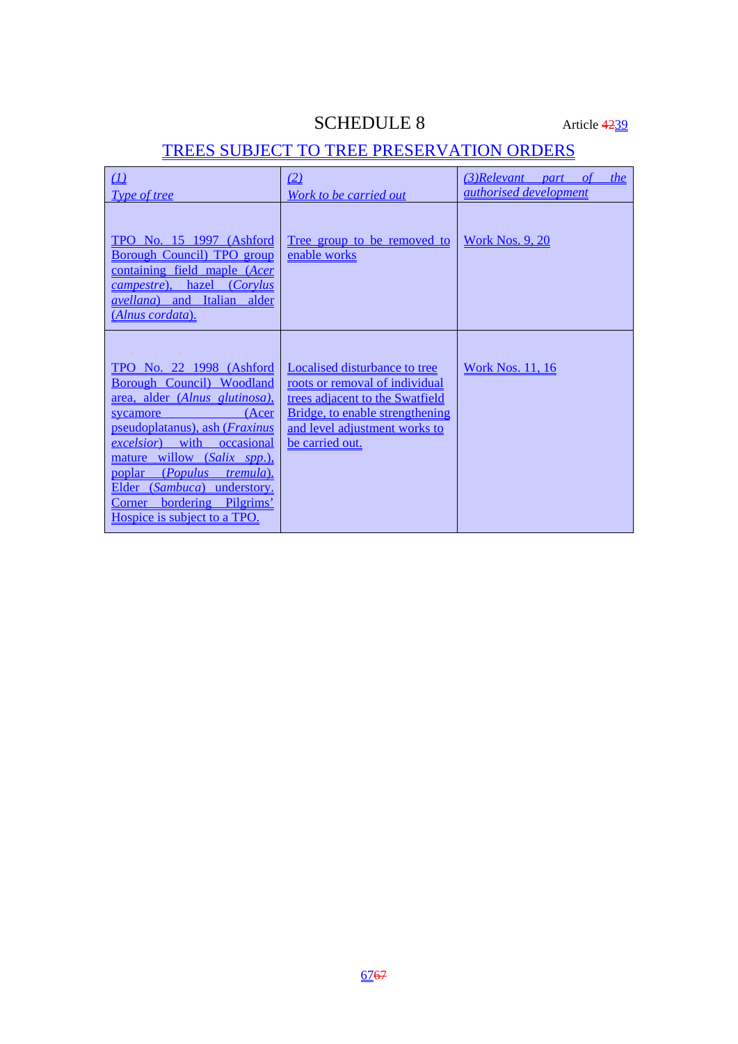# SCHEDULE 8

Article ~~42~~39

## TREES SUBJECT TO TREE PRESERVATION ORDERS

| *(1)* *Type of tree* | *(2)* *Work to be carried out* | *(3)Relevant part of the authorised development* |
|---|---|---|
| TPO No. 15 1997 (Ashford Borough Council) TPO group containing field maple (*Acer campestre*), hazel (*Corylus avellana*) and Italian alder (*Alnus cordata*). | Tree group to be removed to enable works | Work Nos. 9, 20 |
| TPO No. 22 1998 (Ashford Borough Council) Woodland area, alder (*Alnus glutinosa*), sycamore (Acer pseudoplatanus), ash (*Fraxinus excelsior*) with occasional mature willow (*Salix spp*.), poplar (*Populus tremula*). Elder (*Sambuca*) understory. Corner bordering Pilgrims' Hospice is subject to a TPO. | Localised disturbance to tree roots or removal of individual trees adjacent to the Swatfield Bridge, to enable strengthening and level adjustment works to be carried out. | Work Nos. 11, 16 |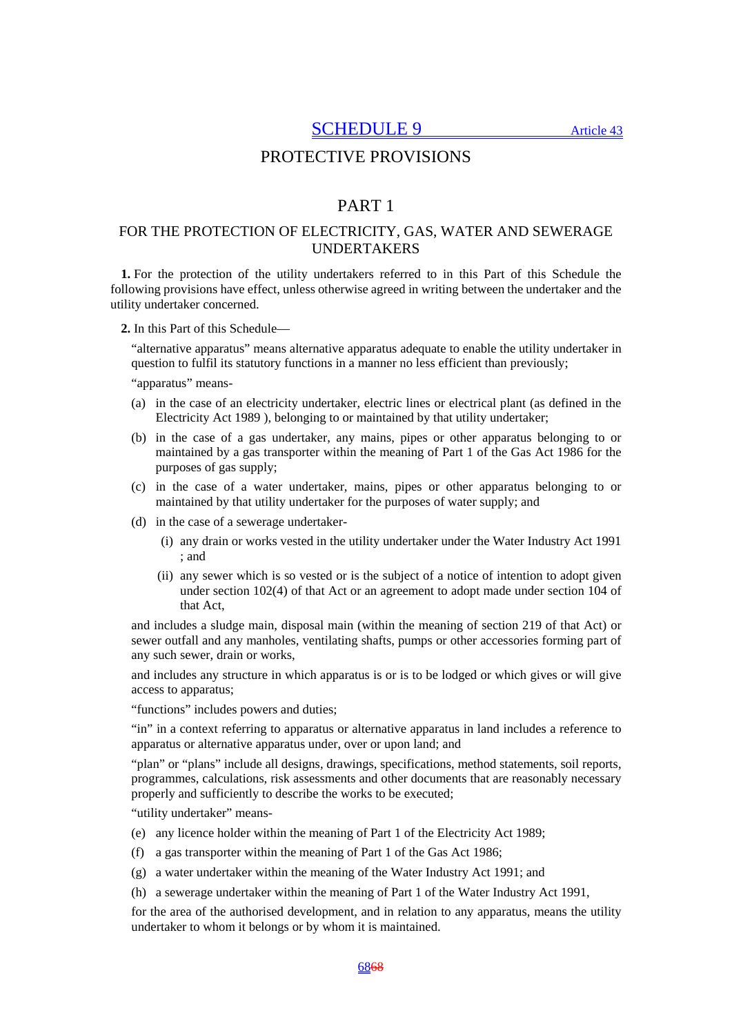# SCHEDULE 9

Article 43

## PROTECTIVE PROVISIONS

## PART 1

### FOR THE PROTECTION OF ELECTRICITY, GAS, WATER AND SEWERAGE UNDERTAKERS

**1.** For the protection of the utility undertakers referred to in this Part of this Schedule the following provisions have effect, unless otherwise agreed in writing between the undertaker and the utility undertaker concerned.

**2.** In this Part of this Schedule—

"alternative apparatus" means alternative apparatus adequate to enable the utility undertaker in question to fulfil its statutory functions in a manner no less efficient than previously;

"apparatus" means-

(a) in the case of an electricity undertaker, electric lines or electrical plant (as defined in the Electricity Act 1989 ), belonging to or maintained by that utility undertaker;

(b) in the case of a gas undertaker, any mains, pipes or other apparatus belonging to or maintained by a gas transporter within the meaning of Part 1 of the Gas Act 1986 for the purposes of gas supply;

(c) in the case of a water undertaker, mains, pipes or other apparatus belonging to or maintained by that utility undertaker for the purposes of water supply; and

(d) in the case of a sewerage undertaker-

(i) any drain or works vested in the utility undertaker under the Water Industry Act 1991 ; and

(ii) any sewer which is so vested or is the subject of a notice of intention to adopt given under section 102(4) of that Act or an agreement to adopt made under section 104 of that Act,

and includes a sludge main, disposal main (within the meaning of section 219 of that Act) or sewer outfall and any manholes, ventilating shafts, pumps or other accessories forming part of any such sewer, drain or works,

and includes any structure in which apparatus is or is to be lodged or which gives or will give access to apparatus;

"functions" includes powers and duties;

"in" in a context referring to apparatus or alternative apparatus in land includes a reference to apparatus or alternative apparatus under, over or upon land; and

"plan" or "plans" include all designs, drawings, specifications, method statements, soil reports, programmes, calculations, risk assessments and other documents that are reasonably necessary properly and sufficiently to describe the works to be executed;

"utility undertaker" means-

(e) any licence holder within the meaning of Part 1 of the Electricity Act 1989;

(f) a gas transporter within the meaning of Part 1 of the Gas Act 1986;

(g) a water undertaker within the meaning of the Water Industry Act 1991; and

(h) a sewerage undertaker within the meaning of Part 1 of the Water Industry Act 1991,

for the area of the authorised development, and in relation to any apparatus, means the utility undertaker to whom it belongs or by whom it is maintained.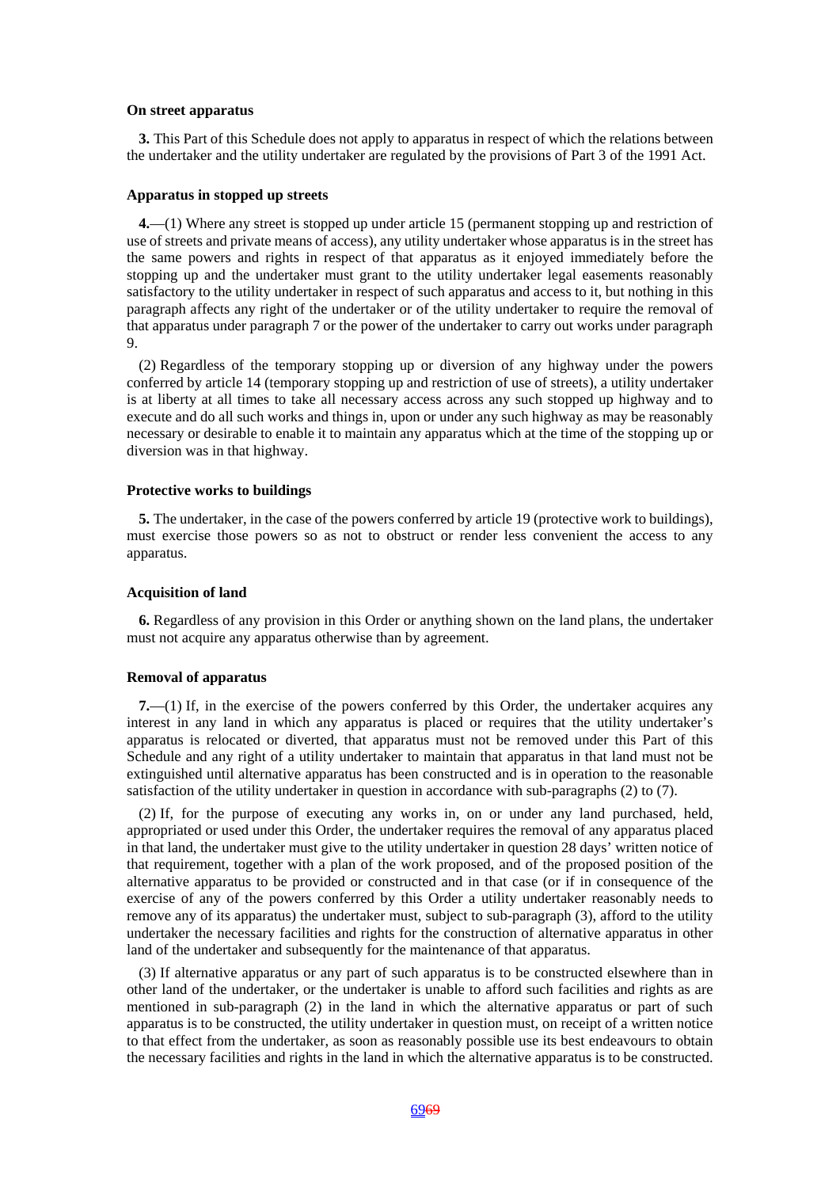**On street apparatus**

**3.** This Part of this Schedule does not apply to apparatus in respect of which the relations between the undertaker and the utility undertaker are regulated by the provisions of Part 3 of the 1991 Act.

**Apparatus in stopped up streets**

**4.**—(1) Where any street is stopped up under article 15 (permanent stopping up and restriction of use of streets and private means of access), any utility undertaker whose apparatus is in the street has the same powers and rights in respect of that apparatus as it enjoyed immediately before the stopping up and the undertaker must grant to the utility undertaker legal easements reasonably satisfactory to the utility undertaker in respect of such apparatus and access to it, but nothing in this paragraph affects any right of the undertaker or of the utility undertaker to require the removal of that apparatus under paragraph 7 or the power of the undertaker to carry out works under paragraph 9.

(2) Regardless of the temporary stopping up or diversion of any highway under the powers conferred by article 14 (temporary stopping up and restriction of use of streets), a utility undertaker is at liberty at all times to take all necessary access across any such stopped up highway and to execute and do all such works and things in, upon or under any such highway as may be reasonably necessary or desirable to enable it to maintain any apparatus which at the time of the stopping up or diversion was in that highway.

**Protective works to buildings**

**5.** The undertaker, in the case of the powers conferred by article 19 (protective work to buildings), must exercise those powers so as not to obstruct or render less convenient the access to any apparatus.

**Acquisition of land**

**6.** Regardless of any provision in this Order or anything shown on the land plans, the undertaker must not acquire any apparatus otherwise than by agreement.

**Removal of apparatus**

**7.**—(1) If, in the exercise of the powers conferred by this Order, the undertaker acquires any interest in any land in which any apparatus is placed or requires that the utility undertaker's apparatus is relocated or diverted, that apparatus must not be removed under this Part of this Schedule and any right of a utility undertaker to maintain that apparatus in that land must not be extinguished until alternative apparatus has been constructed and is in operation to the reasonable satisfaction of the utility undertaker in question in accordance with sub-paragraphs (2) to (7).

(2) If, for the purpose of executing any works in, on or under any land purchased, held, appropriated or used under this Order, the undertaker requires the removal of any apparatus placed in that land, the undertaker must give to the utility undertaker in question 28 days' written notice of that requirement, together with a plan of the work proposed, and of the proposed position of the alternative apparatus to be provided or constructed and in that case (or if in consequence of the exercise of any of the powers conferred by this Order a utility undertaker reasonably needs to remove any of its apparatus) the undertaker must, subject to sub-paragraph (3), afford to the utility undertaker the necessary facilities and rights for the construction of alternative apparatus in other land of the undertaker and subsequently for the maintenance of that apparatus.

(3) If alternative apparatus or any part of such apparatus is to be constructed elsewhere than in other land of the undertaker, or the undertaker is unable to afford such facilities and rights as are mentioned in sub-paragraph (2) in the land in which the alternative apparatus or part of such apparatus is to be constructed, the utility undertaker in question must, on receipt of a written notice to that effect from the undertaker, as soon as reasonably possible use its best endeavours to obtain the necessary facilities and rights in the land in which the alternative apparatus is to be constructed.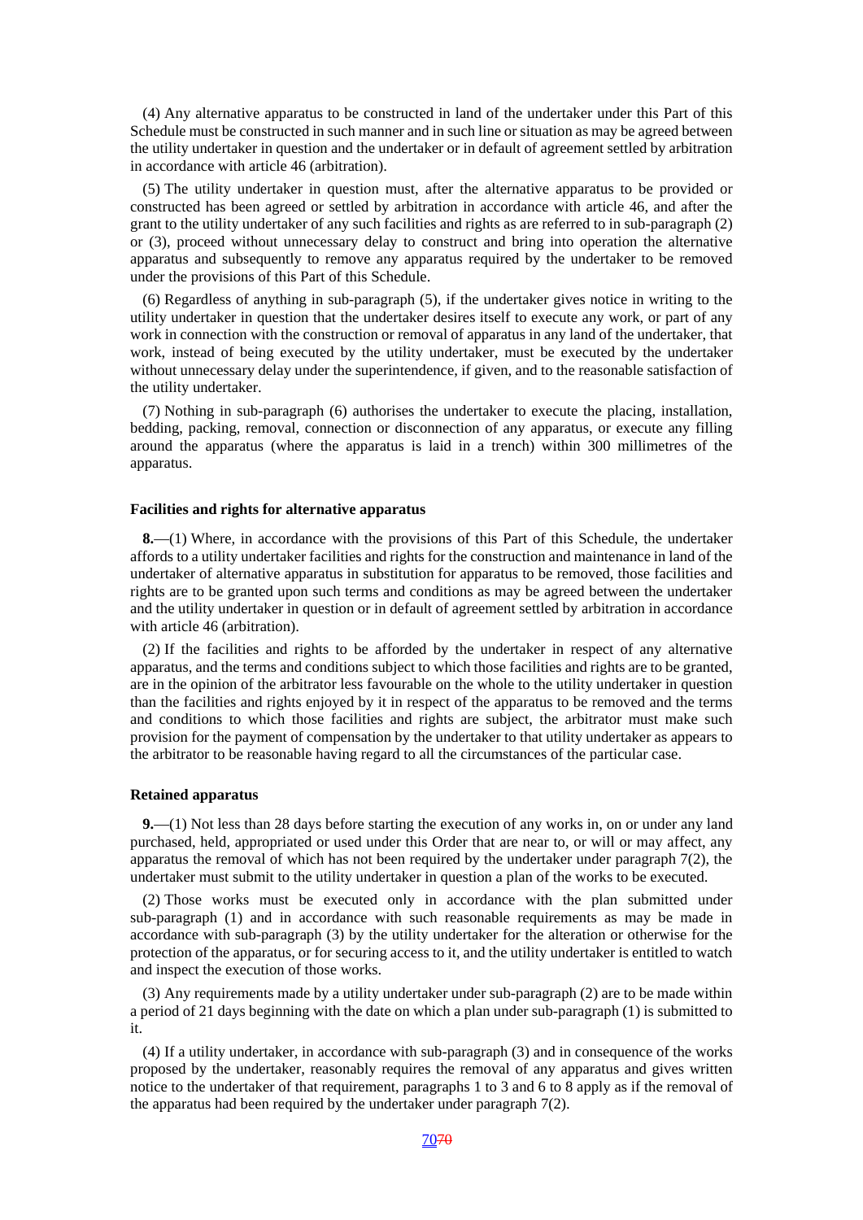(4) Any alternative apparatus to be constructed in land of the undertaker under this Part of this Schedule must be constructed in such manner and in such line or situation as may be agreed between the utility undertaker in question and the undertaker or in default of agreement settled by arbitration in accordance with article 46 (arbitration).

(5) The utility undertaker in question must, after the alternative apparatus to be provided or constructed has been agreed or settled by arbitration in accordance with article 46, and after the grant to the utility undertaker of any such facilities and rights as are referred to in sub-paragraph (2) or (3), proceed without unnecessary delay to construct and bring into operation the alternative apparatus and subsequently to remove any apparatus required by the undertaker to be removed under the provisions of this Part of this Schedule.

(6) Regardless of anything in sub-paragraph (5), if the undertaker gives notice in writing to the utility undertaker in question that the undertaker desires itself to execute any work, or part of any work in connection with the construction or removal of apparatus in any land of the undertaker, that work, instead of being executed by the utility undertaker, must be executed by the undertaker without unnecessary delay under the superintendence, if given, and to the reasonable satisfaction of the utility undertaker.

(7) Nothing in sub-paragraph (6) authorises the undertaker to execute the placing, installation, bedding, packing, removal, connection or disconnection of any apparatus, or execute any filling around the apparatus (where the apparatus is laid in a trench) within 300 millimetres of the apparatus.

**Facilities and rights for alternative apparatus**

**8.**—(1) Where, in accordance with the provisions of this Part of this Schedule, the undertaker affords to a utility undertaker facilities and rights for the construction and maintenance in land of the undertaker of alternative apparatus in substitution for apparatus to be removed, those facilities and rights are to be granted upon such terms and conditions as may be agreed between the undertaker and the utility undertaker in question or in default of agreement settled by arbitration in accordance with article 46 (arbitration).

(2) If the facilities and rights to be afforded by the undertaker in respect of any alternative apparatus, and the terms and conditions subject to which those facilities and rights are to be granted, are in the opinion of the arbitrator less favourable on the whole to the utility undertaker in question than the facilities and rights enjoyed by it in respect of the apparatus to be removed and the terms and conditions to which those facilities and rights are subject, the arbitrator must make such provision for the payment of compensation by the undertaker to that utility undertaker as appears to the arbitrator to be reasonable having regard to all the circumstances of the particular case.

**Retained apparatus**

**9.**—(1) Not less than 28 days before starting the execution of any works in, on or under any land purchased, held, appropriated or used under this Order that are near to, or will or may affect, any apparatus the removal of which has not been required by the undertaker under paragraph 7(2), the undertaker must submit to the utility undertaker in question a plan of the works to be executed.

(2) Those works must be executed only in accordance with the plan submitted under sub-paragraph (1) and in accordance with such reasonable requirements as may be made in accordance with sub-paragraph (3) by the utility undertaker for the alteration or otherwise for the protection of the apparatus, or for securing access to it, and the utility undertaker is entitled to watch and inspect the execution of those works.

(3) Any requirements made by a utility undertaker under sub-paragraph (2) are to be made within a period of 21 days beginning with the date on which a plan under sub-paragraph (1) is submitted to it.

(4) If a utility undertaker, in accordance with sub-paragraph (3) and in consequence of the works proposed by the undertaker, reasonably requires the removal of any apparatus and gives written notice to the undertaker of that requirement, paragraphs 1 to 3 and 6 to 8 apply as if the removal of the apparatus had been required by the undertaker under paragraph 7(2).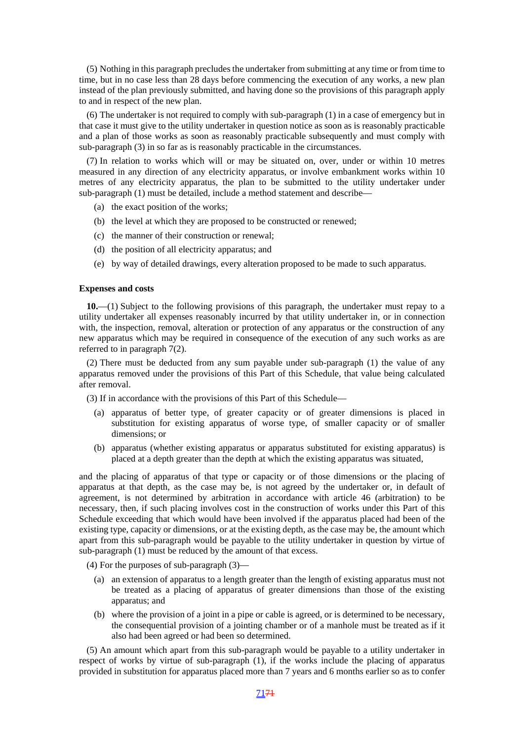(5) Nothing in this paragraph precludes the undertaker from submitting at any time or from time to time, but in no case less than 28 days before commencing the execution of any works, a new plan instead of the plan previously submitted, and having done so the provisions of this paragraph apply to and in respect of the new plan.

(6) The undertaker is not required to comply with sub-paragraph (1) in a case of emergency but in that case it must give to the utility undertaker in question notice as soon as is reasonably practicable and a plan of those works as soon as reasonably practicable subsequently and must comply with sub-paragraph (3) in so far as is reasonably practicable in the circumstances.

(7) In relation to works which will or may be situated on, over, under or within 10 metres measured in any direction of any electricity apparatus, or involve embankment works within 10 metres of any electricity apparatus, the plan to be submitted to the utility undertaker under sub-paragraph (1) must be detailed, include a method statement and describe—

(a) the exact position of the works;

(b) the level at which they are proposed to be constructed or renewed;

(c) the manner of their construction or renewal;

(d) the position of all electricity apparatus; and

(e) by way of detailed drawings, every alteration proposed to be made to such apparatus.

**Expenses and costs**

**10.**—(1) Subject to the following provisions of this paragraph, the undertaker must repay to a utility undertaker all expenses reasonably incurred by that utility undertaker in, or in connection with, the inspection, removal, alteration or protection of any apparatus or the construction of any new apparatus which may be required in consequence of the execution of any such works as are referred to in paragraph 7(2).

(2) There must be deducted from any sum payable under sub-paragraph (1) the value of any apparatus removed under the provisions of this Part of this Schedule, that value being calculated after removal.

(3) If in accordance with the provisions of this Part of this Schedule—

(a) apparatus of better type, of greater capacity or of greater dimensions is placed in substitution for existing apparatus of worse type, of smaller capacity or of smaller dimensions; or

(b) apparatus (whether existing apparatus or apparatus substituted for existing apparatus) is placed at a depth greater than the depth at which the existing apparatus was situated,

and the placing of apparatus of that type or capacity or of those dimensions or the placing of apparatus at that depth, as the case may be, is not agreed by the undertaker or, in default of agreement, is not determined by arbitration in accordance with article 46 (arbitration) to be necessary, then, if such placing involves cost in the construction of works under this Part of this Schedule exceeding that which would have been involved if the apparatus placed had been of the existing type, capacity or dimensions, or at the existing depth, as the case may be, the amount which apart from this sub-paragraph would be payable to the utility undertaker in question by virtue of sub-paragraph (1) must be reduced by the amount of that excess.

(4) For the purposes of sub-paragraph (3)—

(a) an extension of apparatus to a length greater than the length of existing apparatus must not be treated as a placing of apparatus of greater dimensions than those of the existing apparatus; and

(b) where the provision of a joint in a pipe or cable is agreed, or is determined to be necessary, the consequential provision of a jointing chamber or of a manhole must be treated as if it also had been agreed or had been so determined.

(5) An amount which apart from this sub-paragraph would be payable to a utility undertaker in respect of works by virtue of sub-paragraph (1), if the works include the placing of apparatus provided in substitution for apparatus placed more than 7 years and 6 months earlier so as to confer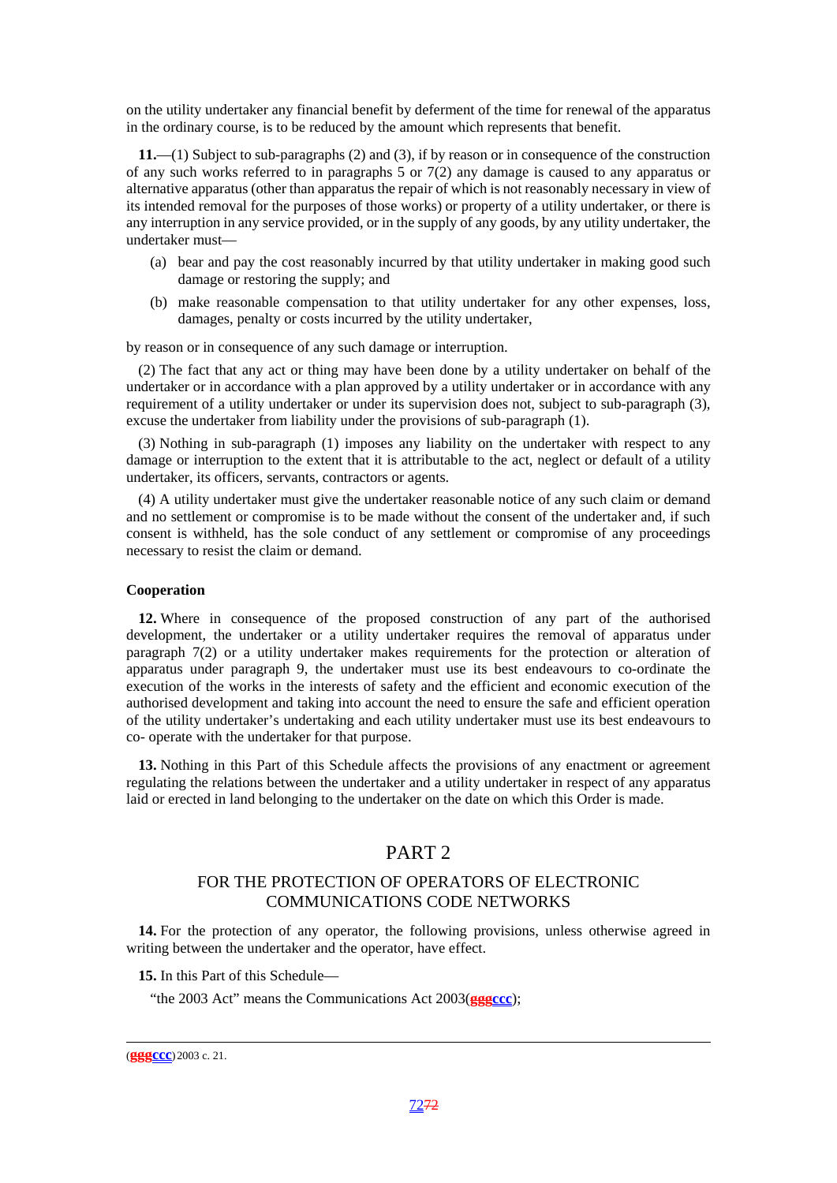on the utility undertaker any financial benefit by deferment of the time for renewal of the apparatus in the ordinary course, is to be reduced by the amount which represents that benefit.

**11.**—(1) Subject to sub-paragraphs (2) and (3), if by reason or in consequence of the construction of any such works referred to in paragraphs 5 or 7(2) any damage is caused to any apparatus or alternative apparatus (other than apparatus the repair of which is not reasonably necessary in view of its intended removal for the purposes of those works) or property of a utility undertaker, or there is any interruption in any service provided, or in the supply of any goods, by any utility undertaker, the undertaker must—

(a) bear and pay the cost reasonably incurred by that utility undertaker in making good such damage or restoring the supply; and

(b) make reasonable compensation to that utility undertaker for any other expenses, loss, damages, penalty or costs incurred by the utility undertaker,

by reason or in consequence of any such damage or interruption.

(2) The fact that any act or thing may have been done by a utility undertaker on behalf of the undertaker or in accordance with a plan approved by a utility undertaker or in accordance with any requirement of a utility undertaker or under its supervision does not, subject to sub-paragraph (3), excuse the undertaker from liability under the provisions of sub-paragraph (1).

(3) Nothing in sub-paragraph (1) imposes any liability on the undertaker with respect to any damage or interruption to the extent that it is attributable to the act, neglect or default of a utility undertaker, its officers, servants, contractors or agents.

(4) A utility undertaker must give the undertaker reasonable notice of any such claim or demand and no settlement or compromise is to be made without the consent of the undertaker and, if such consent is withheld, has the sole conduct of any settlement or compromise of any proceedings necessary to resist the claim or demand.

**Cooperation**

**12.** Where in consequence of the proposed construction of any part of the authorised development, the undertaker or a utility undertaker requires the removal of apparatus under paragraph 7(2) or a utility undertaker makes requirements for the protection or alteration of apparatus under paragraph 9, the undertaker must use its best endeavours to co-ordinate the execution of the works in the interests of safety and the efficient and economic execution of the authorised development and taking into account the need to ensure the safe and efficient operation of the utility undertaker's undertaking and each utility undertaker must use its best endeavours to co- operate with the undertaker for that purpose.

**13.** Nothing in this Part of this Schedule affects the provisions of any enactment or agreement regulating the relations between the undertaker and a utility undertaker in respect of any apparatus laid or erected in land belonging to the undertaker on the date on which this Order is made.

## PART 2

### FOR THE PROTECTION OF OPERATORS OF ELECTRONIC COMMUNICATIONS CODE NETWORKS

**14.** For the protection of any operator, the following provisions, unless otherwise agreed in writing between the undertaker and the operator, have effect.

**15.** In this Part of this Schedule—

"the 2003 Act" means the Communications Act 2003(gggccc);

(gggccc) 2003 c. 21.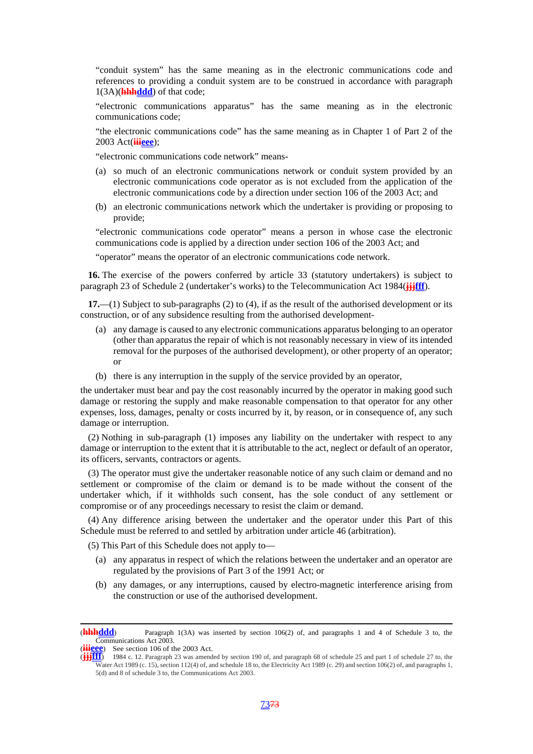"conduit system" has the same meaning as in the electronic communications code and references to providing a conduit system are to be construed in accordance with paragraph 1(3A)(~~hhh~~ddd) of that code;

"electronic communications apparatus" has the same meaning as in the electronic communications code;

"the electronic communications code" has the same meaning as in Chapter 1 of Part 2 of the 2003 Act(~~iii~~eee);

"electronic communications code network" means-

(a) so much of an electronic communications network or conduit system provided by an electronic communications code operator as is not excluded from the application of the electronic communications code by a direction under section 106 of the 2003 Act; and

(b) an electronic communications network which the undertaker is providing or proposing to provide;

"electronic communications code operator" means a person in whose case the electronic communications code is applied by a direction under section 106 of the 2003 Act; and

"operator" means the operator of an electronic communications code network.

**16.** The exercise of the powers conferred by article 33 (statutory undertakers) is subject to paragraph 23 of Schedule 2 (undertaker's works) to the Telecommunication Act 1984(~~jjj~~fff).

**17.**—(1) Subject to sub-paragraphs (2) to (4), if as the result of the authorised development or its construction, or of any subsidence resulting from the authorised development-

(a) any damage is caused to any electronic communications apparatus belonging to an operator (other than apparatus the repair of which is not reasonably necessary in view of its intended removal for the purposes of the authorised development), or other property of an operator; or

(b) there is any interruption in the supply of the service provided by an operator,

the undertaker must bear and pay the cost reasonably incurred by the operator in making good such damage or restoring the supply and make reasonable compensation to that operator for any other expenses, loss, damages, penalty or costs incurred by it, by reason, or in consequence of, any such damage or interruption.

(2) Nothing in sub-paragraph (1) imposes any liability on the undertaker with respect to any damage or interruption to the extent that it is attributable to the act, neglect or default of an operator, its officers, servants, contractors or agents.

(3) The operator must give the undertaker reasonable notice of any such claim or demand and no settlement or compromise of the claim or demand is to be made without the consent of the undertaker which, if it withholds such consent, has the sole conduct of any settlement or compromise or of any proceedings necessary to resist the claim or demand.

(4) Any difference arising between the undertaker and the operator under this Part of this Schedule must be referred to and settled by arbitration under article 46 (arbitration).

(5) This Part of this Schedule does not apply to—

(a) any apparatus in respect of which the relations between the undertaker and an operator are regulated by the provisions of Part 3 of the 1991 Act; or

(b) any damages, or any interruptions, caused by electro-magnetic interference arising from the construction or use of the authorised development.

---

(~~hhh~~ddd) Paragraph 1(3A) was inserted by section 106(2) of, and paragraphs 1 and 4 of Schedule 3 to, the Communications Act 2003.

(~~iii~~eee) See section 106 of the 2003 Act.

(~~jjj~~fff) 1984 c. 12. Paragraph 23 was amended by section 190 of, and paragraph 68 of schedule 25 and part 1 of schedule 27 to, the Water Act 1989 (c. 15), section 112(4) of, and schedule 18 to, the Electricity Act 1989 (c. 29) and section 106(2) of, and paragraphs 1, 5(d) and 8 of schedule 3 to, the Communications Act 2003.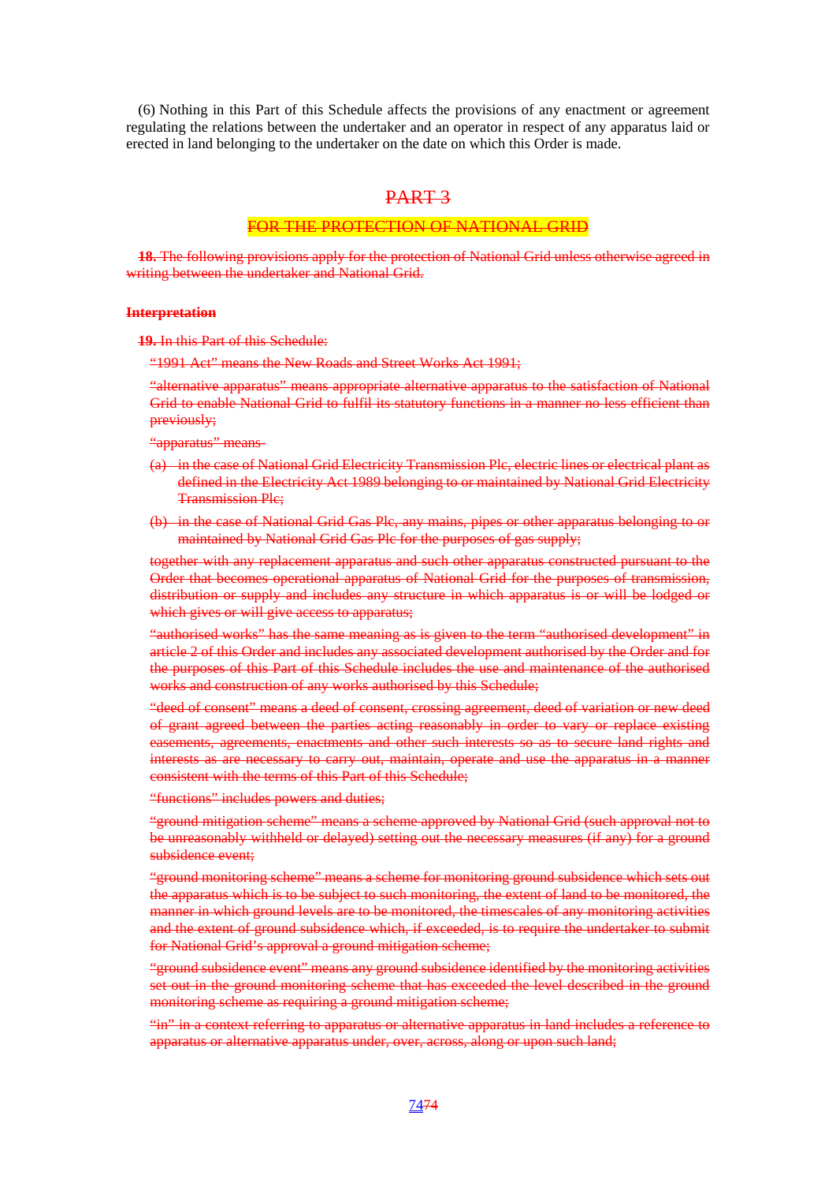(6) Nothing in this Part of this Schedule affects the provisions of any enactment or agreement regulating the relations between the undertaker and an operator in respect of any apparatus laid or erected in land belonging to the undertaker on the date on which this Order is made.

## ~~PART 3~~

### ~~FOR THE PROTECTION OF NATIONAL GRID~~

~~**18.** The following provisions apply for the protection of National Grid unless otherwise agreed in writing between the undertaker and National Grid.~~

#### ~~Interpretation~~

~~**19.** In this Part of this Schedule:~~

~~"1991 Act" means the New Roads and Street Works Act 1991;~~

~~"alternative apparatus" means appropriate alternative apparatus to the satisfaction of National Grid to enable National Grid to fulfil its statutory functions in a manner no less efficient than previously;~~

~~"apparatus" means-~~

~~(a) in the case of National Grid Electricity Transmission Plc, electric lines or electrical plant as defined in the Electricity Act 1989 belonging to or maintained by National Grid Electricity Transmission Plc;~~

~~(b) in the case of National Grid Gas Plc, any mains, pipes or other apparatus belonging to or maintained by National Grid Gas Plc for the purposes of gas supply;~~

~~together with any replacement apparatus and such other apparatus constructed pursuant to the Order that becomes operational apparatus of National Grid for the purposes of transmission, distribution or supply and includes any structure in which apparatus is or will be lodged or which gives or will give access to apparatus;~~

~~"authorised works" has the same meaning as is given to the term "authorised development" in article 2 of this Order and includes any associated development authorised by the Order and for the purposes of this Part of this Schedule includes the use and maintenance of the authorised works and construction of any works authorised by this Schedule;~~

~~"deed of consent" means a deed of consent, crossing agreement, deed of variation or new deed of grant agreed between the parties acting reasonably in order to vary or replace existing easements, agreements, enactments and other such interests so as to secure land rights and interests as are necessary to carry out, maintain, operate and use the apparatus in a manner consistent with the terms of this Part of this Schedule;~~

~~"functions" includes powers and duties;~~

~~"ground mitigation scheme" means a scheme approved by National Grid (such approval not to be unreasonably withheld or delayed) setting out the necessary measures (if any) for a ground subsidence event;~~

~~"ground monitoring scheme" means a scheme for monitoring ground subsidence which sets out the apparatus which is to be subject to such monitoring, the extent of land to be monitored, the manner in which ground levels are to be monitored, the timescales of any monitoring activities and the extent of ground subsidence which, if exceeded, is to require the undertaker to submit for National Grid's approval a ground mitigation scheme;~~

~~"ground subsidence event" means any ground subsidence identified by the monitoring activities set out in the ground monitoring scheme that has exceeded the level described in the ground monitoring scheme as requiring a ground mitigation scheme;~~

~~"in" in a context referring to apparatus or alternative apparatus in land includes a reference to apparatus or alternative apparatus under, over, across, along or upon such land;~~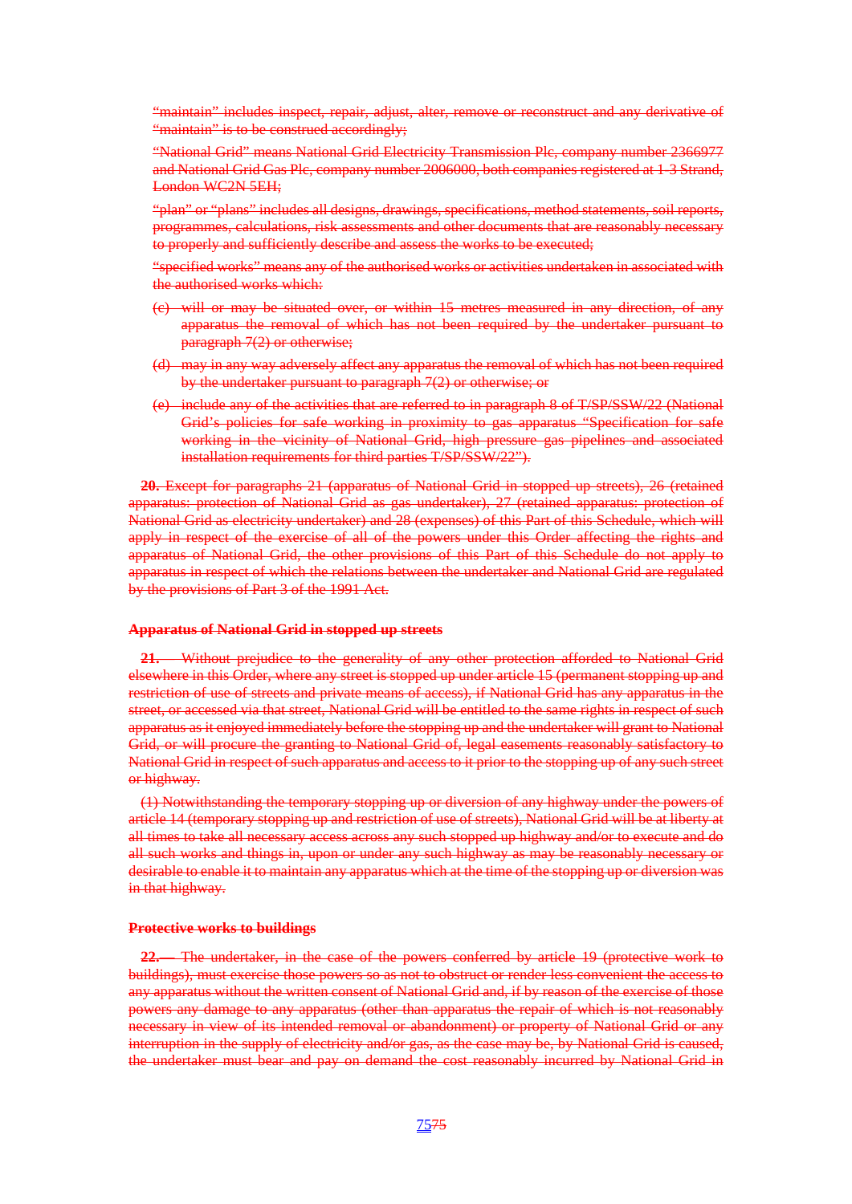"maintain" includes inspect, repair, adjust, alter, remove or reconstruct and any derivative of "maintain" is to be construed accordingly;

"National Grid" means National Grid Electricity Transmission Plc, company number 2366977 and National Grid Gas Plc, company number 2006000, both companies registered at 1-3 Strand, London WC2N 5EH;

"plan" or "plans" includes all designs, drawings, specifications, method statements, soil reports, programmes, calculations, risk assessments and other documents that are reasonably necessary to properly and sufficiently describe and assess the works to be executed;

"specified works" means any of the authorised works or activities undertaken in associated with the authorised works which:

(c) will or may be situated over, or within 15 metres measured in any direction, of any apparatus the removal of which has not been required by the undertaker pursuant to paragraph 7(2) or otherwise;

(d) may in any way adversely affect any apparatus the removal of which has not been required by the undertaker pursuant to paragraph 7(2) or otherwise; or

(e) include any of the activities that are referred to in paragraph 8 of T/SP/SSW/22 (National Grid's policies for safe working in proximity to gas apparatus "Specification for safe working in the vicinity of National Grid, high pressure gas pipelines and associated installation requirements for third parties T/SP/SSW/22").

**20.** Except for paragraphs 21 (apparatus of National Grid in stopped up streets), 26 (retained apparatus: protection of National Grid as gas undertaker), 27 (retained apparatus: protection of National Grid as electricity undertaker) and 28 (expenses) of this Part of this Schedule, which will apply in respect of the exercise of all of the powers under this Order affecting the rights and apparatus of National Grid, the other provisions of this Part of this Schedule do not apply to apparatus in respect of which the relations between the undertaker and National Grid are regulated by the provisions of Part 3 of the 1991 Act.

**Apparatus of National Grid in stopped up streets**

**21.** Without prejudice to the generality of any other protection afforded to National Grid elsewhere in this Order, where any street is stopped up under article 15 (permanent stopping up and restriction of use of streets and private means of access), if National Grid has any apparatus in the street, or accessed via that street, National Grid will be entitled to the same rights in respect of such apparatus as it enjoyed immediately before the stopping up and the undertaker will grant to National Grid, or will procure the granting to National Grid of, legal easements reasonably satisfactory to National Grid in respect of such apparatus and access to it prior to the stopping up of any such street or highway.

(1) Notwithstanding the temporary stopping up or diversion of any highway under the powers of article 14 (temporary stopping up and restriction of use of streets), National Grid will be at liberty at all times to take all necessary access across any such stopped up highway and/or to execute and do all such works and things in, upon or under any such highway as may be reasonably necessary or desirable to enable it to maintain any apparatus which at the time of the stopping up or diversion was in that highway.

**Protective works to buildings**

**22.**— The undertaker, in the case of the powers conferred by article 19 (protective work to buildings), must exercise those powers so as not to obstruct or render less convenient the access to any apparatus without the written consent of National Grid and, if by reason of the exercise of those powers any damage to any apparatus (other than apparatus the repair of which is not reasonably necessary in view of its intended removal or abandonment) or property of National Grid or any interruption in the supply of electricity and/or gas, as the case may be, by National Grid is caused, the undertaker must bear and pay on demand the cost reasonably incurred by National Grid in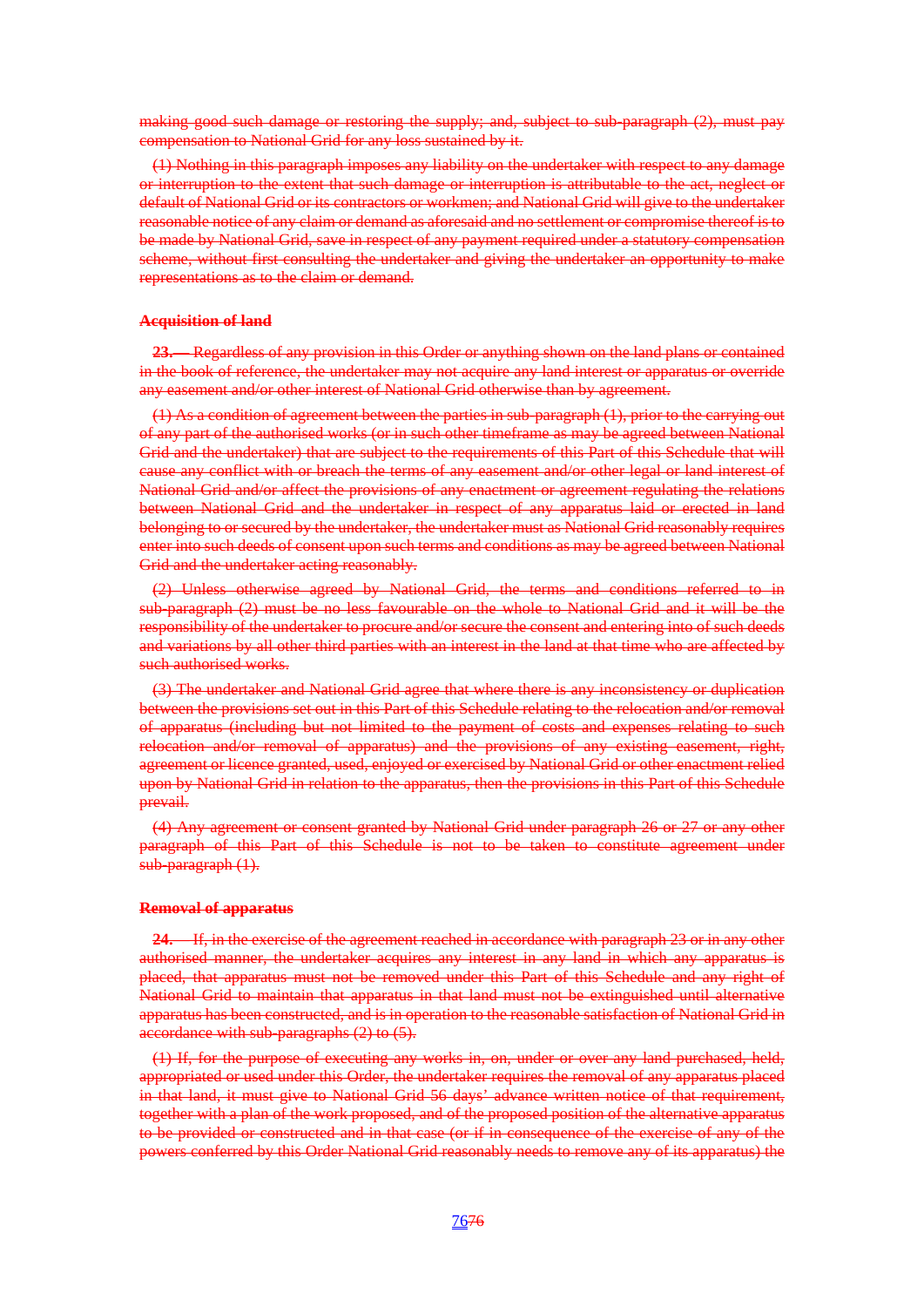making good such damage or restoring the supply; and, subject to sub-paragraph (2), must pay compensation to National Grid for any loss sustained by it.

(1) Nothing in this paragraph imposes any liability on the undertaker with respect to any damage or interruption to the extent that such damage or interruption is attributable to the act, neglect or default of National Grid or its contractors or workmen; and National Grid will give to the undertaker reasonable notice of any claim or demand as aforesaid and no settlement or compromise thereof is to be made by National Grid, save in respect of any payment required under a statutory compensation scheme, without first consulting the undertaker and giving the undertaker an opportunity to make representations as to the claim or demand.

**Acquisition of land**

**23.**—Regardless of any provision in this Order or anything shown on the land plans or contained in the book of reference, the undertaker may not acquire any land interest or apparatus or override any easement and/or other interest of National Grid otherwise than by agreement.

(1) As a condition of agreement between the parties in sub-paragraph (1), prior to the carrying out of any part of the authorised works (or in such other timeframe as may be agreed between National Grid and the undertaker) that are subject to the requirements of this Part of this Schedule that will cause any conflict with or breach the terms of any easement and/or other legal or land interest of National Grid and/or affect the provisions of any enactment or agreement regulating the relations between National Grid and the undertaker in respect of any apparatus laid or erected in land belonging to or secured by the undertaker, the undertaker must as National Grid reasonably requires enter into such deeds of consent upon such terms and conditions as may be agreed between National Grid and the undertaker acting reasonably.

(2) Unless otherwise agreed by National Grid, the terms and conditions referred to in sub-paragraph (2) must be no less favourable on the whole to National Grid and it will be the responsibility of the undertaker to procure and/or secure the consent and entering into of such deeds and variations by all other third parties with an interest in the land at that time who are affected by such authorised works.

(3) The undertaker and National Grid agree that where there is any inconsistency or duplication between the provisions set out in this Part of this Schedule relating to the relocation and/or removal of apparatus (including but not limited to the payment of costs and expenses relating to such relocation and/or removal of apparatus) and the provisions of any existing easement, right, agreement or licence granted, used, enjoyed or exercised by National Grid or other enactment relied upon by National Grid in relation to the apparatus, then the provisions in this Part of this Schedule prevail.

(4) Any agreement or consent granted by National Grid under paragraph 26 or 27 or any other paragraph of this Part of this Schedule is not to be taken to constitute agreement under sub-paragraph (1).

**Removal of apparatus**

**24.**—If, in the exercise of the agreement reached in accordance with paragraph 23 or in any other authorised manner, the undertaker acquires any interest in any land in which any apparatus is placed, that apparatus must not be removed under this Part of this Schedule and any right of National Grid to maintain that apparatus in that land must not be extinguished until alternative apparatus has been constructed, and is in operation to the reasonable satisfaction of National Grid in accordance with sub-paragraphs (2) to (5).

(1) If, for the purpose of executing any works in, on, under or over any land purchased, held, appropriated or used under this Order, the undertaker requires the removal of any apparatus placed in that land, it must give to National Grid 56 days' advance written notice of that requirement, together with a plan of the work proposed, and of the proposed position of the alternative apparatus to be provided or constructed and in that case (or if in consequence of the exercise of any of the powers conferred by this Order National Grid reasonably needs to remove any of its apparatus) the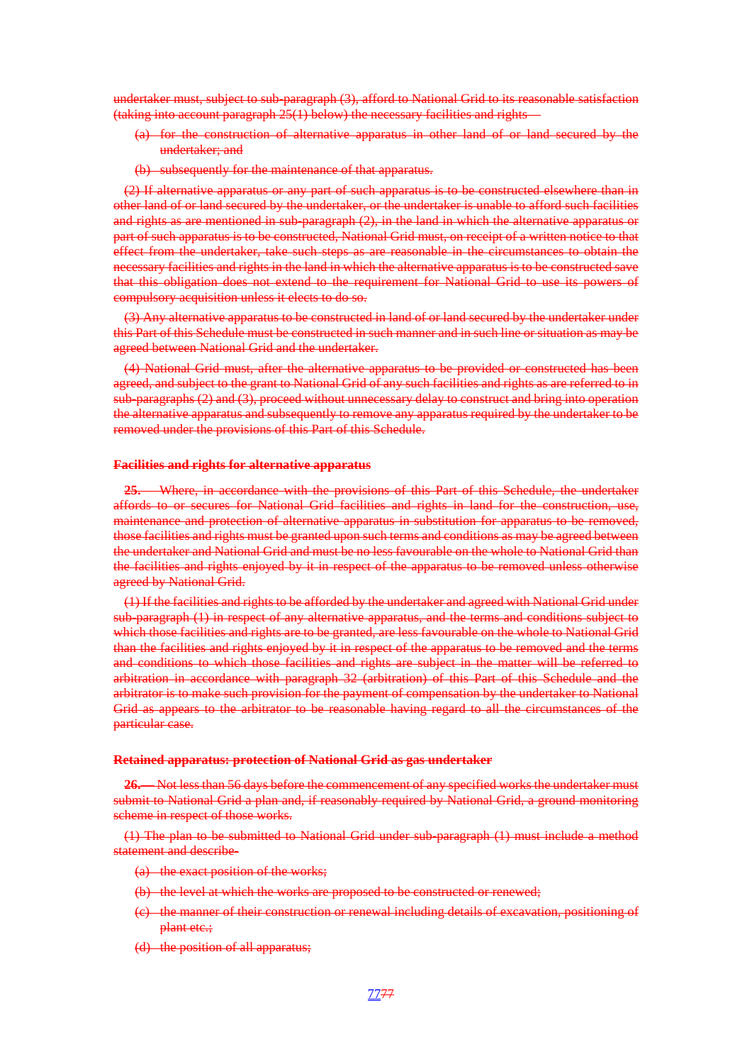undertaker must, subject to sub-paragraph (3), afford to National Grid to its reasonable satisfaction (taking into account paragraph 25(1) below) the necessary facilities and rights—

(a) for the construction of alternative apparatus in other land of or land secured by the undertaker; and

(b) subsequently for the maintenance of that apparatus.

(2) If alternative apparatus or any part of such apparatus is to be constructed elsewhere than in other land of or land secured by the undertaker, or the undertaker is unable to afford such facilities and rights as are mentioned in sub-paragraph (2), in the land in which the alternative apparatus or part of such apparatus is to be constructed, National Grid must, on receipt of a written notice to that effect from the undertaker, take such steps as are reasonable in the circumstances to obtain the necessary facilities and rights in the land in which the alternative apparatus is to be constructed save that this obligation does not extend to the requirement for National Grid to use its powers of compulsory acquisition unless it elects to do so.

(3) Any alternative apparatus to be constructed in land of or land secured by the undertaker under this Part of this Schedule must be constructed in such manner and in such line or situation as may be agreed between National Grid and the undertaker.

(4) National Grid must, after the alternative apparatus to be provided or constructed has been agreed, and subject to the grant to National Grid of any such facilities and rights as are referred to in sub-paragraphs (2) and (3), proceed without unnecessary delay to construct and bring into operation the alternative apparatus and subsequently to remove any apparatus required by the undertaker to be removed under the provisions of this Part of this Schedule.

**Facilities and rights for alternative apparatus**

**25.**—Where, in accordance with the provisions of this Part of this Schedule, the undertaker affords to or secures for National Grid facilities and rights in land for the construction, use, maintenance and protection of alternative apparatus in substitution for apparatus to be removed, those facilities and rights must be granted upon such terms and conditions as may be agreed between the undertaker and National Grid and must be no less favourable on the whole to National Grid than the facilities and rights enjoyed by it in respect of the apparatus to be removed unless otherwise agreed by National Grid.

(1) If the facilities and rights to be afforded by the undertaker and agreed with National Grid under sub-paragraph (1) in respect of any alternative apparatus, and the terms and conditions subject to which those facilities and rights are to be granted, are less favourable on the whole to National Grid than the facilities and rights enjoyed by it in respect of the apparatus to be removed and the terms and conditions to which those facilities and rights are subject in the matter will be referred to arbitration in accordance with paragraph 32 (arbitration) of this Part of this Schedule and the arbitrator is to make such provision for the payment of compensation by the undertaker to National Grid as appears to the arbitrator to be reasonable having regard to all the circumstances of the particular case.

**Retained apparatus: protection of National Grid as gas undertaker**

**26.**—Not less than 56 days before the commencement of any specified works the undertaker must submit to National Grid a plan and, if reasonably required by National Grid, a ground monitoring scheme in respect of those works.

(1) The plan to be submitted to National Grid under sub-paragraph (1) must include a method statement and describe-

(a) the exact position of the works;

(b) the level at which the works are proposed to be constructed or renewed;

(c) the manner of their construction or renewal including details of excavation, positioning of plant etc.;

(d) the position of all apparatus;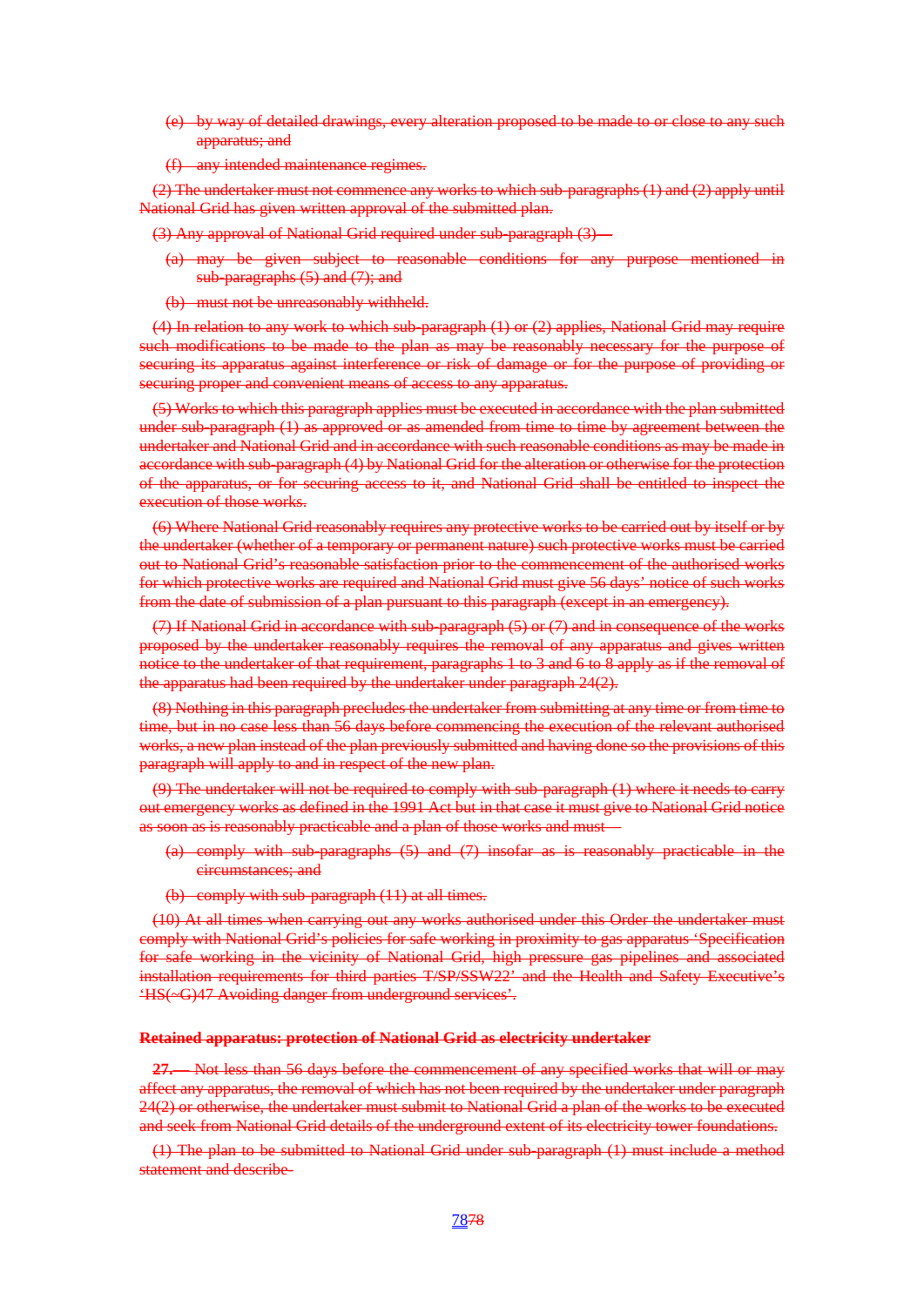(e) by way of detailed drawings, every alteration proposed to be made to or close to any such apparatus; and

(f) any intended maintenance regimes.

(2) The undertaker must not commence any works to which sub-paragraphs (1) and (2) apply until National Grid has given written approval of the submitted plan.

(3) Any approval of National Grid required under sub-paragraph (3)—

(a) may be given subject to reasonable conditions for any purpose mentioned in sub-paragraphs (5) and (7); and

(b) must not be unreasonably withheld.

(4) In relation to any work to which sub-paragraph (1) or (2) applies, National Grid may require such modifications to be made to the plan as may be reasonably necessary for the purpose of securing its apparatus against interference or risk of damage or for the purpose of providing or securing proper and convenient means of access to any apparatus.

(5) Works to which this paragraph applies must be executed in accordance with the plan submitted under sub-paragraph (1) as approved or as amended from time to time by agreement between the undertaker and National Grid and in accordance with such reasonable conditions as may be made in accordance with sub-paragraph (4) by National Grid for the alteration or otherwise for the protection of the apparatus, or for securing access to it, and National Grid shall be entitled to inspect the execution of those works.

(6) Where National Grid reasonably requires any protective works to be carried out by itself or by the undertaker (whether of a temporary or permanent nature) such protective works must be carried out to National Grid's reasonable satisfaction prior to the commencement of the authorised works for which protective works are required and National Grid must give 56 days' notice of such works from the date of submission of a plan pursuant to this paragraph (except in an emergency).

(7) If National Grid in accordance with sub-paragraph (5) or (7) and in consequence of the works proposed by the undertaker reasonably requires the removal of any apparatus and gives written notice to the undertaker of that requirement, paragraphs 1 to 3 and 6 to 8 apply as if the removal of the apparatus had been required by the undertaker under paragraph 24(2).

(8) Nothing in this paragraph precludes the undertaker from submitting at any time or from time to time, but in no case less than 56 days before commencing the execution of the relevant authorised works, a new plan instead of the plan previously submitted and having done so the provisions of this paragraph will apply to and in respect of the new plan.

(9) The undertaker will not be required to comply with sub-paragraph (1) where it needs to carry out emergency works as defined in the 1991 Act but in that case it must give to National Grid notice as soon as is reasonably practicable and a plan of those works and must—

(a) comply with sub-paragraphs (5) and (7) insofar as is reasonably practicable in the circumstances; and

(b) comply with sub-paragraph (11) at all times.

(10) At all times when carrying out any works authorised under this Order the undertaker must comply with National Grid's policies for safe working in proximity to gas apparatus 'Specification for safe working in the vicinity of National Grid, high pressure gas pipelines and associated installation requirements for third parties T/SP/SSW22' and the Health and Safety Executive's 'HS(~G)47 Avoiding danger from underground services'.

**Retained apparatus: protection of National Grid as electricity undertaker**

**27.**—Not less than 56 days before the commencement of any specified works that will or may affect any apparatus, the removal of which has not been required by the undertaker under paragraph 24(2) or otherwise, the undertaker must submit to National Grid a plan of the works to be executed and seek from National Grid details of the underground extent of its electricity tower foundations.

(1) The plan to be submitted to National Grid under sub-paragraph (1) must include a method statement and describe-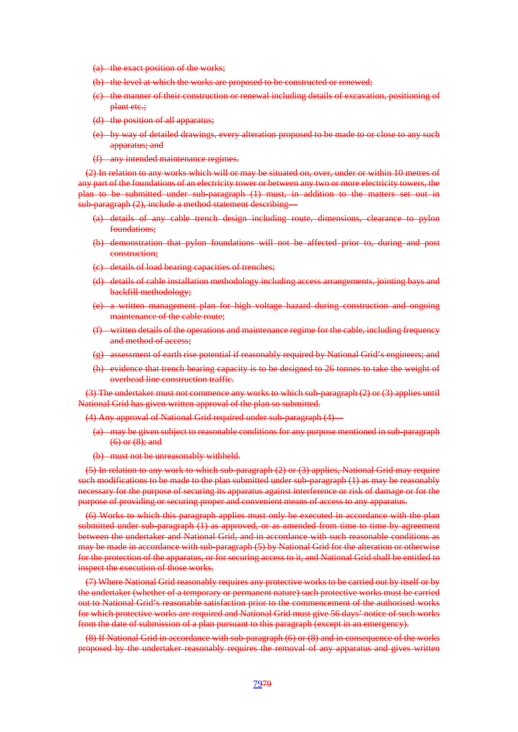(a) the exact position of the works;

(b) the level at which the works are proposed to be constructed or renewed;

(c) the manner of their construction or renewal including details of excavation, positioning of plant etc.;

(d) the position of all apparatus;

(e) by way of detailed drawings, every alteration proposed to be made to or close to any such apparatus; and

(f) any intended maintenance regimes.

(2) In relation to any works which will or may be situated on, over, under or within 10 metres of any part of the foundations of an electricity tower or between any two or more electricity towers, the plan to be submitted under sub-paragraph (1) must, in addition to the matters set out in sub-paragraph (2), include a method statement describing—

(a) details of any cable trench design including route, dimensions, clearance to pylon foundations;

(b) demonstration that pylon foundations will not be affected prior to, during and post construction;

(c) details of load bearing capacities of trenches;

(d) details of cable installation methodology including access arrangements, jointing bays and backfill methodology;

(e) a written management plan for high voltage hazard during construction and ongoing maintenance of the cable route;

(f) written details of the operations and maintenance regime for the cable, including frequency and method of access;

(g) assessment of earth rise potential if reasonably required by National Grid's engineers; and

(h) evidence that trench bearing capacity is to be designed to 26 tonnes to take the weight of overhead line construction traffic.

(3) The undertaker must not commence any works to which sub-paragraph (2) or (3) applies until National Grid has given written approval of the plan so submitted.

(4) Any approval of National Grid required under sub-paragraph (4)—

(a) may be given subject to reasonable conditions for any purpose mentioned in sub-paragraph (6) or (8); and

(b) must not be unreasonably withheld.

(5) In relation to any work to which sub-paragraph (2) or (3) applies, National Grid may require such modifications to be made to the plan submitted under sub-paragraph (1) as may be reasonably necessary for the purpose of securing its apparatus against interference or risk of damage or for the purpose of providing or securing proper and convenient means of access to any apparatus.

(6) Works to which this paragraph applies must only be executed in accordance with the plan submitted under sub-paragraph (1) as approved, or as amended from time to time by agreement between the undertaker and National Grid, and in accordance with such reasonable conditions as may be made in accordance with sub-paragraph (5) by National Grid for the alteration or otherwise for the protection of the apparatus, or for securing access to it, and National Grid shall be entitled to inspect the execution of those works.

(7) Where National Grid reasonably requires any protective works to be carried out by itself or by the undertaker (whether of a temporary or permanent nature) such protective works must be carried out to National Grid's reasonable satisfaction prior to the commencement of the authorised works for which protective works are required and National Grid must give 56 days' notice of such works from the date of submission of a plan pursuant to this paragraph (except in an emergency).

(8) If National Grid in accordance with sub-paragraph (6) or (8) and in consequence of the works proposed by the undertaker reasonably requires the removal of any apparatus and gives written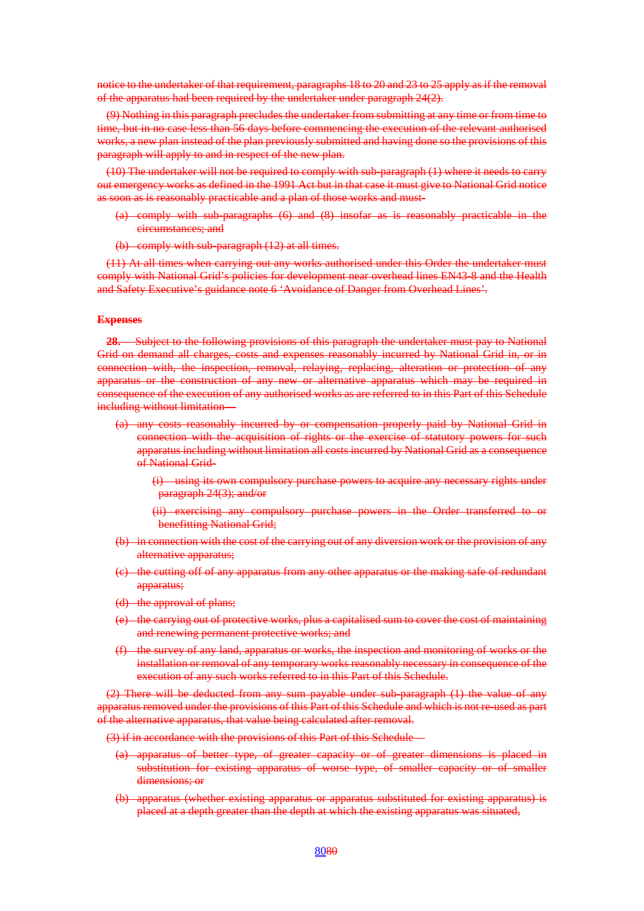notice to the undertaker of that requirement, paragraphs 18 to 20 and 23 to 25 apply as if the removal of the apparatus had been required by the undertaker under paragraph 24(2).

(9) Nothing in this paragraph precludes the undertaker from submitting at any time or from time to time, but in no case less than 56 days before commencing the execution of the relevant authorised works, a new plan instead of the plan previously submitted and having done so the provisions of this paragraph will apply to and in respect of the new plan.

(10) The undertaker will not be required to comply with sub-paragraph (1) where it needs to carry out emergency works as defined in the 1991 Act but in that case it must give to National Grid notice as soon as is reasonably practicable and a plan of those works and must-

- (a) comply with sub-paragraphs (6) and (8) insofar as is reasonably practicable in the circumstances; and
- (b) comply with sub-paragraph (12) at all times.

(11) At all times when carrying out any works authorised under this Order the undertaker must comply with National Grid's policies for development near overhead lines EN43-8 and the Health and Safety Executive's guidance note 6 'Avoidance of Danger from Overhead Lines'.

**Expenses**

**28.** Subject to the following provisions of this paragraph the undertaker must pay to National Grid on demand all charges, costs and expenses reasonably incurred by National Grid in, or in connection with, the inspection, removal, relaying, replacing, alteration or protection of any apparatus or the construction of any new or alternative apparatus which may be required in consequence of the execution of any authorised works as are referred to in this Part of this Schedule including without limitation—

- (a) any costs reasonably incurred by or compensation properly paid by National Grid in connection with the acquisition of rights or the exercise of statutory powers for such apparatus including without limitation all costs incurred by National Grid as a consequence of National Grid-
  - (i) using its own compulsory purchase powers to acquire any necessary rights under paragraph 24(3); and/or
  - (ii) exercising any compulsory purchase powers in the Order transferred to or benefitting National Grid;
- (b) in connection with the cost of the carrying out of any diversion work or the provision of any alternative apparatus;
- (c) the cutting off of any apparatus from any other apparatus or the making safe of redundant apparatus;
- (d) the approval of plans;
- (e) the carrying out of protective works, plus a capitalised sum to cover the cost of maintaining and renewing permanent protective works; and
- (f) the survey of any land, apparatus or works, the inspection and monitoring of works or the installation or removal of any temporary works reasonably necessary in consequence of the execution of any such works referred to in this Part of this Schedule.

(2) There will be deducted from any sum payable under sub-paragraph (1) the value of any apparatus removed under the provisions of this Part of this Schedule and which is not re-used as part of the alternative apparatus, that value being calculated after removal.

(3) if in accordance with the provisions of this Part of this Schedule—

- (a) apparatus of better type, of greater capacity or of greater dimensions is placed in substitution for existing apparatus of worse type, of smaller capacity or of smaller dimensions; or
- (b) apparatus (whether existing apparatus or apparatus substituted for existing apparatus) is placed at a depth greater than the depth at which the existing apparatus was situated,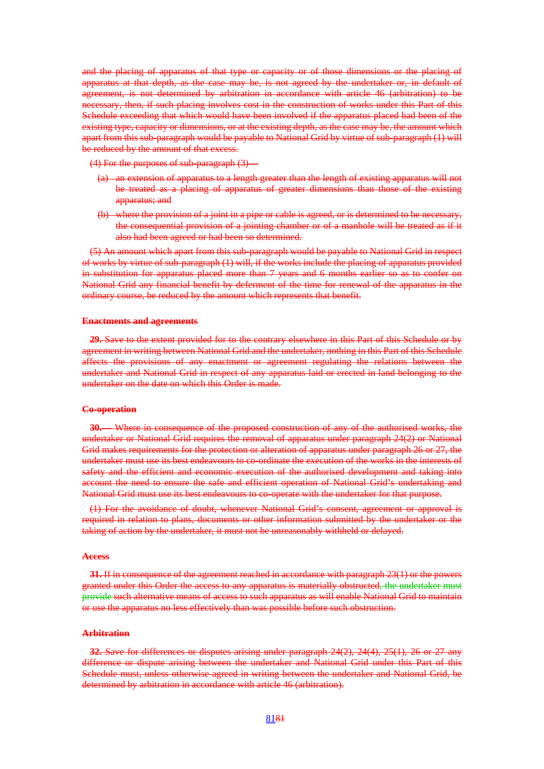and the placing of apparatus of that type or capacity or of those dimensions or the placing of apparatus at that depth, as the case may be, is not agreed by the undertaker or, in default of agreement, is not determined by arbitration in accordance with article 46 (arbitration) to be necessary, then, if such placing involves cost in the construction of works under this Part of this Schedule exceeding that which would have been involved if the apparatus placed had been of the existing type, capacity or dimensions, or at the existing depth, as the case may be, the amount which apart from this sub-paragraph would be payable to National Grid by virtue of sub-paragraph (1) will be reduced by the amount of that excess.

(4) For the purposes of sub-paragraph (3)—

(a) an extension of apparatus to a length greater than the length of existing apparatus will not be treated as a placing of apparatus of greater dimensions than those of the existing apparatus; and

(b) where the provision of a joint in a pipe or cable is agreed, or is determined to be necessary, the consequential provision of a jointing chamber or of a manhole will be treated as if it also had been agreed or had been so determined.

(5) An amount which apart from this sub-paragraph would be payable to National Grid in respect of works by virtue of sub-paragraph (1) will, if the works include the placing of apparatus provided in substitution for apparatus placed more than 7 years and 6 months earlier so as to confer on National Grid any financial benefit by deferment of the time for renewal of the apparatus in the ordinary course, be reduced by the amount which represents that benefit.

**Enactments and agreements**

**29.** Save to the extent provided for to the contrary elsewhere in this Part of this Schedule or by agreement in writing between National Grid and the undertaker, nothing in this Part of this Schedule affects the provisions of any enactment or agreement regulating the relations between the undertaker and National Grid in respect of any apparatus laid or erected in land belonging to the undertaker on the date on which this Order is made.

**Co-operation**

**30.**— Where in consequence of the proposed construction of any of the authorised works, the undertaker or National Grid requires the removal of apparatus under paragraph 24(2) or National Grid makes requirements for the protection or alteration of apparatus under paragraph 26 or 27, the undertaker must use its best endeavours to co-ordinate the execution of the works in the interests of safety and the efficient and economic execution of the authorised development and taking into account the need to ensure the safe and efficient operation of National Grid's undertaking and National Grid must use its best endeavours to co-operate with the undertaker for that purpose.

(1) For the avoidance of doubt, whenever National Grid's consent, agreement or approval is required in relation to plans, documents or other information submitted by the undertaker or the taking of action by the undertaker, it must not be unreasonably withheld or delayed.

**Access**

**31.** If in consequence of the agreement reached in accordance with paragraph 23(1) or the powers granted under this Order the access to any apparatus is materially obstructed, the undertaker must provide such alternative means of access to such apparatus as will enable National Grid to maintain or use the apparatus no less effectively than was possible before such obstruction.

**Arbitration**

**32.** Save for differences or disputes arising under paragraph 24(2), 24(4), 25(1), 26 or 27 any difference or dispute arising between the undertaker and National Grid under this Part of this Schedule must, unless otherwise agreed in writing between the undertaker and National Grid, be determined by arbitration in accordance with article 46 (arbitration).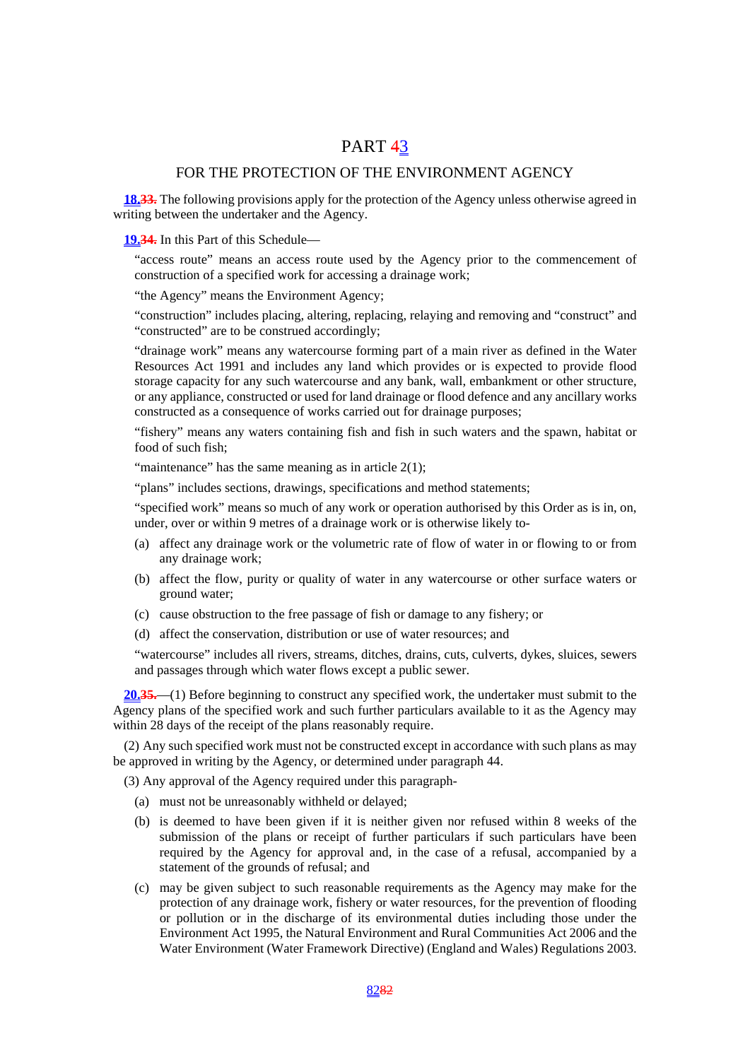# PART ~~4~~3

## FOR THE PROTECTION OF THE ENVIRONMENT AGENCY

**18.**~~33.~~ The following provisions apply for the protection of the Agency unless otherwise agreed in writing between the undertaker and the Agency.

**19.**~~34.~~ In this Part of this Schedule—

"access route" means an access route used by the Agency prior to the commencement of construction of a specified work for accessing a drainage work;

"the Agency" means the Environment Agency;

"construction" includes placing, altering, replacing, relaying and removing and "construct" and "constructed" are to be construed accordingly;

"drainage work" means any watercourse forming part of a main river as defined in the Water Resources Act 1991 and includes any land which provides or is expected to provide flood storage capacity for any such watercourse and any bank, wall, embankment or other structure, or any appliance, constructed or used for land drainage or flood defence and any ancillary works constructed as a consequence of works carried out for drainage purposes;

"fishery" means any waters containing fish and fish in such waters and the spawn, habitat or food of such fish;

"maintenance" has the same meaning as in article 2(1);

"plans" includes sections, drawings, specifications and method statements;

"specified work" means so much of any work or operation authorised by this Order as is in, on, under, over or within 9 metres of a drainage work or is otherwise likely to-

(a) affect any drainage work or the volumetric rate of flow of water in or flowing to or from any drainage work;

(b) affect the flow, purity or quality of water in any watercourse or other surface waters or ground water;

(c) cause obstruction to the free passage of fish or damage to any fishery; or

(d) affect the conservation, distribution or use of water resources; and

"watercourse" includes all rivers, streams, ditches, drains, cuts, culverts, dykes, sluices, sewers and passages through which water flows except a public sewer.

**20.**~~35.~~—(1) Before beginning to construct any specified work, the undertaker must submit to the Agency plans of the specified work and such further particulars available to it as the Agency may within 28 days of the receipt of the plans reasonably require.

(2) Any such specified work must not be constructed except in accordance with such plans as may be approved in writing by the Agency, or determined under paragraph 44.

(3) Any approval of the Agency required under this paragraph-

(a) must not be unreasonably withheld or delayed;

(b) is deemed to have been given if it is neither given nor refused within 8 weeks of the submission of the plans or receipt of further particulars if such particulars have been required by the Agency for approval and, in the case of a refusal, accompanied by a statement of the grounds of refusal; and

(c) may be given subject to such reasonable requirements as the Agency may make for the protection of any drainage work, fishery or water resources, for the prevention of flooding or pollution or in the discharge of its environmental duties including those under the Environment Act 1995, the Natural Environment and Rural Communities Act 2006 and the Water Environment (Water Framework Directive) (England and Wales) Regulations 2003.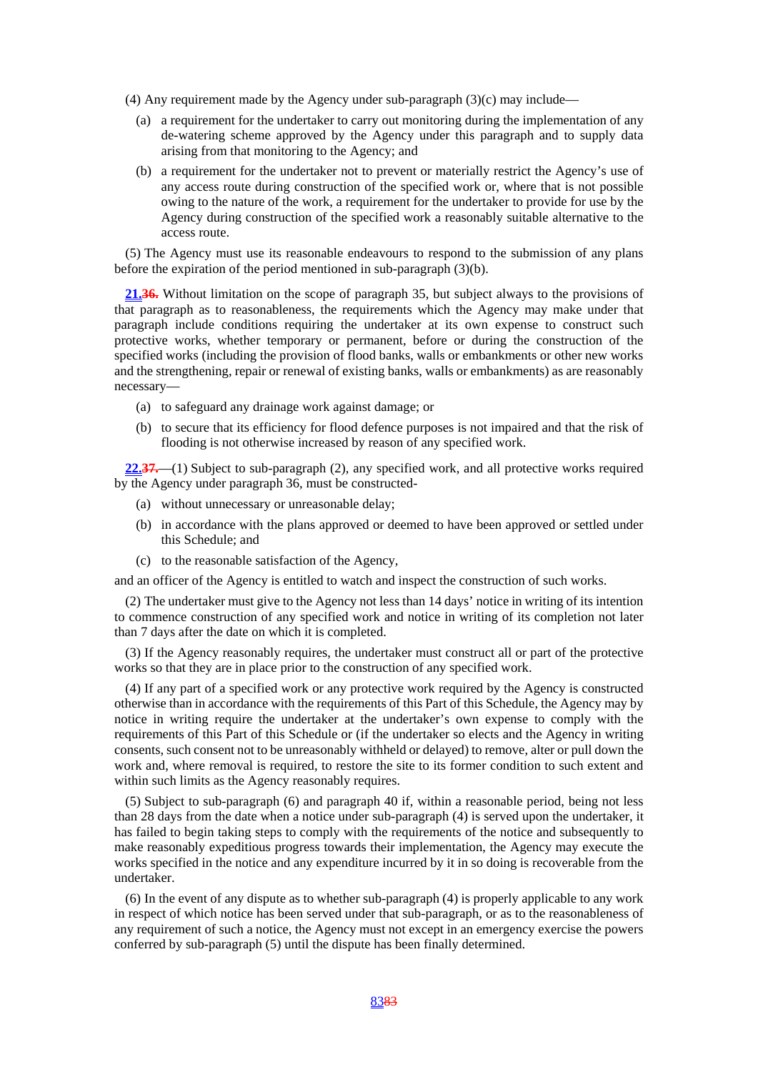(4) Any requirement made by the Agency under sub-paragraph (3)(c) may include—

(a) a requirement for the undertaker to carry out monitoring during the implementation of any de-watering scheme approved by the Agency under this paragraph and to supply data arising from that monitoring to the Agency; and

(b) a requirement for the undertaker not to prevent or materially restrict the Agency's use of any access route during construction of the specified work or, where that is not possible owing to the nature of the work, a requirement for the undertaker to provide for use by the Agency during construction of the specified work a reasonably suitable alternative to the access route.

(5) The Agency must use its reasonable endeavours to respond to the submission of any plans before the expiration of the period mentioned in sub-paragraph (3)(b).

**21.~~36.~~** Without limitation on the scope of paragraph 35, but subject always to the provisions of that paragraph as to reasonableness, the requirements which the Agency may make under that paragraph include conditions requiring the undertaker at its own expense to construct such protective works, whether temporary or permanent, before or during the construction of the specified works (including the provision of flood banks, walls or embankments or other new works and the strengthening, repair or renewal of existing banks, walls or embankments) as are reasonably necessary—

(a) to safeguard any drainage work against damage; or

(b) to secure that its efficiency for flood defence purposes is not impaired and that the risk of flooding is not otherwise increased by reason of any specified work.

**22.~~37.~~**—(1) Subject to sub-paragraph (2), any specified work, and all protective works required by the Agency under paragraph 36, must be constructed-

(a) without unnecessary or unreasonable delay;

(b) in accordance with the plans approved or deemed to have been approved or settled under this Schedule; and

(c) to the reasonable satisfaction of the Agency,

and an officer of the Agency is entitled to watch and inspect the construction of such works.

(2) The undertaker must give to the Agency not less than 14 days' notice in writing of its intention to commence construction of any specified work and notice in writing of its completion not later than 7 days after the date on which it is completed.

(3) If the Agency reasonably requires, the undertaker must construct all or part of the protective works so that they are in place prior to the construction of any specified work.

(4) If any part of a specified work or any protective work required by the Agency is constructed otherwise than in accordance with the requirements of this Part of this Schedule, the Agency may by notice in writing require the undertaker at the undertaker's own expense to comply with the requirements of this Part of this Schedule or (if the undertaker so elects and the Agency in writing consents, such consent not to be unreasonably withheld or delayed) to remove, alter or pull down the work and, where removal is required, to restore the site to its former condition to such extent and within such limits as the Agency reasonably requires.

(5) Subject to sub-paragraph (6) and paragraph 40 if, within a reasonable period, being not less than 28 days from the date when a notice under sub-paragraph (4) is served upon the undertaker, it has failed to begin taking steps to comply with the requirements of the notice and subsequently to make reasonably expeditious progress towards their implementation, the Agency may execute the works specified in the notice and any expenditure incurred by it in so doing is recoverable from the undertaker.

(6) In the event of any dispute as to whether sub-paragraph (4) is properly applicable to any work in respect of which notice has been served under that sub-paragraph, or as to the reasonableness of any requirement of such a notice, the Agency must not except in an emergency exercise the powers conferred by sub-paragraph (5) until the dispute has been finally determined.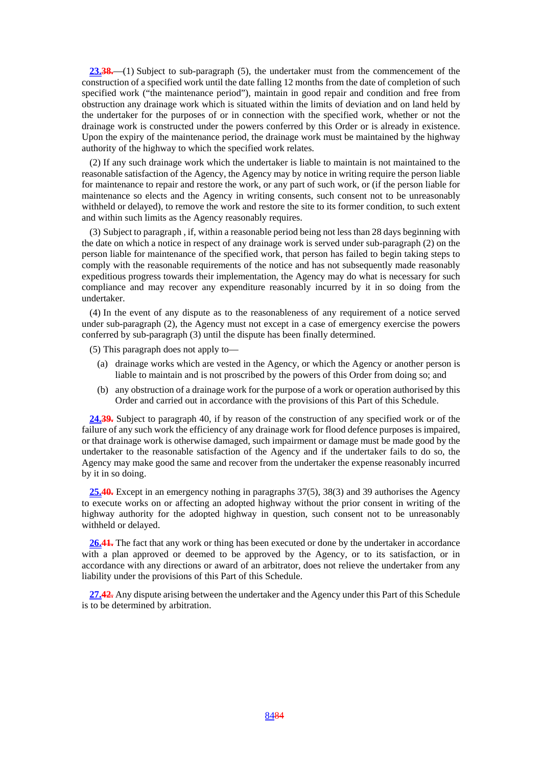**23.38.**—(1) Subject to sub-paragraph (5), the undertaker must from the commencement of the construction of a specified work until the date falling 12 months from the date of completion of such specified work ("the maintenance period"), maintain in good repair and condition and free from obstruction any drainage work which is situated within the limits of deviation and on land held by the undertaker for the purposes of or in connection with the specified work, whether or not the drainage work is constructed under the powers conferred by this Order or is already in existence. Upon the expiry of the maintenance period, the drainage work must be maintained by the highway authority of the highway to which the specified work relates.

(2) If any such drainage work which the undertaker is liable to maintain is not maintained to the reasonable satisfaction of the Agency, the Agency may by notice in writing require the person liable for maintenance to repair and restore the work, or any part of such work, or (if the person liable for maintenance so elects and the Agency in writing consents, such consent not to be unreasonably withheld or delayed), to remove the work and restore the site to its former condition, to such extent and within such limits as the Agency reasonably requires.

(3) Subject to paragraph , if, within a reasonable period being not less than 28 days beginning with the date on which a notice in respect of any drainage work is served under sub-paragraph (2) on the person liable for maintenance of the specified work, that person has failed to begin taking steps to comply with the reasonable requirements of the notice and has not subsequently made reasonably expeditious progress towards their implementation, the Agency may do what is necessary for such compliance and may recover any expenditure reasonably incurred by it in so doing from the undertaker.

(4) In the event of any dispute as to the reasonableness of any requirement of a notice served under sub-paragraph (2), the Agency must not except in a case of emergency exercise the powers conferred by sub-paragraph (3) until the dispute has been finally determined.

(5) This paragraph does not apply to—

(a) drainage works which are vested in the Agency, or which the Agency or another person is liable to maintain and is not proscribed by the powers of this Order from doing so; and

(b) any obstruction of a drainage work for the purpose of a work or operation authorised by this Order and carried out in accordance with the provisions of this Part of this Schedule.

**24.39.** Subject to paragraph 40, if by reason of the construction of any specified work or of the failure of any such work the efficiency of any drainage work for flood defence purposes is impaired, or that drainage work is otherwise damaged, such impairment or damage must be made good by the undertaker to the reasonable satisfaction of the Agency and if the undertaker fails to do so, the Agency may make good the same and recover from the undertaker the expense reasonably incurred by it in so doing.

**25.40.** Except in an emergency nothing in paragraphs 37(5), 38(3) and 39 authorises the Agency to execute works on or affecting an adopted highway without the prior consent in writing of the highway authority for the adopted highway in question, such consent not to be unreasonably withheld or delayed.

**26.41.** The fact that any work or thing has been executed or done by the undertaker in accordance with a plan approved or deemed to be approved by the Agency, or to its satisfaction, or in accordance with any directions or award of an arbitrator, does not relieve the undertaker from any liability under the provisions of this Part of this Schedule.

**27.42.** Any dispute arising between the undertaker and the Agency under this Part of this Schedule is to be determined by arbitration.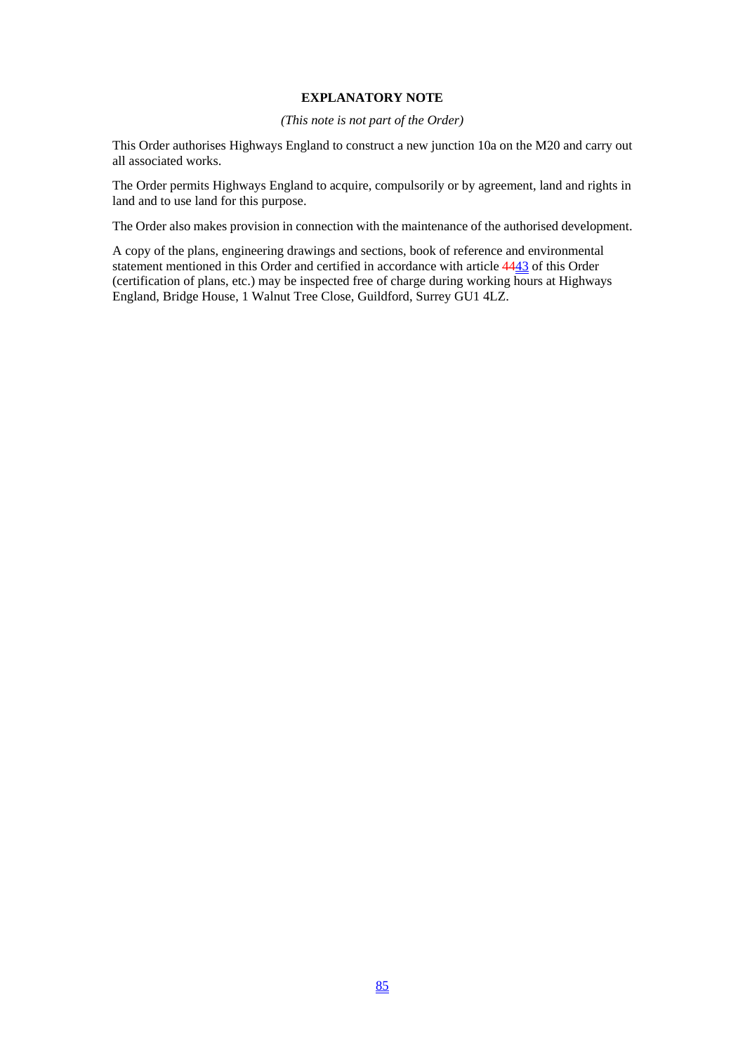**EXPLANATORY NOTE**

*(This note is not part of the Order)*

This Order authorises Highways England to construct a new junction 10a on the M20 and carry out all associated works.

The Order permits Highways England to acquire, compulsorily or by agreement, land and rights in land and to use land for this purpose.

The Order also makes provision in connection with the maintenance of the authorised development.

A copy of the plans, engineering drawings and sections, book of reference and environmental statement mentioned in this Order and certified in accordance with article 4443 of this Order (certification of plans, etc.) may be inspected free of charge during working hours at Highways England, Bridge House, 1 Walnut Tree Close, Guildford, Surrey GU1 4LZ.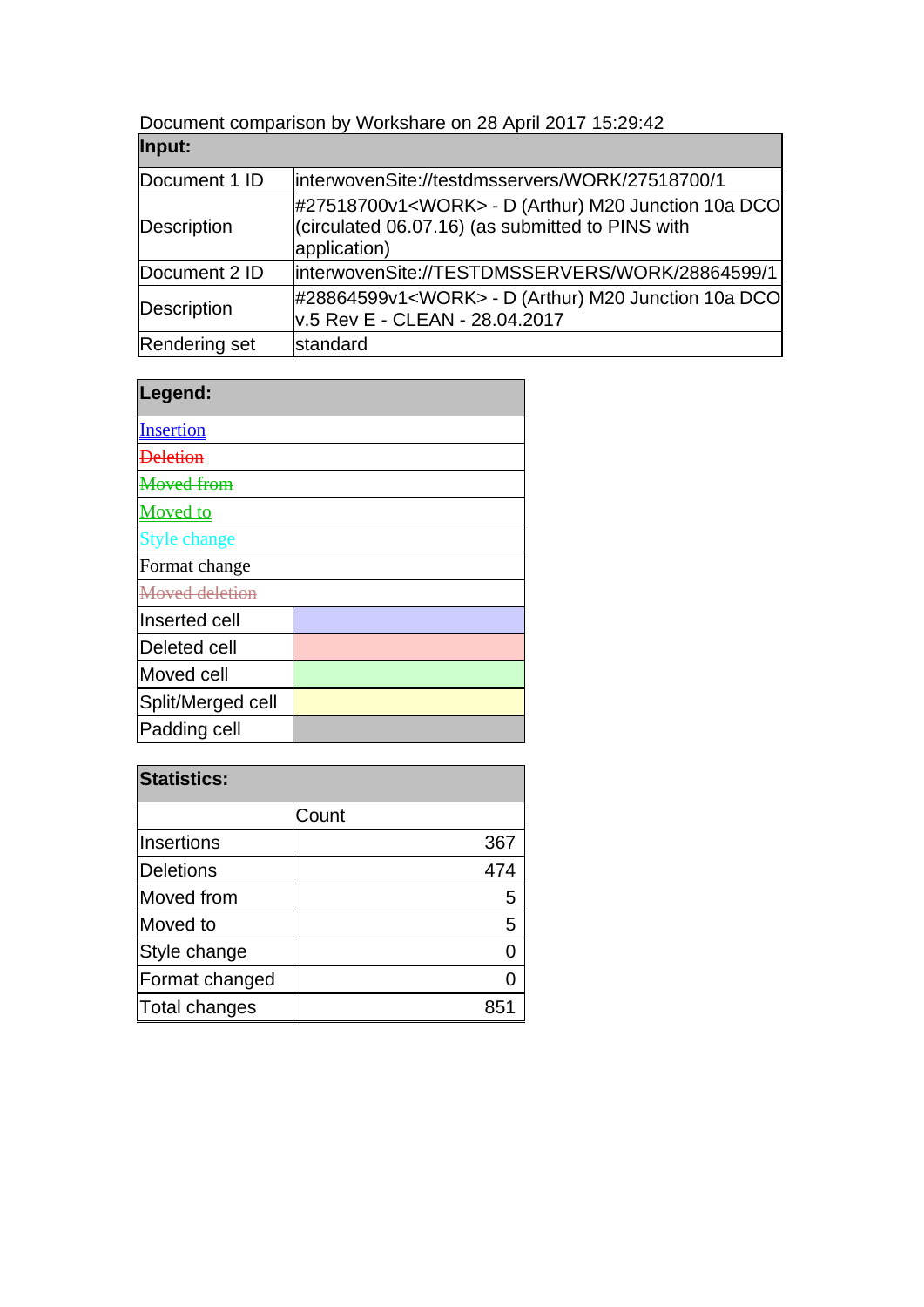Document comparison by Workshare on 28 April 2017 15:29:42

| Input: | |
|---|---|
| Document 1 ID | interwovenSite://testdmsservers/WORK/27518700/1 |
| Description | #27518700v1<WORK> - D (Arthur) M20 Junction 10a DCO (circulated 06.07.16) (as submitted to PINS with application) |
| Document 2 ID | interwovenSite://TESTDMSSERVERS/WORK/28864599/1 |
| Description | #28864599v1<WORK> - D (Arthur) M20 Junction 10a DCO v.5 Rev E - CLEAN - 28.04.2017 |
| Rendering set | standard |

| Legend: | |
|---|---|
| Insertion | |
| Deletion | |
| Moved from | |
| Moved to | |
| Style change | |
| Format change | |
| Moved deletion | |
| Inserted cell | |
| Deleted cell | |
| Moved cell | |
| Split/Merged cell | |
| Padding cell | |

| Statistics: | |
|---|---|
| | Count |
| Insertions | 367 |
| Deletions | 474 |
| Moved from | 5 |
| Moved to | 5 |
| Style change | 0 |
| Format changed | 0 |
| Total changes | 851 |